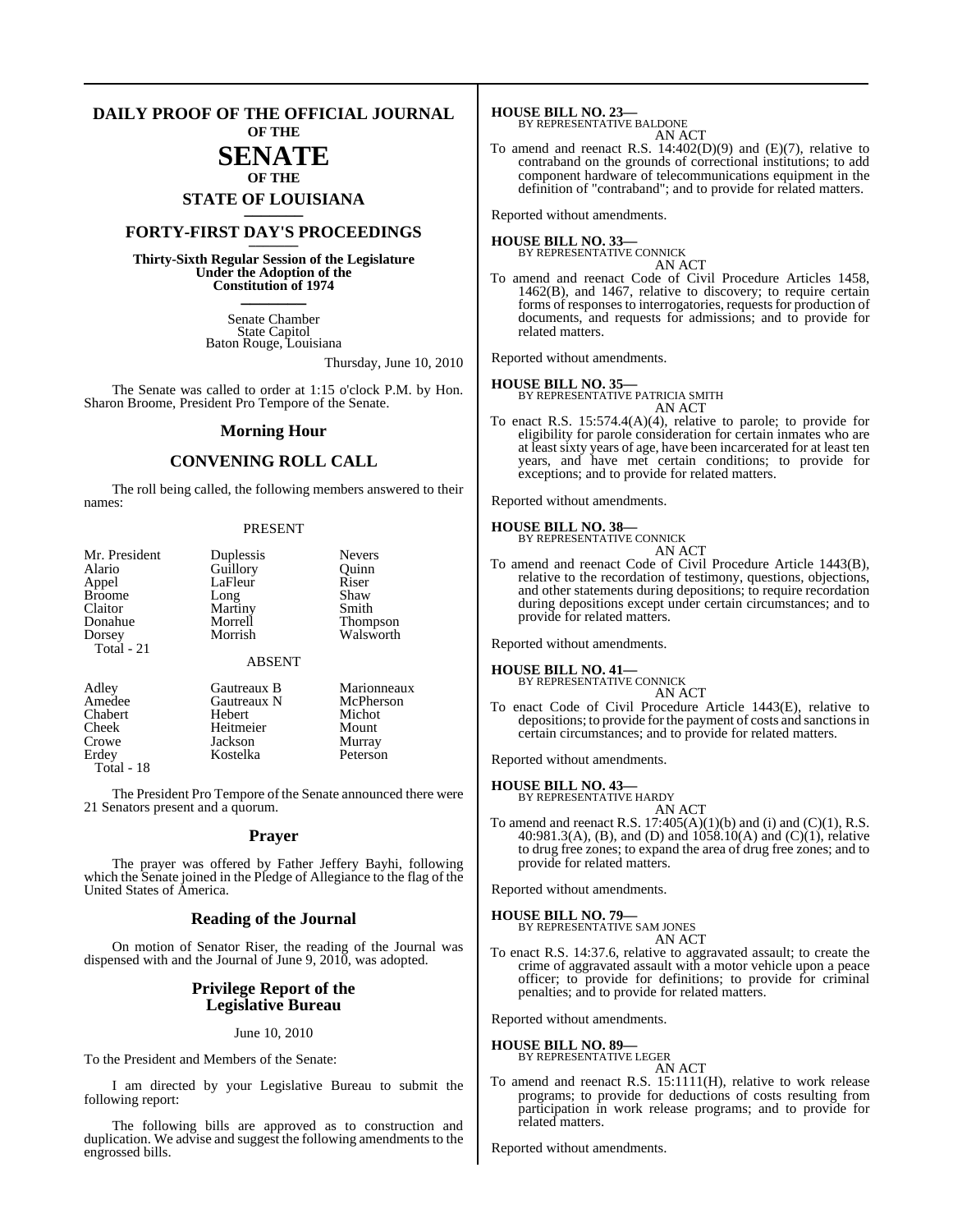# DAILY PROOF OF THE OFFICIAL JOURNAL OF THE SENATE OF THE STATE OF LOUISIANA

## FORTY-FIRST DAY'S PROCEEDINGS

**Thirty-Sixth Regular Session of the Legislature Under the Adoption of the Constitution of 1974**

Senate Chamber
State Capitol
Baton Rouge, Louisiana

Thursday, June 10, 2010

The Senate was called to order at 1:15 o'clock P.M. by Hon. Sharon Broome, President Pro Tempore of the Senate.

## Morning Hour

## CONVENING ROLL CALL

The roll being called, the following members answered to their names:

PRESENT

| | | |
|---|---|---|
| Mr. President | Duplessis | Nevers |
| Alario | Guillory | Quinn |
| Appel | LaFleur | Riser |
| Broome | Long | Shaw |
| Claitor | Martiny | Smith |
| Donahue | Morrell | Thompson |
| Dorsey | Morrish | Walsworth |
| Total - 21 | | |

ABSENT

| | | |
|---|---|---|
| Adley | Gautreaux B | Marionneaux |
| Amedee | Gautreaux N | McPherson |
| Chabert | Hebert | Michot |
| Cheek | Heitmeier | Mount |
| Crowe | Jackson | Murray |
| Erdey | Kostelka | Peterson |
| Total - 18 | | |

The President Pro Tempore of the Senate announced there were 21 Senators present and a quorum.

## Prayer

The prayer was offered by Father Jeffery Bayhi, following which the Senate joined in the Pledge of Allegiance to the flag of the United States of America.

## Reading of the Journal

On motion of Senator Riser, the reading of the Journal was dispensed with and the Journal of June 9, 2010, was adopted.

## Privilege Report of the Legislative Bureau

June 10, 2010

To the President and Members of the Senate:

I am directed by your Legislative Bureau to submit the following report:

The following bills are approved as to construction and duplication. We advise and suggest the following amendments to the engrossed bills.

**HOUSE BILL NO. 23—**
BY REPRESENTATIVE BALDONE
AN ACT
To amend and reenact R.S. 14:402(D)(9) and (E)(7), relative to contraband on the grounds of correctional institutions; to add component hardware of telecommunications equipment in the definition of "contraband"; and to provide for related matters.

Reported without amendments.

**HOUSE BILL NO. 33—**
BY REPRESENTATIVE CONNICK
AN ACT
To amend and reenact Code of Civil Procedure Articles 1458, 1462(B), and 1467, relative to discovery; to require certain forms of responses to interrogatories, requests for production of documents, and requests for admissions; and to provide for related matters.

Reported without amendments.

**HOUSE BILL NO. 35—**
BY REPRESENTATIVE PATRICIA SMITH
AN ACT
To enact R.S. 15:574.4(A)(4), relative to parole; to provide for eligibility for parole consideration for certain inmates who are at least sixty years of age, have been incarcerated for at least ten years, and have met certain conditions; to provide for exceptions; and to provide for related matters.

Reported without amendments.

**HOUSE BILL NO. 38—**
BY REPRESENTATIVE CONNICK
AN ACT
To amend and reenact Code of Civil Procedure Article 1443(B), relative to the recordation of testimony, questions, objections, and other statements during depositions; to require recordation during depositions except under certain circumstances; and to provide for related matters.

Reported without amendments.

**HOUSE BILL NO. 41—**
BY REPRESENTATIVE CONNICK
AN ACT
To enact Code of Civil Procedure Article 1443(E), relative to depositions; to provide for the payment of costs and sanctions in certain circumstances; and to provide for related matters.

Reported without amendments.

**HOUSE BILL NO. 43—**
BY REPRESENTATIVE HARDY
AN ACT
To amend and reenact R.S. 17:405(A)(1)(b) and (i) and (C)(1), R.S. 40:981.3(A), (B), and (D) and 1058.10(A) and (C)(1), relative to drug free zones; to expand the area of drug free zones; and to provide for related matters.

Reported without amendments.

**HOUSE BILL NO. 79—**
BY REPRESENTATIVE SAM JONES
AN ACT
To enact R.S. 14:37.6, relative to aggravated assault; to create the crime of aggravated assault with a motor vehicle upon a peace officer; to provide for definitions; to provide for criminal penalties; and to provide for related matters.

Reported without amendments.

**HOUSE BILL NO. 89—**
BY REPRESENTATIVE LEGER
AN ACT
To amend and reenact R.S. 15:1111(H), relative to work release programs; to provide for deductions of costs resulting from participation in work release programs; and to provide for related matters.

Reported without amendments.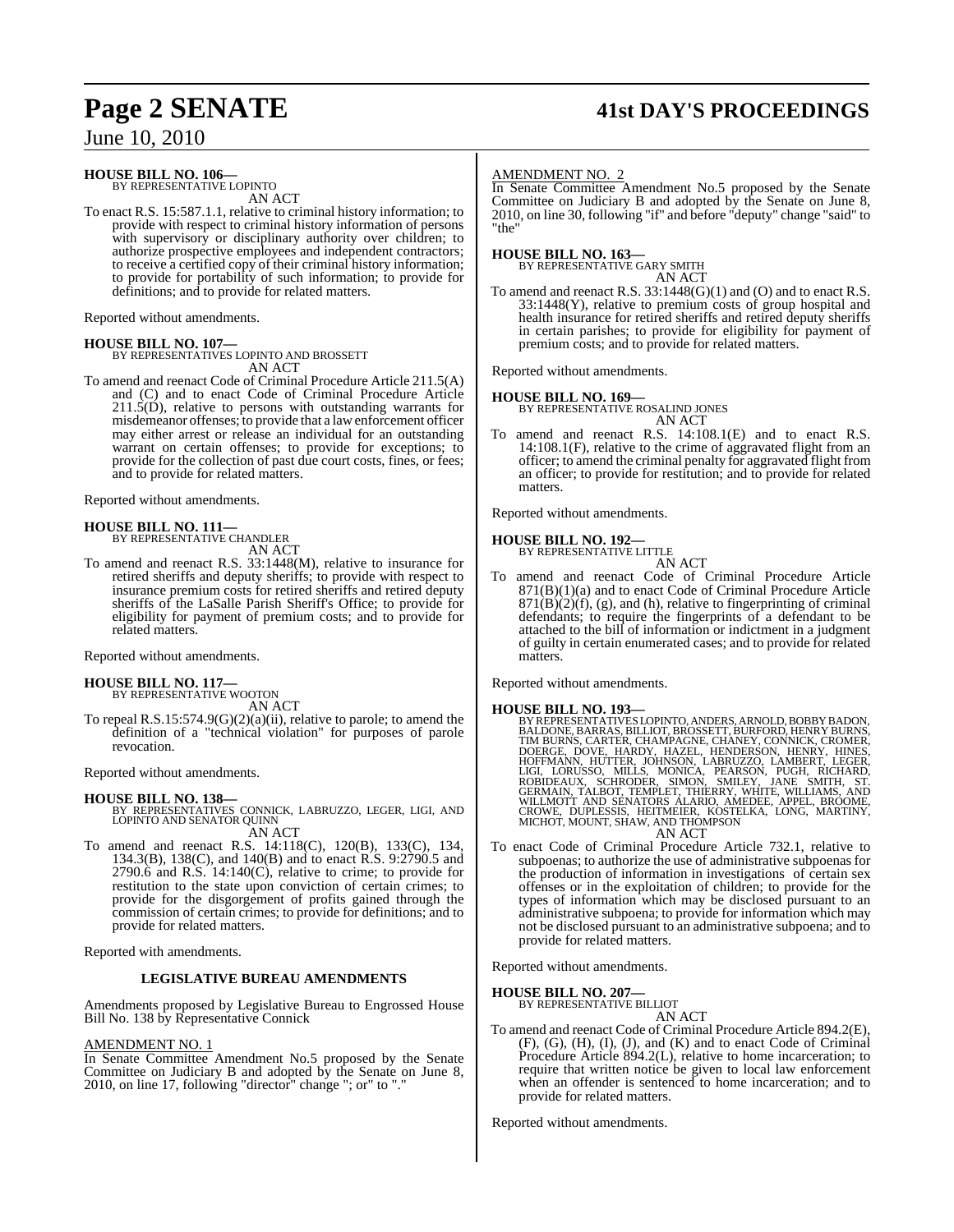**HOUSE BILL NO. 106—**
BY REPRESENTATIVE LOPINTO

AN ACT

To enact R.S. 15:587.1.1, relative to criminal history information; to provide with respect to criminal history information of persons with supervisory or disciplinary authority over children; to authorize prospective employees and independent contractors; to receive a certified copy of their criminal history information; to provide for portability of such information; to provide for definitions; and to provide for related matters.

Reported without amendments.

**HOUSE BILL NO. 107—**
BY REPRESENTATIVES LOPINTO AND BROSSETT

AN ACT

To amend and reenact Code of Criminal Procedure Article 211.5(A) and (C) and to enact Code of Criminal Procedure Article 211.5(D), relative to persons with outstanding warrants for misdemeanor offenses; to provide that a law enforcement officer may either arrest or release an individual for an outstanding warrant on certain offenses; to provide for exceptions; to provide for the collection of past due court costs, fines, or fees; and to provide for related matters.

Reported without amendments.

**HOUSE BILL NO. 111—**
BY REPRESENTATIVE CHANDLER

AN ACT

To amend and reenact R.S. 33:1448(M), relative to insurance for retired sheriffs and deputy sheriffs; to provide with respect to insurance premium costs for retired sheriffs and retired deputy sheriffs of the LaSalle Parish Sheriff's Office; to provide for eligibility for payment of premium costs; and to provide for related matters.

Reported without amendments.

**HOUSE BILL NO. 117—**
BY REPRESENTATIVE WOOTON

AN ACT

To repeal R.S.15:574.9(G)(2)(a)(ii), relative to parole; to amend the definition of a "technical violation" for purposes of parole revocation.

Reported without amendments.

**HOUSE BILL NO. 138—**
BY REPRESENTATIVES CONNICK, LABRUZZO, LEGER, LIGI, AND LOPINTO AND SENATOR QUINN

AN ACT

To amend and reenact R.S. 14:118(C), 120(B), 133(C), 134, 134.3(B), 138(C), and 140(B) and to enact R.S. 9:2790.5 and 2790.6 and R.S. 14:140(C), relative to crime; to provide for restitution to the state upon conviction of certain crimes; to provide for the disgorgement of profits gained through the commission of certain crimes; to provide for definitions; and to provide for related matters.

Reported with amendments.

**LEGISLATIVE BUREAU AMENDMENTS**

Amendments proposed by Legislative Bureau to Engrossed House Bill No. 138 by Representative Connick

AMENDMENT NO. 1

In Senate Committee Amendment No.5 proposed by the Senate Committee on Judiciary B and adopted by the Senate on June 8, 2010, on line 17, following "director" change "; or" to "."

AMENDMENT NO. 2

In Senate Committee Amendment No.5 proposed by the Senate Committee on Judiciary B and adopted by the Senate on June 8, 2010, on line 30, following "if" and before "deputy" change "said" to "the"

**HOUSE BILL NO. 163—**
BY REPRESENTATIVE GARY SMITH

AN ACT

To amend and reenact R.S. 33:1448(G)(1) and (O) and to enact R.S. 33:1448(Y), relative to premium costs of group hospital and health insurance for retired sheriffs and retired deputy sheriffs in certain parishes; to provide for eligibility for payment of premium costs; and to provide for related matters.

Reported without amendments.

**HOUSE BILL NO. 169—**
BY REPRESENTATIVE ROSALIND JONES

AN ACT

To amend and reenact R.S. 14:108.1(E) and to enact R.S. 14:108.1(F), relative to the crime of aggravated flight from an officer; to amend the criminal penalty for aggravated flight from an officer; to provide for restitution; and to provide for related matters.

Reported without amendments.

**HOUSE BILL NO. 192—**
BY REPRESENTATIVE LITTLE

AN ACT

To amend and reenact Code of Criminal Procedure Article 871(B)(1)(a) and to enact Code of Criminal Procedure Article 871(B)(2)(f), (g), and (h), relative to fingerprinting of criminal defendants; to require the fingerprints of a defendant to be attached to the bill of information or indictment in a judgment of guilty in certain enumerated cases; and to provide for related matters.

Reported without amendments.

**HOUSE BILL NO. 193—**
BY REPRESENTATIVES LOPINTO, ANDERS, ARNOLD, BOBBY BADON, BALDONE, BARRAS, BILLIOT, BROSSETT, BURFORD, HENRY BURNS, TIM BURNS, CARTER, CHAMPAGNE, CHANEY, CONNICK, CROMER, DOERGE, DOVE, HARDY, HAZEL, HENDERSON, HENRY, HINES, HOFFMANN, HUTTER, JOHNSON, LABRUZZO, LAMBERT, LEGER, LIGI, LORUSSO, MILLS, MONICA, PEARSON, PUGH, RICHARD, ROBIDEAUX, SCHRODER, SIMON, SMILEY, JANE SMITH, ST. GERMAIN, TALBOT, TEMPLET, THIERRY, WHITE, WILLIAMS, AND WILLMOTT AND SENATORS ALARIO, AMEDEE, APPEL, BROOME, CROWE, DUPLESSIS, HEITMEIER, KOSTELKA, LONG, MARTINY, MICHOT, MOUNT, SHAW, AND THOMPSON

AN ACT

To enact Code of Criminal Procedure Article 732.1, relative to subpoenas; to authorize the use of administrative subpoenas for the production of information in investigations of certain sex offenses or in the exploitation of children; to provide for the types of information which may be disclosed pursuant to an administrative subpoena; to provide for information which may not be disclosed pursuant to an administrative subpoena; and to provide for related matters.

Reported without amendments.

**HOUSE BILL NO. 207—**
BY REPRESENTATIVE BILLIOT

AN ACT

To amend and reenact Code of Criminal Procedure Article 894.2(E), (F), (G), (H), (I), (J), and (K) and to enact Code of Criminal Procedure Article 894.2(L), relative to home incarceration; to require that written notice be given to local law enforcement when an offender is sentenced to home incarceration; and to provide for related matters.

Reported without amendments.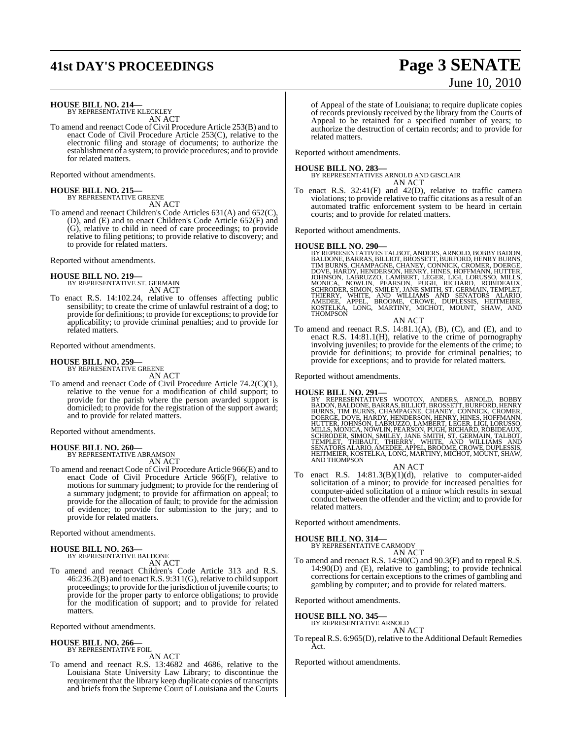**HOUSE BILL NO. 214—**
BY REPRESENTATIVE KLECKLEY

AN ACT

To amend and reenact Code of Civil Procedure Article 253(B) and to enact Code of Civil Procedure Article 253(C), relative to the electronic filing and storage of documents; to authorize the establishment of a system; to provide procedures; and to provide for related matters.

Reported without amendments.

**HOUSE BILL NO. 215—**
BY REPRESENTATIVE GREENE

AN ACT

To amend and reenact Children's Code Articles 631(A) and 652(C), (D), and (E) and to enact Children's Code Article 652(F) and (G), relative to child in need of care proceedings; to provide relative to filing petitions; to provide relative to discovery; and to provide for related matters.

Reported without amendments.

**HOUSE BILL NO. 219—**
BY REPRESENTATIVE ST. GERMAIN

AN ACT

To enact R.S. 14:102.24, relative to offenses affecting public sensibility; to create the crime of unlawful restraint of a dog; to provide for definitions; to provide for exceptions; to provide for applicability; to provide criminal penalties; and to provide for related matters.

Reported without amendments.

**HOUSE BILL NO. 259—**
BY REPRESENTATIVE GREENE

AN ACT

To amend and reenact Code of Civil Procedure Article 74.2(C)(1), relative to the venue for a modification of child support; to provide for the parish where the person awarded support is domiciled; to provide for the registration of the support award; and to provide for related matters.

Reported without amendments.

**HOUSE BILL NO. 260—**
BY REPRESENTATIVE ABRAMSON

AN ACT

To amend and reenact Code of Civil Procedure Article 966(E) and to enact Code of Civil Procedure Article 966(F), relative to motions for summary judgment; to provide for the rendering of a summary judgment; to provide for affirmation on appeal; to provide for the allocation of fault; to provide for the admission of evidence; to provide for submission to the jury; and to provide for related matters.

Reported without amendments.

**HOUSE BILL NO. 263—**
BY REPRESENTATIVE BALDONE

AN ACT

To amend and reenact Children's Code Article 313 and R.S. 46:236.2(B) and to enact R.S. 9:311(G), relative to child support proceedings; to provide for the jurisdiction of juvenile courts; to provide for the proper party to enforce obligations; to provide for the modification of support; and to provide for related matters.

Reported without amendments.

**HOUSE BILL NO. 266—**
BY REPRESENTATIVE FOIL

AN ACT

To amend and reenact R.S. 13:4682 and 4686, relative to the Louisiana State University Law Library; to discontinue the requirement that the library keep duplicate copies of transcripts and briefs from the Supreme Court of Louisiana and the Courts of Appeal of the state of Louisiana; to require duplicate copies of records previously received by the library from the Courts of Appeal to be retained for a specified number of years; to authorize the destruction of certain records; and to provide for related matters.

Reported without amendments.

**HOUSE BILL NO. 283—**
BY REPRESENTATIVES ARNOLD AND GISCLAIR

AN ACT

To enact R.S. 32:41(F) and 42(D), relative to traffic camera violations; to provide relative to traffic citations as a result of an automated traffic enforcement system to be heard in certain courts; and to provide for related matters.

Reported without amendments.

**HOUSE BILL NO. 290—**
BY REPRESENTATIVES TALBOT, ANDERS, ARNOLD, BOBBY BADON, BALDONE, BARRAS, BILLIOT, BROSSETT, BURFORD, HENRY BURNS, TIM BURNS, CHAMPAGNE, CHANEY, CONNICK, CROMER, DOERGE, DOVE, HARDY, HENDERSON, HENRY, HINES, HOFFMANN, HUTTER, JOHNSON, LABRUZZO, LAMBERT, LEGER, LIGI, LORUSSO, MILLS, MONICA, NOWLIN, PEARSON, PUGH, RICHARD, ROBIDEAUX, SCHRODER, SIMON, SMILEY, JANE SMITH, ST. GERMAIN, TEMPLET, THIERRY, WHITE, AND WILLIAMS AND SENATORS ALARIO, AMEDEE, APPEL, BROOME, CROWE, DUPLESSIS, HEITMEIER, KOSTELKA, LONG, MARTINY, MICHOT, MOUNT, SHAW, AND THOMPSON

AN ACT

To amend and reenact R.S. 14:81.1(A), (B), (C), and (E), and to enact R.S. 14:81.1(H), relative to the crime of pornography involving juveniles; to provide for the elements of the crime; to provide for definitions; to provide for criminal penalties; to provide for exceptions; and to provide for related matters.

Reported without amendments.

**HOUSE BILL NO. 291—**
BY REPRESENTATIVES WOOTON, ANDERS, ARNOLD, BOBBY BADON, BALDONE, BARRAS, BILLIOT, BROSSETT, BURFORD, HENRY BURNS, TIM BURNS, CHAMPAGNE, CHANEY, CONNICK, CROMER, DOERGE, DOVE, HARDY, HENDERSON, HENRY, HINES, HOFFMANN, HUTTER, JOHNSON, LABRUZZO, LAMBERT, LEGER, LIGI, LORUSSO, MILLS, MONICA, NOWLIN, PEARSON, PUGH, RICHARD, ROBIDEAUX, SCHRODER, SIMON, SMILEY, JANE SMITH, ST. GERMAIN, TALBOT, TEMPLET, THIBAUT, THIERRY, WHITE, AND WILLIAMS AND SENATORS ALARIO, AMEDEE, APPEL, BROOME, CROWE, DUPLESSIS, HEITMEIER, KOSTELKA, LONG, MARTINY, MICHOT, MOUNT, SHAW, AND THOMPSON

AN ACT

To enact R.S. 14:81.3(B)(1)(d), relative to computer-aided solicitation of a minor; to provide for increased penalties for computer-aided solicitation of a minor which results in sexual conduct between the offender and the victim; and to provide for related matters.

Reported without amendments.

**HOUSE BILL NO. 314—**
BY REPRESENTATIVE CARMODY

AN ACT

To amend and reenact R.S. 14:90(C) and 90.3(F) and to repeal R.S. 14:90(D) and (E), relative to gambling; to provide technical corrections for certain exceptions to the crimes of gambling and gambling by computer; and to provide for related matters.

Reported without amendments.

**HOUSE BILL NO. 345—**
BY REPRESENTATIVE ARNOLD

AN ACT

To repeal R.S. 6:965(D), relative to the Additional Default Remedies Act.

Reported without amendments.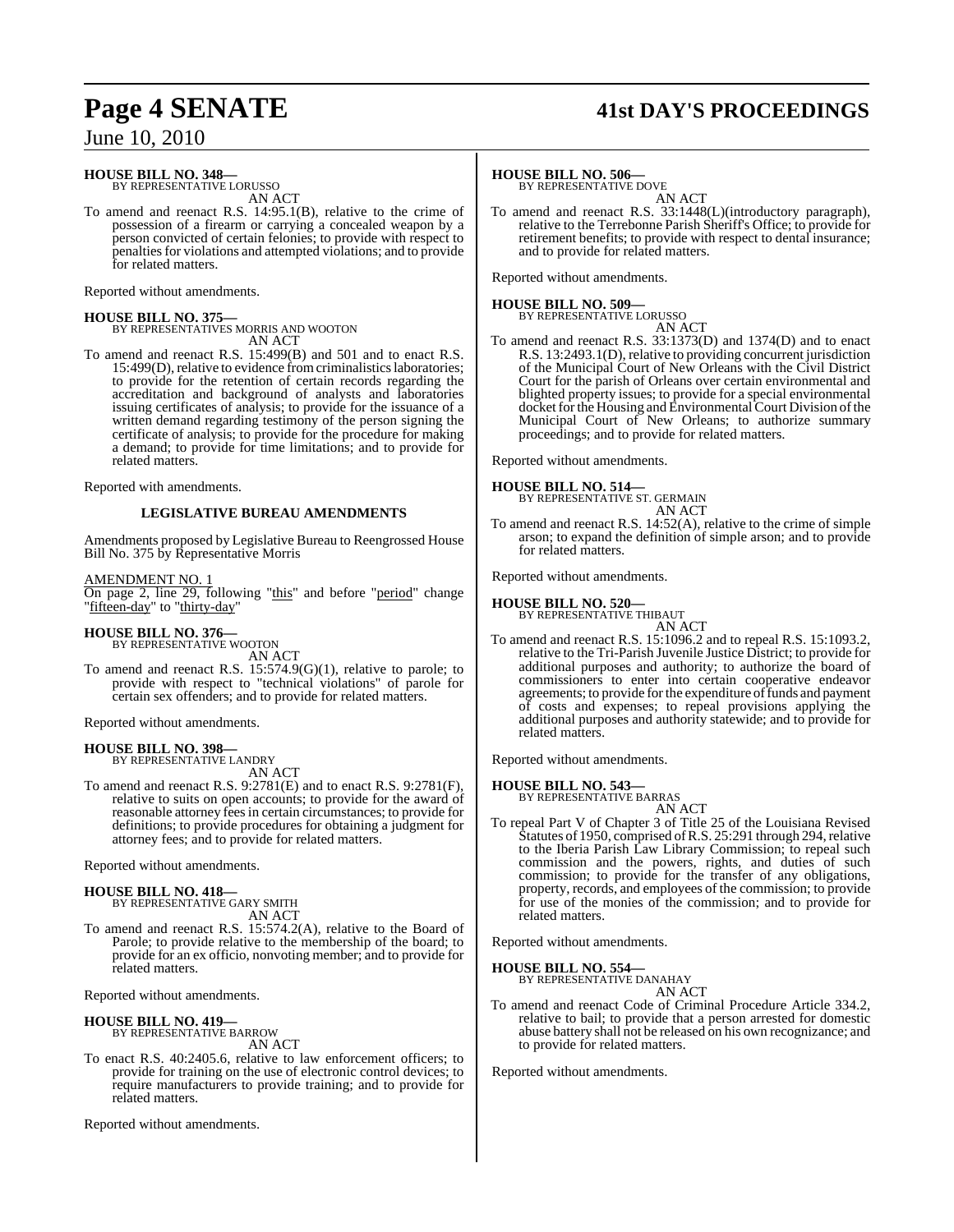**HOUSE BILL NO. 348—**
BY REPRESENTATIVE LORUSSO
AN ACT

To amend and reenact R.S. 14:95.1(B), relative to the crime of possession of a firearm or carrying a concealed weapon by a person convicted of certain felonies; to provide with respect to penalties for violations and attempted violations; and to provide for related matters.

Reported without amendments.

**HOUSE BILL NO. 375—**
BY REPRESENTATIVES MORRIS AND WOOTON
AN ACT

To amend and reenact R.S. 15:499(B) and 501 and to enact R.S. 15:499(D), relative to evidence from criminalistics laboratories; to provide for the retention of certain records regarding the accreditation and background of analysts and laboratories issuing certificates of analysis; to provide for the issuance of a written demand regarding testimony of the person signing the certificate of analysis; to provide for the procedure for making a demand; to provide for time limitations; and to provide for related matters.

Reported with amendments.

**LEGISLATIVE BUREAU AMENDMENTS**

Amendments proposed by Legislative Bureau to Reengrossed House Bill No. 375 by Representative Morris

AMENDMENT NO. 1
On page 2, line 29, following "this" and before "period" change "fifteen-day" to "thirty-day"

**HOUSE BILL NO. 376—**
BY REPRESENTATIVE WOOTON
AN ACT

To amend and reenact R.S. 15:574.9(G)(1), relative to parole; to provide with respect to "technical violations" of parole for certain sex offenders; and to provide for related matters.

Reported without amendments.

**HOUSE BILL NO. 398—**
BY REPRESENTATIVE LANDRY
AN ACT

To amend and reenact R.S. 9:2781(E) and to enact R.S. 9:2781(F), relative to suits on open accounts; to provide for the award of reasonable attorney fees in certain circumstances; to provide for definitions; to provide procedures for obtaining a judgment for attorney fees; and to provide for related matters.

Reported without amendments.

**HOUSE BILL NO. 418—**
BY REPRESENTATIVE GARY SMITH
AN ACT

To amend and reenact R.S. 15:574.2(A), relative to the Board of Parole; to provide relative to the membership of the board; to provide for an ex officio, nonvoting member; and to provide for related matters.

Reported without amendments.

**HOUSE BILL NO. 419—**
BY REPRESENTATIVE BARROW
AN ACT

To enact R.S. 40:2405.6, relative to law enforcement officers; to provide for training on the use of electronic control devices; to require manufacturers to provide training; and to provide for related matters.

Reported without amendments.

**HOUSE BILL NO. 506—**
BY REPRESENTATIVE DOVE
AN ACT

To amend and reenact R.S. 33:1448(L)(introductory paragraph), relative to the Terrebonne Parish Sheriff's Office; to provide for retirement benefits; to provide with respect to dental insurance; and to provide for related matters.

Reported without amendments.

**HOUSE BILL NO. 509—**
BY REPRESENTATIVE LORUSSO
AN ACT

To amend and reenact R.S. 33:1373(D) and 1374(D) and to enact R.S. 13:2493.1(D), relative to providing concurrent jurisdiction of the Municipal Court of New Orleans with the Civil District Court for the parish of Orleans over certain environmental and blighted property issues; to provide for a special environmental docket for the Housing and Environmental Court Division of the Municipal Court of New Orleans; to authorize summary proceedings; and to provide for related matters.

Reported without amendments.

**HOUSE BILL NO. 514—**
BY REPRESENTATIVE ST. GERMAIN
AN ACT

To amend and reenact R.S. 14:52(A), relative to the crime of simple arson; to expand the definition of simple arson; and to provide for related matters.

Reported without amendments.

**HOUSE BILL NO. 520—**
BY REPRESENTATIVE THIBAUT
AN ACT

To amend and reenact R.S. 15:1096.2 and to repeal R.S. 15:1093.2, relative to the Tri-Parish Juvenile Justice District; to provide for additional purposes and authority; to authorize the board of commissioners to enter into certain cooperative endeavor agreements; to provide for the expenditure of funds and payment of costs and expenses; to repeal provisions applying the additional purposes and authority statewide; and to provide for related matters.

Reported without amendments.

**HOUSE BILL NO. 543—**
BY REPRESENTATIVE BARRAS
AN ACT

To repeal Part V of Chapter 3 of Title 25 of the Louisiana Revised Statutes of 1950, comprised of R.S. 25:291 through 294, relative to the Iberia Parish Law Library Commission; to repeal such commission and the powers, rights, and duties of such commission; to provide for the transfer of any obligations, property, records, and employees of the commission; to provide for use of the monies of the commission; and to provide for related matters.

Reported without amendments.

**HOUSE BILL NO. 554—**
BY REPRESENTATIVE DANAHAY
AN ACT

To amend and reenact Code of Criminal Procedure Article 334.2, relative to bail; to provide that a person arrested for domestic abuse battery shall not be released on his own recognizance; and to provide for related matters.

Reported without amendments.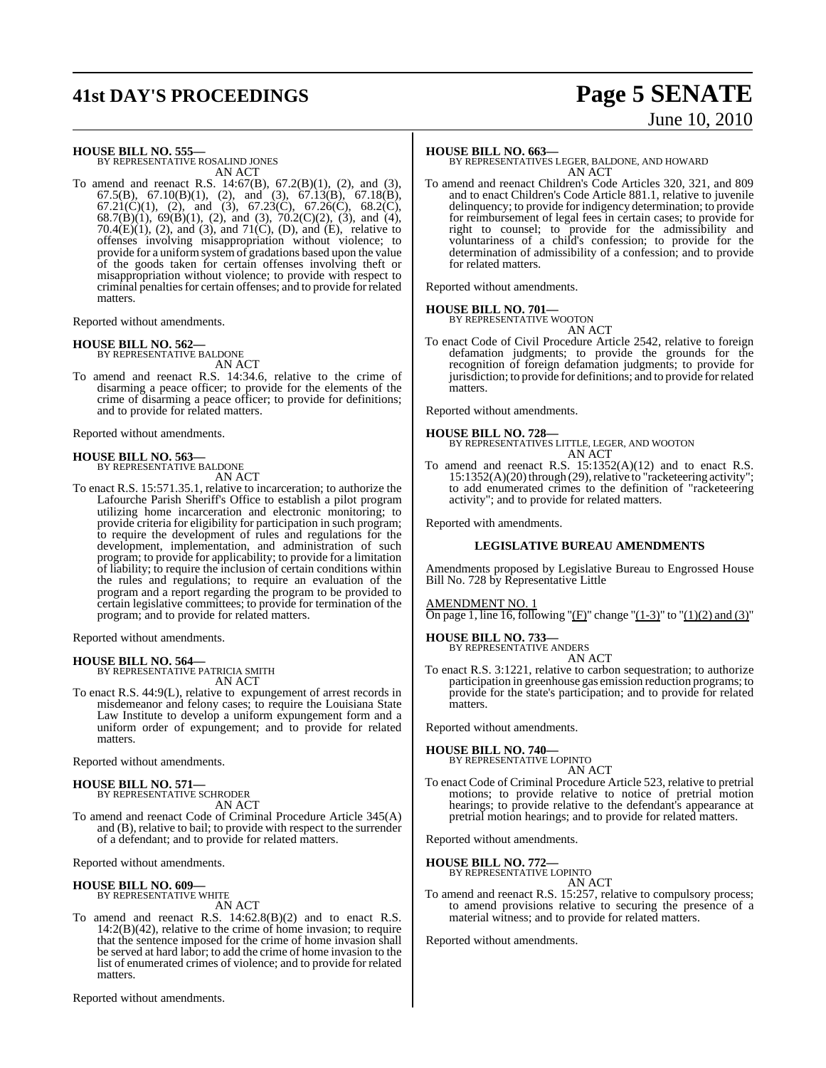**HOUSE BILL NO. 555—**
BY REPRESENTATIVE ROSALIND JONES
AN ACT

To amend and reenact R.S. 14:67(B), 67.2(B)(1), (2), and (3), 67.5(B), 67.10(B)(1), (2), and (3), 67.13(B), 67.18(B), 67.21(C)(1), (2), and (3), 67.23(C), 67.26(C), 68.2(C), 68.7(B)(1), 69(B)(1), (2), and (3), 70.2(C)(2), (3), and (4), 70.4(E)(1), (2), and (3), and 71(C), (D), and (E), relative to offenses involving misappropriation without violence; to provide for a uniform system of gradations based upon the value of the goods taken for certain offenses involving theft or misappropriation without violence; to provide with respect to criminal penalties for certain offenses; and to provide for related matters.

Reported without amendments.

**HOUSE BILL NO. 562—**
BY REPRESENTATIVE BALDONE
AN ACT

To amend and reenact R.S. 14:34.6, relative to the crime of disarming a peace officer; to provide for the elements of the crime of disarming a peace officer; to provide for definitions; and to provide for related matters.

Reported without amendments.

**HOUSE BILL NO. 563—**
BY REPRESENTATIVE BALDONE
AN ACT

To enact R.S. 15:571.35.1, relative to incarceration; to authorize the Lafourche Parish Sheriff's Office to establish a pilot program utilizing home incarceration and electronic monitoring; to provide criteria for eligibility for participation in such program; to require the development of rules and regulations for the development, implementation, and administration of such program; to provide for applicability; to provide for a limitation of liability; to require the inclusion of certain conditions within the rules and regulations; to require an evaluation of the program and a report regarding the program to be provided to certain legislative committees; to provide for termination of the program; and to provide for related matters.

Reported without amendments.

**HOUSE BILL NO. 564—**
BY REPRESENTATIVE PATRICIA SMITH
AN ACT

To enact R.S. 44:9(L), relative to expungement of arrest records in misdemeanor and felony cases; to require the Louisiana State Law Institute to develop a uniform expungement form and a uniform order of expungement; and to provide for related matters.

Reported without amendments.

**HOUSE BILL NO. 571—**
BY REPRESENTATIVE SCHRODER
AN ACT

To amend and reenact Code of Criminal Procedure Article 345(A) and (B), relative to bail; to provide with respect to the surrender of a defendant; and to provide for related matters.

Reported without amendments.

**HOUSE BILL NO. 609—**
BY REPRESENTATIVE WHITE
AN ACT

To amend and reenact R.S. 14:62.8(B)(2) and to enact R.S. 14:2(B)(42), relative to the crime of home invasion; to require that the sentence imposed for the crime of home invasion shall be served at hard labor; to add the crime of home invasion to the list of enumerated crimes of violence; and to provide for related matters.

Reported without amendments.

**HOUSE BILL NO. 663—**
BY REPRESENTATIVES LEGER, BALDONE, AND HOWARD
AN ACT

To amend and reenact Children's Code Articles 320, 321, and 809 and to enact Children's Code Article 881.1, relative to juvenile delinquency; to provide for indigency determination; to provide for reimbursement of legal fees in certain cases; to provide for right to counsel; to provide for the admissibility and voluntariness of a child's confession; to provide for the determination of admissibility of a confession; and to provide for related matters.

Reported without amendments.

**HOUSE BILL NO. 701—**
BY REPRESENTATIVE WOOTON
AN ACT

To enact Code of Civil Procedure Article 2542, relative to foreign defamation judgments; to provide the grounds for the recognition of foreign defamation judgments; to provide for jurisdiction; to provide for definitions; and to provide for related matters.

Reported without amendments.

**HOUSE BILL NO. 728—**
BY REPRESENTATIVES LITTLE, LEGER, AND WOOTON
AN ACT

To amend and reenact R.S. 15:1352(A)(12) and to enact R.S. 15:1352(A)(20) through (29), relative to "racketeering activity"; to add enumerated crimes to the definition of "racketeering activity"; and to provide for related matters.

Reported with amendments.

**LEGISLATIVE BUREAU AMENDMENTS**

Amendments proposed by Legislative Bureau to Engrossed House Bill No. 728 by Representative Little

AMENDMENT NO. 1
On page 1, line 16, following "(F)" change "(1-3)" to "(1)(2) and (3)"

**HOUSE BILL NO. 733—**
BY REPRESENTATIVE ANDERS
AN ACT

To enact R.S. 3:1221, relative to carbon sequestration; to authorize participation in greenhouse gas emission reduction programs; to provide for the state's participation; and to provide for related matters.

Reported without amendments.

**HOUSE BILL NO. 740—**
BY REPRESENTATIVE LOPINTO
AN ACT

To enact Code of Criminal Procedure Article 523, relative to pretrial motions; to provide relative to notice of pretrial motion hearings; to provide relative to the defendant's appearance at pretrial motion hearings; and to provide for related matters.

Reported without amendments.

**HOUSE BILL NO. 772—**
BY REPRESENTATIVE LOPINTO
AN ACT

To amend and reenact R.S. 15:257, relative to compulsory process; to amend provisions relative to securing the presence of a material witness; and to provide for related matters.

Reported without amendments.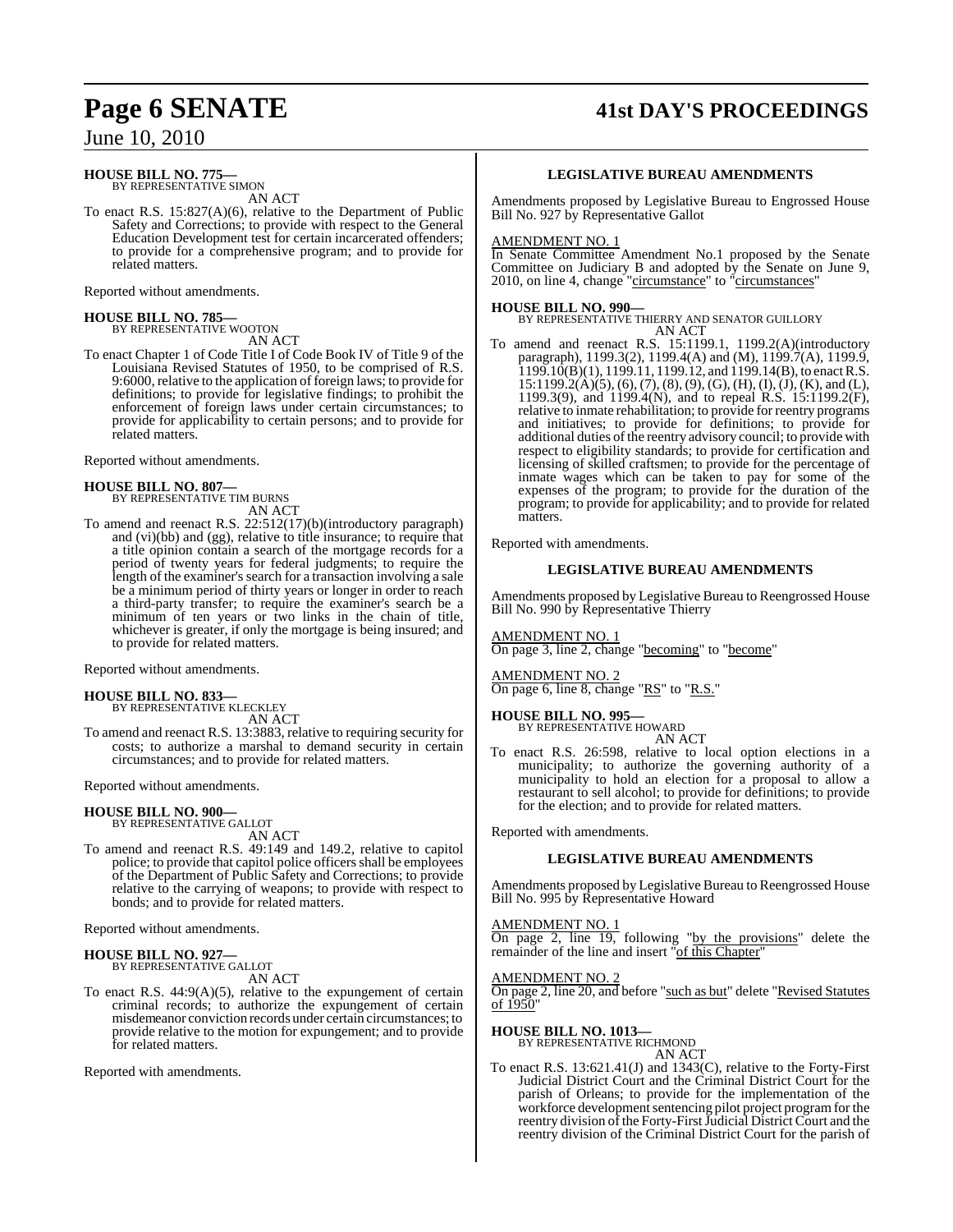**HOUSE BILL NO. 775—**
BY REPRESENTATIVE SIMON

AN ACT

To enact R.S. 15:827(A)(6), relative to the Department of Public Safety and Corrections; to provide with respect to the General Education Development test for certain incarcerated offenders; to provide for a comprehensive program; and to provide for related matters.

Reported without amendments.

**HOUSE BILL NO. 785—**
BY REPRESENTATIVE WOOTON

AN ACT

To enact Chapter 1 of Code Title I of Code Book IV of Title 9 of the Louisiana Revised Statutes of 1950, to be comprised of R.S. 9:6000, relative to the application of foreign laws; to provide for definitions; to provide for legislative findings; to prohibit the enforcement of foreign laws under certain circumstances; to provide for applicability to certain persons; and to provide for related matters.

Reported without amendments.

**HOUSE BILL NO. 807—**
BY REPRESENTATIVE TIM BURNS

AN ACT

To amend and reenact R.S. 22:512(17)(b)(introductory paragraph) and (vi)(bb) and (gg), relative to title insurance; to require that a title opinion contain a search of the mortgage records for a period of twenty years for federal judgments; to require the length of the examiner's search for a transaction involving a sale be a minimum period of thirty years or longer in order to reach a third-party transfer; to require the examiner's search be a minimum of ten years or two links in the chain of title, whichever is greater, if only the mortgage is being insured; and to provide for related matters.

Reported without amendments.

**HOUSE BILL NO. 833—**
BY REPRESENTATIVE KLECKLEY

AN ACT

To amend and reenact R.S. 13:3883, relative to requiring security for costs; to authorize a marshal to demand security in certain circumstances; and to provide for related matters.

Reported without amendments.

**HOUSE BILL NO. 900—**
BY REPRESENTATIVE GALLOT

AN ACT

To amend and reenact R.S. 49:149 and 149.2, relative to capitol police; to provide that capitol police officers shall be employees of the Department of Public Safety and Corrections; to provide relative to the carrying of weapons; to provide with respect to bonds; and to provide for related matters.

Reported without amendments.

**HOUSE BILL NO. 927—**
BY REPRESENTATIVE GALLOT

AN ACT

To enact R.S. 44:9(A)(5), relative to the expungement of certain criminal records; to authorize the expungement of certain misdemeanor conviction records under certain circumstances; to provide relative to the motion for expungement; and to provide for related matters.

Reported with amendments.

**LEGISLATIVE BUREAU AMENDMENTS**

Amendments proposed by Legislative Bureau to Engrossed House Bill No. 927 by Representative Gallot

AMENDMENT NO. 1

In Senate Committee Amendment No.1 proposed by the Senate Committee on Judiciary B and adopted by the Senate on June 9, 2010, on line 4, change "circumstance" to "circumstances"

**HOUSE BILL NO. 990—**
BY REPRESENTATIVE THIERRY AND SENATOR GUILLORY

AN ACT

To amend and reenact R.S. 15:1199.1, 1199.2(A)(introductory paragraph), 1199.3(2), 1199.4(A) and (M), 1199.7(A), 1199.9, 1199.10(B)(1), 1199.11, 1199.12, and 1199.14(B), to enact R.S. 15:1199.2(A)(5), (6), (7), (8), (9), (G), (H), (I), (J), (K), and (L), 1199.3(9), and 1199.4(N), and to repeal R.S. 15:1199.2(F), relative to inmate rehabilitation; to provide for reentry programs and initiatives; to provide for definitions; to provide for additional duties of the reentry advisory council; to provide with respect to eligibility standards; to provide for certification and licensing of skilled craftsmen; to provide for the percentage of inmate wages which can be taken to pay for some of the expenses of the program; to provide for the duration of the program; to provide for applicability; and to provide for related matters.

Reported with amendments.

**LEGISLATIVE BUREAU AMENDMENTS**

Amendments proposed by Legislative Bureau to Reengrossed House Bill No. 990 by Representative Thierry

AMENDMENT NO. 1

On page 3, line 2, change "becoming" to "become"

AMENDMENT NO. 2

On page 6, line 8, change "RS" to "R.S."

**HOUSE BILL NO. 995—**
BY REPRESENTATIVE HOWARD

AN ACT

To enact R.S. 26:598, relative to local option elections in a municipality; to authorize the governing authority of a municipality to hold an election for a proposal to allow a restaurant to sell alcohol; to provide for definitions; to provide for the election; and to provide for related matters.

Reported with amendments.

**LEGISLATIVE BUREAU AMENDMENTS**

Amendments proposed by Legislative Bureau to Reengrossed House Bill No. 995 by Representative Howard

AMENDMENT NO. 1

On page 2, line 19, following "by the provisions" delete the remainder of the line and insert "of this Chapter"

AMENDMENT NO. 2

On page 2, line 20, and before "such as but" delete "Revised Statutes of 1950"

**HOUSE BILL NO. 1013—**
BY REPRESENTATIVE RICHMOND

AN ACT

To enact R.S. 13:621.41(J) and 1343(C), relative to the Forty-First Judicial District Court and the Criminal District Court for the parish of Orleans; to provide for the implementation of the workforce development sentencing pilot project program for the reentry division of the Forty-First Judicial District Court and the reentry division of the Criminal District Court for the parish of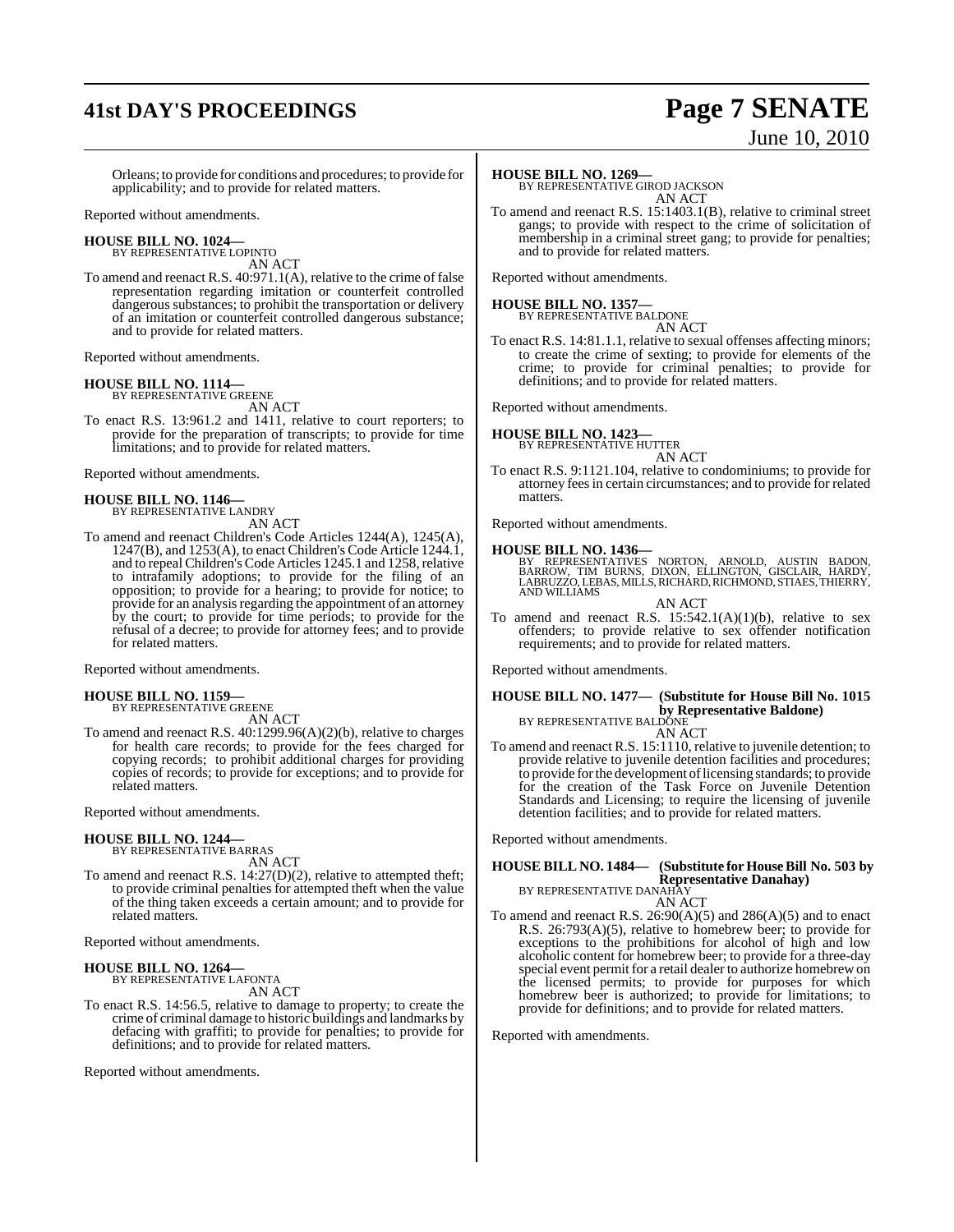Orleans; to provide for conditions and procedures; to provide for applicability; and to provide for related matters.

Reported without amendments.

**HOUSE BILL NO. 1024—**
BY REPRESENTATIVE LOPINTO
AN ACT

To amend and reenact R.S. 40:971.1(A), relative to the crime of false representation regarding imitation or counterfeit controlled dangerous substances; to prohibit the transportation or delivery of an imitation or counterfeit controlled dangerous substance; and to provide for related matters.

Reported without amendments.

**HOUSE BILL NO. 1114—**
BY REPRESENTATIVE GREENE
AN ACT

To enact R.S. 13:961.2 and 1411, relative to court reporters; to provide for the preparation of transcripts; to provide for time limitations; and to provide for related matters.

Reported without amendments.

**HOUSE BILL NO. 1146—**
BY REPRESENTATIVE LANDRY
AN ACT

To amend and reenact Children's Code Articles 1244(A), 1245(A), 1247(B), and 1253(A), to enact Children's Code Article 1244.1, and to repeal Children's Code Articles 1245.1 and 1258, relative to intrafamily adoptions; to provide for the filing of an opposition; to provide for a hearing; to provide for notice; to provide for an analysis regarding the appointment of an attorney by the court; to provide for time periods; to provide for the refusal of a decree; to provide for attorney fees; and to provide for related matters.

Reported without amendments.

**HOUSE BILL NO. 1159—**
BY REPRESENTATIVE GREENE
AN ACT

To amend and reenact R.S. 40:1299.96(A)(2)(b), relative to charges for health care records; to provide for the fees charged for copying records; to prohibit additional charges for providing copies of records; to provide for exceptions; and to provide for related matters.

Reported without amendments.

**HOUSE BILL NO. 1244—**
BY REPRESENTATIVE BARRAS
AN ACT

To amend and reenact R.S. 14:27(D)(2), relative to attempted theft; to provide criminal penalties for attempted theft when the value of the thing taken exceeds a certain amount; and to provide for related matters.

Reported without amendments.

**HOUSE BILL NO. 1264—**
BY REPRESENTATIVE LAFONTA
AN ACT

To enact R.S. 14:56.5, relative to damage to property; to create the crime of criminal damage to historic buildings and landmarks by defacing with graffiti; to provide for penalties; to provide for definitions; and to provide for related matters.

Reported without amendments.

**HOUSE BILL NO. 1269—**
BY REPRESENTATIVE GIROD JACKSON
AN ACT

To amend and reenact R.S. 15:1403.1(B), relative to criminal street gangs; to provide with respect to the crime of solicitation of membership in a criminal street gang; to provide for penalties; and to provide for related matters.

Reported without amendments.

**HOUSE BILL NO. 1357—**
BY REPRESENTATIVE BALDONE
AN ACT

To enact R.S. 14:81.1.1, relative to sexual offenses affecting minors; to create the crime of sexting; to provide for elements of the crime; to provide for criminal penalties; to provide for definitions; and to provide for related matters.

Reported without amendments.

**HOUSE BILL NO. 1423—**
BY REPRESENTATIVE HUTTER
AN ACT

To enact R.S. 9:1121.104, relative to condominiums; to provide for attorney fees in certain circumstances; and to provide for related matters.

Reported without amendments.

**HOUSE BILL NO. 1436—**
BY REPRESENTATIVES NORTON, ARNOLD, AUSTIN BADON, BARROW, TIM BURNS, DIXON, ELLINGTON, GISCLAIR, HARDY, LABRUZZO, LEBAS, MILLS, RICHARD, RICHMOND, STIAES, THIERRY, AND WILLIAMS
AN ACT

To amend and reenact R.S. 15:542.1(A)(1)(b), relative to sex offenders; to provide relative to sex offender notification requirements; and to provide for related matters.

Reported without amendments.

**HOUSE BILL NO. 1477— (Substitute for House Bill No. 1015 by Representative Baldone)**
BY REPRESENTATIVE BALDONE
AN ACT

To amend and reenact R.S. 15:1110, relative to juvenile detention; to provide relative to juvenile detention facilities and procedures; to provide for the development of licensing standards; to provide for the creation of the Task Force on Juvenile Detention Standards and Licensing; to require the licensing of juvenile detention facilities; and to provide for related matters.

Reported without amendments.

**HOUSE BILL NO. 1484— (Substitute for House Bill No. 503 by Representative Danahay)**
BY REPRESENTATIVE DANAHAY
AN ACT

To amend and reenact R.S. 26:90(A)(5) and 286(A)(5) and to enact R.S. 26:793(A)(5), relative to homebrew beer; to provide for exceptions to the prohibitions for alcohol of high and low alcoholic content for homebrew beer; to provide for a three-day special event permit for a retail dealer to authorize homebrew on the licensed permits; to provide for purposes for which homebrew beer is authorized; to provide for limitations; to provide for definitions; and to provide for related matters.

Reported with amendments.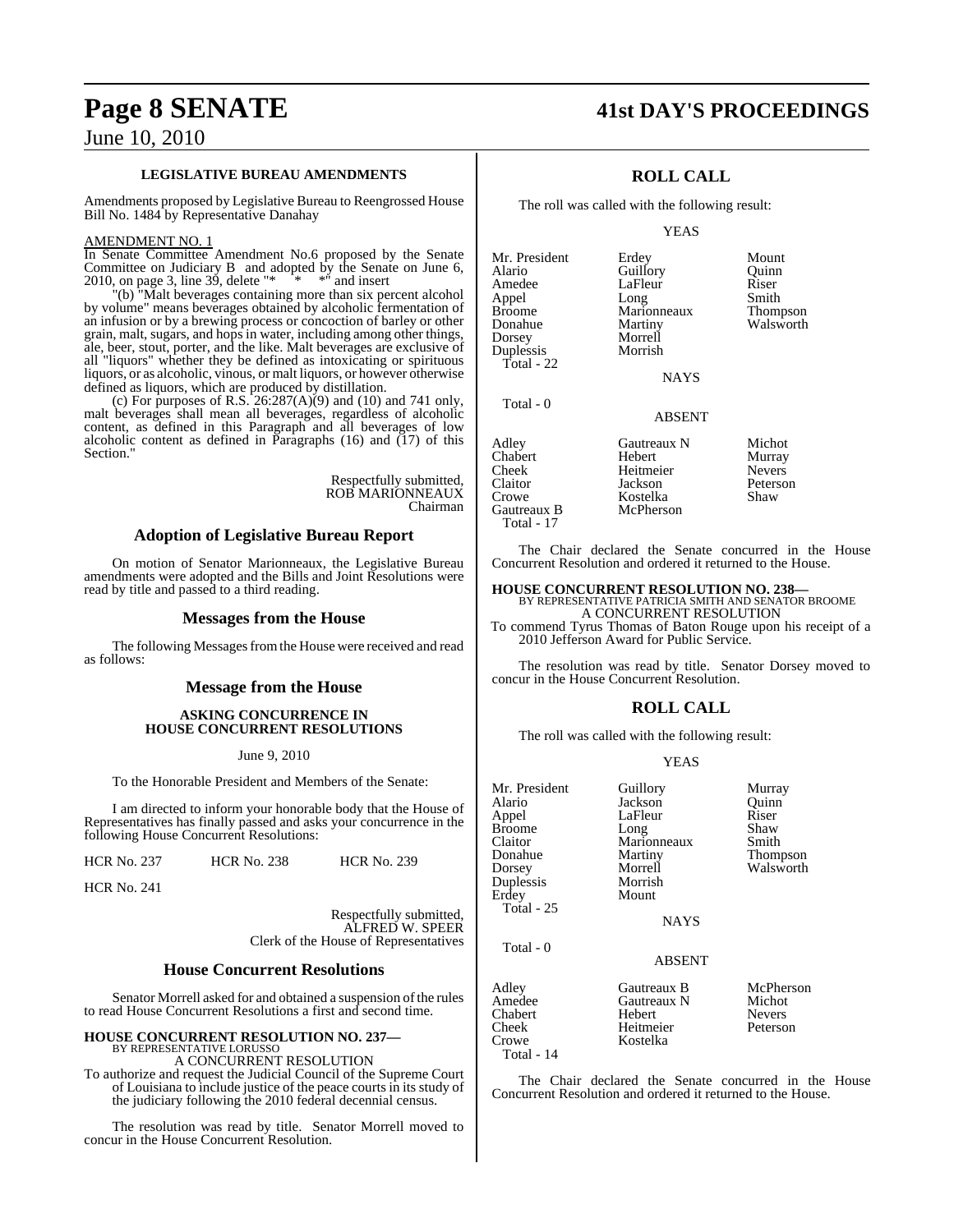**LEGISLATIVE BUREAU AMENDMENTS**

Amendments proposed by Legislative Bureau to Reengrossed House Bill No. 1484 by Representative Danahay

AMENDMENT NO. 1

In Senate Committee Amendment No.6 proposed by the Senate Committee on Judiciary B and adopted by the Senate on June 6, 2010, on page 3, line 39, delete "* * *" and insert

"(b) "Malt beverages containing more than six percent alcohol by volume" means beverages obtained by alcoholic fermentation of an infusion or by a brewing process or concoction of barley or other grain, malt, sugars, and hops in water, including among other things, ale, beer, stout, porter, and the like. Malt beverages are exclusive of all "liquors" whether they be defined as intoxicating or spirituous liquors, or as alcoholic, vinous, or malt liquors, or however otherwise defined as liquors, which are produced by distillation.

(c) For purposes of R.S. 26:287(A)(9) and (10) and 741 only, malt beverages shall mean all beverages, regardless of alcoholic content, as defined in this Paragraph and all beverages of low alcoholic content as defined in Paragraphs (16) and (17) of this Section."

Respectfully submitted,
ROB MARIONNEAUX
Chairman

## Adoption of Legislative Bureau Report

On motion of Senator Marionneaux, the Legislative Bureau amendments were adopted and the Bills and Joint Resolutions were read by title and passed to a third reading.

## Messages from the House

The following Messages from the House were received and read as follows:

## Message from the House

**ASKING CONCURRENCE IN HOUSE CONCURRENT RESOLUTIONS**

June 9, 2010

To the Honorable President and Members of the Senate:

I am directed to inform your honorable body that the House of Representatives has finally passed and asks your concurrence in the following House Concurrent Resolutions:

HCR No. 237 HCR No. 238 HCR No. 239

HCR No. 241

Respectfully submitted,
ALFRED W. SPEER
Clerk of the House of Representatives

## House Concurrent Resolutions

Senator Morrell asked for and obtained a suspension of the rules to read House Concurrent Resolutions a first and second time.

**HOUSE CONCURRENT RESOLUTION NO. 237—**
BY REPRESENTATIVE LORUSSO
A CONCURRENT RESOLUTION

To authorize and request the Judicial Council of the Supreme Court of Louisiana to include justice of the peace courts in its study of the judiciary following the 2010 federal decennial census.

The resolution was read by title. Senator Morrell moved to concur in the House Concurrent Resolution.

## ROLL CALL

The roll was called with the following result:

YEAS

| | | |
|---|---|---|
| Mr. President | Erdey | Mount |
| Alario | Guillory | Quinn |
| Amedee | LaFleur | Riser |
| Appel | Long | Smith |
| Broome | Marionneaux | Thompson |
| Donahue | Martiny | Walsworth |
| Dorsey | Morrell | |
| Duplessis | Morrish | |

Total - 22

NAYS

Total - 0

ABSENT

| | | |
|---|---|---|
| Adley | Gautreaux N | Michot |
| Chabert | Hebert | Murray |
| Cheek | Heitmeier | Nevers |
| Claitor | Jackson | Peterson |
| Crowe | Kostelka | Shaw |
| Gautreaux B | McPherson | |

Total - 17

The Chair declared the Senate concurred in the House Concurrent Resolution and ordered it returned to the House.

**HOUSE CONCURRENT RESOLUTION NO. 238—**
BY REPRESENTATIVE PATRICIA SMITH AND SENATOR BROOME
A CONCURRENT RESOLUTION

To commend Tyrus Thomas of Baton Rouge upon his receipt of a 2010 Jefferson Award for Public Service.

The resolution was read by title. Senator Dorsey moved to concur in the House Concurrent Resolution.

## ROLL CALL

The roll was called with the following result:

YEAS

| | | |
|---|---|---|
| Mr. President | Guillory | Murray |
| Alario | Jackson | Quinn |
| Appel | LaFleur | Riser |
| Broome | Long | Shaw |
| Claitor | Marionneaux | Smith |
| Donahue | Martiny | Thompson |
| Dorsey | Morrell | Walsworth |
| Duplessis | Morrish | |
| Erdey | Mount | |

Total - 25

NAYS

Total - 0

ABSENT

| | | |
|---|---|---|
| Adley | Gautreaux B | McPherson |
| Amedee | Gautreaux N | Michot |
| Chabert | Hebert | Nevers |
| Cheek | Heitmeier | Peterson |
| Crowe | Kostelka | |

Total - 14

The Chair declared the Senate concurred in the House Concurrent Resolution and ordered it returned to the House.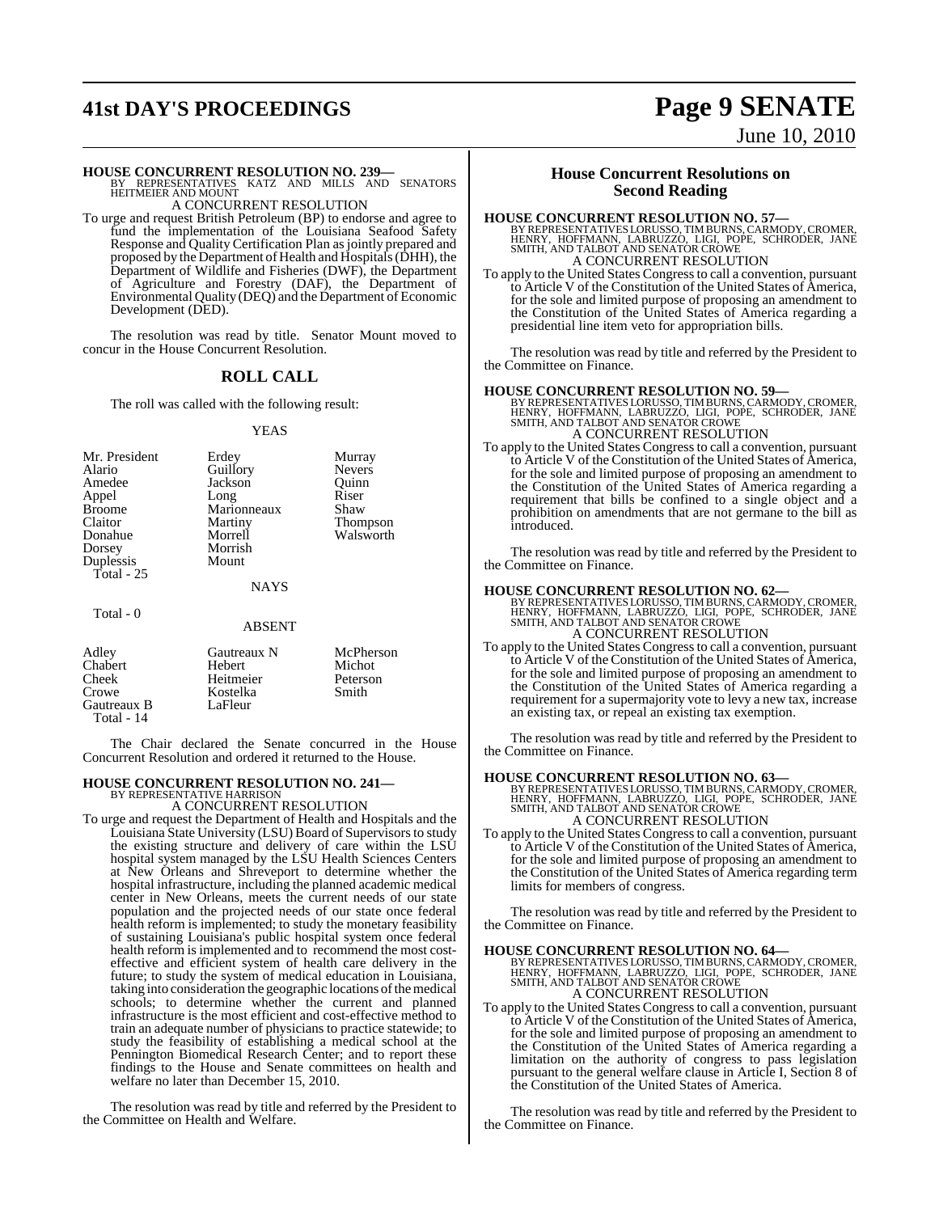**HOUSE CONCURRENT RESOLUTION NO. 239—**
BY REPRESENTATIVES KATZ AND MILLS AND SENATORS HEITMEIER AND MOUNT

A CONCURRENT RESOLUTION

To urge and request British Petroleum (BP) to endorse and agree to fund the implementation of the Louisiana Seafood Safety Response and Quality Certification Plan as jointly prepared and proposed by the Department of Health and Hospitals (DHH), the Department of Wildlife and Fisheries (DWF), the Department of Agriculture and Forestry (DAF), the Department of Environmental Quality (DEQ) and the Department of Economic Development (DED).

The resolution was read by title. Senator Mount moved to concur in the House Concurrent Resolution.

## ROLL CALL

The roll was called with the following result:

YEAS

| | | |
|---|---|---|
| Mr. President | Erdey | Murray |
| Alario | Guillory | Nevers |
| Amedee | Jackson | Quinn |
| Appel | Long | Riser |
| Broome | Marionneaux | Shaw |
| Claitor | Martiny | Thompson |
| Donahue | Morrell | Walsworth |
| Dorsey | Morrish | |
| Duplessis | Mount | |

Total - 25

NAYS

Total - 0

ABSENT

| | | |
|---|---|---|
| Adley | Gautreaux N | McPherson |
| Chabert | Hebert | Michot |
| Cheek | Heitmeier | Peterson |
| Crowe | Kostelka | Smith |
| Gautreaux B | LaFleur | |

Total - 14

The Chair declared the Senate concurred in the House Concurrent Resolution and ordered it returned to the House.

**HOUSE CONCURRENT RESOLUTION NO. 241—**
BY REPRESENTATIVE HARRISON

A CONCURRENT RESOLUTION

To urge and request the Department of Health and Hospitals and the Louisiana State University (LSU) Board of Supervisors to study the existing structure and delivery of care within the LSU hospital system managed by the LSU Health Sciences Centers at New Orleans and Shreveport to determine whether the hospital infrastructure, including the planned academic medical center in New Orleans, meets the current needs of our state population and the projected needs of our state once federal health reform is implemented; to study the monetary feasibility of sustaining Louisiana's public hospital system once federal health reform is implemented and to recommend the most cost-effective and efficient system of health care delivery in the future; to study the system of medical education in Louisiana, taking into consideration the geographic locations of the medical schools; to determine whether the current and planned infrastructure is the most efficient and cost-effective method to train an adequate number of physicians to practice statewide; to study the feasibility of establishing a medical school at the Pennington Biomedical Research Center; and to report these findings to the House and Senate committees on health and welfare no later than December 15, 2010.

The resolution was read by title and referred by the President to the Committee on Health and Welfare.

## House Concurrent Resolutions on Second Reading

**HOUSE CONCURRENT RESOLUTION NO. 57—**
BY REPRESENTATIVES LORUSSO, TIM BURNS, CARMODY, CROMER, HENRY, HOFFMANN, LABRUZZO, LIGI, POPE, SCHRODER, JANE SMITH, AND TALBOT AND SENATOR CROWE

A CONCURRENT RESOLUTION

To apply to the United States Congress to call a convention, pursuant to Article V of the Constitution of the United States of America, for the sole and limited purpose of proposing an amendment to the Constitution of the United States of America regarding a presidential line item veto for appropriation bills.

The resolution was read by title and referred by the President to the Committee on Finance.

**HOUSE CONCURRENT RESOLUTION NO. 59—**
BY REPRESENTATIVES LORUSSO, TIM BURNS, CARMODY, CROMER, HENRY, HOFFMANN, LABRUZZO, LIGI, POPE, SCHRODER, JANE SMITH, AND TALBOT AND SENATOR CROWE

A CONCURRENT RESOLUTION

To apply to the United States Congress to call a convention, pursuant to Article V of the Constitution of the United States of America, for the sole and limited purpose of proposing an amendment to the Constitution of the United States of America regarding a requirement that bills be confined to a single object and a prohibition on amendments that are not germane to the bill as introduced.

The resolution was read by title and referred by the President to the Committee on Finance.

**HOUSE CONCURRENT RESOLUTION NO. 62—**
BY REPRESENTATIVES LORUSSO, TIM BURNS, CARMODY, CROMER, HENRY, HOFFMANN, LABRUZZO, LIGI, POPE, SCHRODER, JANE SMITH, AND TALBOT AND SENATOR CROWE

A CONCURRENT RESOLUTION

To apply to the United States Congress to call a convention, pursuant to Article V of the Constitution of the United States of America, for the sole and limited purpose of proposing an amendment to the Constitution of the United States of America regarding a requirement for a supermajority vote to levy a new tax, increase an existing tax, or repeal an existing tax exemption.

The resolution was read by title and referred by the President to the Committee on Finance.

**HOUSE CONCURRENT RESOLUTION NO. 63—**
BY REPRESENTATIVES LORUSSO, TIM BURNS, CARMODY, CROMER, HENRY, HOFFMANN, LABRUZZO, LIGI, POPE, SCHRODER, JANE SMITH, AND TALBOT AND SENATOR CROWE

A CONCURRENT RESOLUTION

To apply to the United States Congress to call a convention, pursuant to Article V of the Constitution of the United States of America, for the sole and limited purpose of proposing an amendment to the Constitution of the United States of America regarding term limits for members of congress.

The resolution was read by title and referred by the President to the Committee on Finance.

**HOUSE CONCURRENT RESOLUTION NO. 64—**
BY REPRESENTATIVES LORUSSO, TIM BURNS, CARMODY, CROMER, HENRY, HOFFMANN, LABRUZZO, LIGI, POPE, SCHRODER, JANE SMITH, AND TALBOT AND SENATOR CROWE

A CONCURRENT RESOLUTION

To apply to the United States Congress to call a convention, pursuant to Article V of the Constitution of the United States of America, for the sole and limited purpose of proposing an amendment to the Constitution of the United States of America regarding a limitation on the authority of congress to pass legislation pursuant to the general welfare clause in Article I, Section 8 of the Constitution of the United States of America.

The resolution was read by title and referred by the President to the Committee on Finance.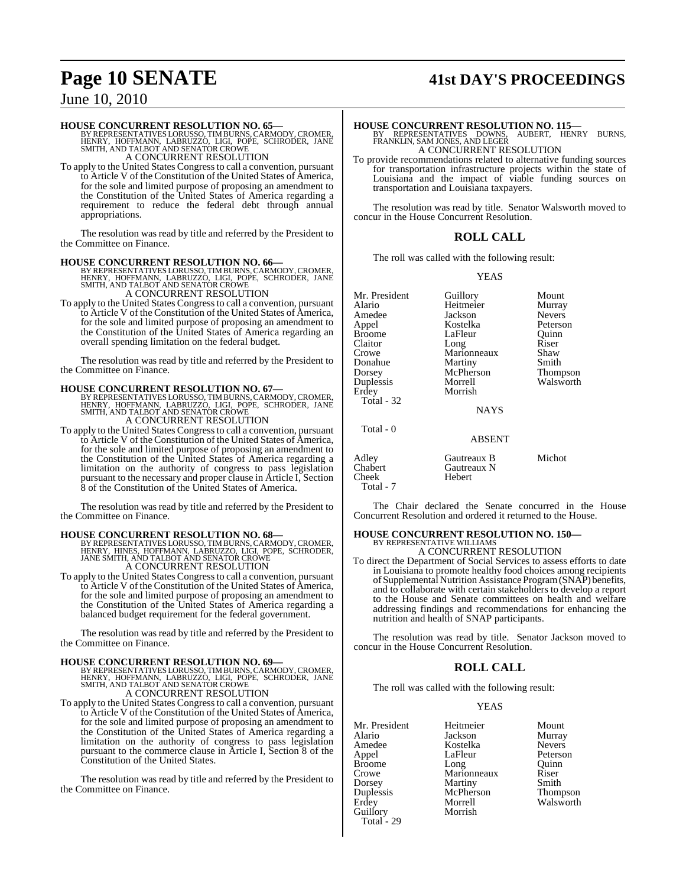**HOUSE CONCURRENT RESOLUTION NO. 65—**
BY REPRESENTATIVES LORUSSO, TIM BURNS, CARMODY, CROMER, HENRY, HOFFMANN, LABRUZZO, LIGI, POPE, SCHRODER, JANE SMITH, AND TALBOT AND SENATOR CROWE

A CONCURRENT RESOLUTION

To apply to the United States Congress to call a convention, pursuant to Article V of the Constitution of the United States of America, for the sole and limited purpose of proposing an amendment to the Constitution of the United States of America regarding a requirement to reduce the federal debt through annual appropriations.

The resolution was read by title and referred by the President to the Committee on Finance.

**HOUSE CONCURRENT RESOLUTION NO. 66—**
BY REPRESENTATIVES LORUSSO, TIM BURNS, CARMODY, CROMER, HENRY, HOFFMANN, LABRUZZO, LIGI, POPE, SCHRODER, JANE SMITH, AND TALBOT AND SENATOR CROWE

A CONCURRENT RESOLUTION

To apply to the United States Congress to call a convention, pursuant to Article V of the Constitution of the United States of America, for the sole and limited purpose of proposing an amendment to the Constitution of the United States of America regarding an overall spending limitation on the federal budget.

The resolution was read by title and referred by the President to the Committee on Finance.

**HOUSE CONCURRENT RESOLUTION NO. 67—**
BY REPRESENTATIVES LORUSSO, TIM BURNS, CARMODY, CROMER, HENRY, HOFFMANN, LABRUZZO, LIGI, POPE, SCHRODER, JANE SMITH, AND TALBOT AND SENATOR CROWE

A CONCURRENT RESOLUTION

To apply to the United States Congress to call a convention, pursuant to Article V of the Constitution of the United States of America, for the sole and limited purpose of proposing an amendment to the Constitution of the United States of America regarding a limitation on the authority of congress to pass legislation pursuant to the necessary and proper clause in Article I, Section 8 of the Constitution of the United States of America.

The resolution was read by title and referred by the President to the Committee on Finance.

**HOUSE CONCURRENT RESOLUTION NO. 68—**
BY REPRESENTATIVES LORUSSO, TIM BURNS, CARMODY, CROMER, HENRY, HINES, HOFFMANN, LABRUZZO, LIGI, POPE, SCHRODER, JANE SMITH, AND TALBOT AND SENATOR CROWE

A CONCURRENT RESOLUTION

To apply to the United States Congress to call a convention, pursuant to Article V of the Constitution of the United States of America, for the sole and limited purpose of proposing an amendment to the Constitution of the United States of America regarding a balanced budget requirement for the federal government.

The resolution was read by title and referred by the President to the Committee on Finance.

**HOUSE CONCURRENT RESOLUTION NO. 69—**
BY REPRESENTATIVES LORUSSO, TIM BURNS, CARMODY, CROMER, HENRY, HOFFMANN, LABRUZZO, LIGI, POPE, SCHRODER, JANE SMITH, AND TALBOT AND SENATOR CROWE

A CONCURRENT RESOLUTION

To apply to the United States Congress to call a convention, pursuant to Article V of the Constitution of the United States of America, for the sole and limited purpose of proposing an amendment to the Constitution of the United States of America regarding a limitation on the authority of congress to pass legislation pursuant to the commerce clause in Article I, Section 8 of the Constitution of the United States.

The resolution was read by title and referred by the President to the Committee on Finance.

**HOUSE CONCURRENT RESOLUTION NO. 115—**
BY REPRESENTATIVES DOWNS, AUBERT, HENRY BURNS, FRANKLIN, SAM JONES, AND LEGER

A CONCURRENT RESOLUTION

To provide recommendations related to alternative funding sources for transportation infrastructure projects within the state of Louisiana and the impact of viable funding sources on transportation and Louisiana taxpayers.

The resolution was read by title. Senator Walsworth moved to concur in the House Concurrent Resolution.

## ROLL CALL

The roll was called with the following result:

YEAS

| | | |
|---|---|---|
| Mr. President | Guillory | Mount |
| Alario | Heitmeier | Murray |
| Amedee | Jackson | Nevers |
| Appel | Kostelka | Peterson |
| Broome | LaFleur | Quinn |
| Claitor | Long | Riser |
| Crowe | Marionneaux | Shaw |
| Donahue | Martiny | Smith |
| Dorsey | McPherson | Thompson |
| Duplessis | Morrell | Walsworth |
| Erdey | Morrish | |

Total - 32

NAYS

Total - 0

ABSENT

| | | |
|---|---|---|
| Adley | Gautreaux B | Michot |
| Chabert | Gautreaux N | |
| Cheek | Hebert | |

Total - 7

The Chair declared the Senate concurred in the House Concurrent Resolution and ordered it returned to the House.

**HOUSE CONCURRENT RESOLUTION NO. 150—**
BY REPRESENTATIVE WILLIAMS

A CONCURRENT RESOLUTION

To direct the Department of Social Services to assess efforts to date in Louisiana to promote healthy food choices among recipients of Supplemental Nutrition Assistance Program (SNAP) benefits, and to collaborate with certain stakeholders to develop a report to the House and Senate committees on health and welfare addressing findings and recommendations for enhancing the nutrition and health of SNAP participants.

The resolution was read by title. Senator Jackson moved to concur in the House Concurrent Resolution.

## ROLL CALL

The roll was called with the following result:

YEAS

| | | |
|---|---|---|
| Mr. President | Heitmeier | Mount |
| Alario | Jackson | Murray |
| Amedee | Kostelka | Nevers |
| Appel | LaFleur | Peterson |
| Broome | Long | Quinn |
| Crowe | Marionneaux | Riser |
| Dorsey | Martiny | Smith |
| Duplessis | McPherson | Thompson |
| Erdey | Morrell | Walsworth |
| Guillory | Morrish | |

Total - 29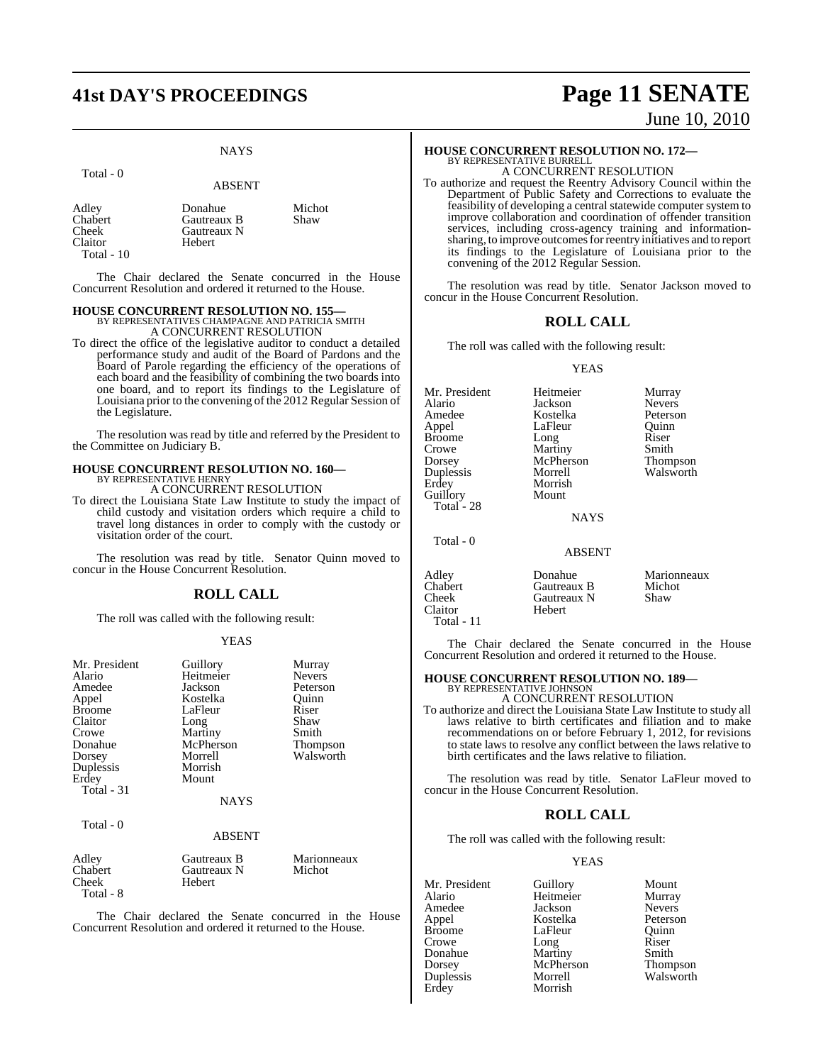NAYS

Total - 0

ABSENT

| | | |
|---|---|---|
| Adley | Donahue | Michot |
| Chabert | Gautreaux B | Shaw |
| Cheek | Gautreaux N | |
| Claitor | Hebert | |

Total - 10

The Chair declared the Senate concurred in the House Concurrent Resolution and ordered it returned to the House.

**HOUSE CONCURRENT RESOLUTION NO. 155—**
BY REPRESENTATIVES CHAMPAGNE AND PATRICIA SMITH
A CONCURRENT RESOLUTION

To direct the office of the legislative auditor to conduct a detailed performance study and audit of the Board of Pardons and the Board of Parole regarding the efficiency of the operations of each board and the feasibility of combining the two boards into one board, and to report its findings to the Legislature of Louisiana prior to the convening of the 2012 Regular Session of the Legislature.

The resolution was read by title and referred by the President to the Committee on Judiciary B.

**HOUSE CONCURRENT RESOLUTION NO. 160—**
BY REPRESENTATIVE HENRY
A CONCURRENT RESOLUTION

To direct the Louisiana State Law Institute to study the impact of child custody and visitation orders which require a child to travel long distances in order to comply with the custody or visitation order of the court.

The resolution was read by title. Senator Quinn moved to concur in the House Concurrent Resolution.

## ROLL CALL

The roll was called with the following result:

YEAS

| | | |
|---|---|---|
| Mr. President | Guillory | Murray |
| Alario | Heitmeier | Nevers |
| Amedee | Jackson | Peterson |
| Appel | Kostelka | Quinn |
| Broome | LaFleur | Riser |
| Claitor | Long | Shaw |
| Crowe | Martiny | Smith |
| Donahue | McPherson | Thompson |
| Dorsey | Morrell | Walsworth |
| Duplessis | Morrish | |
| Erdey | Mount | |

Total - 31

NAYS

Total - 0

ABSENT

| | | |
|---|---|---|
| Adley | Gautreaux B | Marionneaux |
| Chabert | Gautreaux N | Michot |
| Cheek | Hebert | |

Total - 8

The Chair declared the Senate concurred in the House Concurrent Resolution and ordered it returned to the House.

**HOUSE CONCURRENT RESOLUTION NO. 172—**
BY REPRESENTATIVE BURRELL
A CONCURRENT RESOLUTION

To authorize and request the Reentry Advisory Council within the Department of Public Safety and Corrections to evaluate the feasibility of developing a central statewide computer system to improve collaboration and coordination of offender transition services, including cross-agency training and information-sharing, to improve outcomes for reentry initiatives and to report its findings to the Legislature of Louisiana prior to the convening of the 2012 Regular Session.

The resolution was read by title. Senator Jackson moved to concur in the House Concurrent Resolution.

## ROLL CALL

The roll was called with the following result:

YEAS

| | | |
|---|---|---|
| Mr. President | Heitmeier | Murray |
| Alario | Jackson | Nevers |
| Amedee | Kostelka | Peterson |
| Appel | LaFleur | Quinn |
| Broome | Long | Riser |
| Crowe | Martiny | Smith |
| Dorsey | McPherson | Thompson |
| Duplessis | Morrell | Walsworth |
| Erdey | Morrish | |
| Guillory | Mount | |

Total - 28

NAYS

Total - 0

ABSENT

| | | |
|---|---|---|
| Adley | Donahue | Marionneaux |
| Chabert | Gautreaux B | Michot |
| Cheek | Gautreaux N | Shaw |
| Claitor | Hebert | |

Total - 11

The Chair declared the Senate concurred in the House Concurrent Resolution and ordered it returned to the House.

**HOUSE CONCURRENT RESOLUTION NO. 189—**
BY REPRESENTATIVE JOHNSON
A CONCURRENT RESOLUTION

To authorize and direct the Louisiana State Law Institute to study all laws relative to birth certificates and filiation and to make recommendations on or before February 1, 2012, for revisions to state laws to resolve any conflict between the laws relative to birth certificates and the laws relative to filiation.

The resolution was read by title. Senator LaFleur moved to concur in the House Concurrent Resolution.

## ROLL CALL

The roll was called with the following result:

YEAS

| | | |
|---|---|---|
| Mr. President | Guillory | Mount |
| Alario | Heitmeier | Murray |
| Amedee | Jackson | Nevers |
| Appel | Kostelka | Peterson |
| Broome | LaFleur | Quinn |
| Crowe | Long | Riser |
| Donahue | Martiny | Smith |
| Dorsey | McPherson | Thompson |
| Duplessis | Morrell | Walsworth |
| Erdey | Morrish | |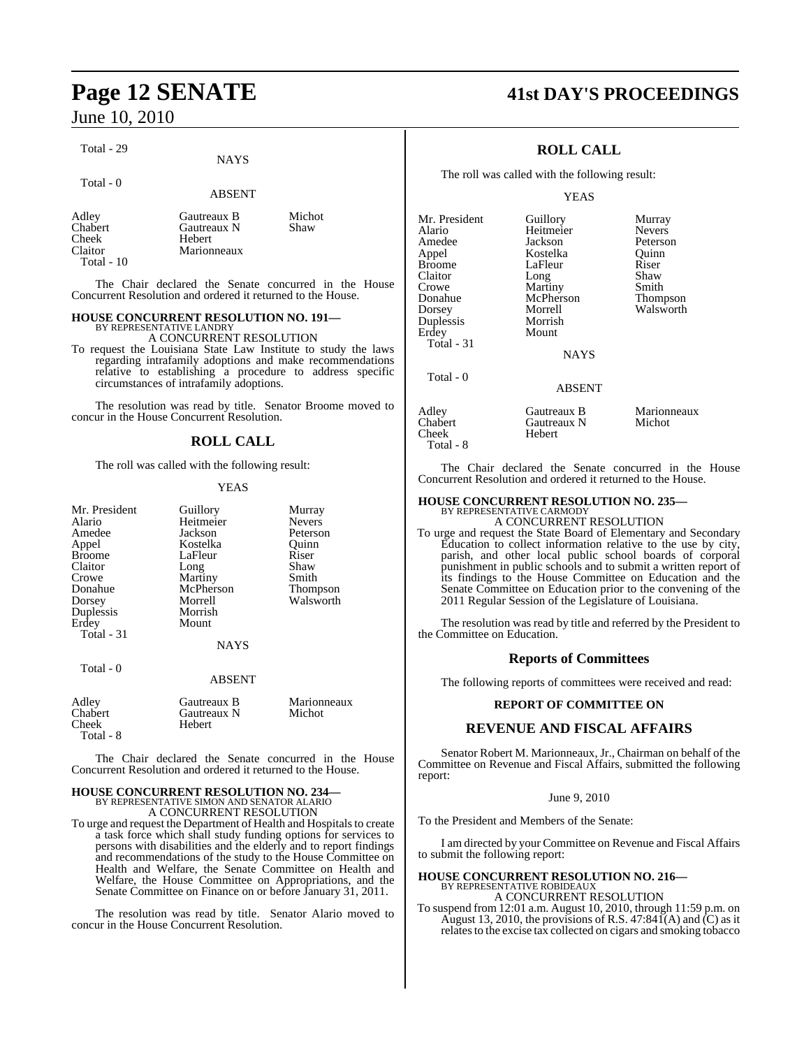Total - 29

NAYS

Total - 0

ABSENT

| | | |
|---|---|---|
| Adley | Gautreaux B | Michot |
| Chabert | Gautreaux N | Shaw |
| Cheek | Hebert | |
| Claitor | Marionneaux | |

Total - 10

The Chair declared the Senate concurred in the House Concurrent Resolution and ordered it returned to the House.

**HOUSE CONCURRENT RESOLUTION NO. 191—**
BY REPRESENTATIVE LANDRY

A CONCURRENT RESOLUTION

To request the Louisiana State Law Institute to study the laws regarding intrafamily adoptions and make recommendations relative to establishing a procedure to address specific circumstances of intrafamily adoptions.

The resolution was read by title. Senator Broome moved to concur in the House Concurrent Resolution.

## ROLL CALL

The roll was called with the following result:

YEAS

| | | |
|---|---|---|
| Mr. President | Guillory | Murray |
| Alario | Heitmeier | Nevers |
| Amedee | Jackson | Peterson |
| Appel | Kostelka | Quinn |
| Broome | LaFleur | Riser |
| Claitor | Long | Shaw |
| Crowe | Martiny | Smith |
| Donahue | McPherson | Thompson |
| Dorsey | Morrell | Walsworth |
| Duplessis | Morrish | |
| Erdey | Mount | |

Total - 31

NAYS

Total - 0

ABSENT

| | | |
|---|---|---|
| Adley | Gautreaux B | Marionneaux |
| Chabert | Gautreaux N | Michot |
| Cheek | Hebert | |

Total - 8

The Chair declared the Senate concurred in the House Concurrent Resolution and ordered it returned to the House.

**HOUSE CONCURRENT RESOLUTION NO. 234—**
BY REPRESENTATIVE SIMON AND SENATOR ALARIO

A CONCURRENT RESOLUTION

To urge and request the Department of Health and Hospitals to create a task force which shall study funding options for services to persons with disabilities and the elderly and to report findings and recommendations of the study to the House Committee on Health and Welfare, the Senate Committee on Health and Welfare, the House Committee on Appropriations, and the Senate Committee on Finance on or before January 31, 2011.

The resolution was read by title. Senator Alario moved to concur in the House Concurrent Resolution.

## ROLL CALL

The roll was called with the following result:

YEAS

| | | |
|---|---|---|
| Mr. President | Guillory | Murray |
| Alario | Heitmeier | Nevers |
| Amedee | Jackson | Peterson |
| Appel | Kostelka | Quinn |
| Broome | LaFleur | Riser |
| Claitor | Long | Shaw |
| Crowe | Martiny | Smith |
| Donahue | McPherson | Thompson |
| Dorsey | Morrell | Walsworth |
| Duplessis | Morrish | |
| Erdey | Mount | |

Total - 31

NAYS

Total - 0

ABSENT

| | | |
|---|---|---|
| Adley | Gautreaux B | Marionneaux |
| Chabert | Gautreaux N | Michot |
| Cheek | Hebert | |

Total - 8

The Chair declared the Senate concurred in the House Concurrent Resolution and ordered it returned to the House.

**HOUSE CONCURRENT RESOLUTION NO. 235—**
BY REPRESENTATIVE CARMODY

A CONCURRENT RESOLUTION

To urge and request the State Board of Elementary and Secondary Education to collect information relative to the use by city, parish, and other local public school boards of corporal punishment in public schools and to submit a written report of its findings to the House Committee on Education and the Senate Committee on Education prior to the convening of the 2011 Regular Session of the Legislature of Louisiana.

The resolution was read by title and referred by the President to the Committee on Education.

## Reports of Committees

The following reports of committees were received and read:

**REPORT OF COMMITTEE ON**

## REVENUE AND FISCAL AFFAIRS

Senator Robert M. Marionneaux, Jr., Chairman on behalf of the Committee on Revenue and Fiscal Affairs, submitted the following report:

June 9, 2010

To the President and Members of the Senate:

I am directed by your Committee on Revenue and Fiscal Affairs to submit the following report:

**HOUSE CONCURRENT RESOLUTION NO. 216—**
BY REPRESENTATIVE ROBIDEAUX

A CONCURRENT RESOLUTION

To suspend from 12:01 a.m. August 10, 2010, through 11:59 p.m. on August 13, 2010, the provisions of R.S. 47:841(A) and (C) as it relates to the excise tax collected on cigars and smoking tobacco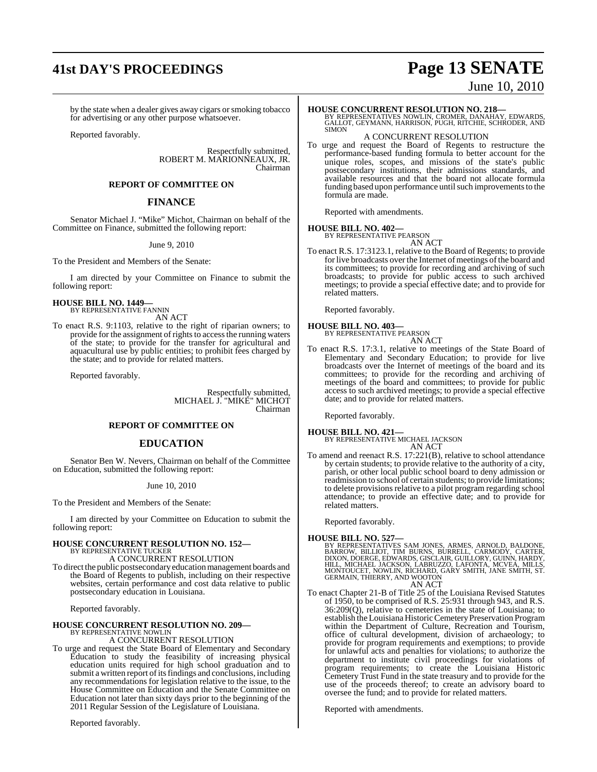by the state when a dealer gives away cigars or smoking tobacco for advertising or any other purpose whatsoever.

Reported favorably.

Respectfully submitted,
ROBERT M. MARIONNEAUX, JR.
Chairman

### REPORT OF COMMITTEE ON

## FINANCE

Senator Michael J. "Mike" Michot, Chairman on behalf of the Committee on Finance, submitted the following report:

June 9, 2010

To the President and Members of the Senate:

I am directed by your Committee on Finance to submit the following report:

**HOUSE BILL NO. 1449—**
BY REPRESENTATIVE FANNIN
AN ACT

To enact R.S. 9:1103, relative to the right of riparian owners; to provide for the assignment of rights to access the running waters of the state; to provide for the transfer for agricultural and aquacultural use by public entities; to prohibit fees charged by the state; and to provide for related matters.

Reported favorably.

Respectfully submitted,
MICHAEL J. "MIKE" MICHOT
Chairman

### REPORT OF COMMITTEE ON

## EDUCATION

Senator Ben W. Nevers, Chairman on behalf of the Committee on Education, submitted the following report:

June 10, 2010

To the President and Members of the Senate:

I am directed by your Committee on Education to submit the following report:

**HOUSE CONCURRENT RESOLUTION NO. 152—**
BY REPRESENTATIVE TUCKER
A CONCURRENT RESOLUTION

To direct the public postsecondary education management boards and the Board of Regents to publish, including on their respective websites, certain performance and cost data relative to public postsecondary education in Louisiana.

Reported favorably.

**HOUSE CONCURRENT RESOLUTION NO. 209—**
BY REPRESENTATIVE NOWLIN
A CONCURRENT RESOLUTION

To urge and request the State Board of Elementary and Secondary Education to study the feasibility of increasing physical education units required for high school graduation and to submit a written report of its findings and conclusions, including any recommendations for legislation relative to the issue, to the House Committee on Education and the Senate Committee on Education not later than sixty days prior to the beginning of the 2011 Regular Session of the Legislature of Louisiana.

Reported favorably.

**HOUSE CONCURRENT RESOLUTION NO. 218—**
BY REPRESENTATIVES NOWLIN, CROMER, DANAHAY, EDWARDS, GALLOT, GEYMANN, HARRISON, PUGH, RITCHIE, SCHRODER, AND SIMON
A CONCURRENT RESOLUTION

To urge and request the Board of Regents to restructure the performance-based funding formula to better account for the unique roles, scopes, and missions of the state's public postsecondary institutions, their admissions standards, and available resources and that the board not allocate formula funding based upon performance until such improvements to the formula are made.

Reported with amendments.

**HOUSE BILL NO. 402—**
BY REPRESENTATIVE PEARSON
AN ACT

To enact R.S. 17:3123.1, relative to the Board of Regents; to provide for live broadcasts over the Internet of meetings of the board and its committees; to provide for recording and archiving of such broadcasts; to provide for public access to such archived meetings; to provide a special effective date; and to provide for related matters.

Reported favorably.

**HOUSE BILL NO. 403—**
BY REPRESENTATIVE PEARSON
AN ACT

To enact R.S. 17:3.1, relative to meetings of the State Board of Elementary and Secondary Education; to provide for live broadcasts over the Internet of meetings of the board and its committees; to provide for the recording and archiving of meetings of the board and committees; to provide for public access to such archived meetings; to provide a special effective date; and to provide for related matters.

Reported favorably.

**HOUSE BILL NO. 421—**
BY REPRESENTATIVE MICHAEL JACKSON
AN ACT

To amend and reenact R.S. 17:221(B), relative to school attendance by certain students; to provide relative to the authority of a city, parish, or other local public school board to deny admission or readmission to school of certain students; to provide limitations; to delete provisions relative to a pilot program regarding school attendance; to provide an effective date; and to provide for related matters.

Reported favorably.

**HOUSE BILL NO. 527—**
BY REPRESENTATIVES SAM JONES, ARMES, ARNOLD, BALDONE, BARROW, BILLIOT, TIM BURNS, BURRELL, CARMODY, CARTER, DIXON, DOERGE, EDWARDS, GISCLAIR, GUILLORY, GUINN, HARDY, HILL, MICHAEL JACKSON, LABRUZZO, LAFONTA, MCVEA, MILLS, MONTOUCET, NOWLIN, RICHARD, GARY SMITH, JANE SMITH, ST. GERMAIN, THIERRY, AND WOOTON
AN ACT

To enact Chapter 21-B of Title 25 of the Louisiana Revised Statutes of 1950, to be comprised of R.S. 25:931 through 943, and R.S. 36:209(Q), relative to cemeteries in the state of Louisiana; to establish the Louisiana Historic Cemetery Preservation Program within the Department of Culture, Recreation and Tourism, office of cultural development, division of archaeology; to provide for program requirements and exemptions; to provide for unlawful acts and penalties for violations; to authorize the department to institute civil proceedings for violations of program requirements; to create the Louisiana Historic Cemetery Trust Fund in the state treasury and to provide for the use of the proceeds thereof; to create an advisory board to oversee the fund; and to provide for related matters.

Reported with amendments.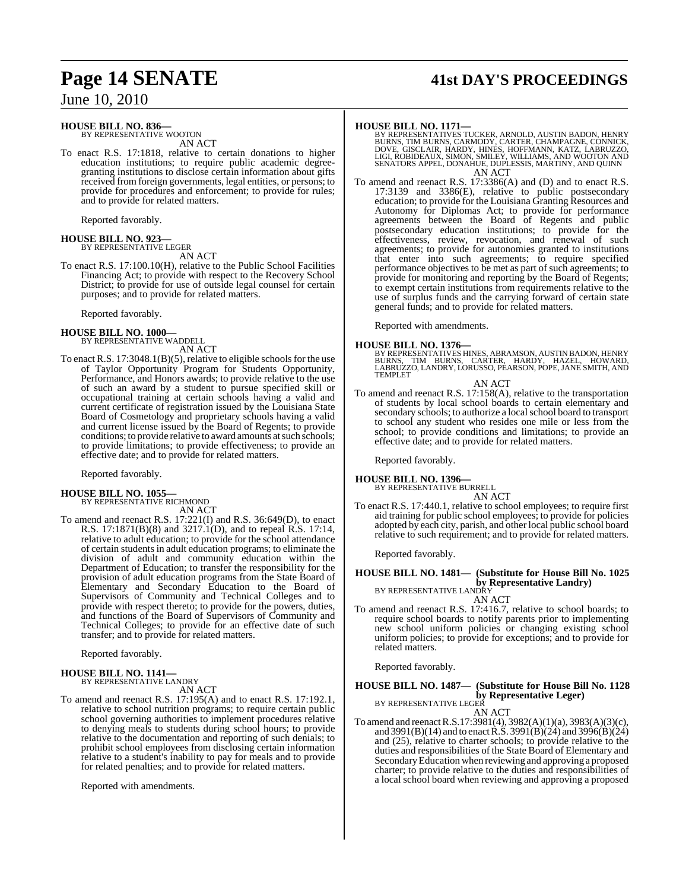**HOUSE BILL NO. 836—**
BY REPRESENTATIVE WOOTON

AN ACT

To enact R.S. 17:1818, relative to certain donations to higher education institutions; to require public academic degree-granting institutions to disclose certain information about gifts received from foreign governments, legal entities, or persons; to provide for procedures and enforcement; to provide for rules; and to provide for related matters.

Reported favorably.

**HOUSE BILL NO. 923—**
BY REPRESENTATIVE LEGER

AN ACT

To enact R.S. 17:100.10(H), relative to the Public School Facilities Financing Act; to provide with respect to the Recovery School District; to provide for use of outside legal counsel for certain purposes; and to provide for related matters.

Reported favorably.

**HOUSE BILL NO. 1000—**
BY REPRESENTATIVE WADDELL

AN ACT

To enact R.S. 17:3048.1(B)(5), relative to eligible schools for the use of Taylor Opportunity Program for Students Opportunity, Performance, and Honors awards; to provide relative to the use of such an award by a student to pursue specified skill or occupational training at certain schools having a valid and current certificate of registration issued by the Louisiana State Board of Cosmetology and proprietary schools having a valid and current license issued by the Board of Regents; to provide conditions; to provide relative to award amounts at such schools; to provide limitations; to provide effectiveness; to provide an effective date; and to provide for related matters.

Reported favorably.

**HOUSE BILL NO. 1055—**
BY REPRESENTATIVE RICHMOND

AN ACT

To amend and reenact R.S. 17:221(I) and R.S. 36:649(D), to enact R.S. 17:1871(B)(8) and 3217.1(D), and to repeal R.S. 17:14, relative to adult education; to provide for the school attendance of certain students in adult education programs; to eliminate the division of adult and community education within the Department of Education; to transfer the responsibility for the provision of adult education programs from the State Board of Elementary and Secondary Education to the Board of Supervisors of Community and Technical Colleges and to provide with respect thereto; to provide for the powers, duties, and functions of the Board of Supervisors of Community and Technical Colleges; to provide for an effective date of such transfer; and to provide for related matters.

Reported favorably.

**HOUSE BILL NO. 1141—**
BY REPRESENTATIVE LANDRY

AN ACT

To amend and reenact R.S. 17:195(A) and to enact R.S. 17:192.1, relative to school nutrition programs; to require certain public school governing authorities to implement procedures relative to denying meals to students during school hours; to provide relative to the documentation and reporting of such denials; to prohibit school employees from disclosing certain information relative to a student's inability to pay for meals and to provide for related penalties; and to provide for related matters.

Reported with amendments.

**HOUSE BILL NO. 1171—**
BY REPRESENTATIVES TUCKER, ARNOLD, AUSTIN BADON, HENRY BURNS, TIM BURNS, CARMODY, CARTER, CHAMPAGNE, CONNICK, DOVE, GISCLAIR, HARDY, HINES, HOFFMANN, KATZ, LABRUZZO, LIGI, ROBIDEAUX, SIMON, SMILEY, WILLIAMS, AND WOOTON AND SENATORS APPEL, DONAHUE, DUPLESSIS, MARTINY, AND QUINN

AN ACT

To amend and reenact R.S. 17:3386(A) and (D) and to enact R.S. 17:3139 and 3386(E), relative to public postsecondary education; to provide for the Louisiana Granting Resources and Autonomy for Diplomas Act; to provide for performance agreements between the Board of Regents and public postsecondary education institutions; to provide for the effectiveness, review, revocation, and renewal of such agreements; to provide for autonomies granted to institutions that enter into such agreements; to require specified performance objectives to be met as part of such agreements; to provide for monitoring and reporting by the Board of Regents; to exempt certain institutions from requirements relative to the use of surplus funds and the carrying forward of certain state general funds; and to provide for related matters.

Reported with amendments.

**HOUSE BILL NO. 1376—**
BY REPRESENTATIVES HINES, ABRAMSON, AUSTIN BADON, HENRY BURNS, TIM BURNS, CARTER, HARDY, HAZEL, HOWARD, LABRUZZO, LANDRY, LORUSSO, PEARSON, POPE, JANE SMITH, AND TEMPLET

AN ACT

To amend and reenact R.S. 17:158(A), relative to the transportation of students by local school boards to certain elementary and secondary schools; to authorize a local school board to transport to school any student who resides one mile or less from the school; to provide conditions and limitations; to provide an effective date; and to provide for related matters.

Reported favorably.

**HOUSE BILL NO. 1396—**
BY REPRESENTATIVE BURRELL

AN ACT

To enact R.S. 17:440.1, relative to school employees; to require first aid training for public school employees; to provide for policies adopted by each city, parish, and other local public school board relative to such requirement; and to provide for related matters.

Reported favorably.

**HOUSE BILL NO. 1481— (Substitute for House Bill No. 1025 by Representative Landry)**
BY REPRESENTATIVE LANDRY

AN ACT

To amend and reenact R.S. 17:416.7, relative to school boards; to require school boards to notify parents prior to implementing new school uniform policies or changing existing school uniform policies; to provide for exceptions; and to provide for related matters.

Reported favorably.

**HOUSE BILL NO. 1487— (Substitute for House Bill No. 1128 by Representative Leger)**
BY REPRESENTATIVE LEGER

AN ACT

To amend and reenact R.S.17:3981(4), 3982(A)(1)(a), 3983(A)(3)(c), and 3991(B)(14) and to enact R.S. 3991(B)(24) and 3996(B)(24) and (25), relative to charter schools; to provide relative to the duties and responsibilities of the State Board of Elementary and Secondary Education when reviewing and approving a proposed charter; to provide relative to the duties and responsibilities of a local school board when reviewing and approving a proposed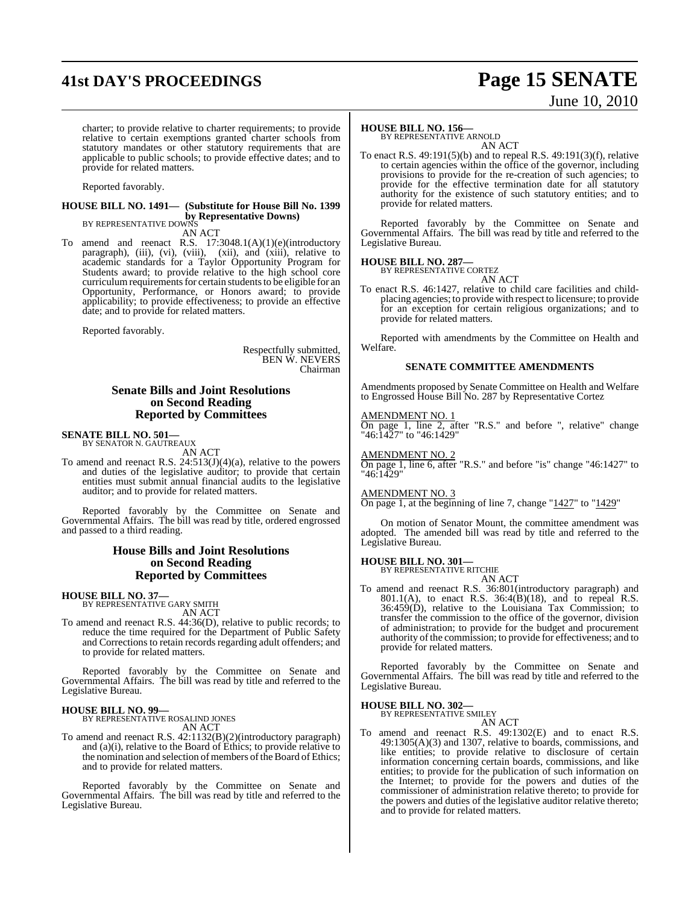charter; to provide relative to charter requirements; to provide relative to certain exemptions granted charter schools from statutory mandates or other statutory requirements that are applicable to public schools; to provide effective dates; and to provide for related matters.

Reported favorably.

**HOUSE BILL NO. 1491— (Substitute for House Bill No. 1399 by Representative Downs)**
BY REPRESENTATIVE DOWNS
AN ACT

To amend and reenact R.S. 17:3048.1(A)(1)(e)(introductory paragraph), (iii), (vi), (viii), (xii), and (xiii), relative to academic standards for a Taylor Opportunity Program for Students award; to provide relative to the high school core curriculum requirements for certain students to be eligible for an Opportunity, Performance, or Honors award; to provide applicability; to provide effectiveness; to provide an effective date; and to provide for related matters.

Reported favorably.

Respectfully submitted,
BEN W. NEVERS
Chairman

## Senate Bills and Joint Resolutions on Second Reading Reported by Committees

**SENATE BILL NO. 501—**
BY SENATOR N. GAUTREAUX
AN ACT

To amend and reenact R.S. 24:513(J)(4)(a), relative to the powers and duties of the legislative auditor; to provide that certain entities must submit annual financial audits to the legislative auditor; and to provide for related matters.

Reported favorably by the Committee on Senate and Governmental Affairs. The bill was read by title, ordered engrossed and passed to a third reading.

## House Bills and Joint Resolutions on Second Reading Reported by Committees

**HOUSE BILL NO. 37—**
BY REPRESENTATIVE GARY SMITH
AN ACT

To amend and reenact R.S. 44:36(D), relative to public records; to reduce the time required for the Department of Public Safety and Corrections to retain records regarding adult offenders; and to provide for related matters.

Reported favorably by the Committee on Senate and Governmental Affairs. The bill was read by title and referred to the Legislative Bureau.

**HOUSE BILL NO. 99—**
BY REPRESENTATIVE ROSALIND JONES
AN ACT

To amend and reenact R.S. 42:1132(B)(2)(introductory paragraph) and (a)(i), relative to the Board of Ethics; to provide relative to the nomination and selection of members of the Board of Ethics; and to provide for related matters.

Reported favorably by the Committee on Senate and Governmental Affairs. The bill was read by title and referred to the Legislative Bureau.

**HOUSE BILL NO. 156—**
BY REPRESENTATIVE ARNOLD
AN ACT

To enact R.S. 49:191(5)(b) and to repeal R.S. 49:191(3)(f), relative to certain agencies within the office of the governor, including provisions to provide for the re-creation of such agencies; to provide for the effective termination date for all statutory authority for the existence of such statutory entities; and to provide for related matters.

Reported favorably by the Committee on Senate and Governmental Affairs. The bill was read by title and referred to the Legislative Bureau.

**HOUSE BILL NO. 287—**
BY REPRESENTATIVE CORTEZ
AN ACT

To enact R.S. 46:1427, relative to child care facilities and child-placing agencies; to provide with respect to licensure; to provide for an exception for certain religious organizations; and to provide for related matters.

Reported with amendments by the Committee on Health and Welfare.

### SENATE COMMITTEE AMENDMENTS

Amendments proposed by Senate Committee on Health and Welfare to Engrossed House Bill No. 287 by Representative Cortez

AMENDMENT NO. 1
On page 1, line 2, after "R.S." and before ", relative" change "46:1427" to "46:1429"

AMENDMENT NO. 2
On page 1, line 6, after "R.S." and before "is" change "46:1427" to "46:1429"

AMENDMENT NO. 3
On page 1, at the beginning of line 7, change "1427" to "1429"

On motion of Senator Mount, the committee amendment was adopted. The amended bill was read by title and referred to the Legislative Bureau.

**HOUSE BILL NO. 301—**
BY REPRESENTATIVE RITCHIE
AN ACT

To amend and reenact R.S. 36:801(introductory paragraph) and 801.1(A), to enact R.S. 36:4(B)(18), and to repeal R.S. 36:459(D), relative to the Louisiana Tax Commission; to transfer the commission to the office of the governor, division of administration; to provide for the budget and procurement authority of the commission; to provide for effectiveness; and to provide for related matters.

Reported favorably by the Committee on Senate and Governmental Affairs. The bill was read by title and referred to the Legislative Bureau.

**HOUSE BILL NO. 302—**
BY REPRESENTATIVE SMILEY
AN ACT

To amend and reenact R.S. 49:1302(E) and to enact R.S. 49:1305(A)(3) and 1307, relative to boards, commissions, and like entities; to provide relative to disclosure of certain information concerning certain boards, commissions, and like entities; to provide for the publication of such information on the Internet; to provide for the powers and duties of the commissioner of administration relative thereto; to provide for the powers and duties of the legislative auditor relative thereto; and to provide for related matters.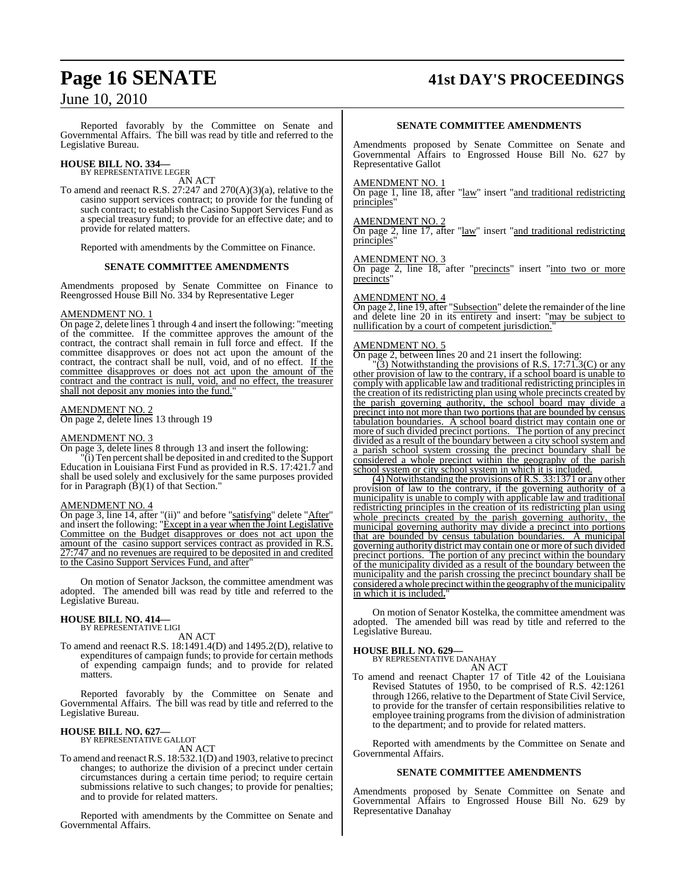Reported favorably by the Committee on Senate and Governmental Affairs. The bill was read by title and referred to the Legislative Bureau.

**HOUSE BILL NO. 334—**
BY REPRESENTATIVE LEGER

AN ACT

To amend and reenact R.S. 27:247 and 270(A)(3)(a), relative to the casino support services contract; to provide for the funding of such contract; to establish the Casino Support Services Fund as a special treasury fund; to provide for an effective date; and to provide for related matters.

Reported with amendments by the Committee on Finance.

**SENATE COMMITTEE AMENDMENTS**

Amendments proposed by Senate Committee on Finance to Reengrossed House Bill No. 334 by Representative Leger

AMENDMENT NO. 1
On page 2, delete lines 1 through 4 and insert the following: "meeting of the committee. If the committee approves the amount of the contract, the contract shall remain in full force and effect. If the committee disapproves or does not act upon the amount of the contract, the contract shall be null, void, and of no effect. If the committee disapproves or does not act upon the amount of the contract and the contract is null, void, and no effect, the treasurer shall not deposit any monies into the fund."

AMENDMENT NO. 2
On page 2, delete lines 13 through 19

AMENDMENT NO. 3
On page 3, delete lines 8 through 13 and insert the following:

"(i) Ten percent shall be deposited in and credited to the Support Education in Louisiana First Fund as provided in R.S. 17:421.7 and shall be used solely and exclusively for the same purposes provided for in Paragraph (B)(1) of that Section."

AMENDMENT NO. 4
On page 3, line 14, after "(ii)" and before "satisfying" delete "After" and insert the following: "Except in a year when the Joint Legislative Committee on the Budget disapproves or does not act upon the amount of the casino support services contract as provided in R.S. 27:747 and no revenues are required to be deposited in and credited to the Casino Support Services Fund, and after"

On motion of Senator Jackson, the committee amendment was adopted. The amended bill was read by title and referred to the Legislative Bureau.

**HOUSE BILL NO. 414—**
BY REPRESENTATIVE LIGI

AN ACT

To amend and reenact R.S. 18:1491.4(D) and 1495.2(D), relative to expenditures of campaign funds; to provide for certain methods of expending campaign funds; and to provide for related matters.

Reported favorably by the Committee on Senate and Governmental Affairs. The bill was read by title and referred to the Legislative Bureau.

**HOUSE BILL NO. 627—**
BY REPRESENTATIVE GALLOT

AN ACT

To amend and reenact R.S. 18:532.1(D) and 1903, relative to precinct changes; to authorize the division of a precinct under certain circumstances during a certain time period; to require certain submissions relative to such changes; to provide for penalties; and to provide for related matters.

Reported with amendments by the Committee on Senate and Governmental Affairs.

**SENATE COMMITTEE AMENDMENTS**

Amendments proposed by Senate Committee on Senate and Governmental Affairs to Engrossed House Bill No. 627 by Representative Gallot

AMENDMENT NO. 1
On page 1, line 18, after "law" insert "and traditional redistricting principles"

AMENDMENT NO. 2
On page 2, line 17, after "law" insert "and traditional redistricting principles"

AMENDMENT NO. 3
On page 2, line 18, after "precincts" insert "into two or more precincts"

AMENDMENT NO. 4
On page 2, line 19, after "Subsection" delete the remainder of the line and delete line 20 in its entirety and insert: "may be subject to nullification by a court of competent jurisdiction."

AMENDMENT NO. 5
On page 2, between lines 20 and 21 insert the following:

"(3) Notwithstanding the provisions of R.S. 17:71.3(C) or any other provision of law to the contrary, if a school board is unable to comply with applicable law and traditional redistricting principles in the creation of its redistricting plan using whole precincts created by the parish governing authority, the school board may divide a precinct into not more than two portions that are bounded by census tabulation boundaries. A school board district may contain one or more of such divided precinct portions. The portion of any precinct divided as a result of the boundary between a city school system and a parish school system crossing the precinct boundary shall be considered a whole precinct within the geography of the parish school system or city school system in which it is included.

(4) Notwithstanding the provisions of R.S. 33:1371 or any other provision of law to the contrary, if the governing authority of a municipality is unable to comply with applicable law and traditional redistricting principles in the creation of its redistricting plan using whole precincts created by the parish governing authority, the municipal governing authority may divide a precinct into portions that are bounded by census tabulation boundaries. A municipal governing authority district may contain one or more of such divided precinct portions. The portion of any precinct within the boundary of the municipality divided as a result of the boundary between the municipality and the parish crossing the precinct boundary shall be considered a whole precinct within the geography of the municipality in which it is included."

On motion of Senator Kostelka, the committee amendment was adopted. The amended bill was read by title and referred to the Legislative Bureau.

**HOUSE BILL NO. 629—**
BY REPRESENTATIVE DANAHAY

AN ACT

To amend and reenact Chapter 17 of Title 42 of the Louisiana Revised Statutes of 1950, to be comprised of R.S. 42:1261 through 1266, relative to the Department of State Civil Service, to provide for the transfer of certain responsibilities relative to employee training programs from the division of administration to the department; and to provide for related matters.

Reported with amendments by the Committee on Senate and Governmental Affairs.

**SENATE COMMITTEE AMENDMENTS**

Amendments proposed by Senate Committee on Senate and Governmental Affairs to Engrossed House Bill No. 629 by Representative Danahay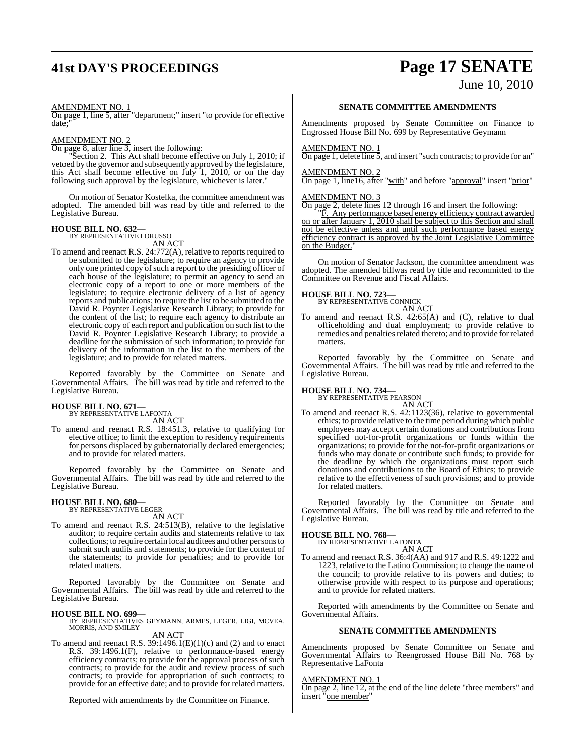AMENDMENT NO. 1

On page 1, line 5, after "department;" insert "to provide for effective date;"

AMENDMENT NO. 2

On page 8, after line 3, insert the following:

"Section 2. This Act shall become effective on July 1, 2010; if vetoed by the governor and subsequently approved by the legislature, this Act shall become effective on July 1, 2010, or on the day following such approval by the legislature, whichever is later."

On motion of Senator Kostelka, the committee amendment was adopted. The amended bill was read by title and referred to the Legislative Bureau.

**HOUSE BILL NO. 632—**
BY REPRESENTATIVE LORUSSO
AN ACT

To amend and reenact R.S. 24:772(A), relative to reports required to be submitted to the legislature; to require an agency to provide only one printed copy of such a report to the presiding officer of each house of the legislature; to permit an agency to send an electronic copy of a report to one or more members of the legislature; to require electronic delivery of a list of agency reports and publications; to require the list to be submitted to the David R. Poynter Legislative Research Library; to provide for the content of the list; to require each agency to distribute an electronic copy of each report and publication on such list to the David R. Poynter Legislative Research Library; to provide a deadline for the submission of such information; to provide for delivery of the information in the list to the members of the legislature; and to provide for related matters.

Reported favorably by the Committee on Senate and Governmental Affairs. The bill was read by title and referred to the Legislative Bureau.

**HOUSE BILL NO. 671—**
BY REPRESENTATIVE LAFONTA
AN ACT

To amend and reenact R.S. 18:451.3, relative to qualifying for elective office; to limit the exception to residency requirements for persons displaced by gubernatorially declared emergencies; and to provide for related matters.

Reported favorably by the Committee on Senate and Governmental Affairs. The bill was read by title and referred to the Legislative Bureau.

**HOUSE BILL NO. 680—**
BY REPRESENTATIVE LEGER
AN ACT

To amend and reenact R.S. 24:513(B), relative to the legislative auditor; to require certain audits and statements relative to tax collections; to require certain local auditees and other persons to submit such audits and statements; to provide for the content of the statements; to provide for penalties; and to provide for related matters.

Reported favorably by the Committee on Senate and Governmental Affairs. The bill was read by title and referred to the Legislative Bureau.

**HOUSE BILL NO. 699—**
BY REPRESENTATIVES GEYMANN, ARMES, LEGER, LIGI, MCVEA, MORRIS, AND SMILEY
AN ACT

To amend and reenact R.S. 39:1496.1(E)(1)(c) and (2) and to enact R.S. 39:1496.1(F), relative to performance-based energy efficiency contracts; to provide for the approval process of such contracts; to provide for the audit and review process of such contracts; to provide for appropriation of such contracts; to provide for an effective date; and to provide for related matters.

Reported with amendments by the Committee on Finance.

**SENATE COMMITTEE AMENDMENTS**

Amendments proposed by Senate Committee on Finance to Engrossed House Bill No. 699 by Representative Geymann

AMENDMENT NO. 1

On page 1, delete line 5, and insert "such contracts; to provide for an"

AMENDMENT NO. 2

On page 1, line16, after "with" and before "approval" insert "prior"

AMENDMENT NO. 3

On page 2, delete lines 12 through 16 and insert the following:

"F. Any performance based energy efficiency contract awarded on or after January 1, 2010 shall be subject to this Section and shall not be effective unless and until such performance based energy efficiency contract is approved by the Joint Legislative Committee on the Budget."

On motion of Senator Jackson, the committee amendment was adopted. The amended billwas read by title and recommitted to the Committee on Revenue and Fiscal Affairs.

**HOUSE BILL NO. 723—**
BY REPRESENTATIVE CONNICK
AN ACT

To amend and reenact R.S. 42:65(A) and (C), relative to dual officeholding and dual employment; to provide relative to remedies and penalties related thereto; and to provide for related matters.

Reported favorably by the Committee on Senate and Governmental Affairs. The bill was read by title and referred to the Legislative Bureau.

**HOUSE BILL NO. 734—**
BY REPRESENTATIVE PEARSON
AN ACT

To amend and reenact R.S. 42:1123(36), relative to governmental ethics; to provide relative to the time period during which public employees may accept certain donations and contributions from specified not-for-profit organizations or funds within the organizations; to provide for the not-for-profit organizations or funds who may donate or contribute such funds; to provide for the deadline by which the organizations must report such donations and contributions to the Board of Ethics; to provide relative to the effectiveness of such provisions; and to provide for related matters.

Reported favorably by the Committee on Senate and Governmental Affairs. The bill was read by title and referred to the Legislative Bureau.

**HOUSE BILL NO. 768—**
BY REPRESENTATIVE LAFONTA
AN ACT

To amend and reenact R.S. 36:4(AA) and 917 and R.S. 49:1222 and 1223, relative to the Latino Commission; to change the name of the council; to provide relative to its powers and duties; to otherwise provide with respect to its purpose and operations; and to provide for related matters.

Reported with amendments by the Committee on Senate and Governmental Affairs.

**SENATE COMMITTEE AMENDMENTS**

Amendments proposed by Senate Committee on Senate and Governmental Affairs to Reengrossed House Bill No. 768 by Representative LaFonta

AMENDMENT NO. 1

On page 2, line 12, at the end of the line delete "three members" and insert "one member"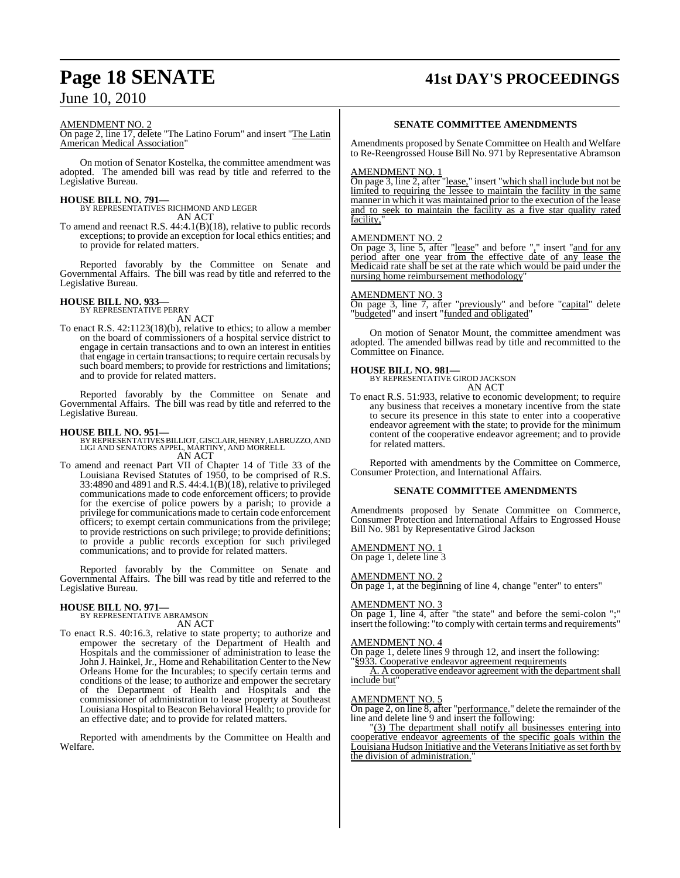AMENDMENT NO. 2

On page 2, line 17, delete "The Latino Forum" and insert "The Latin American Medical Association"

On motion of Senator Kostelka, the committee amendment was adopted. The amended bill was read by title and referred to the Legislative Bureau.

**HOUSE BILL NO. 791—**
BY REPRESENTATIVES RICHMOND AND LEGER
AN ACT

To amend and reenact R.S. 44:4.1(B)(18), relative to public records exceptions; to provide an exception for local ethics entities; and to provide for related matters.

Reported favorably by the Committee on Senate and Governmental Affairs. The bill was read by title and referred to the Legislative Bureau.

**HOUSE BILL NO. 933—**
BY REPRESENTATIVE PERRY
AN ACT

To enact R.S. 42:1123(18)(b), relative to ethics; to allow a member on the board of commissioners of a hospital service district to engage in certain transactions and to own an interest in entities that engage in certain transactions; to require certain recusals by such board members; to provide for restrictions and limitations; and to provide for related matters.

Reported favorably by the Committee on Senate and Governmental Affairs. The bill was read by title and referred to the Legislative Bureau.

**HOUSE BILL NO. 951—**
BY REPRESENTATIVES BILLIOT, GISCLAIR, HENRY, LABRUZZO, AND LIGI AND SENATORS APPEL, MARTINY, AND MORRELL
AN ACT

To amend and reenact Part VII of Chapter 14 of Title 33 of the Louisiana Revised Statutes of 1950, to be comprised of R.S. 33:4890 and 4891 and R.S. 44:4.1(B)(18), relative to privileged communications made to code enforcement officers; to provide for the exercise of police powers by a parish; to provide a privilege for communications made to certain code enforcement officers; to exempt certain communications from the privilege; to provide restrictions on such privilege; to provide definitions; to provide a public records exception for such privileged communications; and to provide for related matters.

Reported favorably by the Committee on Senate and Governmental Affairs. The bill was read by title and referred to the Legislative Bureau.

**HOUSE BILL NO. 971—**
BY REPRESENTATIVE ABRAMSON
AN ACT

To enact R.S. 40:16.3, relative to state property; to authorize and empower the secretary of the Department of Health and Hospitals and the commissioner of administration to lease the John J. Hainkel, Jr., Home and Rehabilitation Center to the New Orleans Home for the Incurables; to specify certain terms and conditions of the lease; to authorize and empower the secretary of the Department of Health and Hospitals and the commissioner of administration to lease property at Southeast Louisiana Hospital to Beacon Behavioral Health; to provide for an effective date; and to provide for related matters.

Reported with amendments by the Committee on Health and Welfare.

**SENATE COMMITTEE AMENDMENTS**

Amendments proposed by Senate Committee on Health and Welfare to Re-Reengrossed House Bill No. 971 by Representative Abramson

AMENDMENT NO. 1

On page 3, line 2, after "lease," insert "which shall include but not be limited to requiring the lessee to maintain the facility in the same manner in which it was maintained prior to the execution of the lease and to seek to maintain the facility as a five star quality rated facility,"

AMENDMENT NO. 2

On page 3, line 5, after "lease" and before "," insert "and for any period after one year from the effective date of any lease the Medicaid rate shall be set at the rate which would be paid under the nursing home reimbursement methodology"

AMENDMENT NO. 3

On page 3, line 7, after "previously" and before "capital" delete "budgeted" and insert "funded and obligated"

On motion of Senator Mount, the committee amendment was adopted. The amended billwas read by title and recommitted to the Committee on Finance.

**HOUSE BILL NO. 981—**
BY REPRESENTATIVE GIROD JACKSON
AN ACT

To enact R.S. 51:933, relative to economic development; to require any business that receives a monetary incentive from the state to secure its presence in this state to enter into a cooperative endeavor agreement with the state; to provide for the minimum content of the cooperative endeavor agreement; and to provide for related matters.

Reported with amendments by the Committee on Commerce, Consumer Protection, and International Affairs.

**SENATE COMMITTEE AMENDMENTS**

Amendments proposed by Senate Committee on Commerce, Consumer Protection and International Affairs to Engrossed House Bill No. 981 by Representative Girod Jackson

AMENDMENT NO. 1

On page 1, delete line 3

AMENDMENT NO. 2

On page 1, at the beginning of line 4, change "enter" to enters"

AMENDMENT NO. 3

On page 1, line 4, after "the state" and before the semi-colon ";" insert the following: "to comply with certain terms and requirements"

AMENDMENT NO. 4

On page 1, delete lines 9 through 12, and insert the following:

"§933. Cooperative endeavor agreement requirements

A. A cooperative endeavor agreement with the department shall include but"

AMENDMENT NO. 5

On page 2, on line 8, after "performance." delete the remainder of the line and delete line 9 and insert the following:

"(3) The department shall notify all businesses entering into cooperative endeavor agreements of the specific goals within the Louisiana Hudson Initiative and the Veterans Initiative as set forth by the division of administration."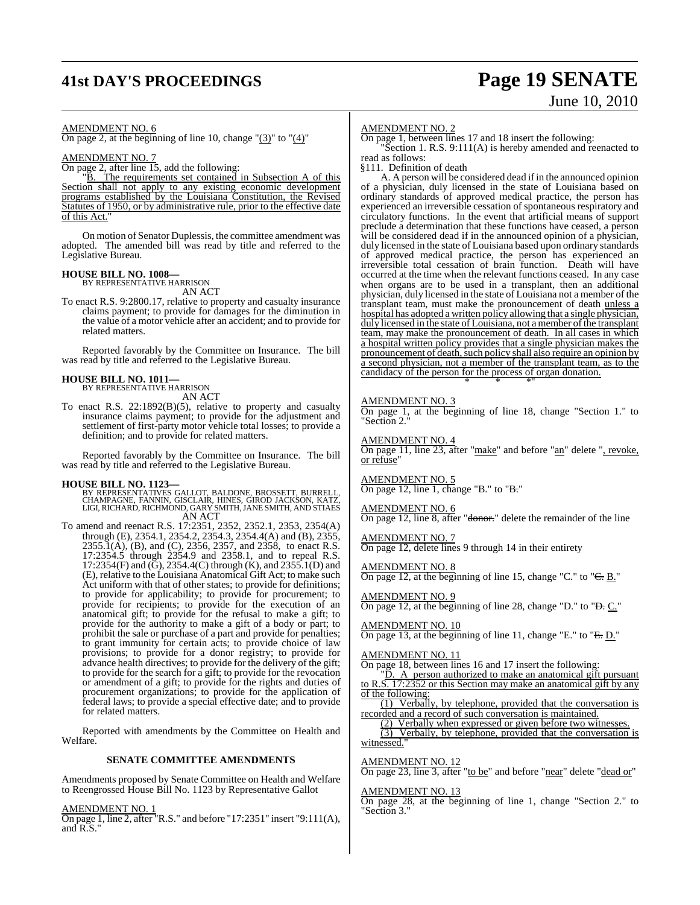AMENDMENT NO. 6

On page 2, at the beginning of line 10, change "(3)" to "(4)"

AMENDMENT NO. 7

On page 2, after line 15, add the following:

"B. The requirements set contained in Subsection A of this Section shall not apply to any existing economic development programs established by the Louisiana Constitution, the Revised Statutes of 1950, or by administrative rule, prior to the effective date of this Act."

On motion of Senator Duplessis, the committee amendment was adopted. The amended bill was read by title and referred to the Legislative Bureau.

**HOUSE BILL NO. 1008—**
BY REPRESENTATIVE HARRISON
AN ACT

To enact R.S. 9:2800.17, relative to property and casualty insurance claims payment; to provide for damages for the diminution in the value of a motor vehicle after an accident; and to provide for related matters.

Reported favorably by the Committee on Insurance. The bill was read by title and referred to the Legislative Bureau.

**HOUSE BILL NO. 1011—**
BY REPRESENTATIVE HARRISON
AN ACT

To enact R.S. 22:1892(B)(5), relative to property and casualty insurance claims payment; to provide for the adjustment and settlement of first-party motor vehicle total losses; to provide a definition; and to provide for related matters.

Reported favorably by the Committee on Insurance. The bill was read by title and referred to the Legislative Bureau.

**HOUSE BILL NO. 1123—**
BY REPRESENTATIVES GALLOT, BALDONE, BROSSETT, BURRELL, CHAMPAGNE, FANNIN, GISCLAIR, HINES, GIROD JACKSON, KATZ, LIGI, RICHARD, RICHMOND, GARY SMITH, JANE SMITH, AND STIAES
AN ACT

To amend and reenact R.S. 17:2351, 2352, 2352.1, 2353, 2354(A) through (E), 2354.1, 2354.2, 2354.3, 2354.4(A) and (B), 2355, 2355.1(A), (B), and (C), 2356, 2357, and 2358, to enact R.S. 17:2354.5 through 2354.9 and 2358.1, and to repeal R.S. 17:2354(F) and (G), 2354.4(C) through (K), and 2355.1(D) and (E), relative to the Louisiana Anatomical Gift Act; to make such Act uniform with that of other states; to provide for definitions; to provide for applicability; to provide for procurement; to provide for recipients; to provide for the execution of an anatomical gift; to provide for the refusal to make a gift; to provide for the authority to make a gift of a body or part; to prohibit the sale or purchase of a part and provide for penalties; to grant immunity for certain acts; to provide choice of law provisions; to provide for a donor registry; to provide for advance health directives; to provide for the delivery of the gift; to provide for the search for a gift; to provide for the revocation or amendment of a gift; to provide for the rights and duties of procurement organizations; to provide for the application of federal laws; to provide a special effective date; and to provide for related matters.

Reported with amendments by the Committee on Health and Welfare.

**SENATE COMMITTEE AMENDMENTS**

Amendments proposed by Senate Committee on Health and Welfare to Reengrossed House Bill No. 1123 by Representative Gallot

AMENDMENT NO. 1

On page 1, line 2, after "R.S." and before "17:2351" insert "9:111(A), and R.S."

AMENDMENT NO. 2

On page 1, between lines 17 and 18 insert the following:

"Section 1. R.S. 9:111(A) is hereby amended and reenacted to read as follows:

§111. Definition of death

A. A person will be considered dead if in the announced opinion of a physician, duly licensed in the state of Louisiana based on ordinary standards of approved medical practice, the person has experienced an irreversible cessation of spontaneous respiratory and circulatory functions. In the event that artificial means of support preclude a determination that these functions have ceased, a person will be considered dead if in the announced opinion of a physician, duly licensed in the state of Louisiana based upon ordinary standards of approved medical practice, the person has experienced an irreversible total cessation of brain function. Death will have occurred at the time when the relevant functions ceased. In any case when organs are to be used in a transplant, then an additional physician, duly licensed in the state of Louisiana not a member of the transplant team, must make the pronouncement of death unless a hospital has adopted a written policy allowing that a single physician, duly licensed in the state of Louisiana, not a member of the transplant team, may make the pronouncement of death. In all cases in which a hospital written policy provides that a single physician makes the pronouncement of death, such policy shall also require an opinion by a second physician, not a member of the transplant team, as to the candidacy of the person for the process of organ donation.

\* \* \*"

AMENDMENT NO. 3

On page 1, at the beginning of line 18, change "Section 1." to "Section 2."

AMENDMENT NO. 4

On page 11, line 23, after "make" and before "an" delete ", revoke, or refuse"

AMENDMENT NO. 5

On page 12, line 1, change "B." to "~~B.~~"

AMENDMENT NO. 6

On page 12, line 8, after "~~donor.~~" delete the remainder of the line

AMENDMENT NO. 7

On page 12, delete lines 9 through 14 in their entirety

AMENDMENT NO. 8

On page 12, at the beginning of line 15, change "C." to "~~C.~~ B."

AMENDMENT NO. 9

On page 12, at the beginning of line 28, change "D." to "~~D.~~ C."

AMENDMENT NO. 10

On page 13, at the beginning of line 11, change "E." to "~~E.~~ D."

AMENDMENT NO. 11

On page 18, between lines 16 and 17 insert the following:

"D. A person authorized to make an anatomical gift pursuant to R.S. 17:2352 or this Section may make an anatomical gift by any of the following:

(1) Verbally, by telephone, provided that the conversation is recorded and a record of such conversation is maintained.

(2) Verbally when expressed or given before two witnesses.

(3) Verbally, by telephone, provided that the conversation is witnessed."

AMENDMENT NO. 12

On page 23, line 3, after "to be" and before "near" delete "dead or"

AMENDMENT NO. 13

On page 28, at the beginning of line 1, change "Section 2." to "Section 3."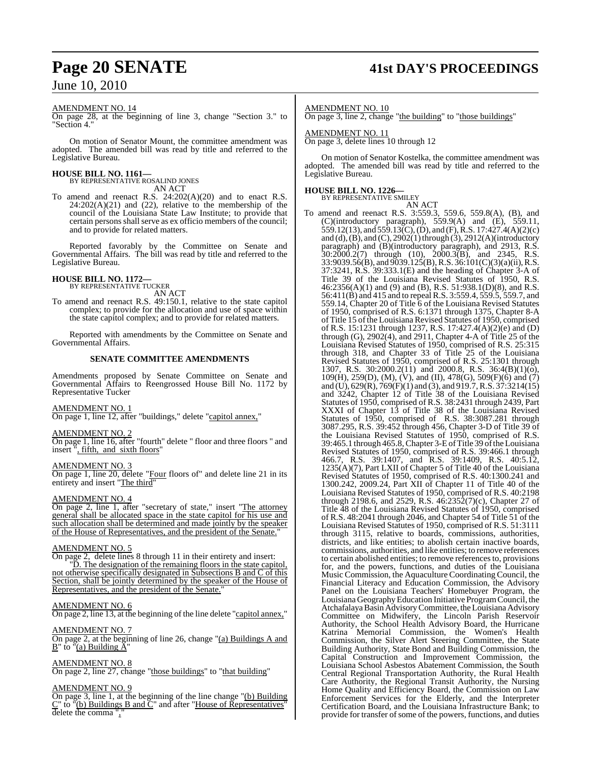AMENDMENT NO. 14

On page 28, at the beginning of line 3, change "Section 3." to "Section 4."

On motion of Senator Mount, the committee amendment was adopted. The amended bill was read by title and referred to the Legislative Bureau.

**HOUSE BILL NO. 1161—**
BY REPRESENTATIVE ROSALIND JONES
AN ACT

To amend and reenact R.S. 24:202(A)(20) and to enact R.S. 24:202(A)(21) and (22), relative to the membership of the council of the Louisiana State Law Institute; to provide that certain persons shall serve as ex officio members of the council; and to provide for related matters.

Reported favorably by the Committee on Senate and Governmental Affairs. The bill was read by title and referred to the Legislative Bureau.

**HOUSE BILL NO. 1172—**
BY REPRESENTATIVE TUCKER
AN ACT

To amend and reenact R.S. 49:150.1, relative to the state capitol complex; to provide for the allocation and use of space within the state capitol complex; and to provide for related matters.

Reported with amendments by the Committee on Senate and Governmental Affairs.

**SENATE COMMITTEE AMENDMENTS**

Amendments proposed by Senate Committee on Senate and Governmental Affairs to Reengrossed House Bill No. 1172 by Representative Tucker

AMENDMENT NO. 1

On page 1, line 12, after "buildings," delete "capitol annex,"

AMENDMENT NO. 2

On page 1, line 16, after "fourth" delete " floor and three floors " and insert ", fifth, and sixth floors"

AMENDMENT NO. 3

On page 1, line 20, delete "Four floors of" and delete line 21 in its entirety and insert "The third"

AMENDMENT NO. 4

On page 2, line 1, after "secretary of state," insert "The attorney general shall be allocated space in the state capitol for his use and such allocation shall be determined and made jointly by the speaker of the House of Representatives, and the president of the Senate."

AMENDMENT NO. 5

On page 2, delete lines 8 through 11 in their entirety and insert:

"D. The designation of the remaining floors in the state capitol, not otherwise specifically designated in Subsections B and C of this Section, shall be jointly determined by the speaker of the House of Representatives, and the president of the Senate."

AMENDMENT NO. 6

On page 2, line 13, at the beginning of the line delete "capitol annex,"

AMENDMENT NO. 7

On page 2, at the beginning of line 26, change "(a) Buildings A and B" to "(a) Building A"

AMENDMENT NO. 8

On page 2, line 27, change "those buildings" to "that building"

AMENDMENT NO. 9

On page 3, line 1, at the beginning of the line change "(b) Building C" to "(b) Buildings B and C" and after "House of Representatives" delete the comma ","

AMENDMENT NO. 10

On page 3, line 2, change "the building" to "those buildings"

AMENDMENT NO. 11

On page 3, delete lines 10 through 12

On motion of Senator Kostelka, the committee amendment was adopted. The amended bill was read by title and referred to the Legislative Bureau.

**HOUSE BILL NO. 1226—**
BY REPRESENTATIVE SMILEY
AN ACT

To amend and reenact R.S. 3:559.3, 559.6, 559.8(A), (B), and (C)(introductory paragraph), 559.9(A) and (E), 559.11, 559.12(13), and 559.13(C), (D), and (F), R.S. 17:427.4(A)(2)(c) and (d), (B), and (C), 2902(1) through (3), 2912(A)(introductory paragraph) and (B)(introductory paragraph), and 2913, R.S. 30:2000.2(7) through (10), 2000.3(B), and 2345, R.S. 33:9039.56(B), and 9039.125(B), R.S. 36:101(C)(3)(a)(ii), R.S. 37:3241, R.S. 39:333.1(E) and the heading of Chapter 3-A of Title 39 of the Louisiana Revised Statutes of 1950, R.S. 46:2356(A)(1) and (9) and (B), R.S. 51:938.1(D)(8), and R.S. 56:411(B) and 415 and to repeal R.S. 3:559.4, 559.5, 559.7, and 559.14, Chapter 20 of Title 6 of the Louisiana Revised Statutes of 1950, comprised of R.S. 6:1371 through 1375, Chapter 8-A of Title 15 of the Louisiana Revised Statutes of 1950, comprised of R.S. 15:1231 through 1237, R.S. 17:427.4(A)(2)(e) and (D) through (G), 2902(4), and 2911, Chapter 4-A of Title 25 of the Louisiana Revised Statutes of 1950, comprised of R.S. 25:315 through 318, and Chapter 33 of Title 25 of the Louisiana Revised Statutes of 1950, comprised of R.S. 25:1301 through 1307, R.S. 30:2000.2(11) and 2000.8, R.S. 36:4(B)(1)(o), 109(H), 259(D), (M), (V), and (II), 478(G), 509(F)(6) and (7) and (U), 629(R), 769(F)(1) and (3), and 919.7, R.S. 37:3214(15) and 3242, Chapter 12 of Title 38 of the Louisiana Revised Statutes of 1950, comprised of R.S. 38:2431 through 2439, Part XXXI of Chapter 13 of Title 38 of the Louisiana Revised Statutes of 1950, comprised of R.S. 38:3087.281 through 3087.295, R.S. 39:452 through 456, Chapter 3-D of Title 39 of the Louisiana Revised Statutes of 1950, comprised of R.S. 39:465.1 through 465.8, Chapter 3-E of Title 39 of the Louisiana Revised Statutes of 1950, comprised of R.S. 39:466.1 through 466.7, R.S. 39:1407, and R.S. 39:1409, R.S. 40:5.12, 1235(A)(7), Part LXII of Chapter 5 of Title 40 of the Louisiana Revised Statutes of 1950, comprised of R.S. 40:1300.241 and 1300.242, 2009.24, Part XII of Chapter 11 of Title 40 of the Louisiana Revised Statutes of 1950, comprised of R.S. 40:2198 through 2198.6, and 2529, R.S. 46:2352(7)(c), Chapter 27 of Title 48 of the Louisiana Revised Statutes of 1950, comprised of R.S. 48:2041 through 2046, and Chapter 54 of Title 51 of the Louisiana Revised Statutes of 1950, comprised of R.S. 51:3111 through 3115, relative to boards, commissions, authorities, districts, and like entities; to abolish certain inactive boards, commissions, authorities, and like entities; to remove references to certain abolished entities; to remove references to, provisions for, and the powers, functions, and duties of the Louisiana Music Commission, the Aquaculture Coordinating Council, the Financial Literacy and Education Commission, the Advisory Panel on the Louisiana Teachers' Homebuyer Program, the Louisiana Geography Education Initiative Program Council, the Atchafalaya Basin Advisory Committee, the Louisiana Advisory Committee on Midwifery, the Lincoln Parish Reservoir Authority, the School Health Advisory Board, the Hurricane Katrina Memorial Commission, the Women's Health Commission, the Silver Alert Steering Committee, the State Building Authority, State Bond and Building Commission, the Capital Construction and Improvement Commission, the Louisiana School Asbestos Abatement Commission, the South Central Regional Transportation Authority, the Rural Health Care Authority, the Regional Transit Authority, the Nursing Home Quality and Efficiency Board, the Commission on Law Enforcement Services for the Elderly, and the Interpreter Certification Board, and the Louisiana Infrastructure Bank; to provide for transfer of some of the powers, functions, and duties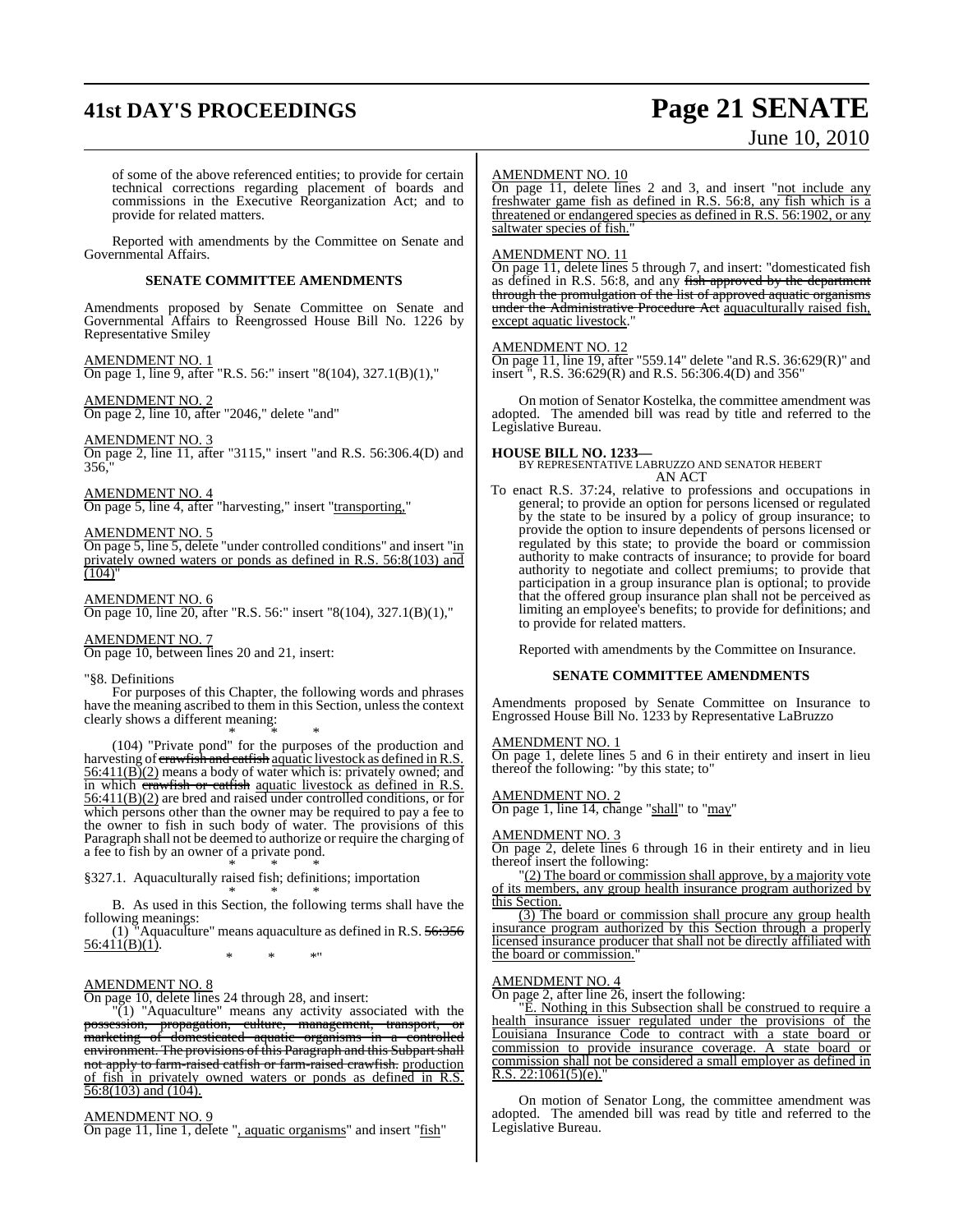of some of the above referenced entities; to provide for certain technical corrections regarding placement of boards and commissions in the Executive Reorganization Act; and to provide for related matters.

Reported with amendments by the Committee on Senate and Governmental Affairs.

### SENATE COMMITTEE AMENDMENTS

Amendments proposed by Senate Committee on Senate and Governmental Affairs to Reengrossed House Bill No. 1226 by Representative Smiley

AMENDMENT NO. 1
On page 1, line 9, after "R.S. 56:" insert "8(104), 327.1(B)(1),"

AMENDMENT NO. 2
On page 2, line 10, after "2046," delete "and"

AMENDMENT NO. 3
On page 2, line 11, after "3115," insert "and R.S. 56:306.4(D) and 356,"

AMENDMENT NO. 4
On page 5, line 4, after "harvesting," insert "transporting,"

AMENDMENT NO. 5
On page 5, line 5, delete "under controlled conditions" and insert "in privately owned waters or ponds as defined in R.S. 56:8(103) and (104)"

AMENDMENT NO. 6
On page 10, line 20, after "R.S. 56:" insert "8(104), 327.1(B)(1),"

AMENDMENT NO. 7
On page 10, between lines 20 and 21, insert:

"§8. Definitions

For purposes of this Chapter, the following words and phrases have the meaning ascribed to them in this Section, unless the context clearly shows a different meaning:

\* \* \*

(104) "Private pond" for the purposes of the production and harvesting of ~~crawfish and catfish~~ aquatic livestock as defined in R.S. 56:411(B)(2) means a body of water which is: privately owned; and in which ~~crawfish or catfish~~ aquatic livestock as defined in R.S. 56:411(B)(2) are bred and raised under controlled conditions, or for which persons other than the owner may be required to pay a fee to the owner to fish in such body of water. The provisions of this Paragraph shall not be deemed to authorize or require the charging of a fee to fish by an owner of a private pond.

\* \* \*

§327.1. Aquaculturally raised fish; definitions; importation

\* \* \*

B. As used in this Section, the following terms shall have the following meanings:

(1) "Aquaculture" means aquaculture as defined in R.S. ~~56:356~~ 56:411(B)(1).

\* \* \*"

AMENDMENT NO. 8
On page 10, delete lines 24 through 28, and insert:

"(1) "Aquaculture" means any activity associated with the ~~possession, propagation, culture, management, transport, or marketing of domesticated aquatic organisms in a controlled environment. The provisions of this Paragraph and this Subpart shall not apply to farm-raised catfish or farm-raised crawfish.~~ production of fish in privately owned waters or ponds as defined in R.S. 56:8(103) and (104).

AMENDMENT NO. 9
On page 11, line 1, delete ", aquatic organisms" and insert "fish"

AMENDMENT NO. 10
On page 11, delete lines 2 and 3, and insert "not include any freshwater game fish as defined in R.S. 56:8, any fish which is a threatened or endangered species as defined in R.S. 56:1902, or any saltwater species of fish."

AMENDMENT NO. 11
On page 11, delete lines 5 through 7, and insert: "domesticated fish as defined in R.S. 56:8, and any ~~fish approved by the department through the promulgation of the list of approved aquatic organisms under the Administrative Procedure Act~~ aquaculturally raised fish, except aquatic livestock."

AMENDMENT NO. 12
On page 11, line 19, after "559.14" delete "and R.S. 36:629(R)" and insert ", R.S. 36:629(R) and R.S. 56:306.4(D) and 356"

On motion of Senator Kostelka, the committee amendment was adopted. The amended bill was read by title and referred to the Legislative Bureau.

**HOUSE BILL NO. 1233—**
BY REPRESENTATIVE LABRUZZO AND SENATOR HEBERT
AN ACT

To enact R.S. 37:24, relative to professions and occupations in general; to provide an option for persons licensed or regulated by the state to be insured by a policy of group insurance; to provide the option to insure dependents of persons licensed or regulated by this state; to provide the board or commission authority to make contracts of insurance; to provide for board authority to negotiate and collect premiums; to provide that participation in a group insurance plan is optional; to provide that the offered group insurance plan shall not be perceived as limiting an employee's benefits; to provide for definitions; and to provide for related matters.

Reported with amendments by the Committee on Insurance.

### SENATE COMMITTEE AMENDMENTS

Amendments proposed by Senate Committee on Insurance to Engrossed House Bill No. 1233 by Representative LaBruzzo

AMENDMENT NO. 1
On page 1, delete lines 5 and 6 in their entirety and insert in lieu thereof the following: "by this state; to"

AMENDMENT NO. 2
On page 1, line 14, change "shall" to "may"

AMENDMENT NO. 3
On page 2, delete lines 6 through 16 in their entirety and in lieu thereof insert the following:

"(2) The board or commission shall approve, by a majority vote of its members, any group health insurance program authorized by this Section.

(3) The board or commission shall procure any group health insurance program authorized by this Section through a properly licensed insurance producer that shall not be directly affiliated with the board or commission."

AMENDMENT NO. 4
On page 2, after line 26, insert the following:

"E. Nothing in this Subsection shall be construed to require a health insurance issuer regulated under the provisions of the Louisiana Insurance Code to contract with a state board or commission to provide insurance coverage. A state board or commission shall not be considered a small employer as defined in R.S. 22:1061(5)(e)."

On motion of Senator Long, the committee amendment was adopted. The amended bill was read by title and referred to the Legislative Bureau.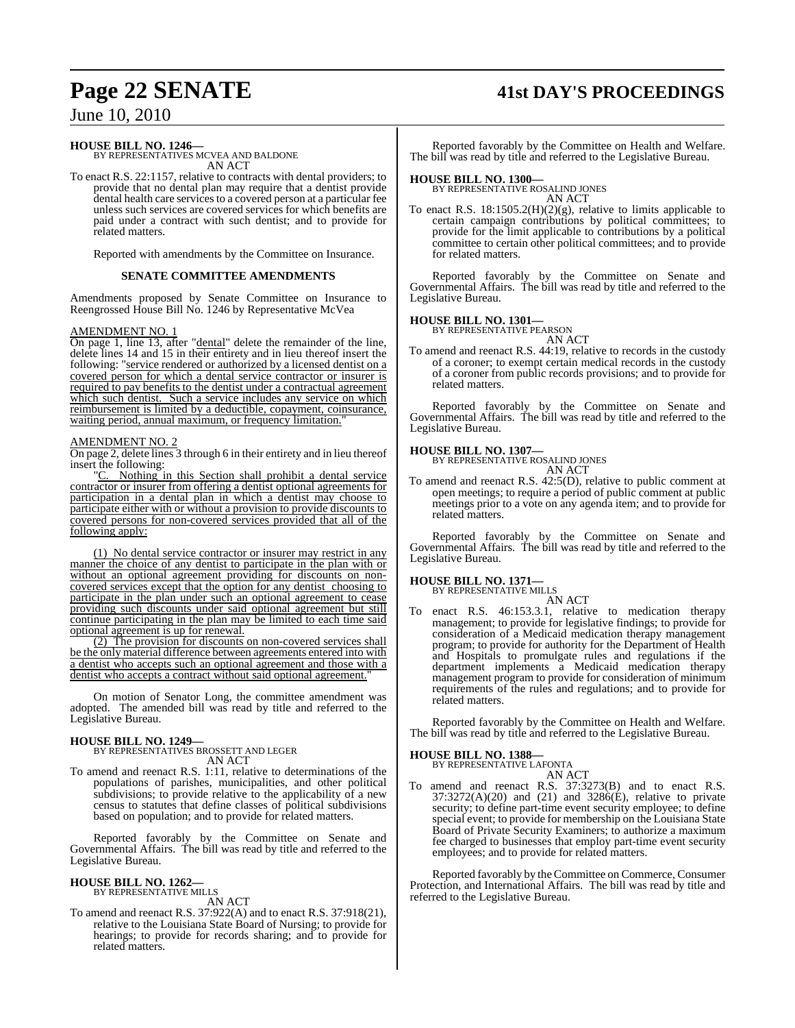**HOUSE BILL NO. 1246—**
BY REPRESENTATIVES MCVEA AND BALDONE
AN ACT

To enact R.S. 22:1157, relative to contracts with dental providers; to provide that no dental plan may require that a dentist provide dental health care services to a covered person at a particular fee unless such services are covered services for which benefits are paid under a contract with such dentist; and to provide for related matters.

Reported with amendments by the Committee on Insurance.

**SENATE COMMITTEE AMENDMENTS**

Amendments proposed by Senate Committee on Insurance to Reengrossed House Bill No. 1246 by Representative McVea

AMENDMENT NO. 1

On page 1, line 13, after "dental" delete the remainder of the line, delete lines 14 and 15 in their entirety and in lieu thereof insert the following: "service rendered or authorized by a licensed dentist on a covered person for which a dental service contractor or insurer is required to pay benefits to the dentist under a contractual agreement which such dentist. Such a service includes any service on which reimbursement is limited by a deductible, copayment, coinsurance, waiting period, annual maximum, or frequency limitation."

AMENDMENT NO. 2

On page 2, delete lines 3 through 6 in their entirety and in lieu thereof insert the following:

"C. Nothing in this Section shall prohibit a dental service contractor or insurer from offering a dentist optional agreements for participation in a dental plan in which a dentist may choose to participate either with or without a provision to provide discounts to covered persons for non-covered services provided that all of the following apply:

(1) No dental service contractor or insurer may restrict in any manner the choice of any dentist to participate in the plan with or without an optional agreement providing for discounts on non-covered services except that the option for any dentist choosing to participate in the plan under such an optional agreement to cease providing such discounts under said optional agreement but still continue participating in the plan may be limited to each time said optional agreement is up for renewal.

(2) The provision for discounts on non-covered services shall be the only material difference between agreements entered into with a dentist who accepts such an optional agreement and those with a dentist who accepts a contract without said optional agreement."

On motion of Senator Long, the committee amendment was adopted. The amended bill was read by title and referred to the Legislative Bureau.

**HOUSE BILL NO. 1249—**
BY REPRESENTATIVES BROSSETT AND LEGER
AN ACT

To amend and reenact R.S. 1:11, relative to determinations of the populations of parishes, municipalities, and other political subdivisions; to provide relative to the applicability of a new census to statutes that define classes of political subdivisions based on population; and to provide for related matters.

Reported favorably by the Committee on Senate and Governmental Affairs. The bill was read by title and referred to the Legislative Bureau.

**HOUSE BILL NO. 1262—**
BY REPRESENTATIVE MILLS
AN ACT

To amend and reenact R.S. 37:922(A) and to enact R.S. 37:918(21), relative to the Louisiana State Board of Nursing; to provide for hearings; to provide for records sharing; and to provide for related matters.

Reported favorably by the Committee on Health and Welfare. The bill was read by title and referred to the Legislative Bureau.

**HOUSE BILL NO. 1300—**
BY REPRESENTATIVE ROSALIND JONES
AN ACT

To enact R.S. 18:1505.2(H)(2)(g), relative to limits applicable to certain campaign contributions by political committees; to provide for the limit applicable to contributions by a political committee to certain other political committees; and to provide for related matters.

Reported favorably by the Committee on Senate and Governmental Affairs. The bill was read by title and referred to the Legislative Bureau.

**HOUSE BILL NO. 1301—**
BY REPRESENTATIVE PEARSON
AN ACT

To amend and reenact R.S. 44:19, relative to records in the custody of a coroner; to exempt certain medical records in the custody of a coroner from public records provisions; and to provide for related matters.

Reported favorably by the Committee on Senate and Governmental Affairs. The bill was read by title and referred to the Legislative Bureau.

**HOUSE BILL NO. 1307—**
BY REPRESENTATIVE ROSALIND JONES
AN ACT

To amend and reenact R.S. 42:5(D), relative to public comment at open meetings; to require a period of public comment at public meetings prior to a vote on any agenda item; and to provide for related matters.

Reported favorably by the Committee on Senate and Governmental Affairs. The bill was read by title and referred to the Legislative Bureau.

**HOUSE BILL NO. 1371—**
BY REPRESENTATIVE MILLS
AN ACT

To enact R.S. 46:153.3.1, relative to medication therapy management; to provide for legislative findings; to provide for consideration of a Medicaid medication therapy management program; to provide for authority for the Department of Health and Hospitals to promulgate rules and regulations if the department implements a Medicaid medication therapy management program to provide for consideration of minimum requirements of the rules and regulations; and to provide for related matters.

Reported favorably by the Committee on Health and Welfare. The bill was read by title and referred to the Legislative Bureau.

**HOUSE BILL NO. 1388—**
BY REPRESENTATIVE LAFONTA
AN ACT

To amend and reenact R.S. 37:3273(B) and to enact R.S. 37:3272(A)(20) and (21) and 3286(E), relative to private security; to define part-time event security employee; to define special event; to provide for membership on the Louisiana State Board of Private Security Examiners; to authorize a maximum fee charged to businesses that employ part-time event security employees; and to provide for related matters.

Reported favorably by the Committee on Commerce, Consumer Protection, and International Affairs. The bill was read by title and referred to the Legislative Bureau.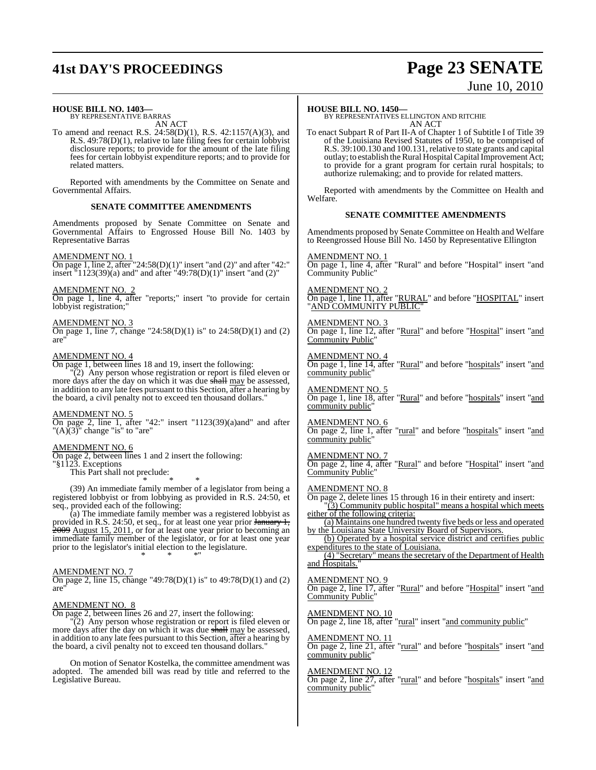**HOUSE BILL NO. 1403—**
BY REPRESENTATIVE BARRAS
AN ACT

To amend and reenact R.S. 24:58(D)(1), R.S. 42:1157(A)(3), and R.S. 49:78(D)(1), relative to late filing fees for certain lobbyist disclosure reports; to provide for the amount of the late filing fees for certain lobbyist expenditure reports; and to provide for related matters.

Reported with amendments by the Committee on Senate and Governmental Affairs.

**SENATE COMMITTEE AMENDMENTS**

Amendments proposed by Senate Committee on Senate and Governmental Affairs to Engrossed House Bill No. 1403 by Representative Barras

AMENDMENT NO. 1
On page 1, line 2, after "24:58(D)(1)" insert "and (2)" and after "42:" insert "1123(39)(a) and" and after "49:78(D)(1)" insert "and (2)"

AMENDMENT NO. 2
On page 1, line 4, after "reports;" insert "to provide for certain lobbyist registration;"

AMENDMENT NO. 3
On page 1, line 7, change "24:58(D)(1) is" to 24:58(D)(1) and (2) are"

AMENDMENT NO. 4
On page 1, between lines 18 and 19, insert the following:

"(2) Any person whose registration or report is filed eleven or more days after the day on which it was due ~~shall~~ may be assessed, in addition to any late fees pursuant to this Section, after a hearing by the board, a civil penalty not to exceed ten thousand dollars."

AMENDMENT NO. 5
On page 2, line 1, after "42:" insert "1123(39)(a)and" and after "(A)(3)" change "is" to "are"

AMENDMENT NO. 6
On page 2, between lines 1 and 2 insert the following:
"§1123. Exceptions
This Part shall not preclude:

\* \* \*

(39) An immediate family member of a legislator from being a registered lobbyist or from lobbying as provided in R.S. 24:50, et seq., provided each of the following:

(a) The immediate family member was a registered lobbyist as provided in R.S. 24:50, et seq., for at least one year prior ~~January 1, 2009~~ August 15, 2011, or for at least one year prior to becoming an immediate family member of the legislator, or for at least one year prior to the legislator's initial election to the legislature.

\* \* \*"

AMENDMENT NO. 7
On page 2, line 15, change "49:78(D)(1) is" to 49:78(D)(1) and (2) are"

AMENDMENT NO. 8
On page 2, between lines 26 and 27, insert the following:

"(2) Any person whose registration or report is filed eleven or more days after the day on which it was due ~~shall~~ may be assessed, in addition to any late fees pursuant to this Section, after a hearing by the board, a civil penalty not to exceed ten thousand dollars."

On motion of Senator Kostelka, the committee amendment was adopted. The amended bill was read by title and referred to the Legislative Bureau.

**HOUSE BILL NO. 1450—**
BY REPRESENTATIVES ELLINGTON AND RITCHIE
AN ACT

To enact Subpart R of Part II-A of Chapter 1 of Subtitle I of Title 39 of the Louisiana Revised Statutes of 1950, to be comprised of R.S. 39:100.130 and 100.131, relative to state grants and capital outlay; to establish the Rural Hospital Capital Improvement Act; to provide for a grant program for certain rural hospitals; to authorize rulemaking; and to provide for related matters.

Reported with amendments by the Committee on Health and Welfare.

**SENATE COMMITTEE AMENDMENTS**

Amendments proposed by Senate Committee on Health and Welfare to Reengrossed House Bill No. 1450 by Representative Ellington

AMENDMENT NO. 1
On page 1, line 4, after "Rural" and before "Hospital" insert "and Community Public"

AMENDMENT NO. 2
On page 1, line 11, after "RURAL" and before "HOSPITAL" insert "AND COMMUNITY PUBLIC"

AMENDMENT NO. 3
On page 1, line 12, after "Rural" and before "Hospital" insert "and Community Public"

AMENDMENT NO. 4
On page 1, line 14, after "Rural" and before "hospitals" insert "and community public"

AMENDMENT NO. 5
On page 1, line 18, after "Rural" and before "hospitals" insert "and community public"

AMENDMENT NO. 6
On page 2, line 1, after "rural" and before "hospitals" insert "and community public"

AMENDMENT NO. 7
On page 2, line 4, after "Rural" and before "Hospital" insert "and Community Public"

AMENDMENT NO. 8
On page 2, delete lines 15 through 16 in their entirety and insert:

"(3) Community public hospital" means a hospital which meets either of the following criteria:

(a) Maintains one hundred twenty five beds or less and operated by the Louisiana State University Board of Supervisors.

(b) Operated by a hospital service district and certifies public expenditures to the state of Louisiana.

(4) "Secretary" means the secretary of the Department of Health and Hospitals."

AMENDMENT NO. 9
On page 2, line 17, after "Rural" and before "Hospital" insert "and Community Public"

AMENDMENT NO. 10
On page 2, line 18, after "rural" insert "and community public"

AMENDMENT NO. 11
On page 2, line 21, after "rural" and before "hospitals" insert "and community public"

AMENDMENT NO. 12
On page 2, line 27, after "rural" and before "hospitals" insert "and community public"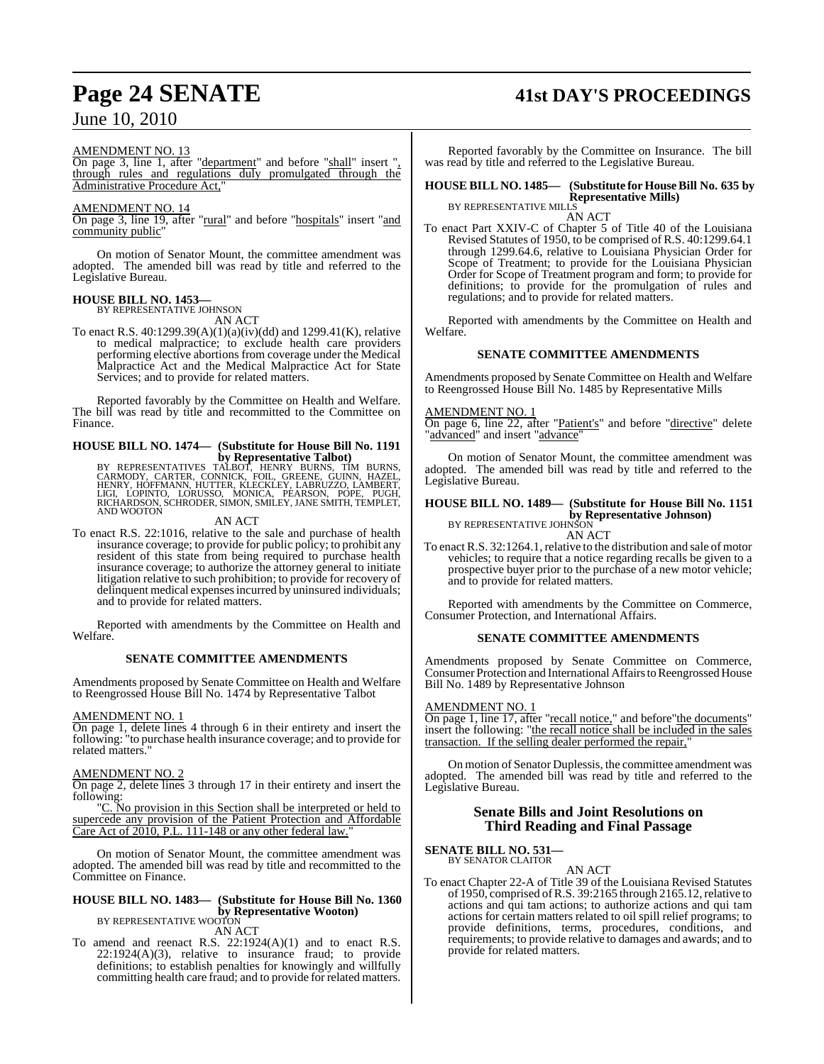AMENDMENT NO. 13

On page 3, line 1, after "department" and before "shall" insert ", through rules and regulations duly promulgated through the Administrative Procedure Act,"

AMENDMENT NO. 14

On page 3, line 19, after "rural" and before "hospitals" insert "and community public"

On motion of Senator Mount, the committee amendment was adopted. The amended bill was read by title and referred to the Legislative Bureau.

**HOUSE BILL NO. 1453—**
BY REPRESENTATIVE JOHNSON

AN ACT

To enact R.S. 40:1299.39(A)(1)(a)(iv)(dd) and 1299.41(K), relative to medical malpractice; to exclude health care providers performing elective abortions from coverage under the Medical Malpractice Act and the Medical Malpractice Act for State Services; and to provide for related matters.

Reported favorably by the Committee on Health and Welfare. The bill was read by title and recommitted to the Committee on Finance.

**HOUSE BILL NO. 1474— (Substitute for House Bill No. 1191 by Representative Talbot)**
BY REPRESENTATIVES TALBOT, HENRY BURNS, TIM BURNS, CARMODY, CARTER, CONNICK, FOIL, GREENE, GUINN, HAZEL, HENRY, HOFFMANN, HUTTER, KLECKLEY, LABRUZZO, LAMBERT, LIGI, LOPINTO, LORUSSO, MONICA, PEARSON, POPE, PUGH, RICHARDSON, SCHRODER, SIMON, SMILEY, JANE SMITH, TEMPLET, AND WOOTON

AN ACT

To enact R.S. 22:1016, relative to the sale and purchase of health insurance coverage; to provide for public policy; to prohibit any resident of this state from being required to purchase health insurance coverage; to authorize the attorney general to initiate litigation relative to such prohibition; to provide for recovery of delinquent medical expenses incurred by uninsured individuals; and to provide for related matters.

Reported with amendments by the Committee on Health and Welfare.

**SENATE COMMITTEE AMENDMENTS**

Amendments proposed by Senate Committee on Health and Welfare to Reengrossed House Bill No. 1474 by Representative Talbot

AMENDMENT NO. 1

On page 1, delete lines 4 through 6 in their entirety and insert the following: "to purchase health insurance coverage; and to provide for related matters."

AMENDMENT NO. 2

On page 2, delete lines 3 through 17 in their entirety and insert the following:

"C. No provision in this Section shall be interpreted or held to supercede any provision of the Patient Protection and Affordable Care Act of 2010, P.L. 111-148 or any other federal law."

On motion of Senator Mount, the committee amendment was adopted. The amended bill was read by title and recommitted to the Committee on Finance.

**HOUSE BILL NO. 1483— (Substitute for House Bill No. 1360 by Representative Wooton)**
BY REPRESENTATIVE WOOTON

AN ACT

To amend and reenact R.S. 22:1924(A)(1) and to enact R.S. 22:1924(A)(3), relative to insurance fraud; to provide definitions; to establish penalties for knowingly and willfully committing health care fraud; and to provide for related matters.

Reported favorably by the Committee on Insurance. The bill was read by title and referred to the Legislative Bureau.

**HOUSE BILL NO. 1485— (Substitute for House Bill No. 635 by Representative Mills)**
BY REPRESENTATIVE MILLS

AN ACT

To enact Part XXIV-C of Chapter 5 of Title 40 of the Louisiana Revised Statutes of 1950, to be comprised of R.S. 40:1299.64.1 through 1299.64.6, relative to Louisiana Physician Order for Scope of Treatment; to provide for the Louisiana Physician Order for Scope of Treatment program and form; to provide for definitions; to provide for the promulgation of rules and regulations; and to provide for related matters.

Reported with amendments by the Committee on Health and Welfare.

**SENATE COMMITTEE AMENDMENTS**

Amendments proposed by Senate Committee on Health and Welfare to Reengrossed House Bill No. 1485 by Representative Mills

AMENDMENT NO. 1

On page 6, line 22, after "Patient's" and before "directive" delete "advanced" and insert "advance"

On motion of Senator Mount, the committee amendment was adopted. The amended bill was read by title and referred to the Legislative Bureau.

**HOUSE BILL NO. 1489— (Substitute for House Bill No. 1151 by Representative Johnson)**
BY REPRESENTATIVE JOHNSON

AN ACT

To enact R.S. 32:1264.1, relative to the distribution and sale of motor vehicles; to require that a notice regarding recalls be given to a prospective buyer prior to the purchase of a new motor vehicle; and to provide for related matters.

Reported with amendments by the Committee on Commerce, Consumer Protection, and International Affairs.

**SENATE COMMITTEE AMENDMENTS**

Amendments proposed by Senate Committee on Commerce, Consumer Protection and International Affairs to Reengrossed House Bill No. 1489 by Representative Johnson

AMENDMENT NO. 1

On page 1, line 17, after "recall notice," and before "the documents" insert the following: "the recall notice shall be included in the sales transaction. If the selling dealer performed the repair,"

On motion of Senator Duplessis, the committee amendment was adopted. The amended bill was read by title and referred to the Legislative Bureau.

## Senate Bills and Joint Resolutions on Third Reading and Final Passage

**SENATE BILL NO. 531—**
BY SENATOR CLAITOR

AN ACT

To enact Chapter 22-A of Title 39 of the Louisiana Revised Statutes of 1950, comprised of R.S. 39:2165 through 2165.12, relative to actions and qui tam actions; to authorize actions and qui tam actions for certain matters related to oil spill relief programs; to provide definitions, terms, procedures, conditions, and requirements; to provide relative to damages and awards; and to provide for related matters.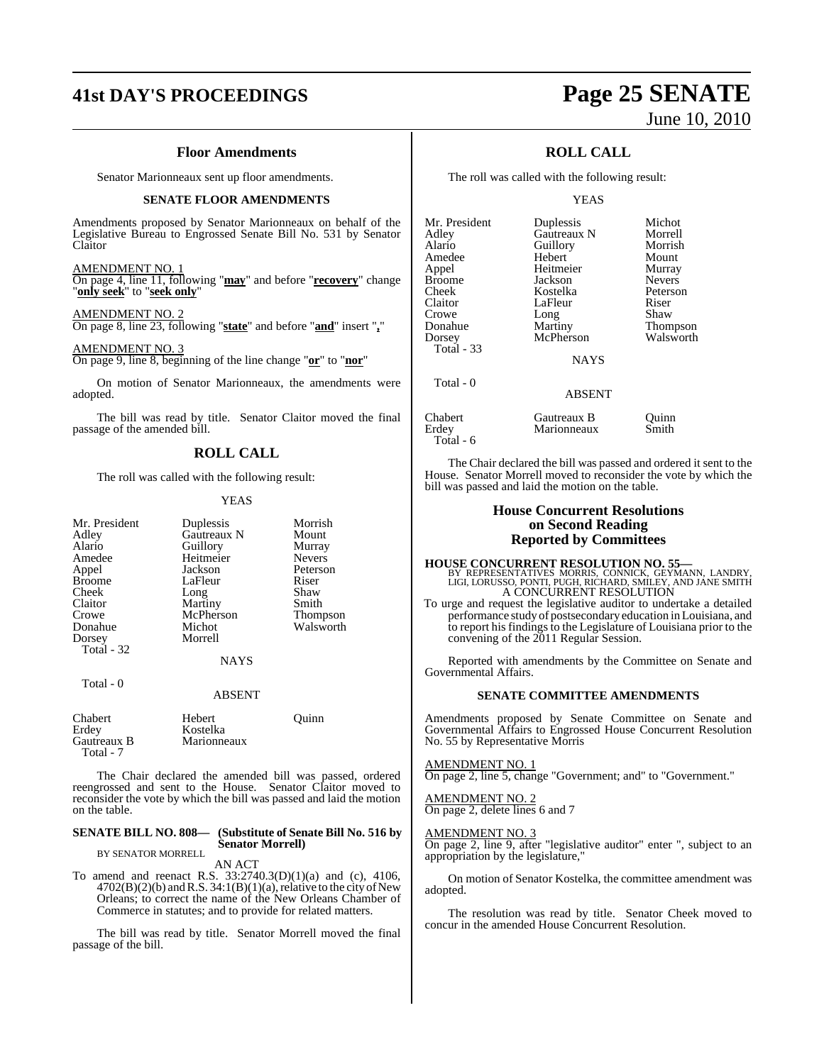### Floor Amendments

Senator Marionneaux sent up floor amendments.

#### SENATE FLOOR AMENDMENTS

Amendments proposed by Senator Marionneaux on behalf of the Legislative Bureau to Engrossed Senate Bill No. 531 by Senator Claitor

AMENDMENT NO. 1
On page 4, line 11, following "**may**" and before "**recovery**" change "**only seek**" to "**seek only**"

AMENDMENT NO. 2
On page 8, line 23, following "**state**" and before "**and**" insert "**,**"

AMENDMENT NO. 3
On page 9, line 8, beginning of the line change "**or**" to "**nor**"

On motion of Senator Marionneaux, the amendments were adopted.

The bill was read by title. Senator Claitor moved the final passage of the amended bill.

## ROLL CALL

The roll was called with the following result:

YEAS

| | | |
|---|---|---|
| Mr. President | Duplessis | Morrish |
| Adley | Gautreaux N | Mount |
| Alario | Guillory | Murray |
| Amedee | Heitmeier | Nevers |
| Appel | Jackson | Peterson |
| Broome | LaFleur | Riser |
| Cheek | Long | Shaw |
| Claitor | Martiny | Smith |
| Crowe | McPherson | Thompson |
| Donahue | Michot | Walsworth |
| Dorsey | Morrell | |
| Total - 32 | | |

NAYS

Total - 0

ABSENT

| | | |
|---|---|---|
| Chabert | Hebert | Quinn |
| Erdey | Kostelka | |
| Gautreaux B | Marionneaux | |
| Total - 7 | | |

The Chair declared the amended bill was passed, ordered reengrossed and sent to the House. Senator Claitor moved to reconsider the vote by which the bill was passed and laid the motion on the table.

**SENATE BILL NO. 808— (Substitute of Senate Bill No. 516 by Senator Morrell)**
BY SENATOR MORRELL

AN ACT

To amend and reenact R.S. 33:2740.3(D)(1)(a) and (c), 4106, 4702(B)(2)(b) and R.S. 34:1(B)(1)(a), relative to the city of New Orleans; to correct the name of the New Orleans Chamber of Commerce in statutes; and to provide for related matters.

The bill was read by title. Senator Morrell moved the final passage of the bill.

## ROLL CALL

The roll was called with the following result:

YEAS

| | | |
|---|---|---|
| Mr. President | Duplessis | Michot |
| Adley | Gautreaux N | Morrell |
| Alario | Guillory | Morrish |
| Amedee | Hebert | Mount |
| Appel | Heitmeier | Murray |
| Broome | Jackson | Nevers |
| Cheek | Kostelka | Peterson |
| Claitor | LaFleur | Riser |
| Crowe | Long | Shaw |
| Donahue | Martiny | Thompson |
| Dorsey | McPherson | Walsworth |
| Total - 33 | | |

NAYS

Total - 0

ABSENT

| | | |
|---|---|---|
| Chabert | Gautreaux B | Quinn |
| Erdey | Marionneaux | Smith |
| Total - 6 | | |

The Chair declared the bill was passed and ordered it sent to the House. Senator Morrell moved to reconsider the vote by which the bill was passed and laid the motion on the table.

## House Concurrent Resolutions on Second Reading Reported by Committees

**HOUSE CONCURRENT RESOLUTION NO. 55—**
BY REPRESENTATIVES MORRIS, CONNICK, GEYMANN, LANDRY, LIGI, LORUSSO, PONTI, PUGH, RICHARD, SMILEY, AND JANE SMITH

A CONCURRENT RESOLUTION

To urge and request the legislative auditor to undertake a detailed performance study of postsecondary education in Louisiana, and to report his findings to the Legislature of Louisiana prior to the convening of the 2011 Regular Session.

Reported with amendments by the Committee on Senate and Governmental Affairs.

#### SENATE COMMITTEE AMENDMENTS

Amendments proposed by Senate Committee on Senate and Governmental Affairs to Engrossed House Concurrent Resolution No. 55 by Representative Morris

AMENDMENT NO. 1
On page 2, line 5, change "Government; and" to "Government."

AMENDMENT NO. 2
On page 2, delete lines 6 and 7

AMENDMENT NO. 3
On page 2, line 9, after "legislative auditor" enter ", subject to an appropriation by the legislature,"

On motion of Senator Kostelka, the committee amendment was adopted.

The resolution was read by title. Senator Cheek moved to concur in the amended House Concurrent Resolution.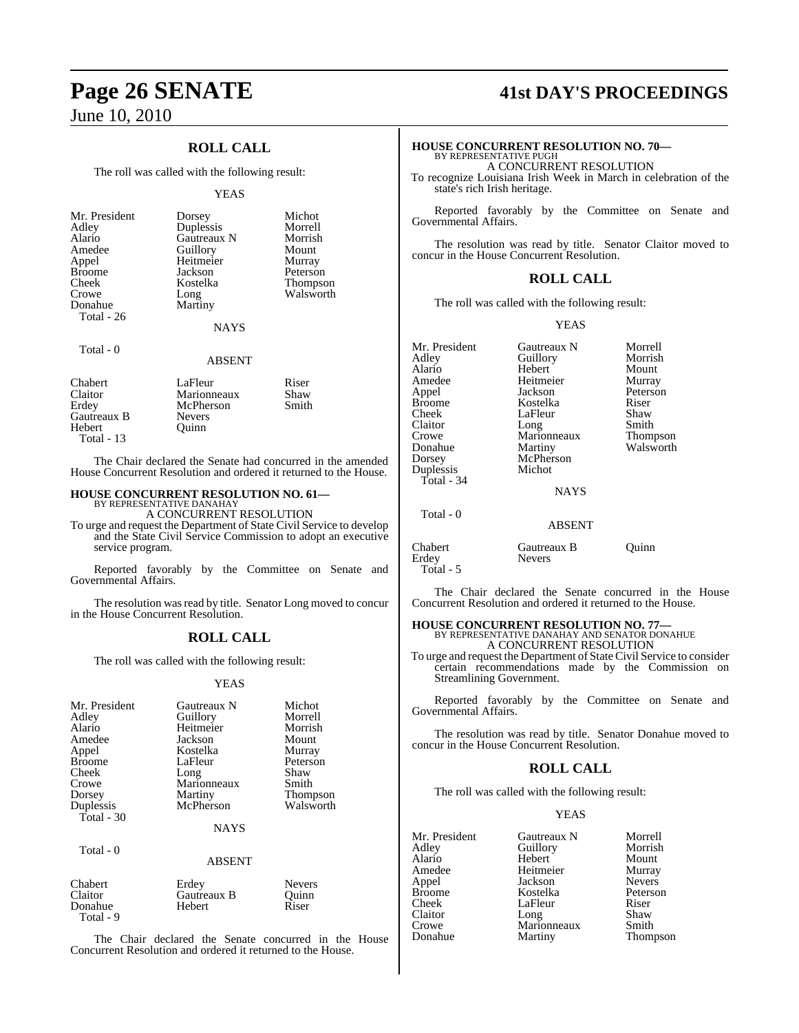## ROLL CALL

The roll was called with the following result:

YEAS

| | | |
|---|---|---|
| Mr. President | Dorsey | Michot |
| Adley | Duplessis | Morrell |
| Alario | Gautreaux N | Morrish |
| Amedee | Guillory | Mount |
| Appel | Heitmeier | Murray |
| Broome | Jackson | Peterson |
| Cheek | Kostelka | Thompson |
| Crowe | Long | Walsworth |
| Donahue | Martiny | |

Total - 26

NAYS

Total - 0

ABSENT

| | | |
|---|---|---|
| Chabert | LaFleur | Riser |
| Claitor | Marionneaux | Shaw |
| Erdey | McPherson | Smith |
| Gautreaux B | Nevers | |
| Hebert | Quinn | |

Total - 13

The Chair declared the Senate had concurred in the amended House Concurrent Resolution and ordered it returned to the House.

**HOUSE CONCURRENT RESOLUTION NO. 61—**
BY REPRESENTATIVE DANAHAY
A CONCURRENT RESOLUTION
To urge and request the Department of State Civil Service to develop and the State Civil Service Commission to adopt an executive service program.

Reported favorably by the Committee on Senate and Governmental Affairs.

The resolution was read by title. Senator Long moved to concur in the House Concurrent Resolution.

## ROLL CALL

The roll was called with the following result:

YEAS

| | | |
|---|---|---|
| Mr. President | Gautreaux N | Michot |
| Adley | Guillory | Morrell |
| Alario | Heitmeier | Morrish |
| Amedee | Jackson | Mount |
| Appel | Kostelka | Murray |
| Broome | LaFleur | Peterson |
| Cheek | Long | Shaw |
| Crowe | Marionneaux | Smith |
| Dorsey | Martiny | Thompson |
| Duplessis | McPherson | Walsworth |

Total - 30

NAYS

Total - 0

ABSENT

| | | |
|---|---|---|
| Chabert | Erdey | Nevers |
| Claitor | Gautreaux B | Quinn |
| Donahue | Hebert | Riser |

Total - 9

The Chair declared the Senate concurred in the House Concurrent Resolution and ordered it returned to the House.

**HOUSE CONCURRENT RESOLUTION NO. 70—**
BY REPRESENTATIVE PUGH
A CONCURRENT RESOLUTION
To recognize Louisiana Irish Week in March in celebration of the state's rich Irish heritage.

Reported favorably by the Committee on Senate and Governmental Affairs.

The resolution was read by title. Senator Claitor moved to concur in the House Concurrent Resolution.

## ROLL CALL

The roll was called with the following result:

YEAS

| | | |
|---|---|---|
| Mr. President | Gautreaux N | Morrell |
| Adley | Guillory | Morrish |
| Alario | Hebert | Mount |
| Amedee | Heitmeier | Murray |
| Appel | Jackson | Peterson |
| Broome | Kostelka | Riser |
| Cheek | LaFleur | Shaw |
| Claitor | Long | Smith |
| Crowe | Marionneaux | Thompson |
| Donahue | Martiny | Walsworth |
| Dorsey | McPherson | |
| Duplessis | Michot | |

Total - 34

NAYS

Total - 0

ABSENT

| | | |
|---|---|---|
| Chabert | Gautreaux B | Quinn |
| Erdey | Nevers | |

Total - 5

The Chair declared the Senate concurred in the House Concurrent Resolution and ordered it returned to the House.

**HOUSE CONCURRENT RESOLUTION NO. 77—**
BY REPRESENTATIVE DANAHAY AND SENATOR DONAHUE
A CONCURRENT RESOLUTION
To urge and request the Department of State Civil Service to consider certain recommendations made by the Commission on Streamlining Government.

Reported favorably by the Committee on Senate and Governmental Affairs.

The resolution was read by title. Senator Donahue moved to concur in the House Concurrent Resolution.

## ROLL CALL

The roll was called with the following result:

YEAS

| | | |
|---|---|---|
| Mr. President | Gautreaux N | Morrell |
| Adley | Guillory | Morrish |
| Alario | Hebert | Mount |
| Amedee | Heitmeier | Murray |
| Appel | Jackson | Nevers |
| Broome | Kostelka | Peterson |
| Cheek | LaFleur | Riser |
| Claitor | Long | Shaw |
| Crowe | Marionneaux | Smith |
| Donahue | Martiny | Thompson |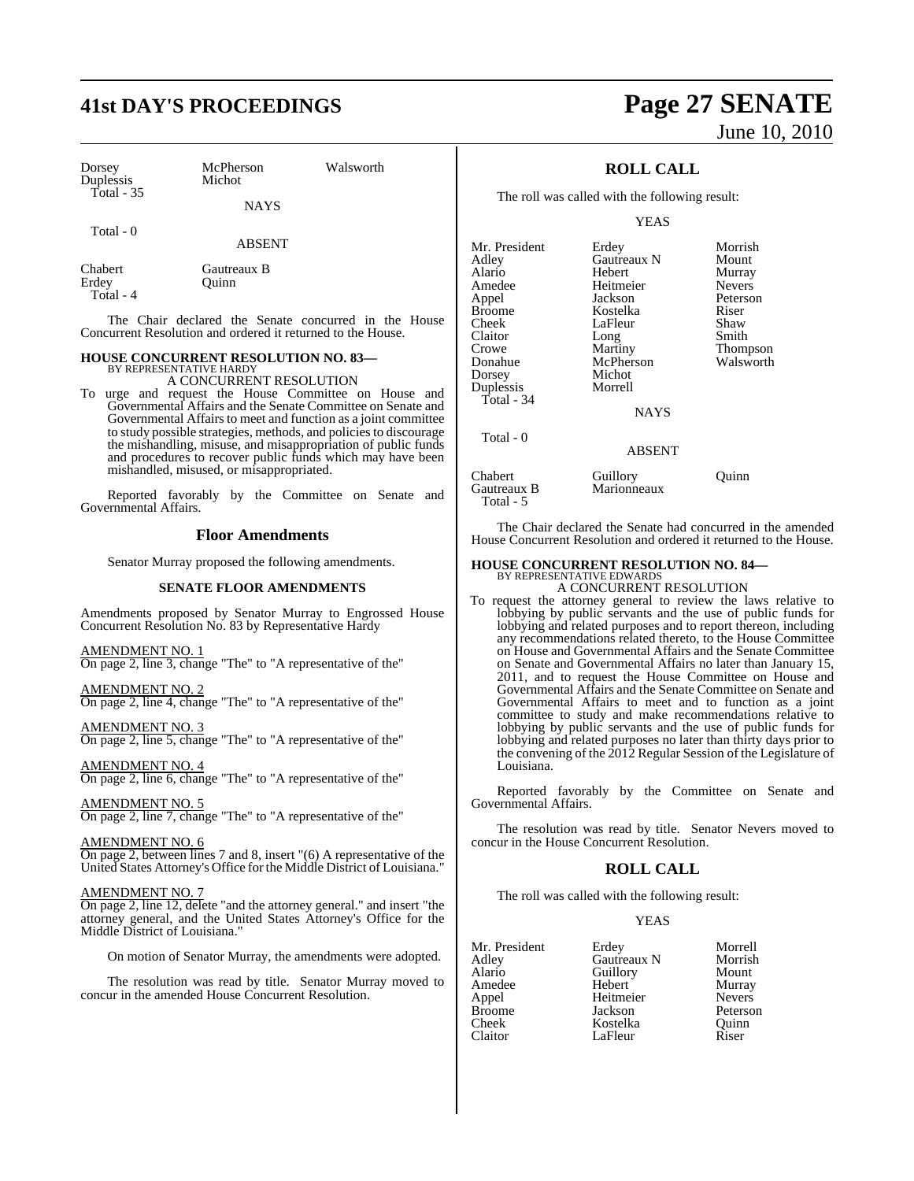| Dorsey | McPherson | Walsworth |
|---|---|---|
| Duplessis | Michot | |
| Total - 35 | | |

NAYS

Total - 0

ABSENT

| Chabert | Gautreaux B |
|---|---|
| Erdey | Quinn |
| Total - 4 | |

The Chair declared the Senate concurred in the House Concurrent Resolution and ordered it returned to the House.

**HOUSE CONCURRENT RESOLUTION NO. 83—**
BY REPRESENTATIVE HARDY
A CONCURRENT RESOLUTION

To urge and request the House Committee on House and Governmental Affairs and the Senate Committee on Senate and Governmental Affairs to meet and function as a joint committee to study possible strategies, methods, and policies to discourage the mishandling, misuse, and misappropriation of public funds and procedures to recover public funds which may have been mishandled, misused, or misappropriated.

Reported favorably by the Committee on Senate and Governmental Affairs.

## Floor Amendments

Senator Murray proposed the following amendments.

### SENATE FLOOR AMENDMENTS

Amendments proposed by Senator Murray to Engrossed House Concurrent Resolution No. 83 by Representative Hardy

AMENDMENT NO. 1
On page 2, line 3, change "The" to "A representative of the"

AMENDMENT NO. 2
On page 2, line 4, change "The" to "A representative of the"

AMENDMENT NO. 3
On page 2, line 5, change "The" to "A representative of the"

AMENDMENT NO. 4
On page 2, line 6, change "The" to "A representative of the"

AMENDMENT NO. 5
On page 2, line 7, change "The" to "A representative of the"

AMENDMENT NO. 6
On page 2, between lines 7 and 8, insert "(6) A representative of the United States Attorney's Office for the Middle District of Louisiana."

AMENDMENT NO. 7
On page 2, line 12, delete "and the attorney general." and insert "the attorney general, and the United States Attorney's Office for the Middle District of Louisiana."

On motion of Senator Murray, the amendments were adopted.

The resolution was read by title. Senator Murray moved to concur in the amended House Concurrent Resolution.

## ROLL CALL

The roll was called with the following result:

YEAS

| Mr. President | Erdey | Morrish |
|---|---|---|
| Adley | Gautreaux N | Mount |
| Alario | Hebert | Murray |
| Amedee | Heitmeier | Nevers |
| Appel | Jackson | Peterson |
| Broome | Kostelka | Riser |
| Cheek | LaFleur | Shaw |
| Claitor | Long | Smith |
| Crowe | Martiny | Thompson |
| Donahue | McPherson | Walsworth |
| Dorsey | Michot | |
| Duplessis | Morrell | |
| Total - 34 | | |

NAYS

Total - 0

ABSENT

| Chabert | Guillory | Quinn |
|---|---|---|
| Gautreaux B | Marionneaux | |
| Total - 5 | | |

The Chair declared the Senate had concurred in the amended House Concurrent Resolution and ordered it returned to the House.

**HOUSE CONCURRENT RESOLUTION NO. 84—**
BY REPRESENTATIVE EDWARDS
A CONCURRENT RESOLUTION

To request the attorney general to review the laws relative to lobbying by public servants and the use of public funds for lobbying and related purposes and to report thereon, including any recommendations related thereto, to the House Committee on House and Governmental Affairs and the Senate Committee on Senate and Governmental Affairs no later than January 15, 2011, and to request the House Committee on House and Governmental Affairs and the Senate Committee on Senate and Governmental Affairs to meet and to function as a joint committee to study and make recommendations relative to lobbying by public servants and the use of public funds for lobbying and related purposes no later than thirty days prior to the convening of the 2012 Regular Session of the Legislature of Louisiana.

Reported favorably by the Committee on Senate and Governmental Affairs.

The resolution was read by title. Senator Nevers moved to concur in the House Concurrent Resolution.

## ROLL CALL

The roll was called with the following result:

YEAS

| Mr. President | Erdey | Morrell |
|---|---|---|
| Adley | Gautreaux N | Morrish |
| Alario | Guillory | Mount |
| Amedee | Hebert | Murray |
| Appel | Heitmeier | Nevers |
| Broome | Jackson | Peterson |
| Cheek | Kostelka | Quinn |
| Claitor | LaFleur | Riser |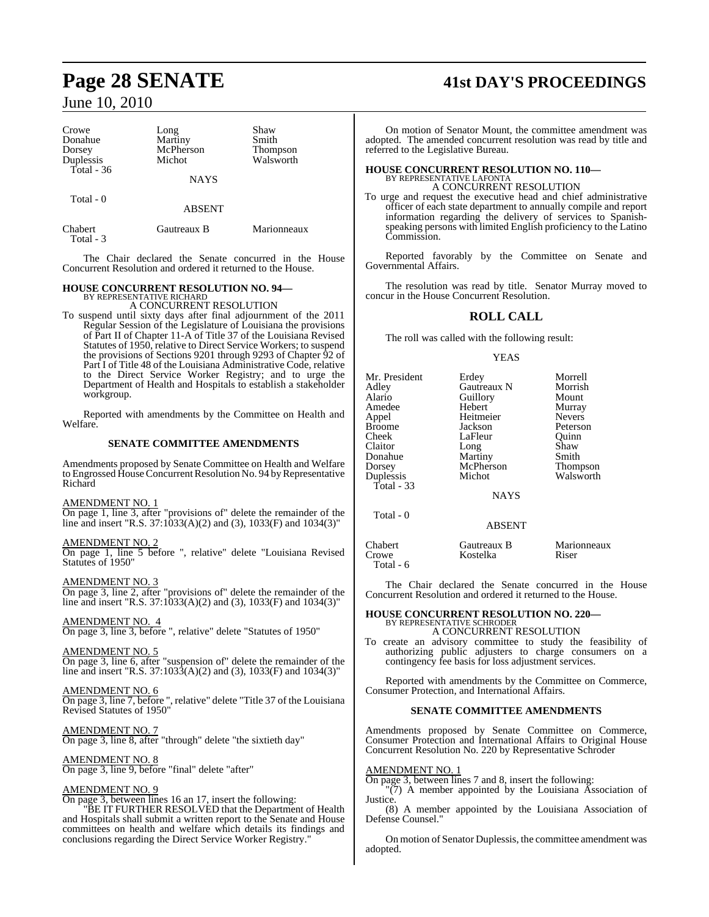| Crowe | Long | Shaw |
|---|---|---|
| Donahue | Martiny | Smith |
| Dorsey | McPherson | Thompson |
| Duplessis | Michot | Walsworth |
| Total - 36 | | |

NAYS

Total - 0

ABSENT

| Chabert | Gautreaux B | Marionneaux |
|---|---|---|
| Total - 3 | | |

The Chair declared the Senate concurred in the House Concurrent Resolution and ordered it returned to the House.

**HOUSE CONCURRENT RESOLUTION NO. 94—**
BY REPRESENTATIVE RICHARD
A CONCURRENT RESOLUTION

To suspend until sixty days after final adjournment of the 2011 Regular Session of the Legislature of Louisiana the provisions of Part II of Chapter 11-A of Title 37 of the Louisiana Revised Statutes of 1950, relative to Direct Service Workers; to suspend the provisions of Sections 9201 through 9293 of Chapter 92 of Part I of Title 48 of the Louisiana Administrative Code, relative to the Direct Service Worker Registry; and to urge the Department of Health and Hospitals to establish a stakeholder workgroup.

Reported with amendments by the Committee on Health and Welfare.

**SENATE COMMITTEE AMENDMENTS**

Amendments proposed by Senate Committee on Health and Welfare to Engrossed House Concurrent Resolution No. 94 by Representative Richard

AMENDMENT NO. 1
On page 1, line 3, after "provisions of" delete the remainder of the line and insert "R.S. 37:1033(A)(2) and (3), 1033(F) and 1034(3)"

AMENDMENT NO. 2
On page 1, line 5 before ", relative" delete "Louisiana Revised Statutes of 1950"

AMENDMENT NO. 3
On page 3, line 2, after "provisions of" delete the remainder of the line and insert "R.S. 37:1033(A)(2) and (3), 1033(F) and 1034(3)"

AMENDMENT NO. 4
On page 3, line 3, before ", relative" delete "Statutes of 1950"

AMENDMENT NO. 5
On page 3, line 6, after "suspension of" delete the remainder of the line and insert "R.S. 37:1033(A)(2) and (3), 1033(F) and 1034(3)"

AMENDMENT NO. 6
On page 3, line 7, before ", relative" delete "Title 37 of the Louisiana Revised Statutes of 1950"

AMENDMENT NO. 7
On page 3, line 8, after "through" delete "the sixtieth day"

AMENDMENT NO. 8
On page 3, line 9, before "final" delete "after"

AMENDMENT NO. 9
On page 3, between lines 16 an 17, insert the following:

"BE IT FURTHER RESOLVED that the Department of Health and Hospitals shall submit a written report to the Senate and House committees on health and welfare which details its findings and conclusions regarding the Direct Service Worker Registry."

On motion of Senator Mount, the committee amendment was adopted. The amended concurrent resolution was read by title and referred to the Legislative Bureau.

**HOUSE CONCURRENT RESOLUTION NO. 110—**
BY REPRESENTATIVE LAFONTA
A CONCURRENT RESOLUTION

To urge and request the executive head and chief administrative officer of each state department to annually compile and report information regarding the delivery of services to Spanish-speaking persons with limited English proficiency to the Latino Commission.

Reported favorably by the Committee on Senate and Governmental Affairs.

The resolution was read by title. Senator Murray moved to concur in the House Concurrent Resolution.

## ROLL CALL

The roll was called with the following result:

YEAS

| Mr. President | Erdey | Morrell |
|---|---|---|
| Adley | Gautreaux N | Morrish |
| Alario | Guillory | Mount |
| Amedee | Hebert | Murray |
| Appel | Heitmeier | Nevers |
| Broome | Jackson | Peterson |
| Cheek | LaFleur | Quinn |
| Claitor | Long | Shaw |
| Donahue | Martiny | Smith |
| Dorsey | McPherson | Thompson |
| Duplessis | Michot | Walsworth |
| Total - 33 | | |

NAYS

Total - 0

ABSENT

| Chabert | Gautreaux B | Marionneaux |
|---|---|---|
| Crowe | Kostelka | Riser |
| Total - 6 | | |

The Chair declared the Senate concurred in the House Concurrent Resolution and ordered it returned to the House.

**HOUSE CONCURRENT RESOLUTION NO. 220—**
BY REPRESENTATIVE SCHRODER
A CONCURRENT RESOLUTION

To create an advisory committee to study the feasibility of authorizing public adjusters to charge consumers on a contingency fee basis for loss adjustment services.

Reported with amendments by the Committee on Commerce, Consumer Protection, and International Affairs.

**SENATE COMMITTEE AMENDMENTS**

Amendments proposed by Senate Committee on Commerce, Consumer Protection and International Affairs to Original House Concurrent Resolution No. 220 by Representative Schroder

AMENDMENT NO. 1
On page 3, between lines 7 and 8, insert the following:

"(7) A member appointed by the Louisiana Association of Justice.

(8) A member appointed by the Louisiana Association of Defense Counsel."

On motion of Senator Duplessis, the committee amendment was adopted.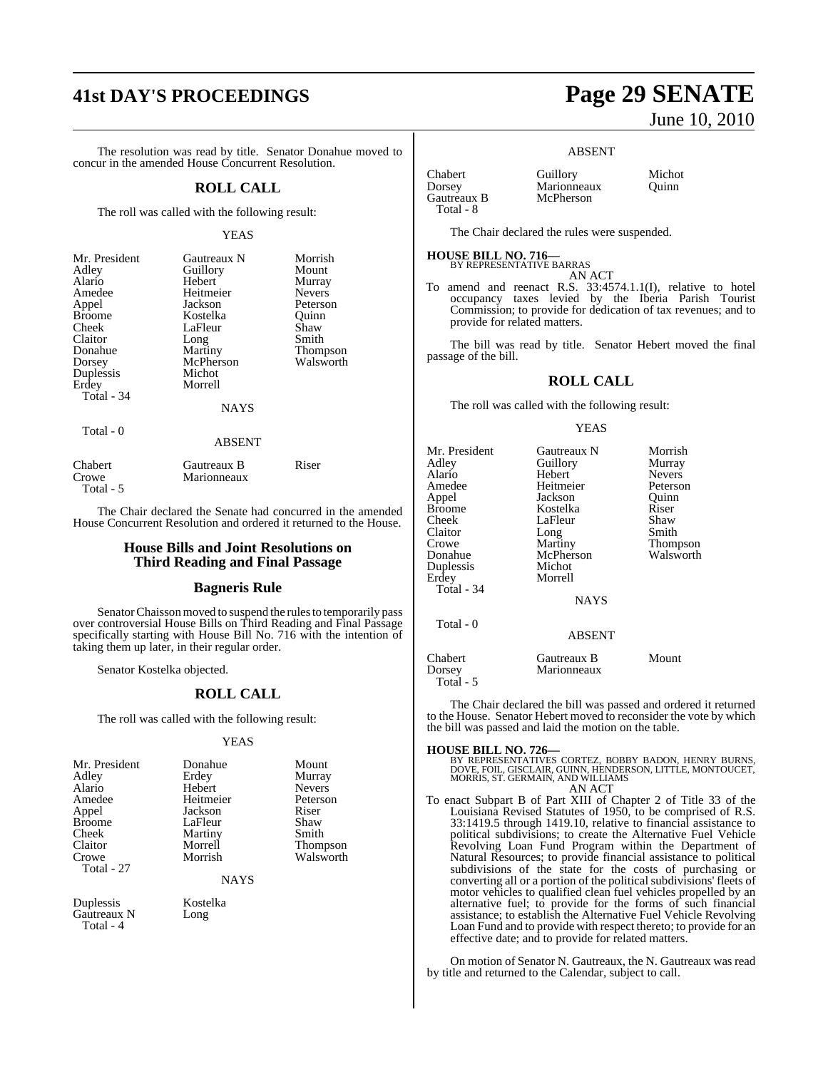The resolution was read by title. Senator Donahue moved to concur in the amended House Concurrent Resolution.

## ROLL CALL

The roll was called with the following result:

YEAS

| | | |
|---|---|---|
| Mr. President | Gautreaux N | Morrish |
| Adley | Guillory | Mount |
| Alario | Hebert | Murray |
| Amedee | Heitmeier | Nevers |
| Appel | Jackson | Peterson |
| Broome | Kostelka | Quinn |
| Cheek | LaFleur | Shaw |
| Claitor | Long | Smith |
| Donahue | Martiny | Thompson |
| Dorsey | McPherson | Walsworth |
| Duplessis | Michot | |
| Erdey | Morrell | |

Total - 34

NAYS

Total - 0

ABSENT

| | | |
|---|---|---|
| Chabert | Gautreaux B | Riser |
| Crowe | Marionneaux | |

Total - 5

The Chair declared the Senate had concurred in the amended House Concurrent Resolution and ordered it returned to the House.

## House Bills and Joint Resolutions on Third Reading and Final Passage

## Bagneris Rule

Senator Chaisson moved to suspend the rules to temporarily pass over controversial House Bills on Third Reading and Final Passage specifically starting with House Bill No. 716 with the intention of taking them up later, in their regular order.

Senator Kostelka objected.

## ROLL CALL

The roll was called with the following result:

YEAS

| | | |
|---|---|---|
| Mr. President | Donahue | Mount |
| Adley | Erdey | Murray |
| Alario | Hebert | Nevers |
| Amedee | Heitmeier | Peterson |
| Appel | Jackson | Riser |
| Broome | LaFleur | Shaw |
| Cheek | Martiny | Smith |
| Claitor | Morrell | Thompson |
| Crowe | Morrish | Walsworth |

Total - 27

NAYS

| | |
|---|---|
| Duplessis | Kostelka |
| Gautreaux N | Long |

Total - 4

ABSENT

| | | |
|---|---|---|
| Chabert | Guillory | Michot |
| Dorsey | Marionneaux | Quinn |
| Gautreaux B | McPherson | |

Total - 8

The Chair declared the rules were suspended.

**HOUSE BILL NO. 716—**
BY REPRESENTATIVE BARRAS
AN ACT

To amend and reenact R.S. 33:4574.1.1(I), relative to hotel occupancy taxes levied by the Iberia Parish Tourist Commission; to provide for dedication of tax revenues; and to provide for related matters.

The bill was read by title. Senator Hebert moved the final passage of the bill.

## ROLL CALL

The roll was called with the following result:

YEAS

| | | |
|---|---|---|
| Mr. President | Gautreaux N | Morrish |
| Adley | Guillory | Murray |
| Alario | Hebert | Nevers |
| Amedee | Heitmeier | Peterson |
| Appel | Jackson | Quinn |
| Broome | Kostelka | Riser |
| Cheek | LaFleur | Shaw |
| Claitor | Long | Smith |
| Crowe | Martiny | Thompson |
| Donahue | McPherson | Walsworth |
| Duplessis | Michot | |
| Erdey | Morrell | |

Total - 34

NAYS

Total - 0

ABSENT

| | | |
|---|---|---|
| Chabert | Gautreaux B | Mount |
| Dorsey | Marionneaux | |

Total - 5

The Chair declared the bill was passed and ordered it returned to the House. Senator Hebert moved to reconsider the vote by which the bill was passed and laid the motion on the table.

**HOUSE BILL NO. 726—**
BY REPRESENTATIVES CORTEZ, BOBBY BADON, HENRY BURNS, DOVE, FOIL, GISCLAIR, GUINN, HENDERSON, LITTLE, MONTOUCET, MORRIS, ST. GERMAIN, AND WILLIAMS
AN ACT

To enact Subpart B of Part XIII of Chapter 2 of Title 33 of the Louisiana Revised Statutes of 1950, to be comprised of R.S. 33:1419.5 through 1419.10, relative to financial assistance to political subdivisions; to create the Alternative Fuel Vehicle Revolving Loan Fund Program within the Department of Natural Resources; to provide financial assistance to political subdivisions of the state for the costs of purchasing or converting all or a portion of the political subdivisions' fleets of motor vehicles to qualified clean fuel vehicles propelled by an alternative fuel; to provide for the forms of such financial assistance; to establish the Alternative Fuel Vehicle Revolving Loan Fund and to provide with respect thereto; to provide for an effective date; and to provide for related matters.

On motion of Senator N. Gautreaux, the N. Gautreaux was read by title and returned to the Calendar, subject to call.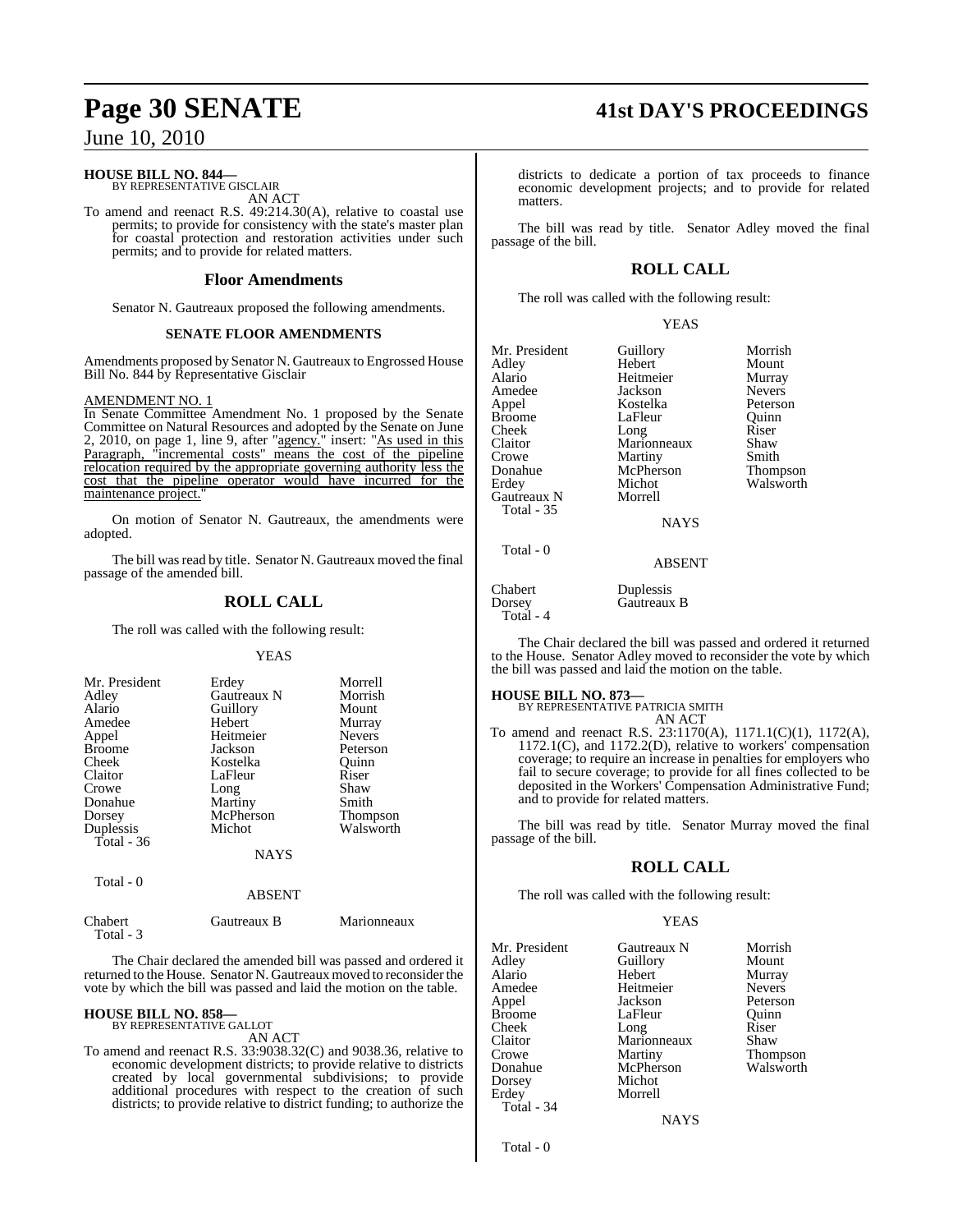**HOUSE BILL NO. 844—**
BY REPRESENTATIVE GISCLAIR
AN ACT

To amend and reenact R.S. 49:214.30(A), relative to coastal use permits; to provide for consistency with the state's master plan for coastal protection and restoration activities under such permits; and to provide for related matters.

## Floor Amendments

Senator N. Gautreaux proposed the following amendments.

**SENATE FLOOR AMENDMENTS**

Amendments proposed by Senator N. Gautreaux to Engrossed House Bill No. 844 by Representative Gisclair

AMENDMENT NO. 1
In Senate Committee Amendment No. 1 proposed by the Senate Committee on Natural Resources and adopted by the Senate on June 2, 2010, on page 1, line 9, after "agency." insert: "As used in this Paragraph, "incremental costs" means the cost of the pipeline relocation required by the appropriate governing authority less the cost that the pipeline operator would have incurred for the maintenance project."

On motion of Senator N. Gautreaux, the amendments were adopted.

The bill was read by title. Senator N. Gautreaux moved the final passage of the amended bill.

## ROLL CALL

The roll was called with the following result:

YEAS

| | | |
|---|---|---|
| Mr. President | Erdey | Morrell |
| Adley | Gautreaux N | Morrish |
| Alario | Guillory | Mount |
| Amedee | Hebert | Murray |
| Appel | Heitmeier | Nevers |
| Broome | Jackson | Peterson |
| Cheek | Kostelka | Quinn |
| Claitor | LaFleur | Riser |
| Crowe | Long | Shaw |
| Donahue | Martiny | Smith |
| Dorsey | McPherson | Thompson |
| Duplessis | Michot | Walsworth |
| Total - 36 | | |

NAYS

Total - 0

ABSENT

| | | |
|---|---|---|
| Chabert | Gautreaux B | Marionneaux |
| Total - 3 | | |

The Chair declared the amended bill was passed and ordered it returned to the House. Senator N. Gautreaux moved to reconsider the vote by which the bill was passed and laid the motion on the table.

**HOUSE BILL NO. 858—**
BY REPRESENTATIVE GALLOT
AN ACT

To amend and reenact R.S. 33:9038.32(C) and 9038.36, relative to economic development districts; to provide relative to districts created by local governmental subdivisions; to provide additional procedures with respect to the creation of such districts; to provide relative to district funding; to authorize the districts to dedicate a portion of tax proceeds to finance economic development projects; and to provide for related matters.

The bill was read by title. Senator Adley moved the final passage of the bill.

## ROLL CALL

The roll was called with the following result:

YEAS

| | | |
|---|---|---|
| Mr. President | Guillory | Morrish |
| Adley | Hebert | Mount |
| Alario | Heitmeier | Murray |
| Amedee | Jackson | Nevers |
| Appel | Kostelka | Peterson |
| Broome | LaFleur | Quinn |
| Cheek | Long | Riser |
| Claitor | Marionneaux | Shaw |
| Crowe | Martiny | Smith |
| Donahue | McPherson | Thompson |
| Erdey | Michot | Walsworth |
| Gautreaux N | Morrell | |
| Total - 35 | | |

NAYS

Total - 0

ABSENT

| | |
|---|---|
| Chabert | Duplessis |
| Dorsey | Gautreaux B |
| Total - 4 | |

The Chair declared the bill was passed and ordered it returned to the House. Senator Adley moved to reconsider the vote by which the bill was passed and laid the motion on the table.

**HOUSE BILL NO. 873—**
BY REPRESENTATIVE PATRICIA SMITH
AN ACT

To amend and reenact R.S. 23:1170(A), 1171.1(C)(1), 1172(A), 1172.1(C), and 1172.2(D), relative to workers' compensation coverage; to require an increase in penalties for employers who fail to secure coverage; to provide for all fines collected to be deposited in the Workers' Compensation Administrative Fund; and to provide for related matters.

The bill was read by title. Senator Murray moved the final passage of the bill.

## ROLL CALL

The roll was called with the following result:

YEAS

| | | |
|---|---|---|
| Mr. President | Gautreaux N | Morrish |
| Adley | Guillory | Mount |
| Alario | Hebert | Murray |
| Amedee | Heitmeier | Nevers |
| Appel | Jackson | Peterson |
| Broome | LaFleur | Quinn |
| Cheek | Long | Riser |
| Claitor | Marionneaux | Shaw |
| Crowe | Martiny | Thompson |
| Donahue | McPherson | Walsworth |
| Dorsey | Michot | |
| Erdey | Morrell | |
| Total - 34 | | |

NAYS

Total - 0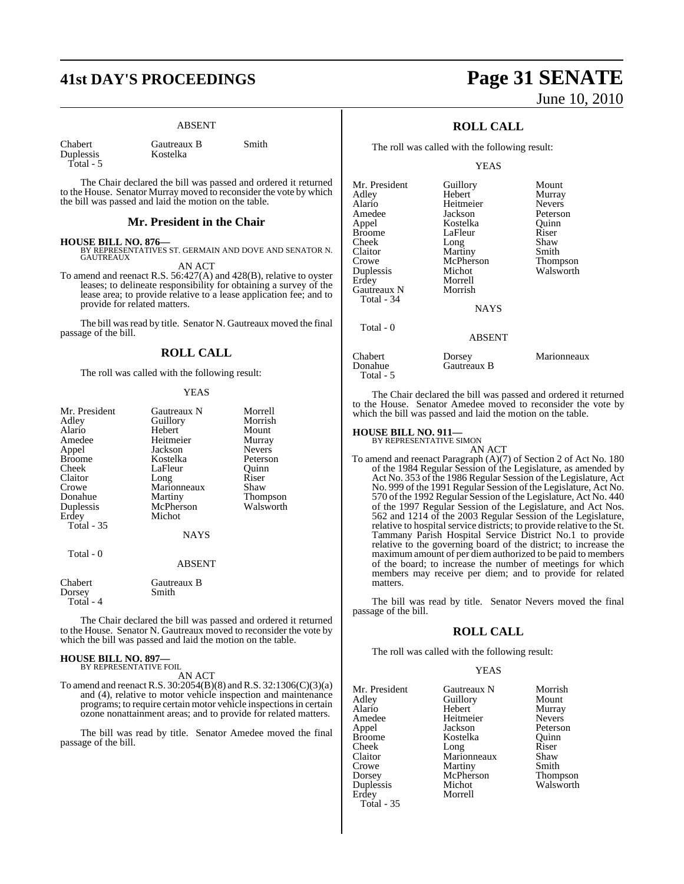ABSENT

| | | |
|---|---|---|
| Chabert | Gautreaux B | Smith |
| Duplessis | Kostelka | |
| Total - 5 | | |

The Chair declared the bill was passed and ordered it returned to the House. Senator Murray moved to reconsider the vote by which the bill was passed and laid the motion on the table.

## Mr. President in the Chair

**HOUSE BILL NO. 876—**
BY REPRESENTATIVES ST. GERMAIN AND DOVE AND SENATOR N. GAUTREAUX

AN ACT

To amend and reenact R.S. 56:427(A) and 428(B), relative to oyster leases; to delineate responsibility for obtaining a survey of the lease area; to provide relative to a lease application fee; and to provide for related matters.

The bill was read by title. Senator N. Gautreaux moved the final passage of the bill.

## ROLL CALL

The roll was called with the following result:

YEAS

| | | |
|---|---|---|
| Mr. President | Gautreaux N | Morrell |
| Adley | Guillory | Morrish |
| Alario | Hebert | Mount |
| Amedee | Heitmeier | Murray |
| Appel | Jackson | Nevers |
| Broome | Kostelka | Peterson |
| Cheek | LaFleur | Quinn |
| Claitor | Long | Riser |
| Crowe | Marionneaux | Shaw |
| Donahue | Martiny | Thompson |
| Duplessis | McPherson | Walsworth |
| Erdey | Michot | |
| Total - 35 | | |

NAYS

Total - 0

ABSENT

| | |
|---|---|
| Chabert | Gautreaux B |
| Dorsey | Smith |
| Total - 4 | |

The Chair declared the bill was passed and ordered it returned to the House. Senator N. Gautreaux moved to reconsider the vote by which the bill was passed and laid the motion on the table.

**HOUSE BILL NO. 897—**
BY REPRESENTATIVE FOIL

AN ACT

To amend and reenact R.S. 30:2054(B)(8) and R.S. 32:1306(C)(3)(a) and (4), relative to motor vehicle inspection and maintenance programs; to require certain motor vehicle inspections in certain ozone nonattainment areas; and to provide for related matters.

The bill was read by title. Senator Amedee moved the final passage of the bill.

## ROLL CALL

The roll was called with the following result:

YEAS

| | | |
|---|---|---|
| Mr. President | Guillory | Mount |
| Adley | Hebert | Murray |
| Alario | Heitmeier | Nevers |
| Amedee | Jackson | Peterson |
| Appel | Kostelka | Quinn |
| Broome | LaFleur | Riser |
| Cheek | Long | Shaw |
| Claitor | Martiny | Smith |
| Crowe | McPherson | Thompson |
| Duplessis | Michot | Walsworth |
| Erdey | Morrell | |
| Gautreaux N | Morrish | |
| Total - 34 | | |

NAYS

Total - 0

ABSENT

| | | |
|---|---|---|
| Chabert | Dorsey | Marionneaux |
| Donahue | Gautreaux B | |
| Total - 5 | | |

The Chair declared the bill was passed and ordered it returned to the House. Senator Amedee moved to reconsider the vote by which the bill was passed and laid the motion on the table.

**HOUSE BILL NO. 911—**
BY REPRESENTATIVE SIMON

AN ACT

To amend and reenact Paragraph (A)(7) of Section 2 of Act No. 180 of the 1984 Regular Session of the Legislature, as amended by Act No. 353 of the 1986 Regular Session of the Legislature, Act No. 999 of the 1991 Regular Session of the Legislature, Act No. 570 of the 1992 Regular Session of the Legislature, Act No. 440 of the 1997 Regular Session of the Legislature, and Act Nos. 562 and 1214 of the 2003 Regular Session of the Legislature, relative to hospital service districts; to provide relative to the St. Tammany Parish Hospital Service District No.1 to provide relative to the governing board of the district; to increase the maximum amount of per diem authorized to be paid to members of the board; to increase the number of meetings for which members may receive per diem; and to provide for related matters.

The bill was read by title. Senator Nevers moved the final passage of the bill.

## ROLL CALL

The roll was called with the following result:

YEAS

| | | |
|---|---|---|
| Mr. President | Gautreaux N | Morrish |
| Adley | Guillory | Mount |
| Alario | Hebert | Murray |
| Amedee | Heitmeier | Nevers |
| Appel | Jackson | Peterson |
| Broome | Kostelka | Quinn |
| Cheek | Long | Riser |
| Claitor | Marionneaux | Shaw |
| Crowe | Martiny | Smith |
| Dorsey | McPherson | Thompson |
| Duplessis | Michot | Walsworth |
| Erdey | Morrell | |
| Total - 35 | | |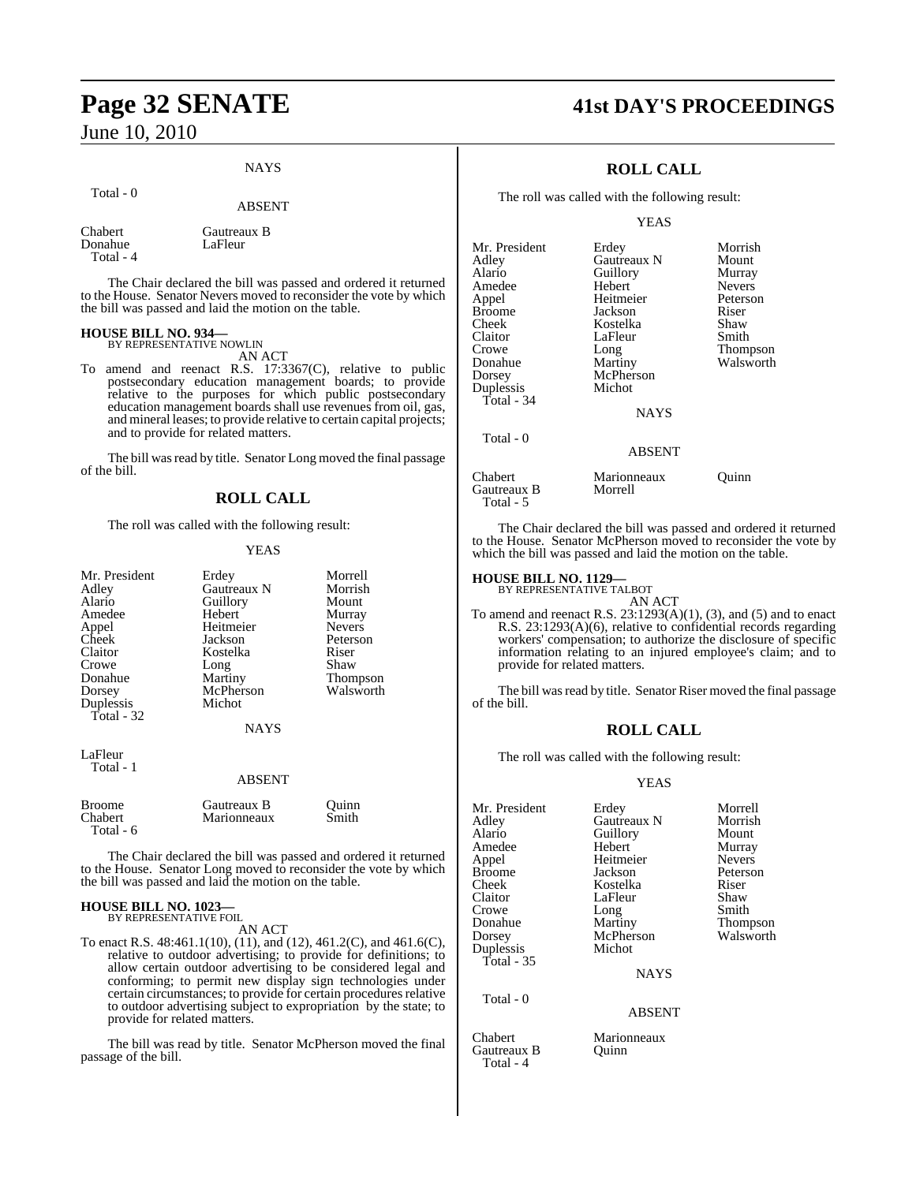NAYS

Total - 0

ABSENT

| | |
|---|---|
| Chabert | Gautreaux B |
| Donahue | LaFleur |
| Total - 4 | |

The Chair declared the bill was passed and ordered it returned to the House. Senator Nevers moved to reconsider the vote by which the bill was passed and laid the motion on the table.

**HOUSE BILL NO. 934—**
BY REPRESENTATIVE NOWLIN

AN ACT

To amend and reenact R.S. 17:3367(C), relative to public postsecondary education management boards; to provide relative to the purposes for which public postsecondary education management boards shall use revenues from oil, gas, and mineral leases; to provide relative to certain capital projects; and to provide for related matters.

The bill was read by title. Senator Long moved the final passage of the bill.

## ROLL CALL

The roll was called with the following result:

YEAS

| | | |
|---|---|---|
| Mr. President | Erdey | Morrell |
| Adley | Gautreaux N | Morrish |
| Alario | Guillory | Mount |
| Amedee | Hebert | Murray |
| Appel | Heitmeier | Nevers |
| Cheek | Jackson | Peterson |
| Claitor | Kostelka | Riser |
| Crowe | Long | Shaw |
| Donahue | Martiny | Thompson |
| Dorsey | McPherson | Walsworth |
| Duplessis | Michot | |
| Total - 32 | | |

NAYS

LaFleur
Total - 1

ABSENT

| | | |
|---|---|---|
| Broome | Gautreaux B | Quinn |
| Chabert | Marionneaux | Smith |
| Total - 6 | | |

The Chair declared the bill was passed and ordered it returned to the House. Senator Long moved to reconsider the vote by which the bill was passed and laid the motion on the table.

**HOUSE BILL NO. 1023—**
BY REPRESENTATIVE FOIL

AN ACT

To enact R.S. 48:461.1(10), (11), and (12), 461.2(C), and 461.6(C), relative to outdoor advertising; to provide for definitions; to allow certain outdoor advertising to be considered legal and conforming; to permit new display sign technologies under certain circumstances; to provide for certain procedures relative to outdoor advertising subject to expropriation by the state; to provide for related matters.

The bill was read by title. Senator McPherson moved the final passage of the bill.

## ROLL CALL

The roll was called with the following result:

YEAS

| | | |
|---|---|---|
| Mr. President | Erdey | Morrish |
| Adley | Gautreaux N | Mount |
| Alario | Guillory | Murray |
| Amedee | Hebert | Nevers |
| Appel | Heitmeier | Peterson |
| Broome | Jackson | Riser |
| Cheek | Kostelka | Shaw |
| Claitor | LaFleur | Smith |
| Crowe | Long | Thompson |
| Donahue | Martiny | Walsworth |
| Dorsey | McPherson | |
| Duplessis | Michot | |
| Total - 34 | | |

NAYS

Total - 0

ABSENT

| | | |
|---|---|---|
| Chabert | Marionneaux | Quinn |
| Gautreaux B | Morrell | |
| Total - 5 | | |

The Chair declared the bill was passed and ordered it returned to the House. Senator McPherson moved to reconsider the vote by which the bill was passed and laid the motion on the table.

**HOUSE BILL NO. 1129—**
BY REPRESENTATIVE TALBOT

AN ACT

To amend and reenact R.S. 23:1293(A)(1), (3), and (5) and to enact R.S. 23:1293(A)(6), relative to confidential records regarding workers' compensation; to authorize the disclosure of specific information relating to an injured employee's claim; and to provide for related matters.

The bill was read by title. Senator Riser moved the final passage of the bill.

## ROLL CALL

The roll was called with the following result:

YEAS

| | | |
|---|---|---|
| Mr. President | Erdey | Morrell |
| Adley | Gautreaux N | Morrish |
| Alario | Guillory | Mount |
| Amedee | Hebert | Murray |
| Appel | Heitmeier | Nevers |
| Broome | Jackson | Peterson |
| Cheek | Kostelka | Riser |
| Claitor | LaFleur | Shaw |
| Crowe | Long | Smith |
| Donahue | Martiny | Thompson |
| Dorsey | McPherson | Walsworth |
| Duplessis | Michot | |
| Total - 35 | | |

NAYS

Total - 0

ABSENT

| | |
|---|---|
| Chabert | Marionneaux |
| Gautreaux B | Quinn |
| Total - 4 | |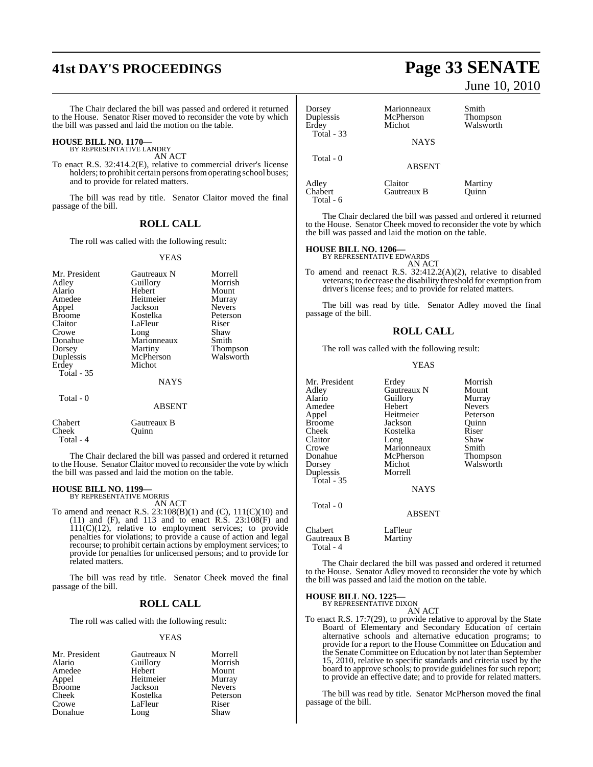The Chair declared the bill was passed and ordered it returned to the House. Senator Riser moved to reconsider the vote by which the bill was passed and laid the motion on the table.

**HOUSE BILL NO. 1170—**
BY REPRESENTATIVE LANDRY

AN ACT

To enact R.S. 32:414.2(E), relative to commercial driver's license holders; to prohibit certain persons from operating school buses; and to provide for related matters.

The bill was read by title. Senator Claitor moved the final passage of the bill.

## ROLL CALL

The roll was called with the following result:

YEAS

| | | |
|---|---|---|
| Mr. President | Gautreaux N | Morrell |
| Adley | Guillory | Morrish |
| Alario | Hebert | Mount |
| Amedee | Heitmeier | Murray |
| Appel | Jackson | Nevers |
| Broome | Kostelka | Peterson |
| Claitor | LaFleur | Riser |
| Crowe | Long | Shaw |
| Donahue | Marionneaux | Smith |
| Dorsey | Martiny | Thompson |
| Duplessis | McPherson | Walsworth |
| Erdey | Michot | |

Total - 35

NAYS

Total - 0

ABSENT

| | |
|---|---|
| Chabert | Gautreaux B |
| Cheek | Quinn |

Total - 4

The Chair declared the bill was passed and ordered it returned to the House. Senator Claitor moved to reconsider the vote by which the bill was passed and laid the motion on the table.

**HOUSE BILL NO. 1199—**
BY REPRESENTATIVE MORRIS

AN ACT

To amend and reenact R.S. 23:108(B)(1) and (C), 111(C)(10) and (11) and (F), and 113 and to enact R.S. 23:108(F) and 111(C)(12), relative to employment services; to provide penalties for violations; to provide a cause of action and legal recourse; to prohibit certain actions by employment services; to provide for penalties for unlicensed persons; and to provide for related matters.

The bill was read by title. Senator Cheek moved the final passage of the bill.

## ROLL CALL

The roll was called with the following result:

YEAS

| | | |
|---|---|---|
| Mr. President | Gautreaux N | Morrell |
| Alario | Guillory | Morrish |
| Amedee | Hebert | Mount |
| Appel | Heitmeier | Murray |
| Broome | Jackson | Nevers |
| Cheek | Kostelka | Peterson |
| Crowe | LaFleur | Riser |
| Donahue | Long | Shaw |
| Dorsey | Marionneaux | Smith |
| Duplessis | McPherson | Thompson |
| Erdey | Michot | Walsworth |

Total - 33

NAYS

Total - 0

ABSENT

| | | |
|---|---|---|
| Adley | Claitor | Martiny |
| Chabert | Gautreaux B | Quinn |

Total - 6

The Chair declared the bill was passed and ordered it returned to the House. Senator Cheek moved to reconsider the vote by which the bill was passed and laid the motion on the table.

**HOUSE BILL NO. 1206—**
BY REPRESENTATIVE EDWARDS

AN ACT

To amend and reenact R.S. 32:412.2(A)(2), relative to disabled veterans; to decrease the disability threshold for exemption from driver's license fees; and to provide for related matters.

The bill was read by title. Senator Adley moved the final passage of the bill.

## ROLL CALL

The roll was called with the following result:

YEAS

| | | |
|---|---|---|
| Mr. President | Erdey | Morrish |
| Adley | Gautreaux N | Mount |
| Alario | Guillory | Murray |
| Amedee | Hebert | Nevers |
| Appel | Heitmeier | Peterson |
| Broome | Jackson | Quinn |
| Cheek | Kostelka | Riser |
| Claitor | Long | Shaw |
| Crowe | Marionneaux | Smith |
| Donahue | McPherson | Thompson |
| Dorsey | Michot | Walsworth |
| Duplessis | Morrell | |

Total - 35

NAYS

Total - 0

ABSENT

| | |
|---|---|
| Chabert | LaFleur |
| Gautreaux B | Martiny |

Total - 4

The Chair declared the bill was passed and ordered it returned to the House. Senator Adley moved to reconsider the vote by which the bill was passed and laid the motion on the table.

**HOUSE BILL NO. 1225—**
BY REPRESENTATIVE DIXON

AN ACT

To enact R.S. 17:7(29), to provide relative to approval by the State Board of Elementary and Secondary Education of certain alternative schools and alternative education programs; to provide for a report to the House Committee on Education and the Senate Committee on Education by not later than September 15, 2010, relative to specific standards and criteria used by the board to approve schools; to provide guidelines for such report; to provide an effective date; and to provide for related matters.

The bill was read by title. Senator McPherson moved the final passage of the bill.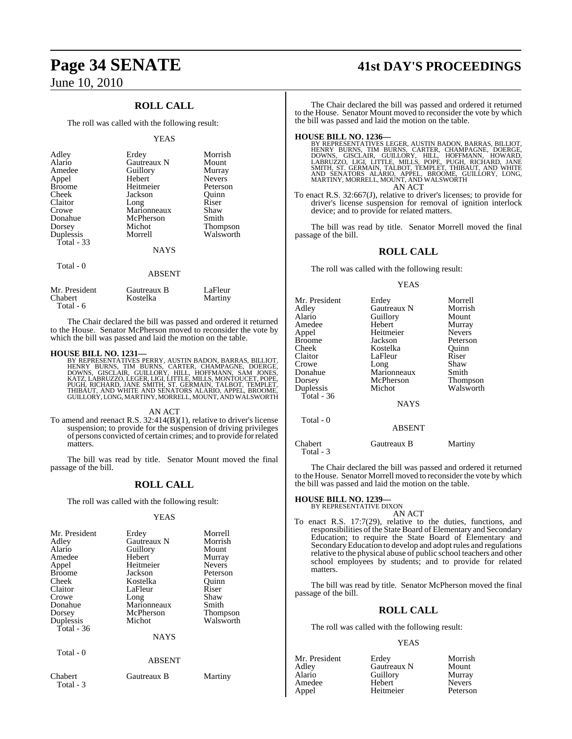## ROLL CALL

The roll was called with the following result:

YEAS

| | | |
|---|---|---|
| Adley | Erdey | Morrish |
| Alario | Gautreaux N | Mount |
| Amedee | Guillory | Murray |
| Appel | Hebert | Nevers |
| Broome | Heitmeier | Peterson |
| Cheek | Jackson | Quinn |
| Claitor | Long | Riser |
| Crowe | Marionneaux | Shaw |
| Donahue | McPherson | Smith |
| Dorsey | Michot | Thompson |
| Duplessis | Morrell | Walsworth |
| Total - 33 | | |

NAYS

Total - 0

ABSENT

| | | |
|---|---|---|
| Mr. President | Gautreaux B | LaFleur |
| Chabert | Kostelka | Martiny |
| Total - 6 | | |

The Chair declared the bill was passed and ordered it returned to the House. Senator McPherson moved to reconsider the vote by which the bill was passed and laid the motion on the table.

**HOUSE BILL NO. 1231—**
BY REPRESENTATIVES PERRY, AUSTIN BADON, BARRAS, BILLIOT, HENRY BURNS, TIM BURNS, CARTER, CHAMPAGNE, DOERGE, DOWNS, GISCLAIR, GUILLORY, HILL, HOFFMANN, SAM JONES, KATZ, LABRUZZO, LEGER, LIGI, LITTLE, MILLS, MONTOUCET, POPE, PUGH, RICHARD, JANE SMITH, ST. GERMAIN, TALBOT, TEMPLET, THIBAUT, AND WHITE AND SENATORS ALARIO, APPEL, BROOME, GUILLORY, LONG, MARTINY, MORRELL, MOUNT, AND WALSWORTH

AN ACT

To amend and reenact R.S. 32:414(B)(1), relative to driver's license suspension; to provide for the suspension of driving privileges of persons convicted of certain crimes; and to provide for related matters.

The bill was read by title. Senator Mount moved the final passage of the bill.

## ROLL CALL

The roll was called with the following result:

YEAS

| | | |
|---|---|---|
| Mr. President | Erdey | Morrell |
| Adley | Gautreaux N | Morrish |
| Alario | Guillory | Mount |
| Amedee | Hebert | Murray |
| Appel | Heitmeier | Nevers |
| Broome | Jackson | Peterson |
| Cheek | Kostelka | Quinn |
| Claitor | LaFleur | Riser |
| Crowe | Long | Shaw |
| Donahue | Marionneaux | Smith |
| Dorsey | McPherson | Thompson |
| Duplessis | Michot | Walsworth |
| Total - 36 | | |

NAYS

Total - 0

ABSENT

| | | |
|---|---|---|
| Chabert | Gautreaux B | Martiny |
| Total - 3 | | |

The Chair declared the bill was passed and ordered it returned to the House. Senator Mount moved to reconsider the vote by which the bill was passed and laid the motion on the table.

**HOUSE BILL NO. 1236—**
BY REPRESENTATIVES LEGER, AUSTIN BADON, BARRAS, BILLIOT, HENRY BURNS, TIM BURNS, CARTER, CHAMPAGNE, DOERGE, DOWNS, GISCLAIR, GUILLORY, HILL, HOFFMANN, HOWARD, LABRUZZO, LIGI, LITTLE, MILLS, POPE, PUGH, RICHARD, JANE SMITH, ST. GERMAIN, TALBOT, TEMPLET, THIBAUT, AND WHITE AND SENATORS ALARIO, APPEL, BROOME, GUILLORY, LONG, MARTINY, MORRELL, MOUNT, AND WALSWORTH

AN ACT

To enact R.S. 32:667(J), relative to driver's licenses; to provide for driver's license suspension for removal of ignition interlock device; and to provide for related matters.

The bill was read by title. Senator Morrell moved the final passage of the bill.

## ROLL CALL

The roll was called with the following result:

YEAS

| | | |
|---|---|---|
| Mr. President | Erdey | Morrell |
| Adley | Gautreaux N | Morrish |
| Alario | Guillory | Mount |
| Amedee | Hebert | Murray |
| Appel | Heitmeier | Nevers |
| Broome | Jackson | Peterson |
| Cheek | Kostelka | Quinn |
| Claitor | LaFleur | Riser |
| Crowe | Long | Shaw |
| Donahue | Marionneaux | Smith |
| Dorsey | McPherson | Thompson |
| Duplessis | Michot | Walsworth |
| Total - 36 | | |

NAYS

Total - 0

ABSENT

| | | |
|---|---|---|
| Chabert | Gautreaux B | Martiny |
| Total - 3 | | |

The Chair declared the bill was passed and ordered it returned to the House. Senator Morrell moved to reconsider the vote by which the bill was passed and laid the motion on the table.

**HOUSE BILL NO. 1239—**
BY REPRESENTATIVE DIXON

AN ACT

To enact R.S. 17:7(29), relative to the duties, functions, and responsibilities of the State Board of Elementary and Secondary Education; to require the State Board of Elementary and Secondary Education to develop and adopt rules and regulations relative to the physical abuse of public school teachers and other school employees by students; and to provide for related matters.

The bill was read by title. Senator McPherson moved the final passage of the bill.

## ROLL CALL

The roll was called with the following result:

YEAS

| | | |
|---|---|---|
| Mr. President | Erdey | Morrish |
| Adley | Gautreaux N | Mount |
| Alario | Guillory | Murray |
| Amedee | Hebert | Nevers |
| Appel | Heitmeier | Peterson |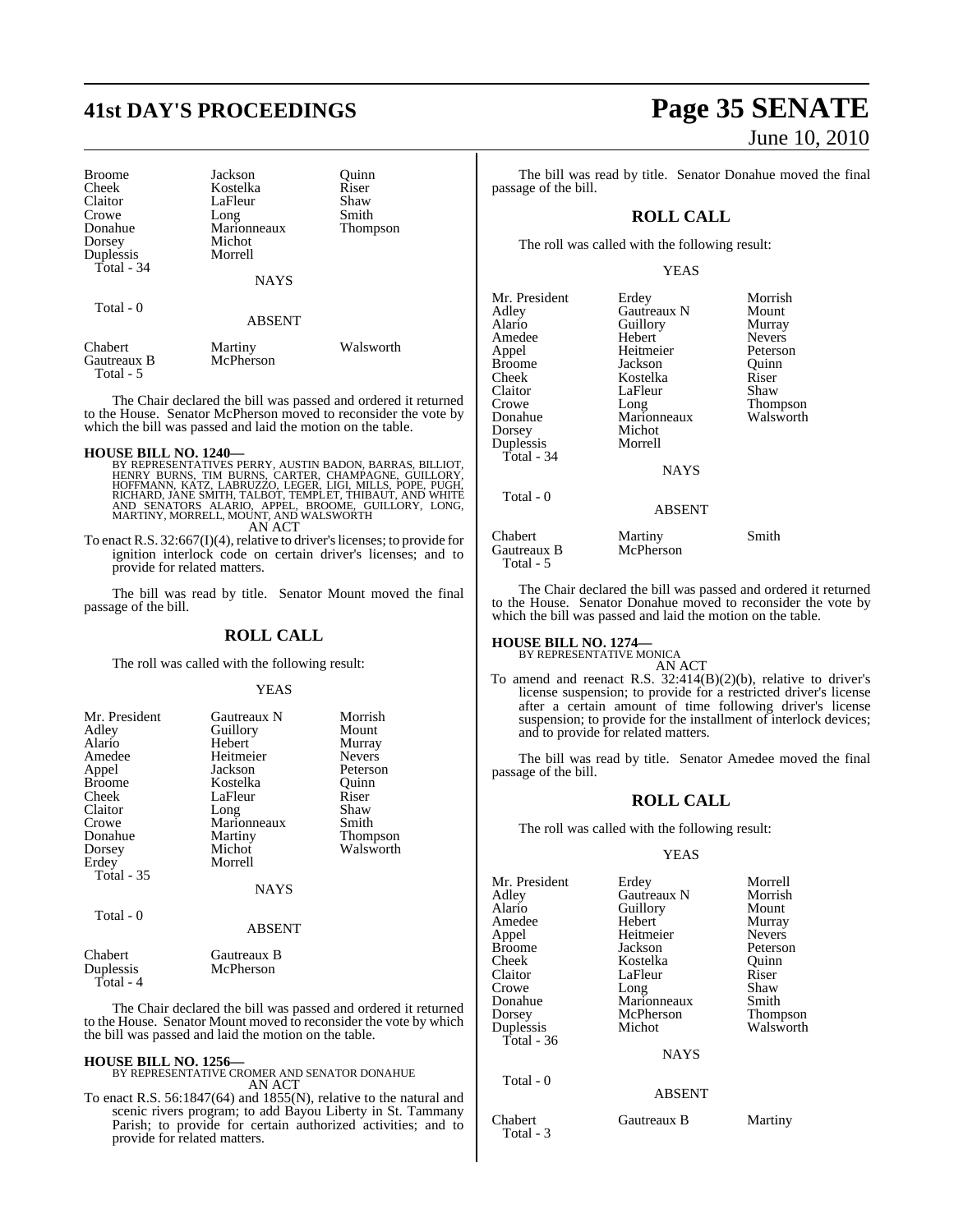| Broome | Jackson | Quinn |
|---|---|---|
| Cheek | Kostelka | Riser |
| Claitor | LaFleur | Shaw |
| Crowe | Long | Smith |
| Donahue | Marionneaux | Thompson |
| Dorsey | Michot | |
| Duplessis | Morrell | |
| Total - 34 | | |

NAYS

Total - 0

ABSENT

| Chabert | Martiny | Walsworth |
|---|---|---|
| Gautreaux B | McPherson | |
| Total - 5 | | |

The Chair declared the bill was passed and ordered it returned to the House. Senator McPherson moved to reconsider the vote by which the bill was passed and laid the motion on the table.

**HOUSE BILL NO. 1240—**
BY REPRESENTATIVES PERRY, AUSTIN BADON, BARRAS, BILLIOT, HENRY BURNS, TIM BURNS, CARTER, CHAMPAGNE, GUILLORY, HOFFMANN, KATZ, LABRUZZO, LEGER, LIGI, MILLS, POPE, PUGH, RICHARD, JANE SMITH, TALBOT, TEMPLET, THIBAUT, AND WHITE AND SENATORS ALARIO, APPEL, BROOME, GUILLORY, LONG, MARTINY, MORRELL, MOUNT, AND WALSWORTH
AN ACT

To enact R.S. 32:667(I)(4), relative to driver's licenses; to provide for ignition interlock code on certain driver's licenses; and to provide for related matters.

The bill was read by title. Senator Mount moved the final passage of the bill.

## ROLL CALL

The roll was called with the following result:

YEAS

| Mr. President | Gautreaux N | Morrish |
|---|---|---|
| Adley | Guillory | Mount |
| Alario | Hebert | Murray |
| Amedee | Heitmeier | Nevers |
| Appel | Jackson | Peterson |
| Broome | Kostelka | Quinn |
| Cheek | LaFleur | Riser |
| Claitor | Long | Shaw |
| Crowe | Marionneaux | Smith |
| Donahue | Martiny | Thompson |
| Dorsey | Michot | Walsworth |
| Erdey | Morrell | |
| Total - 35 | | |

NAYS

Total - 0

ABSENT

| Chabert | Gautreaux B |
|---|---|
| Duplessis | McPherson |
| Total - 4 | |

The Chair declared the bill was passed and ordered it returned to the House. Senator Mount moved to reconsider the vote by which the bill was passed and laid the motion on the table.

**HOUSE BILL NO. 1256—**
BY REPRESENTATIVE CROMER AND SENATOR DONAHUE
AN ACT

To enact R.S. 56:1847(64) and 1855(N), relative to the natural and scenic rivers program; to add Bayou Liberty in St. Tammany Parish; to provide for certain authorized activities; and to provide for related matters.

The bill was read by title. Senator Donahue moved the final passage of the bill.

## ROLL CALL

The roll was called with the following result:

YEAS

| Mr. President | Erdey | Morrish |
|---|---|---|
| Adley | Gautreaux N | Mount |
| Alario | Guillory | Murray |
| Amedee | Hebert | Nevers |
| Appel | Heitmeier | Peterson |
| Broome | Jackson | Quinn |
| Cheek | Kostelka | Riser |
| Claitor | LaFleur | Shaw |
| Crowe | Long | Thompson |
| Donahue | Marionneaux | Walsworth |
| Dorsey | Michot | |
| Duplessis | Morrell | |
| Total - 34 | | |

NAYS

Total - 0

ABSENT

| Chabert | Martiny | Smith |
|---|---|---|
| Gautreaux B | McPherson | |
| Total - 5 | | |

The Chair declared the bill was passed and ordered it returned to the House. Senator Donahue moved to reconsider the vote by which the bill was passed and laid the motion on the table.

**HOUSE BILL NO. 1274—**
BY REPRESENTATIVE MONICA
AN ACT

To amend and reenact R.S. 32:414(B)(2)(b), relative to driver's license suspension; to provide for a restricted driver's license after a certain amount of time following driver's license suspension; to provide for the installment of interlock devices; and to provide for related matters.

The bill was read by title. Senator Amedee moved the final passage of the bill.

## ROLL CALL

The roll was called with the following result:

YEAS

| Mr. President | Erdey | Morrell |
|---|---|---|
| Adley | Gautreaux N | Morrish |
| Alario | Guillory | Mount |
| Amedee | Hebert | Murray |
| Appel | Heitmeier | Nevers |
| Broome | Jackson | Peterson |
| Cheek | Kostelka | Quinn |
| Claitor | LaFleur | Riser |
| Crowe | Long | Shaw |
| Donahue | Marionneaux | Smith |
| Dorsey | McPherson | Thompson |
| Duplessis | Michot | Walsworth |
| Total - 36 | | |

NAYS

Total - 0

ABSENT

| Chabert | Gautreaux B | Martiny |
|---|---|---|
| Total - 3 | | |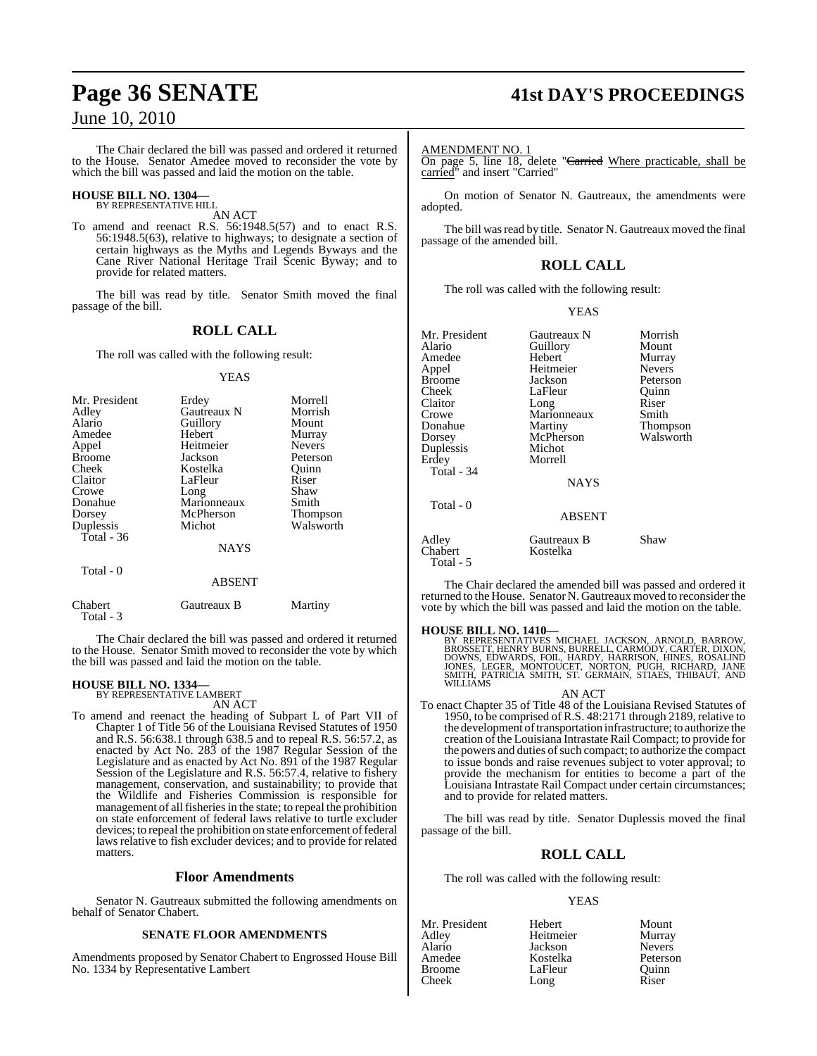The Chair declared the bill was passed and ordered it returned to the House. Senator Amedee moved to reconsider the vote by which the bill was passed and laid the motion on the table.

**HOUSE BILL NO. 1304—**
BY REPRESENTATIVE HILL
AN ACT

To amend and reenact R.S. 56:1948.5(57) and to enact R.S. 56:1948.5(63), relative to highways; to designate a section of certain highways as the Myths and Legends Byways and the Cane River National Heritage Trail Scenic Byway; and to provide for related matters.

The bill was read by title. Senator Smith moved the final passage of the bill.

## ROLL CALL

The roll was called with the following result:

YEAS

| | | |
|---|---|---|
| Mr. President | Erdey | Morrell |
| Adley | Gautreaux N | Morrish |
| Alario | Guillory | Mount |
| Amedee | Hebert | Murray |
| Appel | Heitmeier | Nevers |
| Broome | Jackson | Peterson |
| Cheek | Kostelka | Quinn |
| Claitor | LaFleur | Riser |
| Crowe | Long | Shaw |
| Donahue | Marionneaux | Smith |
| Dorsey | McPherson | Thompson |
| Duplessis | Michot | Walsworth |

Total - 36

NAYS

Total - 0

ABSENT

| | | |
|---|---|---|
| Chabert | Gautreaux B | Martiny |

Total - 3

The Chair declared the bill was passed and ordered it returned to the House. Senator Smith moved to reconsider the vote by which the bill was passed and laid the motion on the table.

**HOUSE BILL NO. 1334—**
BY REPRESENTATIVE LAMBERT
AN ACT

To amend and reenact the heading of Subpart L of Part VII of Chapter 1 of Title 56 of the Louisiana Revised Statutes of 1950 and R.S. 56:638.1 through 638.5 and to repeal R.S. 56:57.2, as enacted by Act No. 283 of the 1987 Regular Session of the Legislature and as enacted by Act No. 891 of the 1987 Regular Session of the Legislature and R.S. 56:57.4, relative to fishery management, conservation, and sustainability; to provide that the Wildlife and Fisheries Commission is responsible for management of all fisheries in the state; to repeal the prohibition on state enforcement of federal laws relative to turtle excluder devices; to repeal the prohibition on state enforcement of federal laws relative to fish excluder devices; and to provide for related matters.

## Floor Amendments

Senator N. Gautreaux submitted the following amendments on behalf of Senator Chabert.

### SENATE FLOOR AMENDMENTS

Amendments proposed by Senator Chabert to Engrossed House Bill No. 1334 by Representative Lambert

AMENDMENT NO. 1
On page 5, line 18, delete "~~Carried~~ Where practicable, shall be carried" and insert "Carried"

On motion of Senator N. Gautreaux, the amendments were adopted.

The bill was read by title. Senator N. Gautreaux moved the final passage of the amended bill.

## ROLL CALL

The roll was called with the following result:

YEAS

| | | |
|---|---|---|
| Mr. President | Gautreaux N | Morrish |
| Alario | Guillory | Mount |
| Amedee | Hebert | Murray |
| Appel | Heitmeier | Nevers |
| Broome | Jackson | Peterson |
| Cheek | LaFleur | Quinn |
| Claitor | Long | Riser |
| Crowe | Marionneaux | Smith |
| Donahue | Martiny | Thompson |
| Dorsey | McPherson | Walsworth |
| Duplessis | Michot | |
| Erdey | Morrell | |

Total - 34

NAYS

Total - 0

ABSENT

| | | |
|---|---|---|
| Adley | Gautreaux B | Shaw |
| Chabert | Kostelka | |

Total - 5

The Chair declared the amended bill was passed and ordered it returned to the House. Senator N. Gautreaux moved to reconsider the vote by which the bill was passed and laid the motion on the table.

**HOUSE BILL NO. 1410—**
BY REPRESENTATIVES MICHAEL JACKSON, ARNOLD, BARROW, BROSSETT, HENRY BURNS, BURRELL, CARMODY, CARTER, DIXON, DOWNS, EDWARDS, FOIL, HARDY, HARRISON, HINES, ROSALIND JONES, LEGER, MONTOUCET, NORTON, PUGH, RICHARD, JANE SMITH, PATRICIA SMITH, ST. GERMAIN, STIAES, THIBAUT, AND WILLIAMS
AN ACT

To enact Chapter 35 of Title 48 of the Louisiana Revised Statutes of 1950, to be comprised of R.S. 48:2171 through 2189, relative to the development of transportation infrastructure; to authorize the creation of the Louisiana Intrastate Rail Compact; to provide for the powers and duties of such compact; to authorize the compact to issue bonds and raise revenues subject to voter approval; to provide the mechanism for entities to become a part of the Louisiana Intrastate Rail Compact under certain circumstances; and to provide for related matters.

The bill was read by title. Senator Duplessis moved the final passage of the bill.

## ROLL CALL

The roll was called with the following result:

YEAS

| | | |
|---|---|---|
| Mr. President | Hebert | Mount |
| Adley | Heitmeier | Murray |
| Alario | Jackson | Nevers |
| Amedee | Kostelka | Peterson |
| Broome | LaFleur | Quinn |
| Cheek | Long | Riser |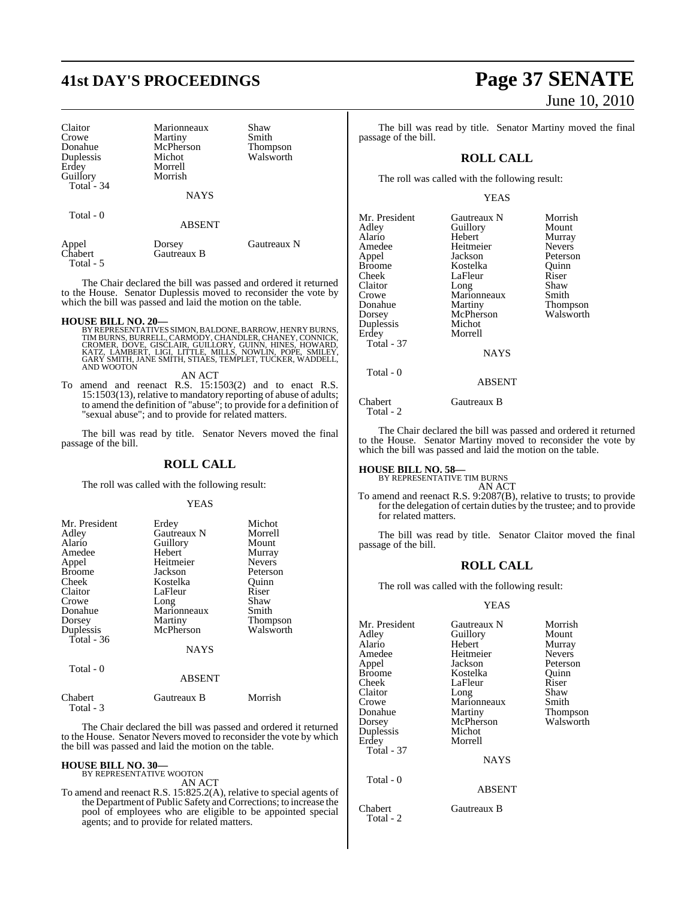| Claitor | Marionneaux | Shaw |
|---|---|---|
| Crowe | Martiny | Smith |
| Donahue | McPherson | Thompson |
| Duplessis | Michot | Walsworth |
| Erdey | Morrell | |
| Guillory | Morrish | |
| Total - 34 | | |

NAYS

Total - 0

ABSENT

| Appel | Dorsey | Gautreaux N |
|---|---|---|
| Chabert | Gautreaux B | |
| Total - 5 | | |

The Chair declared the bill was passed and ordered it returned to the House. Senator Duplessis moved to reconsider the vote by which the bill was passed and laid the motion on the table.

**HOUSE BILL NO. 20—**
BY REPRESENTATIVES SIMON, BALDONE, BARROW, HENRY BURNS, TIM BURNS, BURRELL, CARMODY, CHANDLER, CHANEY, CONNICK, CROMER, DOVE, GISCLAIR, GUILLORY, GUINN, HINES, HOWARD, KATZ, LAMBERT, LIGI, LITTLE, MILLS, NOWLIN, POPE, SMILEY, GARY SMITH, JANE SMITH, STIAES, TEMPLET, TUCKER, WADDELL, AND WOOTON

AN ACT

To amend and reenact R.S. 15:1503(2) and to enact R.S. 15:1503(13), relative to mandatory reporting of abuse of adults; to amend the definition of "abuse"; to provide for a definition of "sexual abuse"; and to provide for related matters.

The bill was read by title. Senator Nevers moved the final passage of the bill.

## ROLL CALL

The roll was called with the following result:

YEAS

| Mr. President | Erdey | Michot |
|---|---|---|
| Adley | Gautreaux N | Morrell |
| Alario | Guillory | Mount |
| Amedee | Hebert | Murray |
| Appel | Heitmeier | Nevers |
| Broome | Jackson | Peterson |
| Cheek | Kostelka | Quinn |
| Claitor | LaFleur | Riser |
| Crowe | Long | Shaw |
| Donahue | Marionneaux | Smith |
| Dorsey | Martiny | Thompson |
| Duplessis | McPherson | Walsworth |
| Total - 36 | | |

NAYS

Total - 0

ABSENT

| Chabert | Gautreaux B | Morrish |
|---|---|---|
| Total - 3 | | |

The Chair declared the bill was passed and ordered it returned to the House. Senator Nevers moved to reconsider the vote by which the bill was passed and laid the motion on the table.

**HOUSE BILL NO. 30—**
BY REPRESENTATIVE WOOTON

AN ACT

To amend and reenact R.S. 15:825.2(A), relative to special agents of the Department of Public Safety and Corrections; to increase the pool of employees who are eligible to be appointed special agents; and to provide for related matters.

The bill was read by title. Senator Martiny moved the final passage of the bill.

## ROLL CALL

The roll was called with the following result:

YEAS

| Mr. President | Gautreaux N | Morrish |
|---|---|---|
| Adley | Guillory | Mount |
| Alario | Hebert | Murray |
| Amedee | Heitmeier | Nevers |
| Appel | Jackson | Peterson |
| Broome | Kostelka | Quinn |
| Cheek | LaFleur | Riser |
| Claitor | Long | Shaw |
| Crowe | Marionneaux | Smith |
| Donahue | Martiny | Thompson |
| Dorsey | McPherson | Walsworth |
| Duplessis | Michot | |
| Erdey | Morrell | |
| Total - 37 | | |

NAYS

Total - 0

ABSENT

| Chabert | Gautreaux B |
|---|---|
| Total - 2 | |

The Chair declared the bill was passed and ordered it returned to the House. Senator Martiny moved to reconsider the vote by which the bill was passed and laid the motion on the table.

**HOUSE BILL NO. 58—**
BY REPRESENTATIVE TIM BURNS

AN ACT

To amend and reenact R.S. 9:2087(B), relative to trusts; to provide for the delegation of certain duties by the trustee; and to provide for related matters.

The bill was read by title. Senator Claitor moved the final passage of the bill.

## ROLL CALL

The roll was called with the following result:

YEAS

| Mr. President | Gautreaux N | Morrish |
|---|---|---|
| Adley | Guillory | Mount |
| Alario | Hebert | Murray |
| Amedee | Heitmeier | Nevers |
| Appel | Jackson | Peterson |
| Broome | Kostelka | Quinn |
| Cheek | LaFleur | Riser |
| Claitor | Long | Shaw |
| Crowe | Marionneaux | Smith |
| Donahue | Martiny | Thompson |
| Dorsey | McPherson | Walsworth |
| Duplessis | Michot | |
| Erdey | Morrell | |
| Total - 37 | | |

NAYS

Total - 0

ABSENT

| Chabert | Gautreaux B |
|---|---|
| Total - 2 | |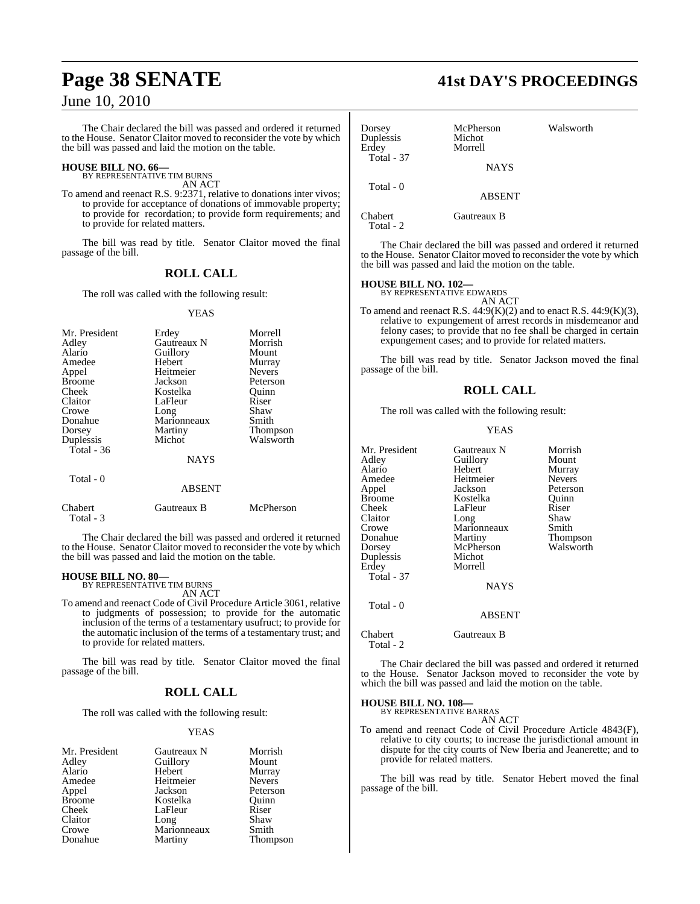The Chair declared the bill was passed and ordered it returned to the House. Senator Claitor moved to reconsider the vote by which the bill was passed and laid the motion on the table.

**HOUSE BILL NO. 66—**
BY REPRESENTATIVE TIM BURNS
AN ACT

To amend and reenact R.S. 9:2371, relative to donations inter vivos; to provide for acceptance of donations of immovable property; to provide for recordation; to provide form requirements; and to provide for related matters.

The bill was read by title. Senator Claitor moved the final passage of the bill.

## ROLL CALL

The roll was called with the following result:

YEAS

| | | |
|---|---|---|
| Mr. President | Erdey | Morrell |
| Adley | Gautreaux N | Morrish |
| Alario | Guillory | Mount |
| Amedee | Hebert | Murray |
| Appel | Heitmeier | Nevers |
| Broome | Jackson | Peterson |
| Cheek | Kostelka | Quinn |
| Claitor | LaFleur | Riser |
| Crowe | Long | Shaw |
| Donahue | Marionneaux | Smith |
| Dorsey | Martiny | Thompson |
| Duplessis | Michot | Walsworth |

Total - 36

NAYS

Total - 0

ABSENT

| | | |
|---|---|---|
| Chabert | Gautreaux B | McPherson |

Total - 3

The Chair declared the bill was passed and ordered it returned to the House. Senator Claitor moved to reconsider the vote by which the bill was passed and laid the motion on the table.

**HOUSE BILL NO. 80—**
BY REPRESENTATIVE TIM BURNS
AN ACT

To amend and reenact Code of Civil Procedure Article 3061, relative to judgments of possession; to provide for the automatic inclusion of the terms of a testamentary usufruct; to provide for the automatic inclusion of the terms of a testamentary trust; and to provide for related matters.

The bill was read by title. Senator Claitor moved the final passage of the bill.

## ROLL CALL

The roll was called with the following result:

YEAS

| | | |
|---|---|---|
| Mr. President | Gautreaux N | Morrish |
| Adley | Guillory | Mount |
| Alario | Hebert | Murray |
| Amedee | Heitmeier | Nevers |
| Appel | Jackson | Peterson |
| Broome | Kostelka | Quinn |
| Cheek | LaFleur | Riser |
| Claitor | Long | Shaw |
| Crowe | Marionneaux | Smith |
| Donahue | Martiny | Thompson |
| Dorsey | McPherson | Walsworth |
| Duplessis | Michot | |
| Erdey | Morrell | |

Total - 37

NAYS

Total - 0

ABSENT

| | |
|---|---|
| Chabert | Gautreaux B |

Total - 2

The Chair declared the bill was passed and ordered it returned to the House. Senator Claitor moved to reconsider the vote by which the bill was passed and laid the motion on the table.

**HOUSE BILL NO. 102—**
BY REPRESENTATIVE EDWARDS
AN ACT

To amend and reenact R.S. 44:9(K)(2) and to enact R.S. 44:9(K)(3), relative to expungement of arrest records in misdemeanor and felony cases; to provide that no fee shall be charged in certain expungement cases; and to provide for related matters.

The bill was read by title. Senator Jackson moved the final passage of the bill.

## ROLL CALL

The roll was called with the following result:

YEAS

| | | |
|---|---|---|
| Mr. President | Gautreaux N | Morrish |
| Adley | Guillory | Mount |
| Alario | Hebert | Murray |
| Amedee | Heitmeier | Nevers |
| Appel | Jackson | Peterson |
| Broome | Kostelka | Quinn |
| Cheek | LaFleur | Riser |
| Claitor | Long | Shaw |
| Crowe | Marionneaux | Smith |
| Donahue | Martiny | Thompson |
| Dorsey | McPherson | Walsworth |
| Duplessis | Michot | |
| Erdey | Morrell | |

Total - 37

NAYS

Total - 0

ABSENT

| | |
|---|---|
| Chabert | Gautreaux B |

Total - 2

The Chair declared the bill was passed and ordered it returned to the House. Senator Jackson moved to reconsider the vote by which the bill was passed and laid the motion on the table.

**HOUSE BILL NO. 108—**
BY REPRESENTATIVE BARRAS
AN ACT

To amend and reenact Code of Civil Procedure Article 4843(F), relative to city courts; to increase the jurisdictional amount in dispute for the city courts of New Iberia and Jeanerette; and to provide for related matters.

The bill was read by title. Senator Hebert moved the final passage of the bill.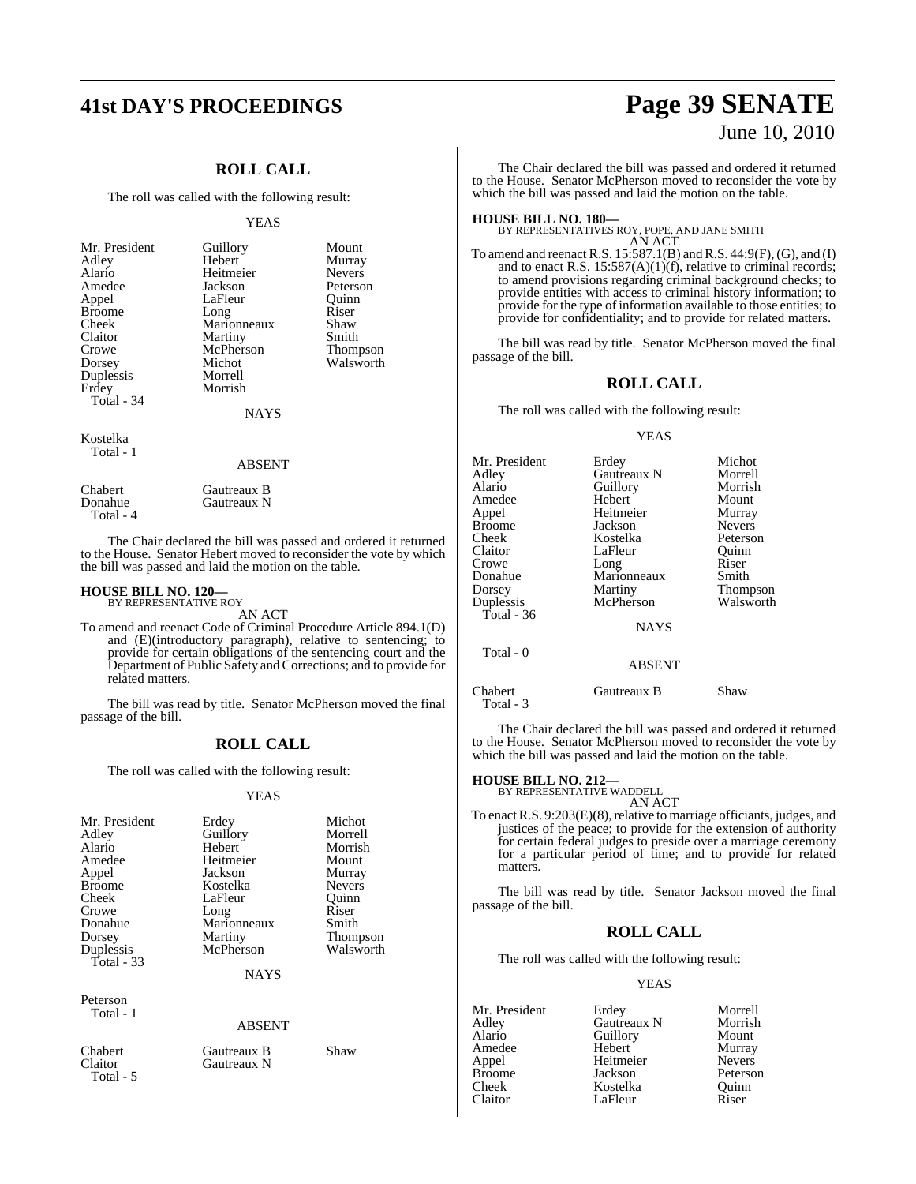## ROLL CALL

The roll was called with the following result:

YEAS

| | | |
|---|---|---|
| Mr. President | Guillory | Mount |
| Adley | Hebert | Murray |
| Alario | Heitmeier | Nevers |
| Amedee | Jackson | Peterson |
| Appel | LaFleur | Quinn |
| Broome | Long | Riser |
| Cheek | Marionneaux | Shaw |
| Claitor | Martiny | Smith |
| Crowe | McPherson | Thompson |
| Dorsey | Michot | Walsworth |
| Duplessis | Morrell | |
| Erdey | Morrish | |
| Total - 34 | | |

NAYS

Kostelka
Total - 1

ABSENT

| | |
|---|---|
| Chabert | Gautreaux B |
| Donahue | Gautreaux N |
| Total - 4 | |

The Chair declared the bill was passed and ordered it returned to the House. Senator Hebert moved to reconsider the vote by which the bill was passed and laid the motion on the table.

**HOUSE BILL NO. 120—**
BY REPRESENTATIVE ROY

AN ACT

To amend and reenact Code of Criminal Procedure Article 894.1(D) and (E)(introductory paragraph), relative to sentencing; to provide for certain obligations of the sentencing court and the Department of Public Safety and Corrections; and to provide for related matters.

The bill was read by title. Senator McPherson moved the final passage of the bill.

## ROLL CALL

The roll was called with the following result:

YEAS

| | | |
|---|---|---|
| Mr. President | Erdey | Michot |
| Adley | Guillory | Morrell |
| Alario | Hebert | Morrish |
| Amedee | Heitmeier | Mount |
| Appel | Jackson | Murray |
| Broome | Kostelka | Nevers |
| Cheek | LaFleur | Quinn |
| Crowe | Long | Riser |
| Donahue | Marionneaux | Smith |
| Dorsey | Martiny | Thompson |
| Duplessis | McPherson | Walsworth |
| Total - 33 | | |

NAYS

Peterson
Total - 1

ABSENT

| | | |
|---|---|---|
| Chabert | Gautreaux B | Shaw |
| Claitor | Gautreaux N | |
| Total - 5 | | |

The Chair declared the bill was passed and ordered it returned to the House. Senator McPherson moved to reconsider the vote by which the bill was passed and laid the motion on the table.

**HOUSE BILL NO. 180—**
BY REPRESENTATIVES ROY, POPE, AND JANE SMITH

AN ACT

To amend and reenact R.S. 15:587.1(B) and R.S. 44:9(F), (G), and (I) and to enact R.S. 15:587(A)(1)(f), relative to criminal records; to amend provisions regarding criminal background checks; to provide entities with access to criminal history information; to provide for the type of information available to those entities; to provide for confidentiality; and to provide for related matters.

The bill was read by title. Senator McPherson moved the final passage of the bill.

## ROLL CALL

The roll was called with the following result:

YEAS

| | | |
|---|---|---|
| Mr. President | Erdey | Michot |
| Adley | Gautreaux N | Morrell |
| Alario | Guillory | Morrish |
| Amedee | Hebert | Mount |
| Appel | Heitmeier | Murray |
| Broome | Jackson | Nevers |
| Cheek | Kostelka | Peterson |
| Claitor | LaFleur | Quinn |
| Crowe | Long | Riser |
| Donahue | Marionneaux | Smith |
| Dorsey | Martiny | Thompson |
| Duplessis | McPherson | Walsworth |
| Total - 36 | | |

NAYS

Total - 0

ABSENT

| | | |
|---|---|---|
| Chabert | Gautreaux B | Shaw |
| Total - 3 | | |

The Chair declared the bill was passed and ordered it returned to the House. Senator McPherson moved to reconsider the vote by which the bill was passed and laid the motion on the table.

**HOUSE BILL NO. 212—**
BY REPRESENTATIVE WADDELL

AN ACT

To enact R.S. 9:203(E)(8), relative to marriage officiants, judges, and justices of the peace; to provide for the extension of authority for certain federal judges to preside over a marriage ceremony for a particular period of time; and to provide for related matters.

The bill was read by title. Senator Jackson moved the final passage of the bill.

## ROLL CALL

The roll was called with the following result:

YEAS

| | | |
|---|---|---|
| Mr. President | Erdey | Morrell |
| Adley | Gautreaux N | Morrish |
| Alario | Guillory | Mount |
| Amedee | Hebert | Murray |
| Appel | Heitmeier | Nevers |
| Broome | Jackson | Peterson |
| Cheek | Kostelka | Quinn |
| Claitor | LaFleur | Riser |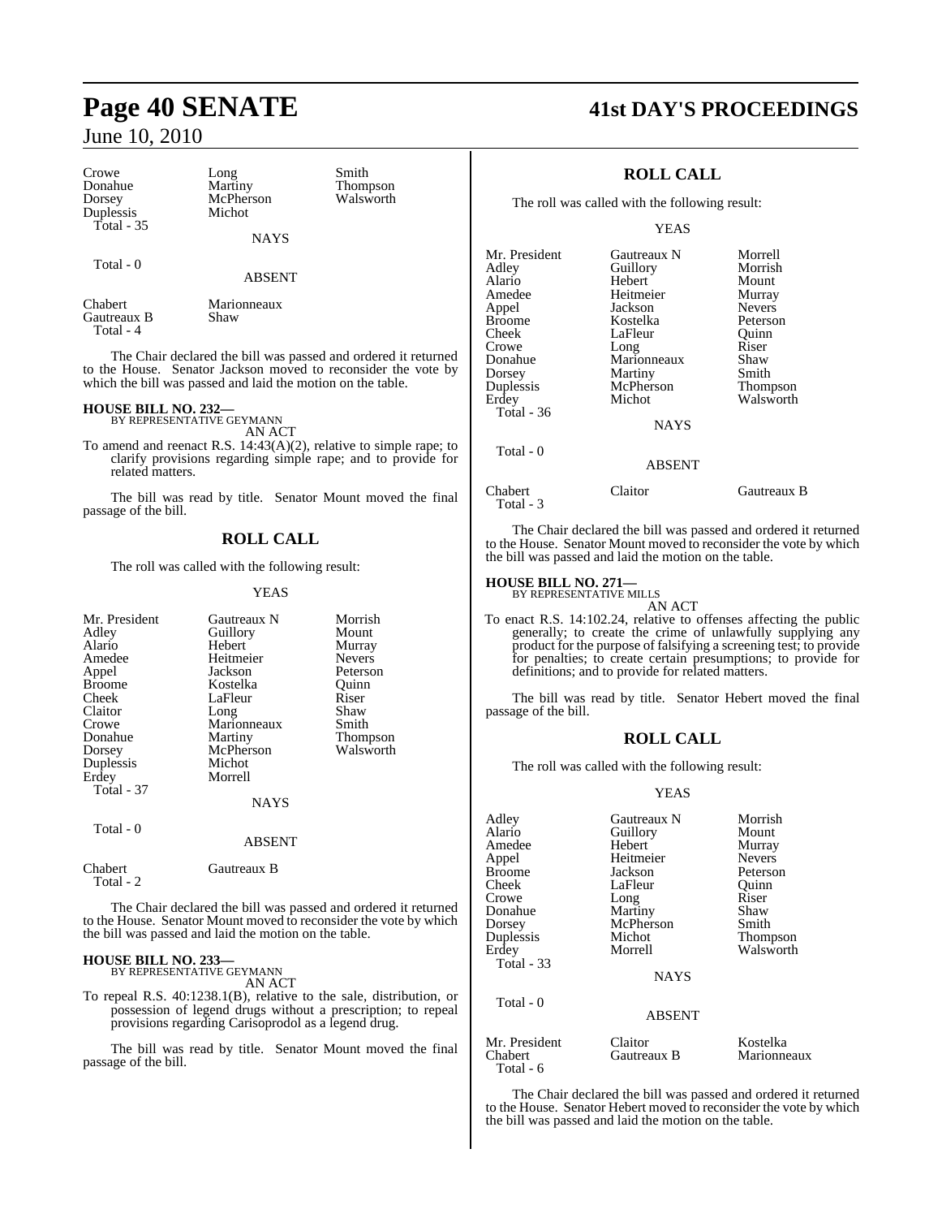| | | |
|---|---|---|
| Crowe | Long | Smith |
| Donahue | Martiny | Thompson |
| Dorsey | McPherson | Walsworth |
| Duplessis | Michot | |
| Total - 35 | | |

NAYS

Total - 0

ABSENT

| | |
|---|---|
| Chabert | Marionneaux |
| Gautreaux B | Shaw |
| Total - 4 | |

The Chair declared the bill was passed and ordered it returned to the House. Senator Jackson moved to reconsider the vote by which the bill was passed and laid the motion on the table.

**HOUSE BILL NO. 232—**
BY REPRESENTATIVE GEYMANN
AN ACT

To amend and reenact R.S. 14:43(A)(2), relative to simple rape; to clarify provisions regarding simple rape; and to provide for related matters.

The bill was read by title. Senator Mount moved the final passage of the bill.

## ROLL CALL

The roll was called with the following result:

YEAS

| | | |
|---|---|---|
| Mr. President | Gautreaux N | Morrish |
| Adley | Guillory | Mount |
| Alario | Hebert | Murray |
| Amedee | Heitmeier | Nevers |
| Appel | Jackson | Peterson |
| Broome | Kostelka | Quinn |
| Cheek | LaFleur | Riser |
| Claitor | Long | Shaw |
| Crowe | Marionneaux | Smith |
| Donahue | Martiny | Thompson |
| Dorsey | McPherson | Walsworth |
| Duplessis | Michot | |
| Erdey | Morrell | |
| Total - 37 | | |

NAYS

Total - 0

ABSENT

| | |
|---|---|
| Chabert | Gautreaux B |
| Total - 2 | |

The Chair declared the bill was passed and ordered it returned to the House. Senator Mount moved to reconsider the vote by which the bill was passed and laid the motion on the table.

**HOUSE BILL NO. 233—**
BY REPRESENTATIVE GEYMANN
AN ACT

To repeal R.S. 40:1238.1(B), relative to the sale, distribution, or possession of legend drugs without a prescription; to repeal provisions regarding Carisoprodol as a legend drug.

The bill was read by title. Senator Mount moved the final passage of the bill.

## ROLL CALL

The roll was called with the following result:

YEAS

| | | |
|---|---|---|
| Mr. President | Gautreaux N | Morrell |
| Adley | Guillory | Morrish |
| Alario | Hebert | Mount |
| Amedee | Heitmeier | Murray |
| Appel | Jackson | Nevers |
| Broome | Kostelka | Peterson |
| Cheek | LaFleur | Quinn |
| Crowe | Long | Riser |
| Donahue | Marionneaux | Shaw |
| Dorsey | Martiny | Smith |
| Duplessis | McPherson | Thompson |
| Erdey | Michot | Walsworth |
| Total - 36 | | |

NAYS

Total - 0

ABSENT

| | | |
|---|---|---|
| Chabert | Claitor | Gautreaux B |
| Total - 3 | | |

The Chair declared the bill was passed and ordered it returned to the House. Senator Mount moved to reconsider the vote by which the bill was passed and laid the motion on the table.

**HOUSE BILL NO. 271—**
BY REPRESENTATIVE MILLS
AN ACT

To enact R.S. 14:102.24, relative to offenses affecting the public generally; to create the crime of unlawfully supplying any product for the purpose of falsifying a screening test; to provide for penalties; to create certain presumptions; to provide for definitions; and to provide for related matters.

The bill was read by title. Senator Hebert moved the final passage of the bill.

## ROLL CALL

The roll was called with the following result:

YEAS

| | | |
|---|---|---|
| Adley | Gautreaux N | Morrish |
| Alario | Guillory | Mount |
| Amedee | Hebert | Murray |
| Appel | Heitmeier | Nevers |
| Broome | Jackson | Peterson |
| Cheek | LaFleur | Quinn |
| Crowe | Long | Riser |
| Donahue | Martiny | Shaw |
| Dorsey | McPherson | Smith |
| Duplessis | Michot | Thompson |
| Erdey | Morrell | Walsworth |
| Total - 33 | | |

NAYS

Total - 0

ABSENT

| | | |
|---|---|---|
| Mr. President | Claitor | Kostelka |
| Chabert | Gautreaux B | Marionneaux |
| Total - 6 | | |

The Chair declared the bill was passed and ordered it returned to the House. Senator Hebert moved to reconsider the vote by which the bill was passed and laid the motion on the table.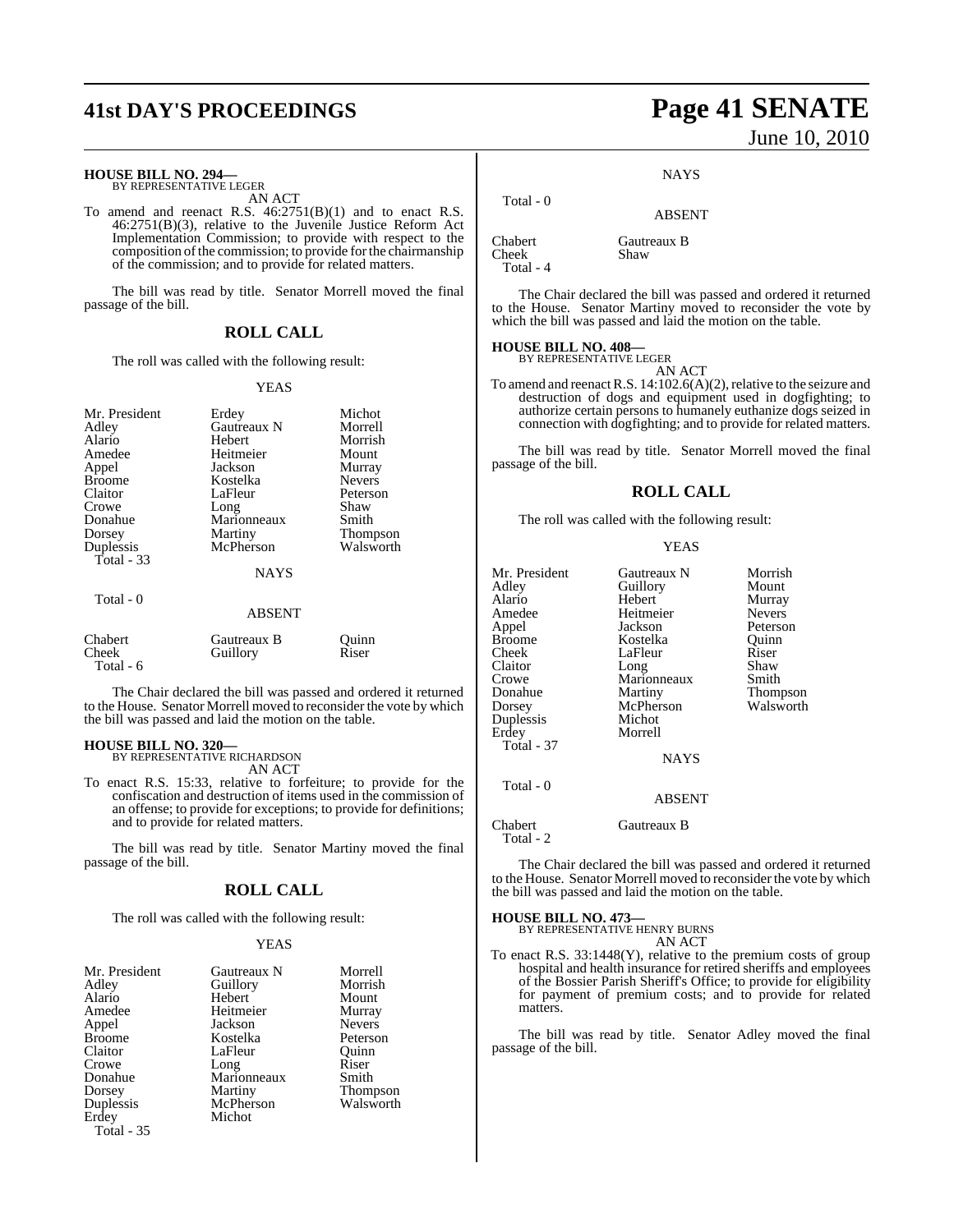**HOUSE BILL NO. 294—**
BY REPRESENTATIVE LEGER

AN ACT

To amend and reenact R.S. 46:2751(B)(1) and to enact R.S. 46:2751(B)(3), relative to the Juvenile Justice Reform Act Implementation Commission; to provide with respect to the composition of the commission; to provide for the chairmanship of the commission; and to provide for related matters.

The bill was read by title. Senator Morrell moved the final passage of the bill.

## ROLL CALL

The roll was called with the following result:

YEAS

| | | |
|---|---|---|
| Mr. President | Erdey | Michot |
| Adley | Gautreaux N | Morrell |
| Alario | Hebert | Morrish |
| Amedee | Heitmeier | Mount |
| Appel | Jackson | Murray |
| Broome | Kostelka | Nevers |
| Claitor | LaFleur | Peterson |
| Crowe | Long | Shaw |
| Donahue | Marionneaux | Smith |
| Dorsey | Martiny | Thompson |
| Duplessis | McPherson | Walsworth |

Total - 33

NAYS

Total - 0

ABSENT

| | | |
|---|---|---|
| Chabert | Gautreaux B | Quinn |
| Cheek | Guillory | Riser |

Total - 6

The Chair declared the bill was passed and ordered it returned to the House. Senator Morrell moved to reconsider the vote by which the bill was passed and laid the motion on the table.

**HOUSE BILL NO. 320—**
BY REPRESENTATIVE RICHARDSON

AN ACT

To enact R.S. 15:33, relative to forfeiture; to provide for the confiscation and destruction of items used in the commission of an offense; to provide for exceptions; to provide for definitions; and to provide for related matters.

The bill was read by title. Senator Martiny moved the final passage of the bill.

## ROLL CALL

The roll was called with the following result:

YEAS

| | | |
|---|---|---|
| Mr. President | Gautreaux N | Morrell |
| Adley | Guillory | Morrish |
| Alario | Hebert | Mount |
| Amedee | Heitmeier | Murray |
| Appel | Jackson | Nevers |
| Broome | Kostelka | Peterson |
| Claitor | LaFleur | Quinn |
| Crowe | Long | Riser |
| Donahue | Marionneaux | Smith |
| Dorsey | Martiny | Thompson |
| Duplessis | McPherson | Walsworth |
| Erdey | Michot | |

Total - 35

NAYS

Total - 0

ABSENT

| | |
|---|---|
| Chabert | Gautreaux B |
| Cheek | Shaw |

Total - 4

The Chair declared the bill was passed and ordered it returned to the House. Senator Martiny moved to reconsider the vote by which the bill was passed and laid the motion on the table.

**HOUSE BILL NO. 408—**
BY REPRESENTATIVE LEGER

AN ACT

To amend and reenact R.S. 14:102.6(A)(2), relative to the seizure and destruction of dogs and equipment used in dogfighting; to authorize certain persons to humanely euthanize dogs seized in connection with dogfighting; and to provide for related matters.

The bill was read by title. Senator Morrell moved the final passage of the bill.

## ROLL CALL

The roll was called with the following result:

YEAS

| | | |
|---|---|---|
| Mr. President | Gautreaux N | Morrish |
| Adley | Guillory | Mount |
| Alario | Hebert | Murray |
| Amedee | Heitmeier | Nevers |
| Appel | Jackson | Peterson |
| Broome | Kostelka | Quinn |
| Cheek | LaFleur | Riser |
| Claitor | Long | Shaw |
| Crowe | Marionneaux | Smith |
| Donahue | Martiny | Thompson |
| Dorsey | McPherson | Walsworth |
| Duplessis | Michot | |
| Erdey | Morrell | |

Total - 37

NAYS

Total - 0

ABSENT

| | |
|---|---|
| Chabert | Gautreaux B |

Total - 2

The Chair declared the bill was passed and ordered it returned to the House. Senator Morrell moved to reconsider the vote by which the bill was passed and laid the motion on the table.

**HOUSE BILL NO. 473—**
BY REPRESENTATIVE HENRY BURNS

AN ACT

To enact R.S. 33:1448(Y), relative to the premium costs of group hospital and health insurance for retired sheriffs and employees of the Bossier Parish Sheriff's Office; to provide for eligibility for payment of premium costs; and to provide for related matters.

The bill was read by title. Senator Adley moved the final passage of the bill.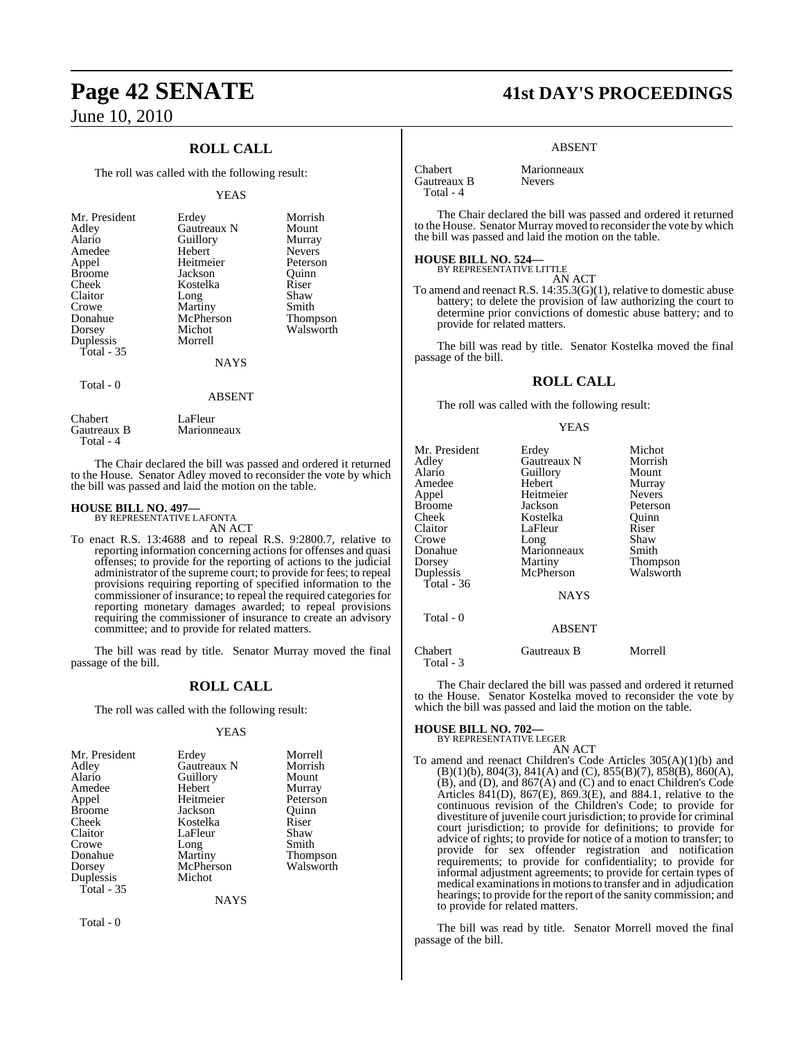## ROLL CALL

The roll was called with the following result:

YEAS

| | | |
|---|---|---|
| Mr. President | Erdey | Morrish |
| Adley | Gautreaux N | Mount |
| Alario | Guillory | Murray |
| Amedee | Hebert | Nevers |
| Appel | Heitmeier | Peterson |
| Broome | Jackson | Quinn |
| Cheek | Kostelka | Riser |
| Claitor | Long | Shaw |
| Crowe | Martiny | Smith |
| Donahue | McPherson | Thompson |
| Dorsey | Michot | Walsworth |
| Duplessis | Morrell | |

Total - 35

NAYS

Total - 0

ABSENT

| | |
|---|---|
| Chabert | LaFleur |
| Gautreaux B | Marionneaux |

Total - 4

The Chair declared the bill was passed and ordered it returned to the House. Senator Adley moved to reconsider the vote by which the bill was passed and laid the motion on the table.

**HOUSE BILL NO. 497—**
BY REPRESENTATIVE LAFONTA

AN ACT

To enact R.S. 13:4688 and to repeal R.S. 9:2800.7, relative to reporting information concerning actions for offenses and quasi offenses; to provide for the reporting of actions to the judicial administrator of the supreme court; to provide for fees; to repeal provisions requiring reporting of specified information to the commissioner of insurance; to repeal the required categories for reporting monetary damages awarded; to repeal provisions requiring the commissioner of insurance to create an advisory committee; and to provide for related matters.

The bill was read by title. Senator Murray moved the final passage of the bill.

## ROLL CALL

The roll was called with the following result:

YEAS

| | | |
|---|---|---|
| Mr. President | Erdey | Morrell |
| Adley | Gautreaux N | Morrish |
| Alario | Guillory | Mount |
| Amedee | Hebert | Murray |
| Appel | Heitmeier | Peterson |
| Broome | Jackson | Quinn |
| Cheek | Kostelka | Riser |
| Claitor | LaFleur | Shaw |
| Crowe | Long | Smith |
| Donahue | Martiny | Thompson |
| Dorsey | McPherson | Walsworth |
| Duplessis | Michot | |

Total - 35

NAYS

Total - 0

ABSENT

| | |
|---|---|
| Chabert | Marionneaux |
| Gautreaux B | Nevers |

Total - 4

The Chair declared the bill was passed and ordered it returned to the House. Senator Murray moved to reconsider the vote by which the bill was passed and laid the motion on the table.

**HOUSE BILL NO. 524—**
BY REPRESENTATIVE LITTLE

AN ACT

To amend and reenact R.S. 14:35.3(G)(1), relative to domestic abuse battery; to delete the provision of law authorizing the court to determine prior convictions of domestic abuse battery; and to provide for related matters.

The bill was read by title. Senator Kostelka moved the final passage of the bill.

## ROLL CALL

The roll was called with the following result:

YEAS

| | | |
|---|---|---|
| Mr. President | Erdey | Michot |
| Adley | Gautreaux N | Morrish |
| Alario | Guillory | Mount |
| Amedee | Hebert | Murray |
| Appel | Heitmeier | Nevers |
| Broome | Jackson | Peterson |
| Cheek | Kostelka | Quinn |
| Claitor | LaFleur | Riser |
| Crowe | Long | Shaw |
| Donahue | Marionneaux | Smith |
| Dorsey | Martiny | Thompson |
| Duplessis | McPherson | Walsworth |

Total - 36

NAYS

Total - 0

ABSENT

| | | |
|---|---|---|
| Chabert | Gautreaux B | Morrell |

Total - 3

The Chair declared the bill was passed and ordered it returned to the House. Senator Kostelka moved to reconsider the vote by which the bill was passed and laid the motion on the table.

**HOUSE BILL NO. 702—**
BY REPRESENTATIVE LEGER

AN ACT

To amend and reenact Children's Code Articles 305(A)(1)(b) and (B)(1)(b), 804(3), 841(A) and (C), 855(B)(7), 858(B), 860(A), (B), and (D), and 867(A) and (C) and to enact Children's Code Articles 841(D), 867(E), 869.3(E), and 884.1, relative to the continuous revision of the Children's Code; to provide for divestiture of juvenile court jurisdiction; to provide for criminal court jurisdiction; to provide for definitions; to provide for advice of rights; to provide for notice of a motion to transfer; to provide for sex offender registration and notification requirements; to provide for confidentiality; to provide for informal adjustment agreements; to provide for certain types of medical examinations in motions to transfer and in adjudication hearings; to provide for the report of the sanity commission; and to provide for related matters.

The bill was read by title. Senator Morrell moved the final passage of the bill.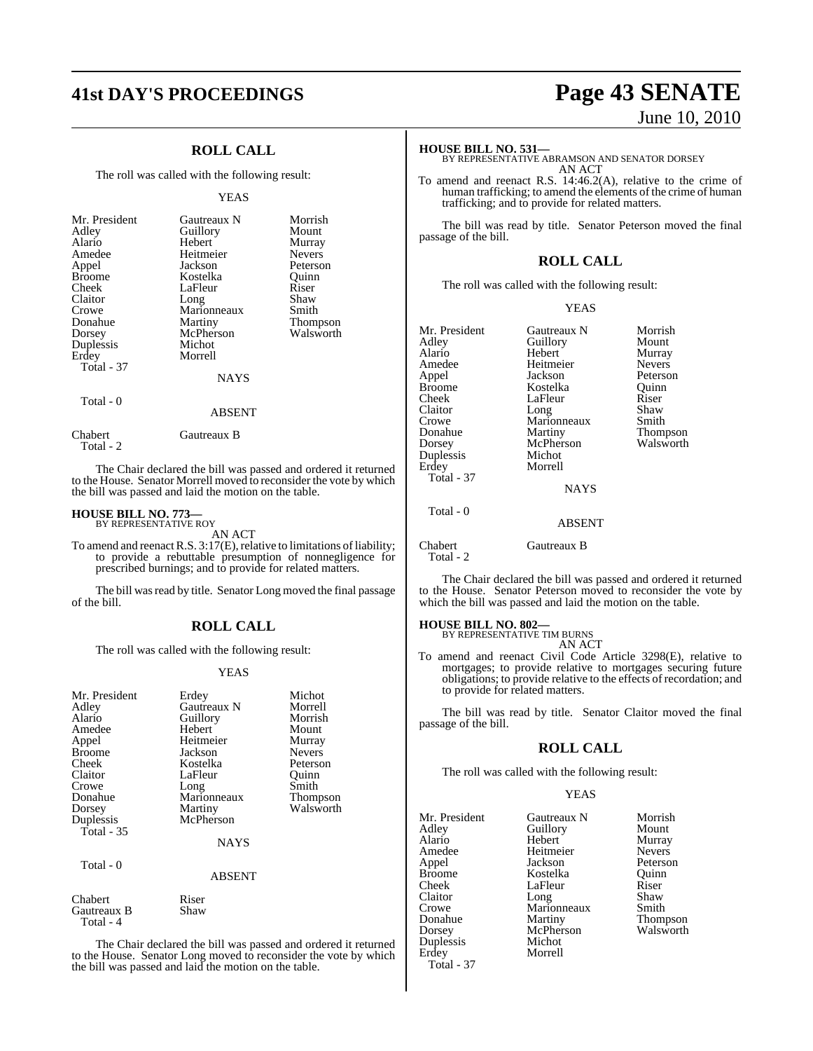## ROLL CALL

The roll was called with the following result:

YEAS

| | | |
|---|---|---|
| Mr. President | Gautreaux N | Morrish |
| Adley | Guillory | Mount |
| Alario | Hebert | Murray |
| Amedee | Heitmeier | Nevers |
| Appel | Jackson | Peterson |
| Broome | Kostelka | Quinn |
| Cheek | LaFleur | Riser |
| Claitor | Long | Shaw |
| Crowe | Marionneaux | Smith |
| Donahue | Martiny | Thompson |
| Dorsey | McPherson | Walsworth |
| Duplessis | Michot | |
| Erdey | Morrell | |

Total - 37

NAYS

Total - 0

ABSENT

| | |
|---|---|
| Chabert | Gautreaux B |

Total - 2

The Chair declared the bill was passed and ordered it returned to the House. Senator Morrell moved to reconsider the vote by which the bill was passed and laid the motion on the table.

**HOUSE BILL NO. 773—**
BY REPRESENTATIVE ROY

AN ACT

To amend and reenact R.S. 3:17(E), relative to limitations of liability; to provide a rebuttable presumption of nonnegligence for prescribed burnings; and to provide for related matters.

The bill was read by title. Senator Long moved the final passage of the bill.

## ROLL CALL

The roll was called with the following result:

YEAS

| | | |
|---|---|---|
| Mr. President | Erdey | Michot |
| Adley | Gautreaux N | Morrell |
| Alario | Guillory | Morrish |
| Amedee | Hebert | Mount |
| Appel | Heitmeier | Murray |
| Broome | Jackson | Nevers |
| Cheek | Kostelka | Peterson |
| Claitor | LaFleur | Quinn |
| Crowe | Long | Smith |
| Donahue | Marionneaux | Thompson |
| Dorsey | Martiny | Walsworth |
| Duplessis | McPherson | |

Total - 35

NAYS

Total - 0

ABSENT

| | |
|---|---|
| Chabert | Riser |
| Gautreaux B | Shaw |

Total - 4

The Chair declared the bill was passed and ordered it returned to the House. Senator Long moved to reconsider the vote by which the bill was passed and laid the motion on the table.

**HOUSE BILL NO. 531—**
BY REPRESENTATIVE ABRAMSON AND SENATOR DORSEY

AN ACT

To amend and reenact R.S. 14:46.2(A), relative to the crime of human trafficking; to amend the elements of the crime of human trafficking; and to provide for related matters.

The bill was read by title. Senator Peterson moved the final passage of the bill.

## ROLL CALL

The roll was called with the following result:

YEAS

| | | |
|---|---|---|
| Mr. President | Gautreaux N | Morrish |
| Adley | Guillory | Mount |
| Alario | Hebert | Murray |
| Amedee | Heitmeier | Nevers |
| Appel | Jackson | Peterson |
| Broome | Kostelka | Quinn |
| Cheek | LaFleur | Riser |
| Claitor | Long | Shaw |
| Crowe | Marionneaux | Smith |
| Donahue | Martiny | Thompson |
| Dorsey | McPherson | Walsworth |
| Duplessis | Michot | |
| Erdey | Morrell | |

Total - 37

NAYS

Total - 0

ABSENT

| | |
|---|---|
| Chabert | Gautreaux B |

Total - 2

The Chair declared the bill was passed and ordered it returned to the House. Senator Peterson moved to reconsider the vote by which the bill was passed and laid the motion on the table.

**HOUSE BILL NO. 802—**
BY REPRESENTATIVE TIM BURNS

AN ACT

To amend and reenact Civil Code Article 3298(E), relative to mortgages; to provide relative to mortgages securing future obligations; to provide relative to the effects of recordation; and to provide for related matters.

The bill was read by title. Senator Claitor moved the final passage of the bill.

## ROLL CALL

The roll was called with the following result:

YEAS

| | | |
|---|---|---|
| Mr. President | Gautreaux N | Morrish |
| Adley | Guillory | Mount |
| Alario | Hebert | Murray |
| Amedee | Heitmeier | Nevers |
| Appel | Jackson | Peterson |
| Broome | Kostelka | Quinn |
| Cheek | LaFleur | Riser |
| Claitor | Long | Shaw |
| Crowe | Marionneaux | Smith |
| Donahue | Martiny | Thompson |
| Dorsey | McPherson | Walsworth |
| Duplessis | Michot | |
| Erdey | Morrell | |

Total - 37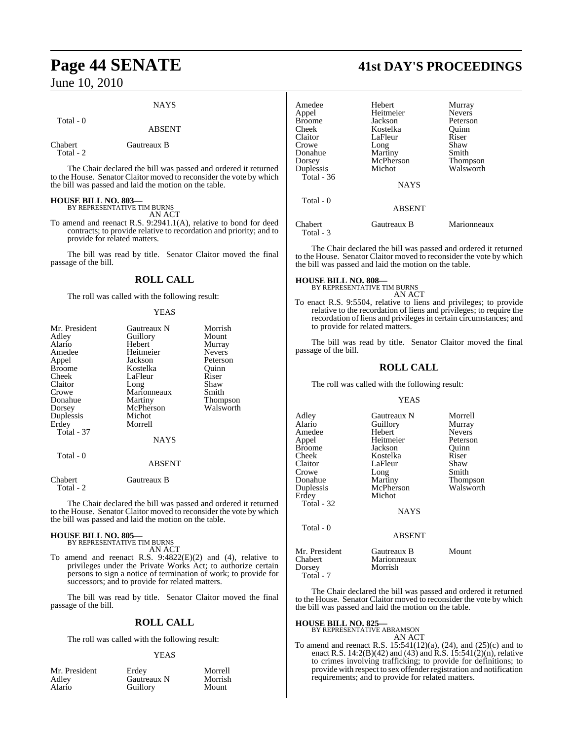NAYS

Total - 0

ABSENT

| | |
|---|---|
| Chabert | Gautreaux B |
| Total - 2 | |

The Chair declared the bill was passed and ordered it returned to the House. Senator Claitor moved to reconsider the vote by which the bill was passed and laid the motion on the table.

**HOUSE BILL NO. 803—**
BY REPRESENTATIVE TIM BURNS
AN ACT

To amend and reenact R.S. 9:2941.1(A), relative to bond for deed contracts; to provide relative to recordation and priority; and to provide for related matters.

The bill was read by title. Senator Claitor moved the final passage of the bill.

## ROLL CALL

The roll was called with the following result:

YEAS

| | | |
|---|---|---|
| Mr. President | Gautreaux N | Morrish |
| Adley | Guillory | Mount |
| Alario | Hebert | Murray |
| Amedee | Heitmeier | Nevers |
| Appel | Jackson | Peterson |
| Broome | Kostelka | Quinn |
| Cheek | LaFleur | Riser |
| Claitor | Long | Shaw |
| Crowe | Marionneaux | Smith |
| Donahue | Martiny | Thompson |
| Dorsey | McPherson | Walsworth |
| Duplessis | Michot | |
| Erdey | Morrell | |
| Total - 37 | | |

NAYS

Total - 0

ABSENT

| | |
|---|---|
| Chabert | Gautreaux B |
| Total - 2 | |

The Chair declared the bill was passed and ordered it returned to the House. Senator Claitor moved to reconsider the vote by which the bill was passed and laid the motion on the table.

**HOUSE BILL NO. 805—**
BY REPRESENTATIVE TIM BURNS
AN ACT

To amend and reenact R.S. 9:4822(E)(2) and (4), relative to privileges under the Private Works Act; to authorize certain persons to sign a notice of termination of work; to provide for successors; and to provide for related matters.

The bill was read by title. Senator Claitor moved the final passage of the bill.

## ROLL CALL

The roll was called with the following result:

YEAS

| | | |
|---|---|---|
| Mr. President | Erdey | Morrell |
| Adley | Gautreaux N | Morrish |
| Alario | Guillory | Mount |
| Amedee | Hebert | Murray |
| Appel | Heitmeier | Nevers |
| Broome | Jackson | Peterson |
| Cheek | Kostelka | Quinn |
| Claitor | LaFleur | Riser |
| Crowe | Long | Shaw |
| Donahue | Martiny | Smith |
| Dorsey | McPherson | Thompson |
| Duplessis | Michot | Walsworth |
| Total - 36 | | |

NAYS

Total - 0

ABSENT

| | | |
|---|---|---|
| Chabert | Gautreaux B | Marionneaux |
| Total - 3 | | |

The Chair declared the bill was passed and ordered it returned to the House. Senator Claitor moved to reconsider the vote by which the bill was passed and laid the motion on the table.

**HOUSE BILL NO. 808—**
BY REPRESENTATIVE TIM BURNS
AN ACT

To enact R.S. 9:5504, relative to liens and privileges; to provide relative to the recordation of liens and privileges; to require the recordation of liens and privileges in certain circumstances; and to provide for related matters.

The bill was read by title. Senator Claitor moved the final passage of the bill.

## ROLL CALL

The roll was called with the following result:

YEAS

| | | |
|---|---|---|
| Adley | Gautreaux N | Morrell |
| Alario | Guillory | Murray |
| Amedee | Hebert | Nevers |
| Appel | Heitmeier | Peterson |
| Broome | Jackson | Quinn |
| Cheek | Kostelka | Riser |
| Claitor | LaFleur | Shaw |
| Crowe | Long | Smith |
| Donahue | Martiny | Thompson |
| Duplessis | McPherson | Walsworth |
| Erdey | Michot | |
| Total - 32 | | |

NAYS

Total - 0

ABSENT

| | | |
|---|---|---|
| Mr. President | Gautreaux B | Mount |
| Chabert | Marionneaux | |
| Dorsey | Morrish | |
| Total - 7 | | |

The Chair declared the bill was passed and ordered it returned to the House. Senator Claitor moved to reconsider the vote by which the bill was passed and laid the motion on the table.

**HOUSE BILL NO. 825—**
BY REPRESENTATIVE ABRAMSON
AN ACT

To amend and reenact R.S. 15:541(12)(a), (24), and (25)(c) and to enact R.S. 14:2(B)(42) and (43) and R.S. 15:541(2)(n), relative to crimes involving trafficking; to provide for definitions; to provide with respect to sex offender registration and notification requirements; and to provide for related matters.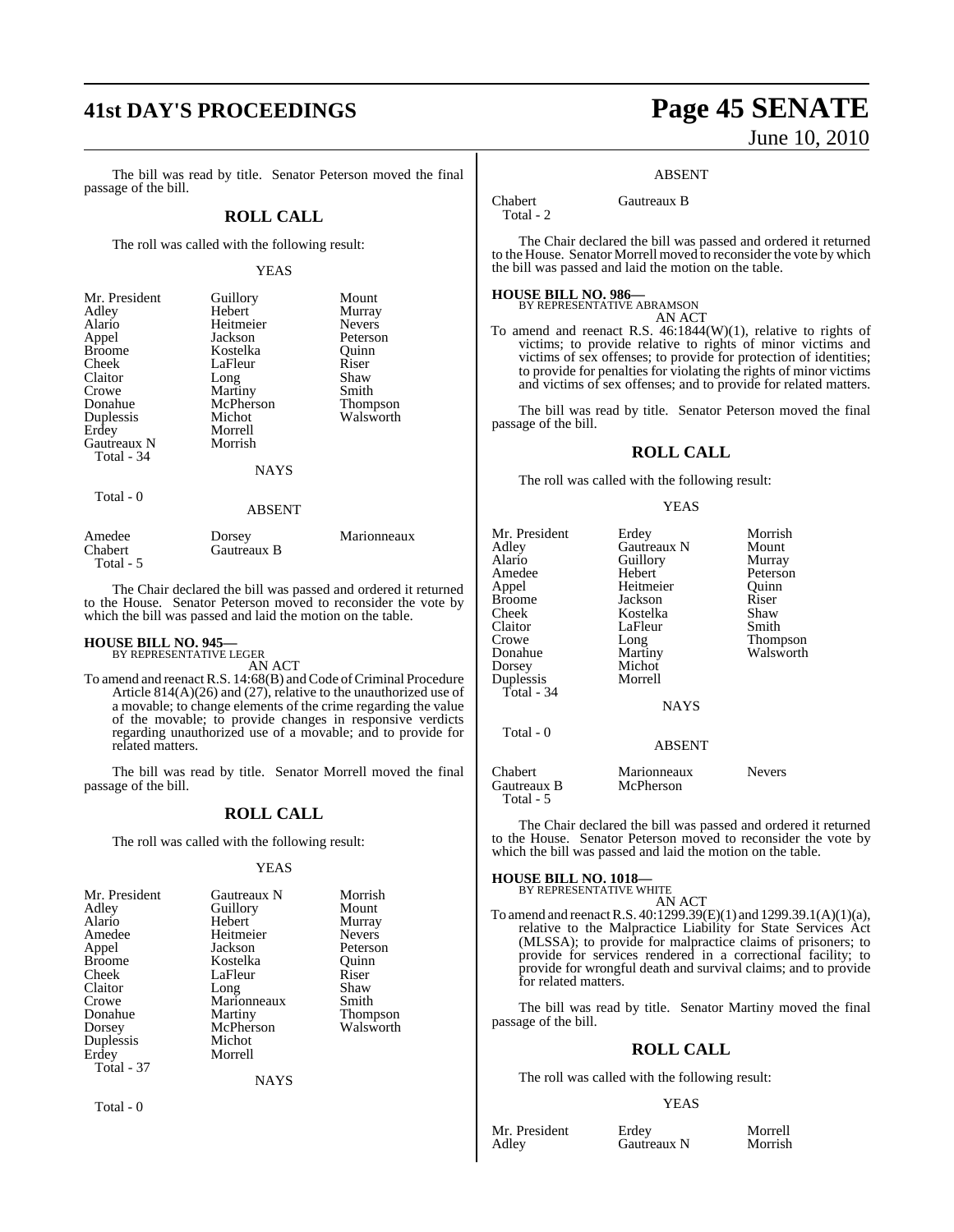The bill was read by title. Senator Peterson moved the final passage of the bill.

## ROLL CALL

The roll was called with the following result:

YEAS

| | | |
|---|---|---|
| Mr. President | Guillory | Mount |
| Adley | Hebert | Murray |
| Alario | Heitmeier | Nevers |
| Appel | Jackson | Peterson |
| Broome | Kostelka | Quinn |
| Cheek | LaFleur | Riser |
| Claitor | Long | Shaw |
| Crowe | Martiny | Smith |
| Donahue | McPherson | Thompson |
| Duplessis | Michot | Walsworth |
| Erdey | Morrell | |
| Gautreaux N | Morrish | |

Total - 34

NAYS

Total - 0

ABSENT

| | | |
|---|---|---|
| Amedee | Dorsey | Marionneaux |
| Chabert | Gautreaux B | |

Total - 5

The Chair declared the bill was passed and ordered it returned to the House. Senator Peterson moved to reconsider the vote by which the bill was passed and laid the motion on the table.

**HOUSE BILL NO. 945—**
BY REPRESENTATIVE LEGER

AN ACT

To amend and reenact R.S. 14:68(B) and Code of Criminal Procedure Article 814(A)(26) and (27), relative to the unauthorized use of a movable; to change elements of the crime regarding the value of the movable; to provide changes in responsive verdicts regarding unauthorized use of a movable; and to provide for related matters.

The bill was read by title. Senator Morrell moved the final passage of the bill.

## ROLL CALL

The roll was called with the following result:

YEAS

| | | |
|---|---|---|
| Mr. President | Gautreaux N | Morrish |
| Adley | Guillory | Mount |
| Alario | Hebert | Murray |
| Amedee | Heitmeier | Nevers |
| Appel | Jackson | Peterson |
| Broome | Kostelka | Quinn |
| Cheek | LaFleur | Riser |
| Claitor | Long | Shaw |
| Crowe | Marionneaux | Smith |
| Donahue | Martiny | Thompson |
| Dorsey | McPherson | Walsworth |
| Duplessis | Michot | |
| Erdey | Morrell | |

Total - 37

NAYS

Total - 0

ABSENT

| | |
|---|---|
| Chabert | Gautreaux B |

Total - 2

The Chair declared the bill was passed and ordered it returned to the House. Senator Morrell moved to reconsider the vote by which the bill was passed and laid the motion on the table.

**HOUSE BILL NO. 986—**
BY REPRESENTATIVE ABRAMSON

AN ACT

To amend and reenact R.S. 46:1844(W)(1), relative to rights of victims; to provide relative to rights of minor victims and victims of sex offenses; to provide for protection of identities; to provide for penalties for violating the rights of minor victims and victims of sex offenses; and to provide for related matters.

The bill was read by title. Senator Peterson moved the final passage of the bill.

## ROLL CALL

The roll was called with the following result:

YEAS

| | | |
|---|---|---|
| Mr. President | Erdey | Morrish |
| Adley | Gautreaux N | Mount |
| Alario | Guillory | Murray |
| Amedee | Hebert | Peterson |
| Appel | Heitmeier | Quinn |
| Broome | Jackson | Riser |
| Cheek | Kostelka | Shaw |
| Claitor | LaFleur | Smith |
| Crowe | Long | Thompson |
| Donahue | Martiny | Walsworth |
| Dorsey | Michot | |
| Duplessis | Morrell | |

Total - 34

NAYS

Total - 0

ABSENT

| | | |
|---|---|---|
| Chabert | Marionneaux | Nevers |
| Gautreaux B | McPherson | |

Total - 5

The Chair declared the bill was passed and ordered it returned to the House. Senator Peterson moved to reconsider the vote by which the bill was passed and laid the motion on the table.

**HOUSE BILL NO. 1018—**
BY REPRESENTATIVE WHITE

AN ACT

To amend and reenact R.S. 40:1299.39(E)(1) and 1299.39.1(A)(1)(a), relative to the Malpractice Liability for State Services Act (MLSSA); to provide for malpractice claims of prisoners; to provide for services rendered in a correctional facility; to provide for wrongful death and survival claims; and to provide for related matters.

The bill was read by title. Senator Martiny moved the final passage of the bill.

## ROLL CALL

The roll was called with the following result:

YEAS

| | | |
|---|---|---|
| Mr. President | Erdey | Morrell |
| Adley | Gautreaux N | Morrish |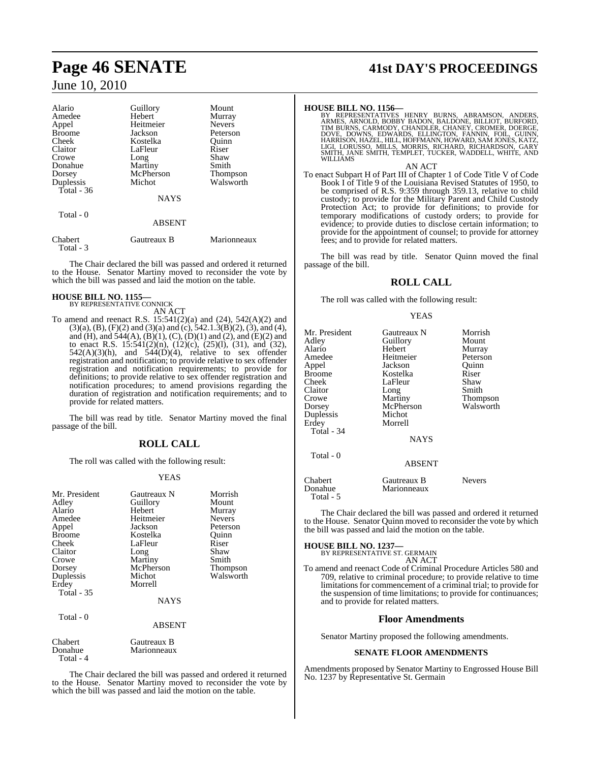| Alario | Guillory | Mount |
|---|---|---|
| Amedee | Hebert | Murray |
| Appel | Heitmeier | Nevers |
| Broome | Jackson | Peterson |
| Cheek | Kostelka | Quinn |
| Claitor | LaFleur | Riser |
| Crowe | Long | Shaw |
| Donahue | Martiny | Smith |
| Dorsey | McPherson | Thompson |
| Duplessis | Michot | Walsworth |
| Total - 36 | | |

NAYS

Total - 0

ABSENT

| Chabert | Gautreaux B | Marionneaux |
|---|---|---|
| Total - 3 | | |

The Chair declared the bill was passed and ordered it returned to the House. Senator Martiny moved to reconsider the vote by which the bill was passed and laid the motion on the table.

**HOUSE BILL NO. 1155—**
BY REPRESENTATIVE CONNICK
AN ACT

To amend and reenact R.S. 15:541(2)(a) and (24), 542(A)(2) and (3)(a), (B), (F)(2) and (3)(a) and (c), 542.1.3(B)(2), (3), and (4), and (H), and 544(A), (B)(1), (C), (D)(1) and (2), and (E)(2) and to enact R.S. 15:541(2)(n), (12)(c), (25)(l), (31), and (32), 542(A)(3)(h), and 544(D)(4), relative to sex offender registration and notification; to provide relative to sex offender registration and notification requirements; to provide for definitions; to provide relative to sex offender registration and notification procedures; to amend provisions regarding the duration of registration and notification requirements; and to provide for related matters.

The bill was read by title. Senator Martiny moved the final passage of the bill.

## ROLL CALL

The roll was called with the following result:

YEAS

| Mr. President | Gautreaux N | Morrish |
|---|---|---|
| Adley | Guillory | Mount |
| Alario | Hebert | Murray |
| Amedee | Heitmeier | Nevers |
| Appel | Jackson | Peterson |
| Broome | Kostelka | Quinn |
| Cheek | LaFleur | Riser |
| Claitor | Long | Shaw |
| Crowe | Martiny | Smith |
| Dorsey | McPherson | Thompson |
| Duplessis | Michot | Walsworth |
| Erdey | Morrell | |
| Total - 35 | | |

NAYS

Total - 0

ABSENT

| Chabert | Gautreaux B |
|---|---|
| Donahue | Marionneaux |
| Total - 4 | |

The Chair declared the bill was passed and ordered it returned to the House. Senator Martiny moved to reconsider the vote by which the bill was passed and laid the motion on the table.

**HOUSE BILL NO. 1156—**
BY REPRESENTATIVES HENRY BURNS, ABRAMSON, ANDERS, ARMES, ARNOLD, BOBBY BADON, BALDONE, BILLIOT, BURFORD, TIM BURNS, CARMODY, CHANDLER, CHANEY, CROMER, DOERGE, DOVE, DOWNS, EDWARDS, ELLINGTON, FANNIN, FOIL, GUINN, HARRISON, HAZEL, HILL, HOFFMANN, HOWARD, SAM JONES, KATZ, LIGI, LORUSSO, MILLS, MORRIS, RICHARD, RICHARDSON, GARY SMITH, JANE SMITH, TEMPLET, TUCKER, WADDELL, WHITE, AND WILLIAMS
AN ACT

To enact Subpart H of Part III of Chapter 1 of Code Title V of Code Book I of Title 9 of the Louisiana Revised Statutes of 1950, to be comprised of R.S. 9:359 through 359.13, relative to child custody; to provide for the Military Parent and Child Custody Protection Act; to provide for definitions; to provide for temporary modifications of custody orders; to provide for evidence; to provide duties to disclose certain information; to provide for the appointment of counsel; to provide for attorney fees; and to provide for related matters.

The bill was read by title. Senator Quinn moved the final passage of the bill.

## ROLL CALL

The roll was called with the following result:

YEAS

| Mr. President | Gautreaux N | Morrish |
|---|---|---|
| Adley | Guillory | Mount |
| Alario | Hebert | Murray |
| Amedee | Heitmeier | Peterson |
| Appel | Jackson | Quinn |
| Broome | Kostelka | Riser |
| Cheek | LaFleur | Shaw |
| Claitor | Long | Smith |
| Crowe | Martiny | Thompson |
| Dorsey | McPherson | Walsworth |
| Duplessis | Michot | |
| Erdey | Morrell | |
| Total - 34 | | |

NAYS

Total - 0

ABSENT

| Chabert | Gautreaux B | Nevers |
|---|---|---|
| Donahue | Marionneaux | |
| Total - 5 | | |

The Chair declared the bill was passed and ordered it returned to the House. Senator Quinn moved to reconsider the vote by which the bill was passed and laid the motion on the table.

**HOUSE BILL NO. 1237—**
BY REPRESENTATIVE ST. GERMAIN
AN ACT

To amend and reenact Code of Criminal Procedure Articles 580 and 709, relative to criminal procedure; to provide relative to time limitations for commencement of a criminal trial; to provide for the suspension of time limitations; to provide for continuances; and to provide for related matters.

## Floor Amendments

Senator Martiny proposed the following amendments.

### SENATE FLOOR AMENDMENTS

Amendments proposed by Senator Martiny to Engrossed House Bill No. 1237 by Representative St. Germain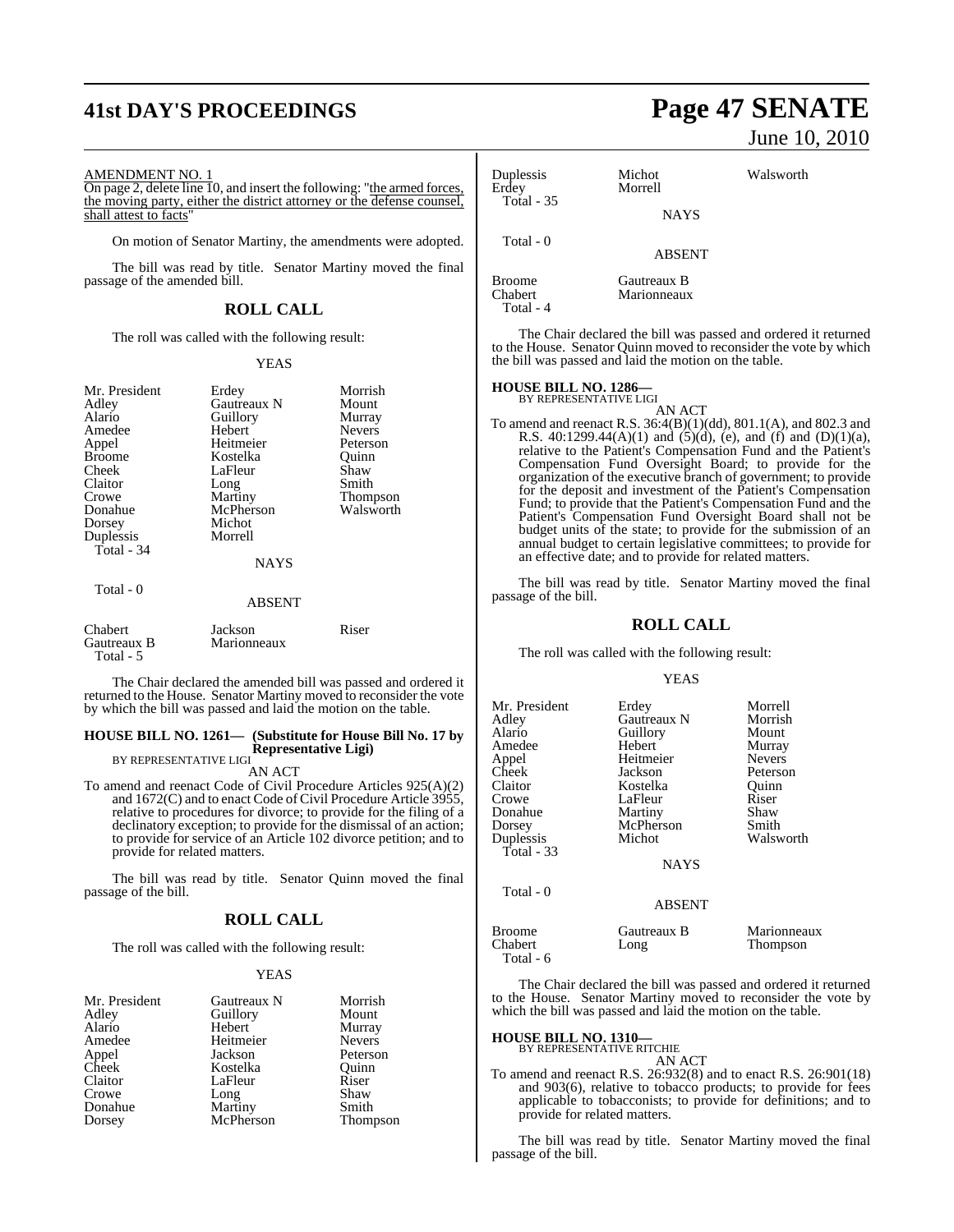AMENDMENT NO. 1

On page 2, delete line 10, and insert the following: "the armed forces, the moving party, either the district attorney or the defense counsel, shall attest to facts"

On motion of Senator Martiny, the amendments were adopted.

The bill was read by title. Senator Martiny moved the final passage of the amended bill.

## ROLL CALL

The roll was called with the following result:

YEAS

| | | |
|---|---|---|
| Mr. President | Erdey | Morrish |
| Adley | Gautreaux N | Mount |
| Alario | Guillory | Murray |
| Amedee | Hebert | Nevers |
| Appel | Heitmeier | Peterson |
| Broome | Kostelka | Quinn |
| Cheek | LaFleur | Shaw |
| Claitor | Long | Smith |
| Crowe | Martiny | Thompson |
| Donahue | McPherson | Walsworth |
| Dorsey | Michot | |
| Duplessis | Morrell | |
| Total - 34 | | |

NAYS

Total - 0

ABSENT

| | | |
|---|---|---|
| Chabert | Jackson | Riser |
| Gautreaux B | Marionneaux | |
| Total - 5 | | |

The Chair declared the amended bill was passed and ordered it returned to the House. Senator Martiny moved to reconsider the vote by which the bill was passed and laid the motion on the table.

**HOUSE BILL NO. 1261— (Substitute for House Bill No. 17 by Representative Ligi)**
BY REPRESENTATIVE LIGI

AN ACT

To amend and reenact Code of Civil Procedure Articles 925(A)(2) and 1672(C) and to enact Code of Civil Procedure Article 3955, relative to procedures for divorce; to provide for the filing of a declinatory exception; to provide for the dismissal of an action; to provide for service of an Article 102 divorce petition; and to provide for related matters.

The bill was read by title. Senator Quinn moved the final passage of the bill.

## ROLL CALL

The roll was called with the following result:

YEAS

| | | |
|---|---|---|
| Mr. President | Gautreaux N | Morrish |
| Adley | Guillory | Mount |
| Alario | Hebert | Murray |
| Amedee | Heitmeier | Nevers |
| Appel | Jackson | Peterson |
| Cheek | Kostelka | Quinn |
| Claitor | LaFleur | Riser |
| Crowe | Long | Shaw |
| Donahue | Martiny | Smith |
| Dorsey | McPherson | Thompson |
| Duplessis | Michot | Walsworth |
| Erdey | Morrell | |
| Total - 35 | | |

NAYS

Total - 0

ABSENT

| | |
|---|---|
| Broome | Gautreaux B |
| Chabert | Marionneaux |
| Total - 4 | |

The Chair declared the bill was passed and ordered it returned to the House. Senator Quinn moved to reconsider the vote by which the bill was passed and laid the motion on the table.

**HOUSE BILL NO. 1286—**
BY REPRESENTATIVE LIGI

AN ACT

To amend and reenact R.S. 36:4(B)(1)(dd), 801.1(A), and 802.3 and R.S. 40:1299.44(A)(1) and (5)(d), (e), and (f) and (D)(1)(a), relative to the Patient's Compensation Fund and the Patient's Compensation Fund Oversight Board; to provide for the organization of the executive branch of government; to provide for the deposit and investment of the Patient's Compensation Fund; to provide that the Patient's Compensation Fund and the Patient's Compensation Fund Oversight Board shall not be budget units of the state; to provide for the submission of an annual budget to certain legislative committees; to provide for an effective date; and to provide for related matters.

The bill was read by title. Senator Martiny moved the final passage of the bill.

## ROLL CALL

The roll was called with the following result:

YEAS

| | | |
|---|---|---|
| Mr. President | Erdey | Morrell |
| Adley | Gautreaux N | Morrish |
| Alario | Guillory | Mount |
| Amedee | Hebert | Murray |
| Appel | Heitmeier | Nevers |
| Cheek | Jackson | Peterson |
| Claitor | Kostelka | Quinn |
| Crowe | LaFleur | Riser |
| Donahue | Martiny | Shaw |
| Dorsey | McPherson | Smith |
| Duplessis | Michot | Walsworth |
| Total - 33 | | |

NAYS

Total - 0

ABSENT

| | | |
|---|---|---|
| Broome | Gautreaux B | Marionneaux |
| Chabert | Long | Thompson |
| Total - 6 | | |

The Chair declared the bill was passed and ordered it returned to the House. Senator Martiny moved to reconsider the vote by which the bill was passed and laid the motion on the table.

**HOUSE BILL NO. 1310—**
BY REPRESENTATIVE RITCHIE

AN ACT

To amend and reenact R.S. 26:932(8) and to enact R.S. 26:901(18) and 903(6), relative to tobacco products; to provide for fees applicable to tobacconists; to provide for definitions; and to provide for related matters.

The bill was read by title. Senator Martiny moved the final passage of the bill.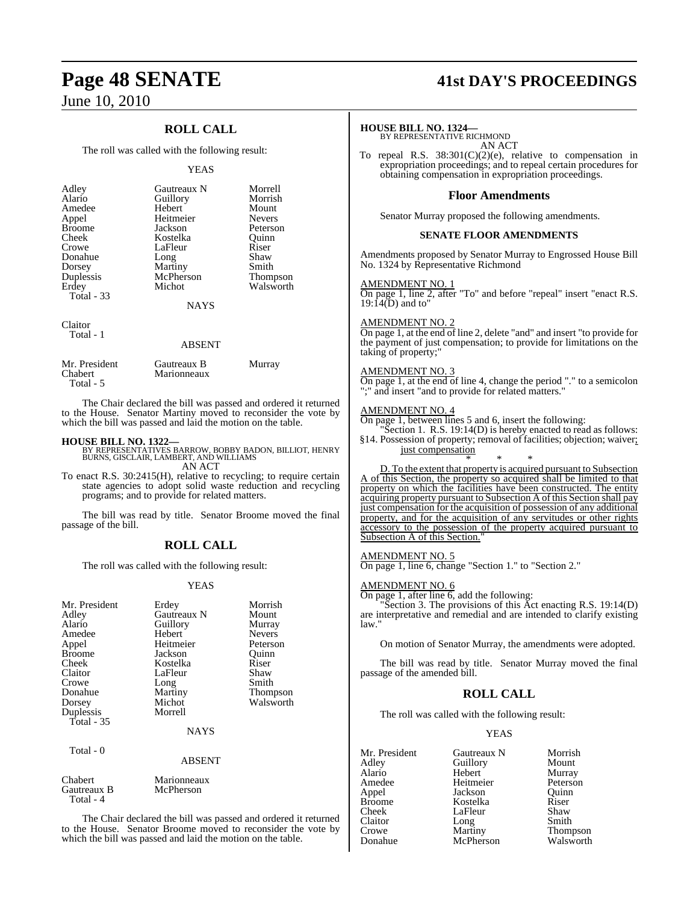## ROLL CALL

The roll was called with the following result:

YEAS

| | | |
|---|---|---|
| Adley | Gautreaux N | Morrell |
| Alario | Guillory | Morrish |
| Amedee | Hebert | Mount |
| Appel | Heitmeier | Nevers |
| Broome | Jackson | Peterson |
| Cheek | Kostelka | Quinn |
| Crowe | LaFleur | Riser |
| Donahue | Long | Shaw |
| Dorsey | Martiny | Smith |
| Duplessis | McPherson | Thompson |
| Erdey | Michot | Walsworth |
| Total - 33 | | |

NAYS

Claitor
Total - 1

ABSENT

| | | |
|---|---|---|
| Mr. President | Gautreaux B | Murray |
| Chabert | Marionneaux | |
| Total - 5 | | |

The Chair declared the bill was passed and ordered it returned to the House. Senator Martiny moved to reconsider the vote by which the bill was passed and laid the motion on the table.

**HOUSE BILL NO. 1322—**
BY REPRESENTATIVES BARROW, BOBBY BADON, BILLIOT, HENRY BURNS, GISCLAIR, LAMBERT, AND WILLIAMS
AN ACT

To enact R.S. 30:2415(H), relative to recycling; to require certain state agencies to adopt solid waste reduction and recycling programs; and to provide for related matters.

The bill was read by title. Senator Broome moved the final passage of the bill.

## ROLL CALL

The roll was called with the following result:

YEAS

| | | |
|---|---|---|
| Mr. President | Erdey | Morrish |
| Adley | Gautreaux N | Mount |
| Alario | Guillory | Murray |
| Amedee | Hebert | Nevers |
| Appel | Heitmeier | Peterson |
| Broome | Jackson | Quinn |
| Cheek | Kostelka | Riser |
| Claitor | LaFleur | Shaw |
| Crowe | Long | Smith |
| Donahue | Martiny | Thompson |
| Dorsey | Michot | Walsworth |
| Duplessis | Morrell | |
| Total - 35 | | |

NAYS

Total - 0

ABSENT

| | |
|---|---|
| Chabert | Marionneaux |
| Gautreaux B | McPherson |
| Total - 4 | |

The Chair declared the bill was passed and ordered it returned to the House. Senator Broome moved to reconsider the vote by which the bill was passed and laid the motion on the table.

**HOUSE BILL NO. 1324—**
BY REPRESENTATIVE RICHMOND
AN ACT

To repeal R.S. 38:301(C)(2)(e), relative to compensation in expropriation proceedings; and to repeal certain procedures for obtaining compensation in expropriation proceedings.

## Floor Amendments

Senator Murray proposed the following amendments.

### SENATE FLOOR AMENDMENTS

Amendments proposed by Senator Murray to Engrossed House Bill No. 1324 by Representative Richmond

AMENDMENT NO. 1
On page 1, line 2, after "To" and before "repeal" insert "enact R.S. 19:14(D) and to"

AMENDMENT NO. 2
On page 1, at the end of line 2, delete "and" and insert "to provide for the payment of just compensation; to provide for limitations on the taking of property;"

AMENDMENT NO. 3
On page 1, at the end of line 4, change the period "." to a semicolon ";" and insert "and to provide for related matters."

AMENDMENT NO. 4
On page 1, between lines 5 and 6, insert the following:

"Section 1. R.S. 19:14(D) is hereby enacted to read as follows:

§14. Possession of property; removal of facilities; objection; waiver; just compensation

\* \* \*

D. To the extent that property is acquired pursuant to Subsection A of this Section, the property so acquired shall be limited to that property on which the facilities have been constructed. The entity acquiring property pursuant to Subsection A of this Section shall pay just compensation for the acquisition of possession of any additional property, and for the acquisition of any servitudes or other rights accessory to the possession of the property acquired pursuant to Subsection A of this Section."

AMENDMENT NO. 5
On page 1, line 6, change "Section 1." to "Section 2."

AMENDMENT NO. 6
On page 1, after line 6, add the following:

"Section 3. The provisions of this Act enacting R.S. 19:14(D) are interpretative and remedial and are intended to clarify existing law."

On motion of Senator Murray, the amendments were adopted.

The bill was read by title. Senator Murray moved the final passage of the amended bill.

## ROLL CALL

The roll was called with the following result:

YEAS

| | | |
|---|---|---|
| Mr. President | Gautreaux N | Morrish |
| Adley | Guillory | Mount |
| Alario | Hebert | Murray |
| Amedee | Heitmeier | Peterson |
| Appel | Jackson | Quinn |
| Broome | Kostelka | Riser |
| Cheek | LaFleur | Shaw |
| Claitor | Long | Smith |
| Crowe | Martiny | Thompson |
| Donahue | McPherson | Walsworth |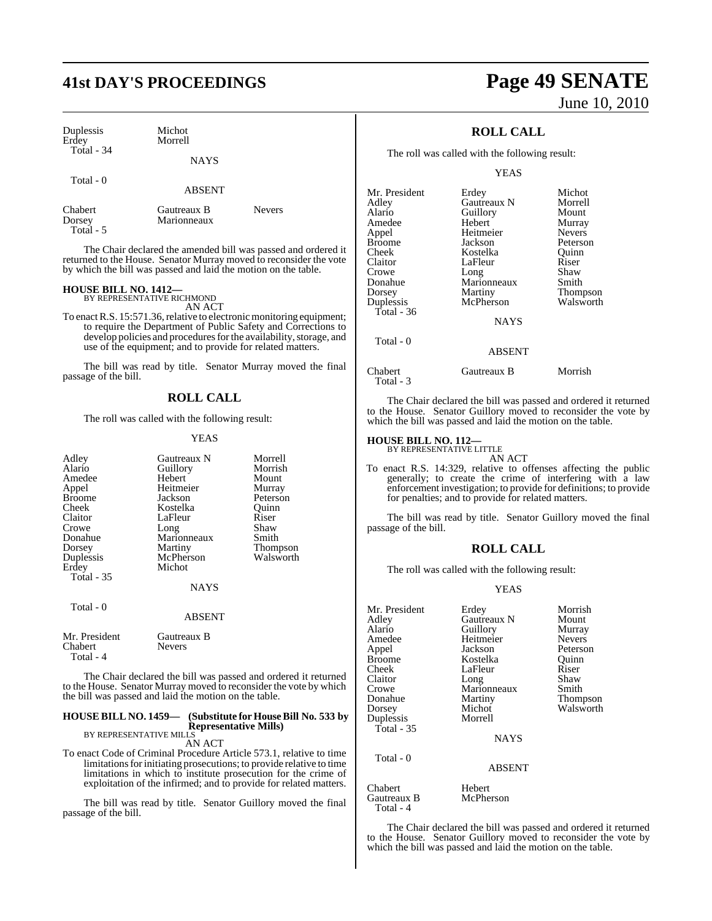| | | |
|---|---|---|
| Duplessis | Michot | |
| Erdey | Morrell | |
| Total - 34 | | |

NAYS

Total - 0

ABSENT

| | | |
|---|---|---|
| Chabert | Gautreaux B | Nevers |
| Dorsey | Marionneaux | |
| Total - 5 | | |

The Chair declared the amended bill was passed and ordered it returned to the House. Senator Murray moved to reconsider the vote by which the bill was passed and laid the motion on the table.

**HOUSE BILL NO. 1412—**
BY REPRESENTATIVE RICHMOND
AN ACT

To enact R.S. 15:571.36, relative to electronic monitoring equipment; to require the Department of Public Safety and Corrections to develop policies and procedures for the availability, storage, and use of the equipment; and to provide for related matters.

The bill was read by title. Senator Murray moved the final passage of the bill.

## ROLL CALL

The roll was called with the following result:

YEAS

| | | |
|---|---|---|
| Adley | Gautreaux N | Morrell |
| Alario | Guillory | Morrish |
| Amedee | Hebert | Mount |
| Appel | Heitmeier | Murray |
| Broome | Jackson | Peterson |
| Cheek | Kostelka | Quinn |
| Claitor | LaFleur | Riser |
| Crowe | Long | Shaw |
| Donahue | Marionneaux | Smith |
| Dorsey | Martiny | Thompson |
| Duplessis | McPherson | Walsworth |
| Erdey | Michot | |
| Total - 35 | | |

NAYS

Total - 0

ABSENT

| | |
|---|---|
| Mr. President | Gautreaux B |
| Chabert | Nevers |
| Total - 4 | |

The Chair declared the bill was passed and ordered it returned to the House. Senator Murray moved to reconsider the vote by which the bill was passed and laid the motion on the table.

**HOUSE BILL NO. 1459— (Substitute for House Bill No. 533 by Representative Mills)**
BY REPRESENTATIVE MILLS
AN ACT

To enact Code of Criminal Procedure Article 573.1, relative to time limitations for initiating prosecutions; to provide relative to time limitations in which to institute prosecution for the crime of exploitation of the infirmed; and to provide for related matters.

The bill was read by title. Senator Guillory moved the final passage of the bill.

## ROLL CALL

The roll was called with the following result:

YEAS

| | | |
|---|---|---|
| Mr. President | Erdey | Michot |
| Adley | Gautreaux N | Morrell |
| Alario | Guillory | Mount |
| Amedee | Hebert | Murray |
| Appel | Heitmeier | Nevers |
| Broome | Jackson | Peterson |
| Cheek | Kostelka | Quinn |
| Claitor | LaFleur | Riser |
| Crowe | Long | Shaw |
| Donahue | Marionneaux | Smith |
| Dorsey | Martiny | Thompson |
| Duplessis | McPherson | Walsworth |
| Total - 36 | | |

NAYS

Total - 0

ABSENT

| | | |
|---|---|---|
| Chabert | Gautreaux B | Morrish |
| Total - 3 | | |

The Chair declared the bill was passed and ordered it returned to the House. Senator Guillory moved to reconsider the vote by which the bill was passed and laid the motion on the table.

**HOUSE BILL NO. 112—**
BY REPRESENTATIVE LITTLE
AN ACT

To enact R.S. 14:329, relative to offenses affecting the public generally; to create the crime of interfering with a law enforcement investigation; to provide for definitions; to provide for penalties; and to provide for related matters.

The bill was read by title. Senator Guillory moved the final passage of the bill.

## ROLL CALL

The roll was called with the following result:

YEAS

| | | |
|---|---|---|
| Mr. President | Erdey | Morrish |
| Adley | Gautreaux N | Mount |
| Alario | Guillory | Murray |
| Amedee | Heitmeier | Nevers |
| Appel | Jackson | Peterson |
| Broome | Kostelka | Quinn |
| Cheek | LaFleur | Riser |
| Claitor | Long | Shaw |
| Crowe | Marionneaux | Smith |
| Donahue | Martiny | Thompson |
| Dorsey | Michot | Walsworth |
| Duplessis | Morrell | |
| Total - 35 | | |

NAYS

Total - 0

ABSENT

| | |
|---|---|
| Chabert | Hebert |
| Gautreaux B | McPherson |
| Total - 4 | |

The Chair declared the bill was passed and ordered it returned to the House. Senator Guillory moved to reconsider the vote by which the bill was passed and laid the motion on the table.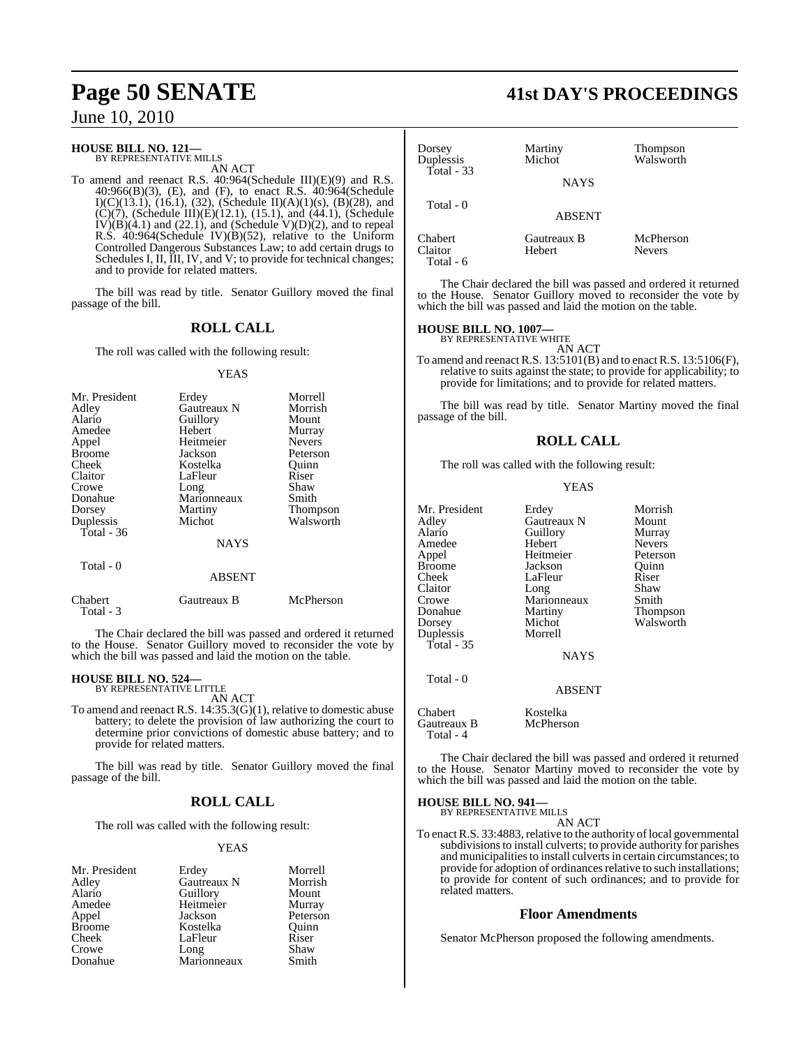**HOUSE BILL NO. 121—**
BY REPRESENTATIVE MILLS

AN ACT

To amend and reenact R.S. 40:964(Schedule III)(E)(9) and R.S. 40:966(B)(3), (E), and (F), to enact R.S. 40:964(Schedule I)(C)(13.1), (16.1), (32), (Schedule II)(A)(1)(s), (B)(28), and (C)(7), (Schedule III)(E)(12.1), (15.1), and (44.1), (Schedule IV)(B)(4.1) and (22.1), and (Schedule V)(D)(2), and to repeal R.S. 40:964(Schedule IV)(B)(52), relative to the Uniform Controlled Dangerous Substances Law; to add certain drugs to Schedules I, II, III, IV, and V; to provide for technical changes; and to provide for related matters.

The bill was read by title. Senator Guillory moved the final passage of the bill.

## ROLL CALL

The roll was called with the following result:

YEAS

| | | |
|---|---|---|
| Mr. President | Erdey | Morrell |
| Adley | Gautreaux N | Morrish |
| Alario | Guillory | Mount |
| Amedee | Hebert | Murray |
| Appel | Heitmeier | Nevers |
| Broome | Jackson | Peterson |
| Cheek | Kostelka | Quinn |
| Claitor | LaFleur | Riser |
| Crowe | Long | Shaw |
| Donahue | Marionneaux | Smith |
| Dorsey | Martiny | Thompson |
| Duplessis | Michot | Walsworth |
| Total - 36 | | |

NAYS

Total - 0

ABSENT

| | | |
|---|---|---|
| Chabert | Gautreaux B | McPherson |
| Total - 3 | | |

The Chair declared the bill was passed and ordered it returned to the House. Senator Guillory moved to reconsider the vote by which the bill was passed and laid the motion on the table.

**HOUSE BILL NO. 524—**
BY REPRESENTATIVE LITTLE

AN ACT

To amend and reenact R.S. 14:35.3(G)(1), relative to domestic abuse battery; to delete the provision of law authorizing the court to determine prior convictions of domestic abuse battery; and to provide for related matters.

The bill was read by title. Senator Guillory moved the final passage of the bill.

## ROLL CALL

The roll was called with the following result:

YEAS

| | | |
|---|---|---|
| Mr. President | Erdey | Morrell |
| Adley | Gautreaux N | Morrish |
| Alario | Guillory | Mount |
| Amedee | Heitmeier | Murray |
| Appel | Jackson | Peterson |
| Broome | Kostelka | Quinn |
| Cheek | LaFleur | Riser |
| Crowe | Long | Shaw |
| Donahue | Marionneaux | Smith |
| Dorsey | Martiny | Thompson |
| Duplessis | Michot | Walsworth |
| Total - 33 | | |

NAYS

Total - 0

ABSENT

| | | |
|---|---|---|
| Chabert | Gautreaux B | McPherson |
| Claitor | Hebert | Nevers |
| Total - 6 | | |

The Chair declared the bill was passed and ordered it returned to the House. Senator Guillory moved to reconsider the vote by which the bill was passed and laid the motion on the table.

**HOUSE BILL NO. 1007—**
BY REPRESENTATIVE WHITE

AN ACT

To amend and reenact R.S. 13:5101(B) and to enact R.S. 13:5106(F), relative to suits against the state; to provide for applicability; to provide for limitations; and to provide for related matters.

The bill was read by title. Senator Martiny moved the final passage of the bill.

## ROLL CALL

The roll was called with the following result:

YEAS

| | | |
|---|---|---|
| Mr. President | Erdey | Morrish |
| Adley | Gautreaux N | Mount |
| Alario | Guillory | Murray |
| Amedee | Hebert | Nevers |
| Appel | Heitmeier | Peterson |
| Broome | Jackson | Quinn |
| Cheek | LaFleur | Riser |
| Claitor | Long | Shaw |
| Crowe | Marionneaux | Smith |
| Donahue | Martiny | Thompson |
| Dorsey | Michot | Walsworth |
| Duplessis | Morrell | |
| Total - 35 | | |

NAYS

Total - 0

ABSENT

| | |
|---|---|
| Chabert | Kostelka |
| Gautreaux B | McPherson |
| Total - 4 | |

The Chair declared the bill was passed and ordered it returned to the House. Senator Martiny moved to reconsider the vote by which the bill was passed and laid the motion on the table.

**HOUSE BILL NO. 941—**
BY REPRESENTATIVE MILLS

AN ACT

To enact R.S. 33:4883, relative to the authority of local governmental subdivisions to install culverts; to provide authority for parishes and municipalities to install culverts in certain circumstances; to provide for adoption of ordinances relative to such installations; to provide for content of such ordinances; and to provide for related matters.

## Floor Amendments

Senator McPherson proposed the following amendments.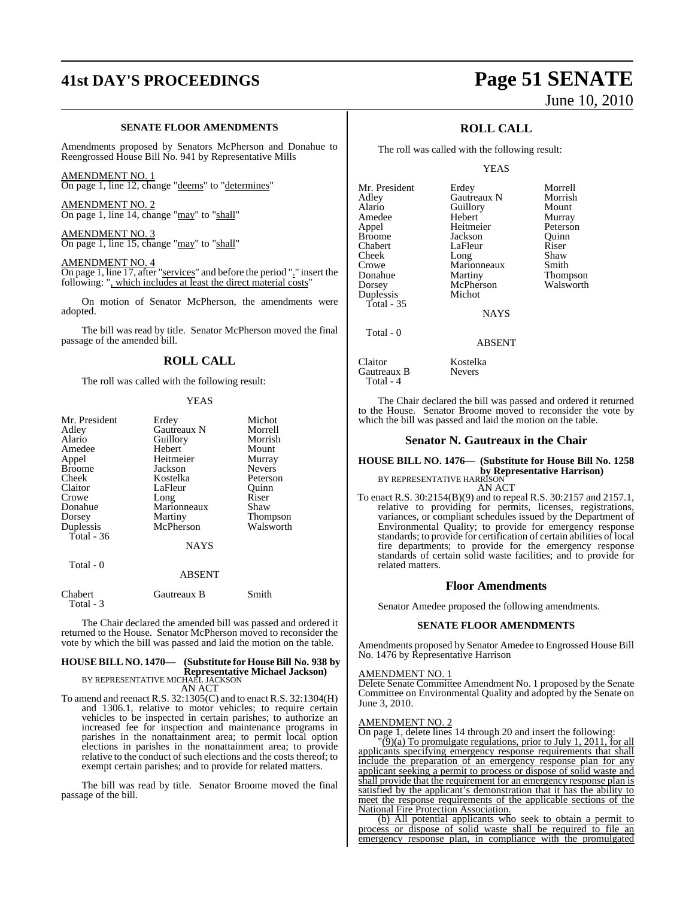### SENATE FLOOR AMENDMENTS

Amendments proposed by Senators McPherson and Donahue to Reengrossed House Bill No. 941 by Representative Mills

AMENDMENT NO. 1
On page 1, line 12, change "deems" to "determines"

AMENDMENT NO. 2
On page 1, line 14, change "may" to "shall"

AMENDMENT NO. 3
On page 1, line 15, change "may" to "shall"

AMENDMENT NO. 4
On page 1, line 17, after "services" and before the period "." insert the following: ", which includes at least the direct material costs"

On motion of Senator McPherson, the amendments were adopted.

The bill was read by title. Senator McPherson moved the final passage of the amended bill.

## ROLL CALL

The roll was called with the following result:

YEAS

| | | |
|---|---|---|
| Mr. President | Erdey | Michot |
| Adley | Gautreaux N | Morrell |
| Alario | Guillory | Morrish |
| Amedee | Hebert | Mount |
| Appel | Heitmeier | Murray |
| Broome | Jackson | Nevers |
| Cheek | Kostelka | Peterson |
| Claitor | LaFleur | Quinn |
| Crowe | Long | Riser |
| Donahue | Marionneaux | Shaw |
| Dorsey | Martiny | Thompson |
| Duplessis | McPherson | Walsworth |
| Total - 36 | | |

NAYS

Total - 0

ABSENT

| | | |
|---|---|---|
| Chabert | Gautreaux B | Smith |
| Total - 3 | | |

The Chair declared the amended bill was passed and ordered it returned to the House. Senator McPherson moved to reconsider the vote by which the bill was passed and laid the motion on the table.

**HOUSE BILL NO. 1470— (Substitute for House Bill No. 938 by Representative Michael Jackson)**
BY REPRESENTATIVE MICHAEL JACKSON
AN ACT

To amend and reenact R.S. 32:1305(C) and to enact R.S. 32:1304(H) and 1306.1, relative to motor vehicles; to require certain vehicles to be inspected in certain parishes; to authorize an increased fee for inspection and maintenance programs in parishes in the nonattainment area; to permit local option elections in parishes in the nonattainment area; to provide relative to the conduct of such elections and the costs thereof; to exempt certain parishes; and to provide for related matters.

The bill was read by title. Senator Broome moved the final passage of the bill.

## ROLL CALL

The roll was called with the following result:

YEAS

| | | |
|---|---|---|
| Mr. President | Erdey | Morrell |
| Adley | Gautreaux N | Morrish |
| Alario | Guillory | Mount |
| Amedee | Hebert | Murray |
| Appel | Heitmeier | Peterson |
| Broome | Jackson | Quinn |
| Chabert | LaFleur | Riser |
| Cheek | Long | Shaw |
| Crowe | Marionneaux | Smith |
| Donahue | Martiny | Thompson |
| Dorsey | McPherson | Walsworth |
| Duplessis | Michot | |
| Total - 35 | | |

NAYS

Total - 0

ABSENT

| | |
|---|---|
| Claitor | Kostelka |
| Gautreaux B | Nevers |
| Total - 4 | |

The Chair declared the bill was passed and ordered it returned to the House. Senator Broome moved to reconsider the vote by which the bill was passed and laid the motion on the table.

## Senator N. Gautreaux in the Chair

**HOUSE BILL NO. 1476— (Substitute for House Bill No. 1258 by Representative Harrison)**
BY REPRESENTATIVE HARRISON
AN ACT

To enact R.S. 30:2154(B)(9) and to repeal R.S. 30:2157 and 2157.1, relative to providing for permits, licenses, registrations, variances, or compliant schedules issued by the Department of Environmental Quality; to provide for emergency response standards; to provide for certification of certain abilities of local fire departments; to provide for the emergency response standards of certain solid waste facilities; and to provide for related matters.

## Floor Amendments

Senator Amedee proposed the following amendments.

### SENATE FLOOR AMENDMENTS

Amendments proposed by Senator Amedee to Engrossed House Bill No. 1476 by Representative Harrison

AMENDMENT NO. 1
Delete Senate Committee Amendment No. 1 proposed by the Senate Committee on Environmental Quality and adopted by the Senate on June 3, 2010.

AMENDMENT NO. 2
On page 1, delete lines 14 through 20 and insert the following:

"(9)(a) To promulgate regulations, prior to July 1, 2011, for all applicants specifying emergency response requirements that shall include the preparation of an emergency response plan for any applicant seeking a permit to process or dispose of solid waste and shall provide that the requirement for an emergency response plan is satisfied by the applicant's demonstration that it has the ability to meet the response requirements of the applicable sections of the National Fire Protection Association.

(b) All potential applicants who seek to obtain a permit to process or dispose of solid waste shall be required to file an emergency response plan, in compliance with the promulgated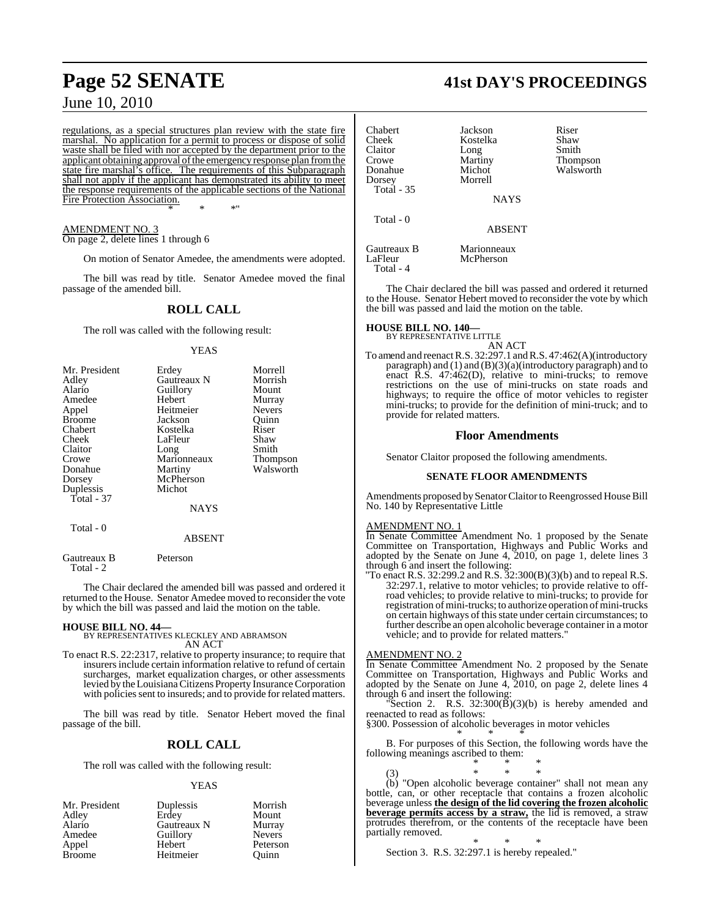regulations, as a special structures plan review with the state fire marshal. No application for a permit to process or dispose of solid waste shall be filed with nor accepted by the department prior to the applicant obtaining approval of the emergency response plan from the state fire marshal's office. The requirements of this Subparagraph shall not apply if the applicant has demonstrated its ability to meet the response requirements of the applicable sections of the National Fire Protection Association.

\* \* \*"

AMENDMENT NO. 3
On page 2, delete lines 1 through 6

On motion of Senator Amedee, the amendments were adopted.

The bill was read by title. Senator Amedee moved the final passage of the amended bill.

## ROLL CALL

The roll was called with the following result:

YEAS

| | | |
|---|---|---|
| Mr. President | Erdey | Morrell |
| Adley | Gautreaux N | Morrish |
| Alario | Guillory | Mount |
| Amedee | Hebert | Murray |
| Appel | Heitmeier | Nevers |
| Broome | Jackson | Quinn |
| Chabert | Kostelka | Riser |
| Cheek | LaFleur | Shaw |
| Claitor | Long | Smith |
| Crowe | Marionneaux | Thompson |
| Donahue | Martiny | Walsworth |
| Dorsey | McPherson | |
| Duplessis | Michot | |
| Total - 37 | | |

NAYS

Total - 0

ABSENT

| | |
|---|---|
| Gautreaux B | Peterson |
| Total - 2 | |

The Chair declared the amended bill was passed and ordered it returned to the House. Senator Amedee moved to reconsider the vote by which the bill was passed and laid the motion on the table.

**HOUSE BILL NO. 44—**
BY REPRESENTATIVES KLECKLEY AND ABRAMSON
AN ACT

To enact R.S. 22:2317, relative to property insurance; to require that insurers include certain information relative to refund of certain surcharges, market equalization charges, or other assessments levied by the Louisiana Citizens Property Insurance Corporation with policies sent to insureds; and to provide for related matters.

The bill was read by title. Senator Hebert moved the final passage of the bill.

## ROLL CALL

The roll was called with the following result:

YEAS

| | | |
|---|---|---|
| Mr. President | Duplessis | Morrish |
| Adley | Erdey | Mount |
| Alario | Gautreaux N | Murray |
| Amedee | Guillory | Nevers |
| Appel | Hebert | Peterson |
| Broome | Heitmeier | Quinn |
| Chabert | Jackson | Riser |
| Cheek | Kostelka | Shaw |
| Claitor | Long | Smith |
| Crowe | Martiny | Thompson |
| Donahue | Michot | Walsworth |
| Dorsey | Morrell | |
| Total - 35 | | |

NAYS

Total - 0

ABSENT

| | |
|---|---|
| Gautreaux B | Marionneaux |
| LaFleur | McPherson |
| Total - 4 | |

The Chair declared the bill was passed and ordered it returned to the House. Senator Hebert moved to reconsider the vote by which the bill was passed and laid the motion on the table.

**HOUSE BILL NO. 140—**
BY REPRESENTATIVE LITTLE
AN ACT

To amend and reenact R.S. 32:297.1 and R.S. 47:462(A)(introductory paragraph) and (1) and (B)(3)(a)(introductory paragraph) and to enact R.S. 47:462(D), relative to mini-trucks; to remove restrictions on the use of mini-trucks on state roads and highways; to require the office of motor vehicles to register mini-trucks; to provide for the definition of mini-truck; and to provide for related matters.

## Floor Amendments

Senator Claitor proposed the following amendments.

### SENATE FLOOR AMENDMENTS

Amendments proposed by Senator Claitor to Reengrossed House Bill No. 140 by Representative Little

AMENDMENT NO. 1
In Senate Committee Amendment No. 1 proposed by the Senate Committee on Transportation, Highways and Public Works and adopted by the Senate on June 4, 2010, on page 1, delete lines 3 through 6 and insert the following:

"To enact R.S. 32:299.2 and R.S. 32:300(B)(3)(b) and to repeal R.S. 32:297.1, relative to motor vehicles; to provide relative to off-road vehicles; to provide relative to mini-trucks; to provide for registration of mini-trucks; to authorize operation of mini-trucks on certain highways of this state under certain circumstances; to further describe an open alcoholic beverage container in a motor vehicle; and to provide for related matters."

AMENDMENT NO. 2
In Senate Committee Amendment No. 2 proposed by the Senate Committee on Transportation, Highways and Public Works and adopted by the Senate on June 4, 2010, on page 2, delete lines 4 through 6 and insert the following:

"Section 2. R.S. 32:300(B)(3)(b) is hereby amended and reenacted to read as follows:

§300. Possession of alcoholic beverages in motor vehicles

\* \* \*

B. For purposes of this Section, the following words have the following meanings ascribed to them:

\* \* \*

(3) \* \* \*

(b) "Open alcoholic beverage container" shall not mean any bottle, can, or other receptacle that contains a frozen alcoholic beverage unless **the design of the lid covering the frozen alcoholic beverage permits access by a straw,** the lid is removed, a straw protrudes therefrom, or the contents of the receptacle have been partially removed.

\* \* \*

Section 3. R.S. 32:297.1 is hereby repealed."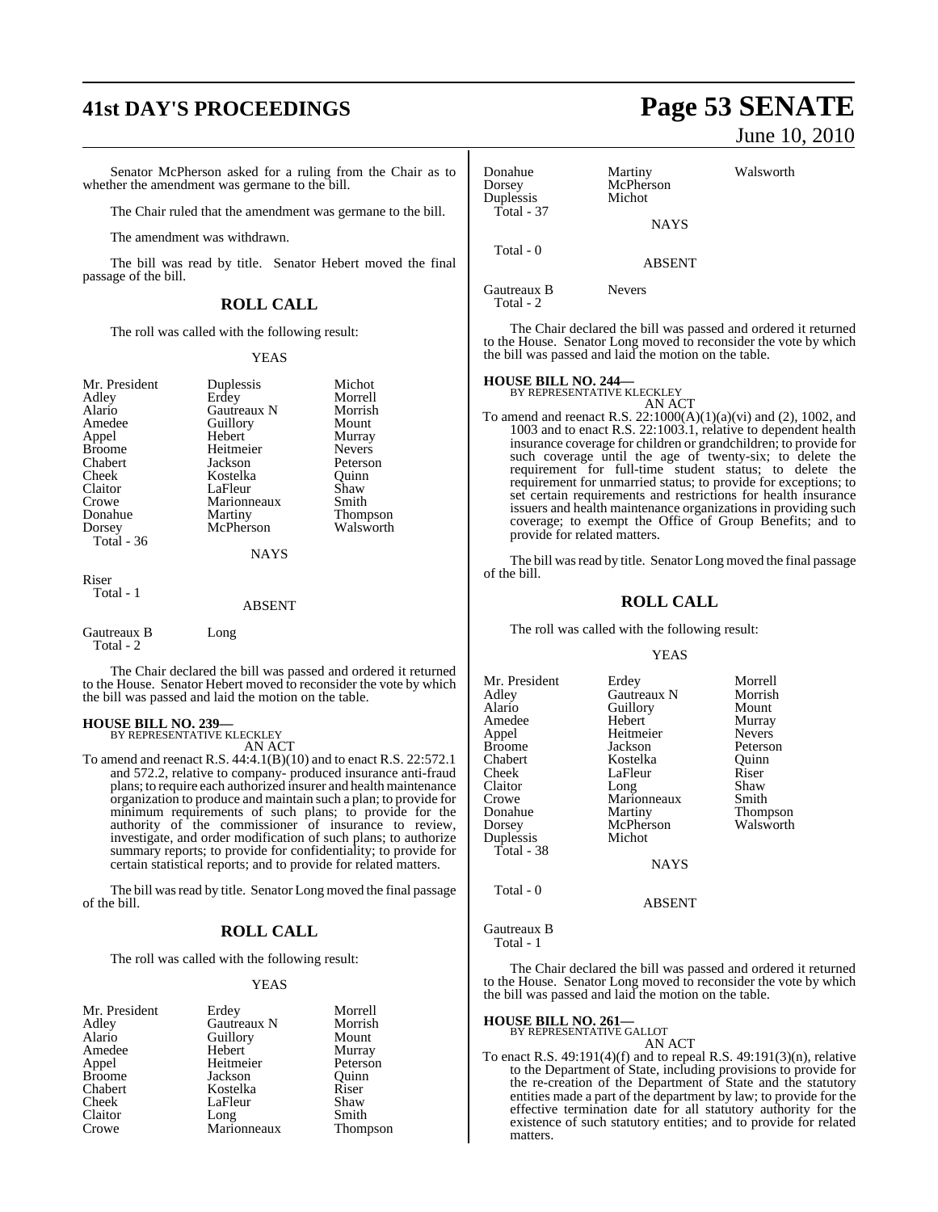Senator McPherson asked for a ruling from the Chair as to whether the amendment was germane to the bill.

The Chair ruled that the amendment was germane to the bill.

The amendment was withdrawn.

The bill was read by title. Senator Hebert moved the final passage of the bill.

## ROLL CALL

The roll was called with the following result:

YEAS

| | | |
|---|---|---|
| Mr. President | Duplessis | Michot |
| Adley | Erdey | Morrell |
| Alario | Gautreaux N | Morrish |
| Amedee | Guillory | Mount |
| Appel | Hebert | Murray |
| Broome | Heitmeier | Nevers |
| Chabert | Jackson | Peterson |
| Cheek | Kostelka | Quinn |
| Claitor | LaFleur | Shaw |
| Crowe | Marionneaux | Smith |
| Donahue | Martiny | Thompson |
| Dorsey | McPherson | Walsworth |

Total - 36

NAYS

Riser

Total - 1

ABSENT

Gautreaux B Long

Total - 2

The Chair declared the bill was passed and ordered it returned to the House. Senator Hebert moved to reconsider the vote by which the bill was passed and laid the motion on the table.

**HOUSE BILL NO. 239—**
BY REPRESENTATIVE KLECKLEY
AN ACT

To amend and reenact R.S. 44:4.1(B)(10) and to enact R.S. 22:572.1 and 572.2, relative to company- produced insurance anti-fraud plans; to require each authorized insurer and health maintenance organization to produce and maintain such a plan; to provide for minimum requirements of such plans; to provide for the authority of the commissioner of insurance to review, investigate, and order modification of such plans; to authorize summary reports; to provide for confidentiality; to provide for certain statistical reports; and to provide for related matters.

The bill was read by title. Senator Long moved the final passage of the bill.

## ROLL CALL

The roll was called with the following result:

YEAS

| | | |
|---|---|---|
| Mr. President | Erdey | Morrell |
| Adley | Gautreaux N | Morrish |
| Alario | Guillory | Mount |
| Amedee | Hebert | Murray |
| Appel | Heitmeier | Peterson |
| Broome | Jackson | Quinn |
| Chabert | Kostelka | Riser |
| Cheek | LaFleur | Shaw |
| Claitor | Long | Smith |
| Crowe | Marionneaux | Thompson |
| Donahue | Martiny | Walsworth |
| Dorsey | McPherson | |
| Duplessis | Michot | |

Total - 37

NAYS

Total - 0

ABSENT

Gautreaux B Nevers

Total - 2

The Chair declared the bill was passed and ordered it returned to the House. Senator Long moved to reconsider the vote by which the bill was passed and laid the motion on the table.

**HOUSE BILL NO. 244—**
BY REPRESENTATIVE KLECKLEY
AN ACT

To amend and reenact R.S. 22:1000(A)(1)(a)(vi) and (2), 1002, and 1003 and to enact R.S. 22:1003.1, relative to dependent health insurance coverage for children or grandchildren; to provide for such coverage until the age of twenty-six; to delete the requirement for full-time student status; to delete the requirement for unmarried status; to provide for exceptions; to set certain requirements and restrictions for health insurance issuers and health maintenance organizations in providing such coverage; to exempt the Office of Group Benefits; and to provide for related matters.

The bill was read by title. Senator Long moved the final passage of the bill.

## ROLL CALL

The roll was called with the following result:

YEAS

| | | |
|---|---|---|
| Mr. President | Erdey | Morrell |
| Adley | Gautreaux N | Morrish |
| Alario | Guillory | Mount |
| Amedee | Hebert | Murray |
| Appel | Heitmeier | Nevers |
| Broome | Jackson | Peterson |
| Chabert | Kostelka | Quinn |
| Cheek | LaFleur | Riser |
| Claitor | Long | Shaw |
| Crowe | Marionneaux | Smith |
| Donahue | Martiny | Thompson |
| Dorsey | McPherson | Walsworth |
| Duplessis | Michot | |

Total - 38

NAYS

Total - 0

ABSENT

Gautreaux B

Total - 1

The Chair declared the bill was passed and ordered it returned to the House. Senator Long moved to reconsider the vote by which the bill was passed and laid the motion on the table.

**HOUSE BILL NO. 261—**
BY REPRESENTATIVE GALLOT
AN ACT

To enact R.S. 49:191(4)(f) and to repeal R.S. 49:191(3)(n), relative to the Department of State, including provisions to provide for the re-creation of the Department of State and the statutory entities made a part of the department by law; to provide for the effective termination date for all statutory authority for the existence of such statutory entities; and to provide for related matters.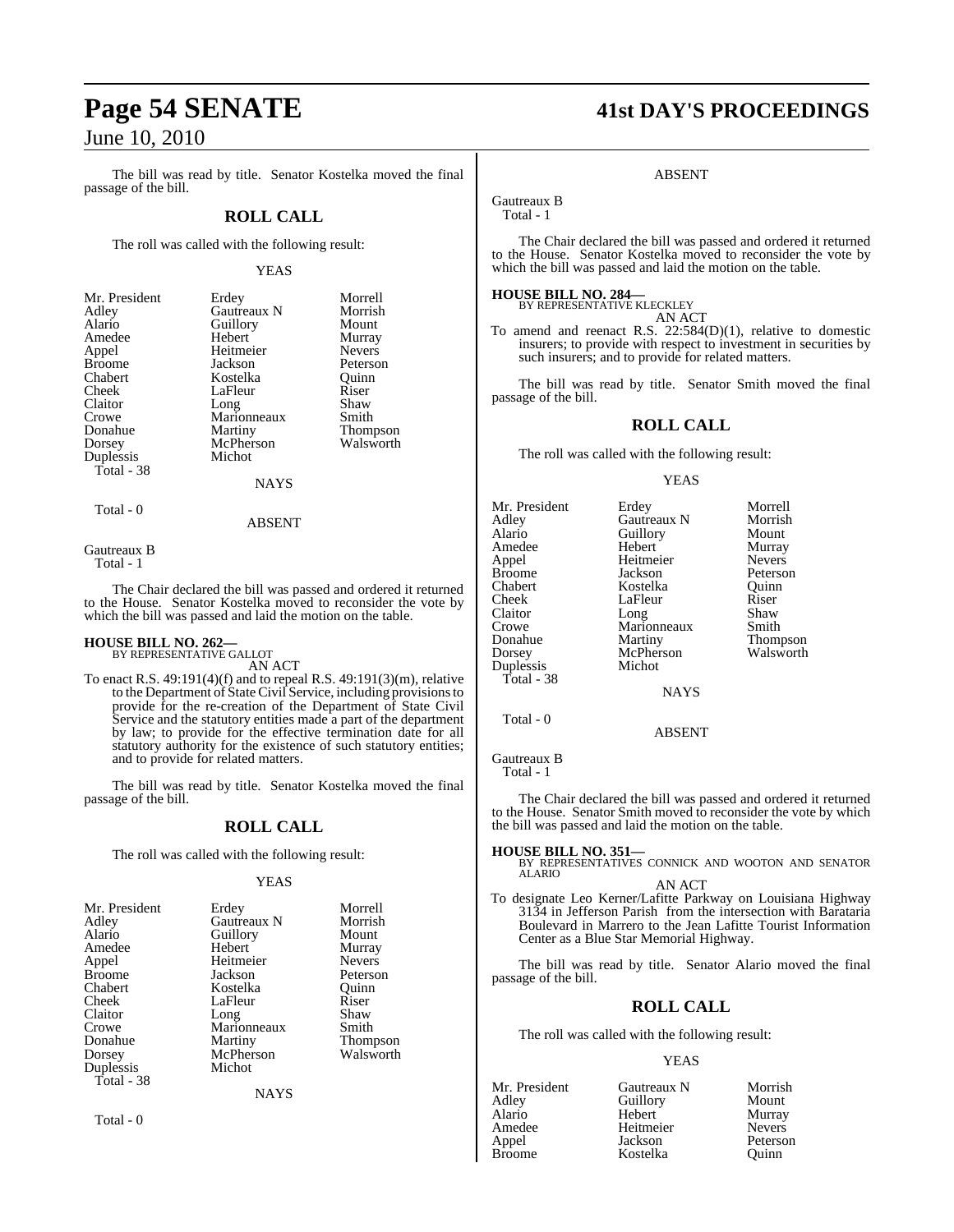The bill was read by title. Senator Kostelka moved the final passage of the bill.

## ROLL CALL

The roll was called with the following result:

YEAS

| | | |
|---|---|---|
| Mr. President | Erdey | Morrell |
| Adley | Gautreaux N | Morrish |
| Alario | Guillory | Mount |
| Amedee | Hebert | Murray |
| Appel | Heitmeier | Nevers |
| Broome | Jackson | Peterson |
| Chabert | Kostelka | Quinn |
| Cheek | LaFleur | Riser |
| Claitor | Long | Shaw |
| Crowe | Marionneaux | Smith |
| Donahue | Martiny | Thompson |
| Dorsey | McPherson | Walsworth |
| Duplessis | Michot | |

Total - 38

NAYS

Total - 0

ABSENT

Gautreaux B

Total - 1

The Chair declared the bill was passed and ordered it returned to the House. Senator Kostelka moved to reconsider the vote by which the bill was passed and laid the motion on the table.

**HOUSE BILL NO. 262—**
BY REPRESENTATIVE GALLOT

AN ACT

To enact R.S. 49:191(4)(f) and to repeal R.S. 49:191(3)(m), relative to the Department of State Civil Service, including provisions to provide for the re-creation of the Department of State Civil Service and the statutory entities made a part of the department by law; to provide for the effective termination date for all statutory authority for the existence of such statutory entities; and to provide for related matters.

The bill was read by title. Senator Kostelka moved the final passage of the bill.

## ROLL CALL

The roll was called with the following result:

YEAS

| | | |
|---|---|---|
| Mr. President | Erdey | Morrell |
| Adley | Gautreaux N | Morrish |
| Alario | Guillory | Mount |
| Amedee | Hebert | Murray |
| Appel | Heitmeier | Nevers |
| Broome | Jackson | Peterson |
| Chabert | Kostelka | Quinn |
| Cheek | LaFleur | Riser |
| Claitor | Long | Shaw |
| Crowe | Marionneaux | Smith |
| Donahue | Martiny | Thompson |
| Dorsey | McPherson | Walsworth |
| Duplessis | Michot | |

Total - 38

NAYS

Total - 0

ABSENT

Gautreaux B

Total - 1

The Chair declared the bill was passed and ordered it returned to the House. Senator Kostelka moved to reconsider the vote by which the bill was passed and laid the motion on the table.

**HOUSE BILL NO. 284—**
BY REPRESENTATIVE KLECKLEY

AN ACT

To amend and reenact R.S. 22:584(D)(1), relative to domestic insurers; to provide with respect to investment in securities by such insurers; and to provide for related matters.

The bill was read by title. Senator Smith moved the final passage of the bill.

## ROLL CALL

The roll was called with the following result:

YEAS

| | | |
|---|---|---|
| Mr. President | Erdey | Morrell |
| Adley | Gautreaux N | Morrish |
| Alario | Guillory | Mount |
| Amedee | Hebert | Murray |
| Appel | Heitmeier | Nevers |
| Broome | Jackson | Peterson |
| Chabert | Kostelka | Quinn |
| Cheek | LaFleur | Riser |
| Claitor | Long | Shaw |
| Crowe | Marionneaux | Smith |
| Donahue | Martiny | Thompson |
| Dorsey | McPherson | Walsworth |
| Duplessis | Michot | |

Total - 38

NAYS

Total - 0

ABSENT

Gautreaux B

Total - 1

The Chair declared the bill was passed and ordered it returned to the House. Senator Smith moved to reconsider the vote by which the bill was passed and laid the motion on the table.

**HOUSE BILL NO. 351—**
BY REPRESENTATIVES CONNICK AND WOOTON AND SENATOR ALARIO

AN ACT

To designate Leo Kerner/Lafitte Parkway on Louisiana Highway 3134 in Jefferson Parish from the intersection with Barataria Boulevard in Marrero to the Jean Lafitte Tourist Information Center as a Blue Star Memorial Highway.

The bill was read by title. Senator Alario moved the final passage of the bill.

## ROLL CALL

The roll was called with the following result:

YEAS

| | | |
|---|---|---|
| Mr. President | Gautreaux N | Morrish |
| Adley | Guillory | Mount |
| Alario | Hebert | Murray |
| Amedee | Heitmeier | Nevers |
| Appel | Jackson | Peterson |
| Broome | Kostelka | Quinn |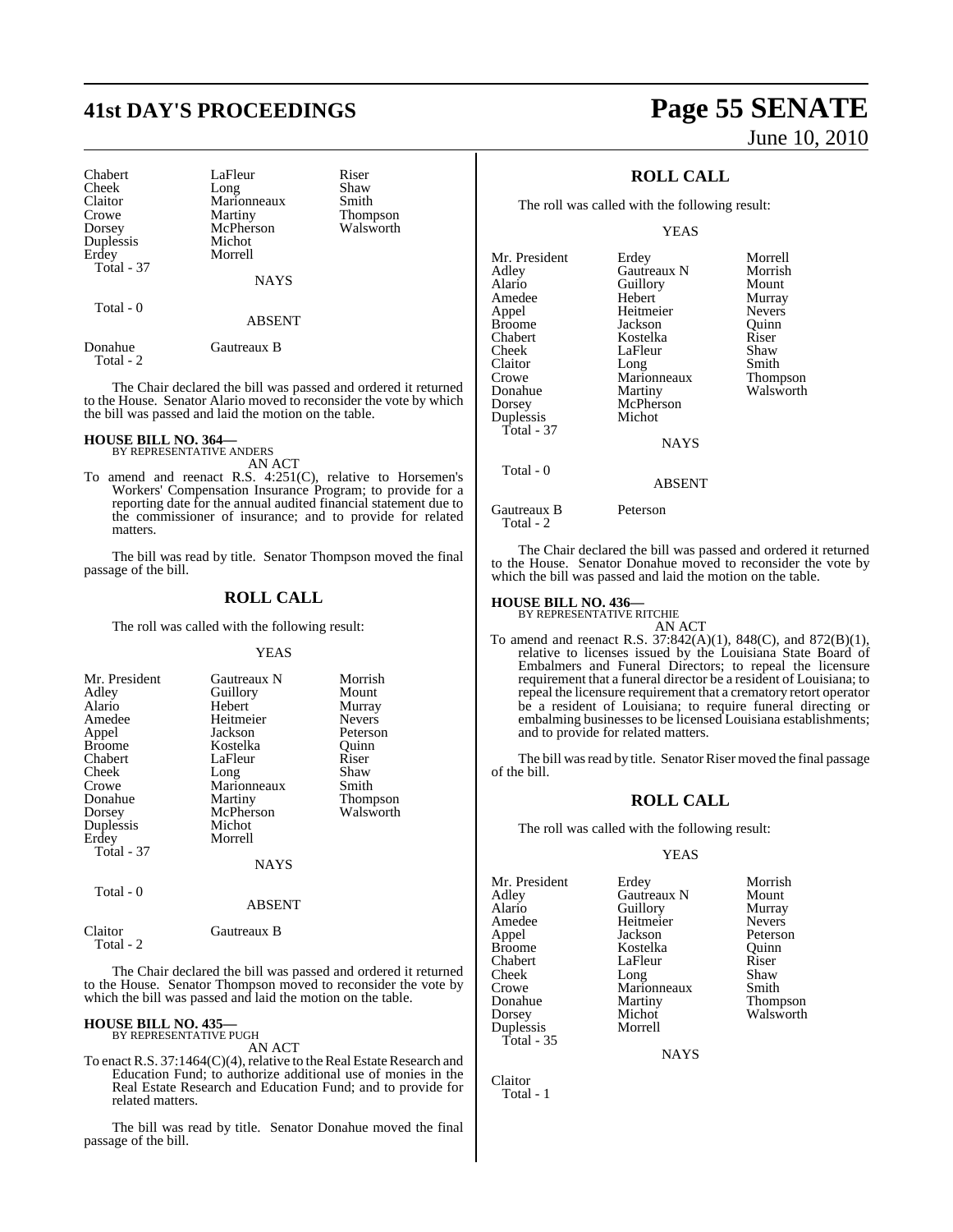| | | |
|---|---|---|
| Chabert | LaFleur | Riser |
| Cheek | Long | Shaw |
| Claitor | Marionneaux | Smith |
| Crowe | Martiny | Thompson |
| Dorsey | McPherson | Walsworth |
| Duplessis | Michot | |
| Erdey | Morrell | |
| Total - 37 | | |

NAYS

Total - 0

ABSENT

| | |
|---|---|
| Donahue | Gautreaux B |
| Total - 2 | |

The Chair declared the bill was passed and ordered it returned to the House. Senator Alario moved to reconsider the vote by which the bill was passed and laid the motion on the table.

**HOUSE BILL NO. 364—**
BY REPRESENTATIVE ANDERS

AN ACT

To amend and reenact R.S. 4:251(C), relative to Horsemen's Workers' Compensation Insurance Program; to provide for a reporting date for the annual audited financial statement due to the commissioner of insurance; and to provide for related matters.

The bill was read by title. Senator Thompson moved the final passage of the bill.

## ROLL CALL

The roll was called with the following result:

YEAS

| | | |
|---|---|---|
| Mr. President | Gautreaux N | Morrish |
| Adley | Guillory | Mount |
| Alario | Hebert | Murray |
| Amedee | Heitmeier | Nevers |
| Appel | Jackson | Peterson |
| Broome | Kostelka | Quinn |
| Chabert | LaFleur | Riser |
| Cheek | Long | Shaw |
| Crowe | Marionneaux | Smith |
| Donahue | Martiny | Thompson |
| Dorsey | McPherson | Walsworth |
| Duplessis | Michot | |
| Erdey | Morrell | |
| Total - 37 | | |

NAYS

Total - 0

ABSENT

| | |
|---|---|
| Claitor | Gautreaux B |
| Total - 2 | |

The Chair declared the bill was passed and ordered it returned to the House. Senator Thompson moved to reconsider the vote by which the bill was passed and laid the motion on the table.

**HOUSE BILL NO. 435—**
BY REPRESENTATIVE PUGH

AN ACT

To enact R.S. 37:1464(C)(4), relative to the Real Estate Research and Education Fund; to authorize additional use of monies in the Real Estate Research and Education Fund; and to provide for related matters.

The bill was read by title. Senator Donahue moved the final passage of the bill.

## ROLL CALL

The roll was called with the following result:

YEAS

| | | |
|---|---|---|
| Mr. President | Erdey | Morrell |
| Adley | Gautreaux N | Morrish |
| Alario | Guillory | Mount |
| Amedee | Hebert | Murray |
| Appel | Heitmeier | Nevers |
| Broome | Jackson | Quinn |
| Chabert | Kostelka | Riser |
| Cheek | LaFleur | Shaw |
| Claitor | Long | Smith |
| Crowe | Marionneaux | Thompson |
| Donahue | Martiny | Walsworth |
| Dorsey | McPherson | |
| Duplessis | Michot | |
| Total - 37 | | |

NAYS

Total - 0

ABSENT

| | |
|---|---|
| Gautreaux B | Peterson |
| Total - 2 | |

The Chair declared the bill was passed and ordered it returned to the House. Senator Donahue moved to reconsider the vote by which the bill was passed and laid the motion on the table.

**HOUSE BILL NO. 436—**
BY REPRESENTATIVE RITCHIE

AN ACT

To amend and reenact R.S. 37:842(A)(1), 848(C), and 872(B)(1), relative to licenses issued by the Louisiana State Board of Embalmers and Funeral Directors; to repeal the licensure requirement that a funeral director be a resident of Louisiana; to repeal the licensure requirement that a crematory retort operator be a resident of Louisiana; to require funeral directing or embalming businesses to be licensed Louisiana establishments; and to provide for related matters.

The bill was read by title. Senator Riser moved the final passage of the bill.

## ROLL CALL

The roll was called with the following result:

YEAS

| | | |
|---|---|---|
| Mr. President | Erdey | Morrish |
| Adley | Gautreaux N | Mount |
| Alario | Guillory | Murray |
| Amedee | Heitmeier | Nevers |
| Appel | Jackson | Peterson |
| Broome | Kostelka | Quinn |
| Chabert | LaFleur | Riser |
| Cheek | Long | Shaw |
| Crowe | Marionneaux | Smith |
| Donahue | Martiny | Thompson |
| Dorsey | Michot | Walsworth |
| Duplessis | Morrell | |
| Total - 35 | | |

NAYS

Claitor
Total - 1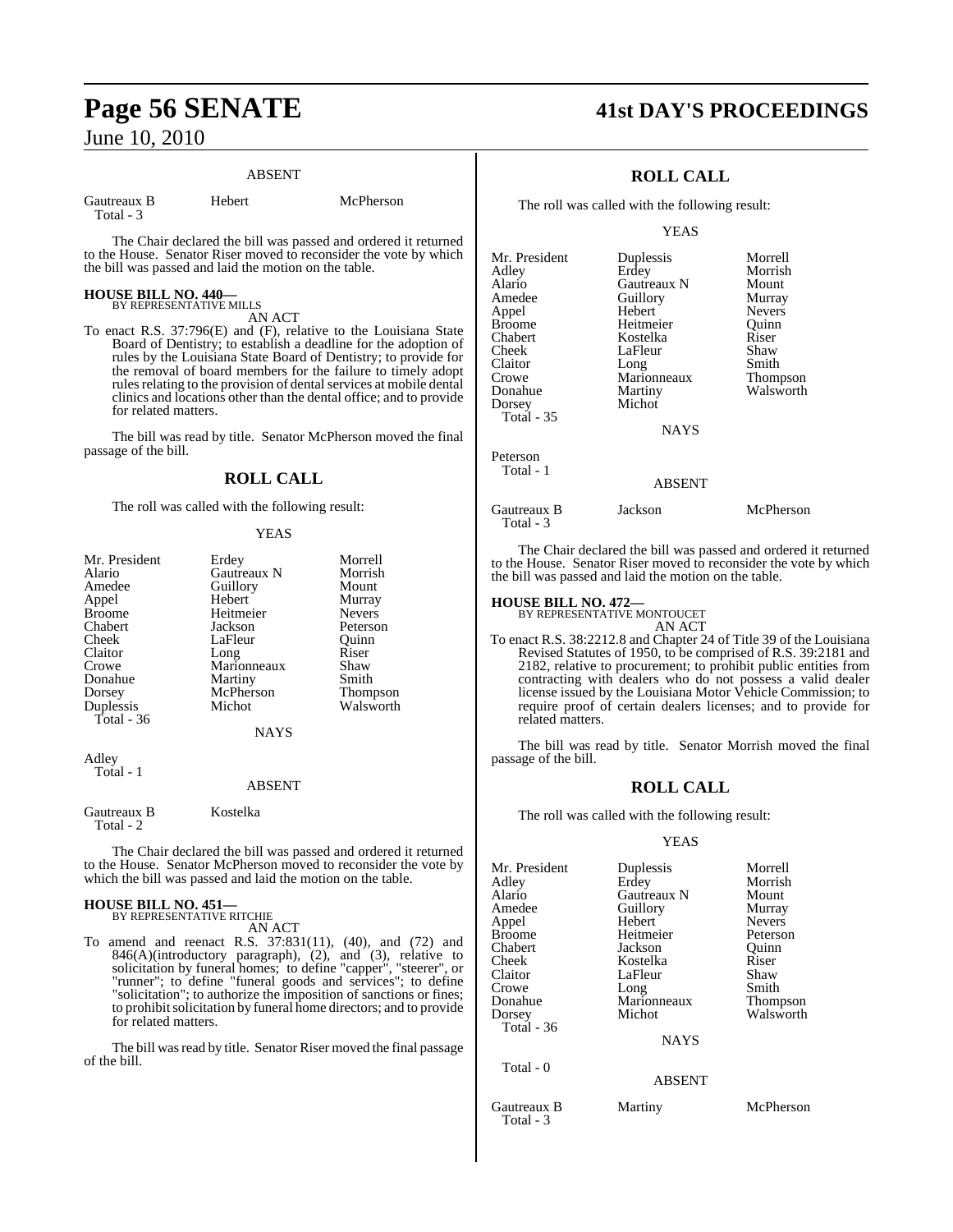ABSENT

| Gautreaux B | Hebert | McPherson |
|---|---|---|
| Total - 3 | | |

The Chair declared the bill was passed and ordered it returned to the House. Senator Riser moved to reconsider the vote by which the bill was passed and laid the motion on the table.

**HOUSE BILL NO. 440—**
BY REPRESENTATIVE MILLS
AN ACT

To enact R.S. 37:796(E) and (F), relative to the Louisiana State Board of Dentistry; to establish a deadline for the adoption of rules by the Louisiana State Board of Dentistry; to provide for the removal of board members for the failure to timely adopt rules relating to the provision of dental services at mobile dental clinics and locations other than the dental office; and to provide for related matters.

The bill was read by title. Senator McPherson moved the final passage of the bill.

## ROLL CALL

The roll was called with the following result:

YEAS

| | | |
|---|---|---|
| Mr. President | Erdey | Morrell |
| Alario | Gautreaux N | Morrish |
| Amedee | Guillory | Mount |
| Appel | Hebert | Murray |
| Broome | Heitmeier | Nevers |
| Chabert | Jackson | Peterson |
| Cheek | LaFleur | Quinn |
| Claitor | Long | Riser |
| Crowe | Marionneaux | Shaw |
| Donahue | Martiny | Smith |
| Dorsey | McPherson | Thompson |
| Duplessis | Michot | Walsworth |
| Total - 36 | | |

NAYS

Adley
Total - 1

ABSENT

| Gautreaux B | Kostelka |
|---|---|
| Total - 2 | |

The Chair declared the bill was passed and ordered it returned to the House. Senator McPherson moved to reconsider the vote by which the bill was passed and laid the motion on the table.

**HOUSE BILL NO. 451—**
BY REPRESENTATIVE RITCHIE
AN ACT

To amend and reenact R.S. 37:831(11), (40), and (72) and 846(A)(introductory paragraph), (2), and (3), relative to solicitation by funeral homes; to define "capper", "steerer", or "runner"; to define "funeral goods and services"; to define "solicitation"; to authorize the imposition of sanctions or fines; to prohibit solicitation by funeral home directors; and to provide for related matters.

The bill was read by title. Senator Riser moved the final passage of the bill.

## ROLL CALL

The roll was called with the following result:

YEAS

| | | |
|---|---|---|
| Mr. President | Duplessis | Morrell |
| Adley | Erdey | Morrish |
| Alario | Gautreaux N | Mount |
| Amedee | Guillory | Murray |
| Appel | Hebert | Nevers |
| Broome | Heitmeier | Quinn |
| Chabert | Kostelka | Riser |
| Cheek | LaFleur | Shaw |
| Claitor | Long | Smith |
| Crowe | Marionneaux | Thompson |
| Donahue | Martiny | Walsworth |
| Dorsey | Michot | |
| Total - 35 | | |

NAYS

Peterson
Total - 1

ABSENT

| Gautreaux B | Jackson | McPherson |
|---|---|---|
| Total - 3 | | |

The Chair declared the bill was passed and ordered it returned to the House. Senator Riser moved to reconsider the vote by which the bill was passed and laid the motion on the table.

**HOUSE BILL NO. 472—**
BY REPRESENTATIVE MONTOUCET
AN ACT

To enact R.S. 38:2212.8 and Chapter 24 of Title 39 of the Louisiana Revised Statutes of 1950, to be comprised of R.S. 39:2181 and 2182, relative to procurement; to prohibit public entities from contracting with dealers who do not possess a valid dealer license issued by the Louisiana Motor Vehicle Commission; to require proof of certain dealers licenses; and to provide for related matters.

The bill was read by title. Senator Morrish moved the final passage of the bill.

## ROLL CALL

The roll was called with the following result:

YEAS

| | | |
|---|---|---|
| Mr. President | Duplessis | Morrell |
| Adley | Erdey | Morrish |
| Alario | Gautreaux N | Mount |
| Amedee | Guillory | Murray |
| Appel | Hebert | Nevers |
| Broome | Heitmeier | Peterson |
| Chabert | Jackson | Quinn |
| Cheek | Kostelka | Riser |
| Claitor | LaFleur | Shaw |
| Crowe | Long | Smith |
| Donahue | Marionneaux | Thompson |
| Dorsey | Michot | Walsworth |
| Total - 36 | | |

NAYS

Total - 0

ABSENT

| Gautreaux B | Martiny | McPherson |
|---|---|---|
| Total - 3 | | |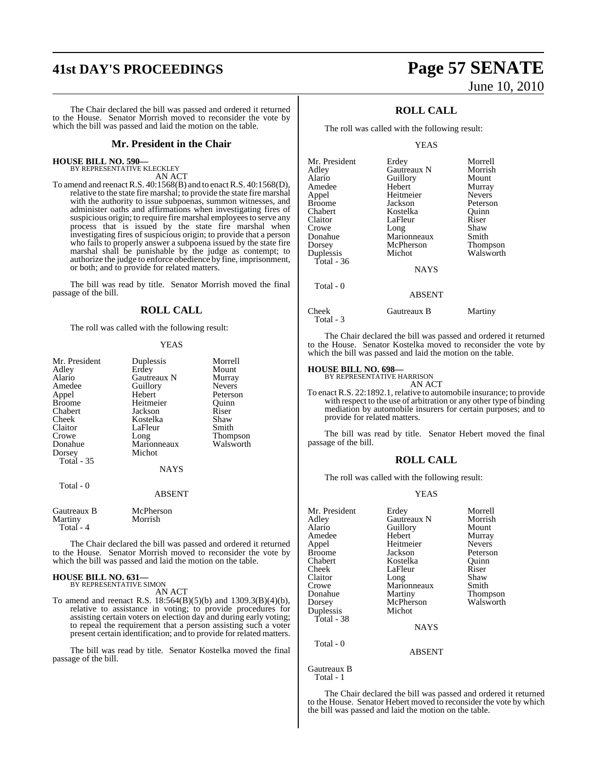The Chair declared the bill was passed and ordered it returned to the House. Senator Morrish moved to reconsider the vote by which the bill was passed and laid the motion on the table.

### Mr. President in the Chair

**HOUSE BILL NO. 590—**
BY REPRESENTATIVE KLECKLEY
AN ACT

To amend and reenact R.S. 40:1568(B) and to enact R.S. 40:1568(D), relative to the state fire marshal; to provide the state fire marshal with the authority to issue subpoenas, summon witnesses, and administer oaths and affirmations when investigating fires of suspicious origin; to require fire marshal employees to serve any process that is issued by the state fire marshal when investigating fires of suspicious origin; to provide that a person who fails to properly answer a subpoena issued by the state fire marshal shall be punishable by the judge as contempt; to authorize the judge to enforce obedience by fine, imprisonment, or both; and to provide for related matters.

The bill was read by title. Senator Morrish moved the final passage of the bill.

### ROLL CALL

The roll was called with the following result:

YEAS

| | | |
|---|---|---|
| Mr. President | Duplessis | Morrell |
| Adley | Erdey | Mount |
| Alario | Gautreaux N | Murray |
| Amedee | Guillory | Nevers |
| Appel | Hebert | Peterson |
| Broome | Heitmeier | Quinn |
| Chabert | Jackson | Riser |
| Cheek | Kostelka | Shaw |
| Claitor | LaFleur | Smith |
| Crowe | Long | Thompson |
| Donahue | Marionneaux | Walsworth |
| Dorsey | Michot | |

Total - 35

NAYS

Total - 0

ABSENT

| | |
|---|---|
| Gautreaux B | McPherson |
| Martiny | Morrish |

Total - 4

The Chair declared the bill was passed and ordered it returned to the House. Senator Morrish moved to reconsider the vote by which the bill was passed and laid the motion on the table.

**HOUSE BILL NO. 631—**
BY REPRESENTATIVE SIMON
AN ACT

To amend and reenact R.S. 18:564(B)(5)(b) and 1309.3(B)(4)(b), relative to assistance in voting; to provide procedures for assisting certain voters on election day and during early voting; to repeal the requirement that a person assisting such a voter present certain identification; and to provide for related matters.

The bill was read by title. Senator Kostelka moved the final passage of the bill.

### ROLL CALL

The roll was called with the following result:

YEAS

| | | |
|---|---|---|
| Mr. President | Erdey | Morrell |
| Adley | Gautreaux N | Morrish |
| Alario | Guillory | Mount |
| Amedee | Hebert | Murray |
| Appel | Heitmeier | Nevers |
| Broome | Jackson | Peterson |
| Chabert | Kostelka | Quinn |
| Claitor | LaFleur | Riser |
| Crowe | Long | Shaw |
| Donahue | Marionneaux | Smith |
| Dorsey | McPherson | Thompson |
| Duplessis | Michot | Walsworth |

Total - 36

NAYS

Total - 0

ABSENT

| | | |
|---|---|---|
| Cheek | Gautreaux B | Martiny |

Total - 3

The Chair declared the bill was passed and ordered it returned to the House. Senator Kostelka moved to reconsider the vote by which the bill was passed and laid the motion on the table.

**HOUSE BILL NO. 698—**
BY REPRESENTATIVE HARRISON
AN ACT

To enact R.S. 22:1892.1, relative to automobile insurance; to provide with respect to the use of arbitration or any other type of binding mediation by automobile insurers for certain purposes; and to provide for related matters.

The bill was read by title. Senator Hebert moved the final passage of the bill.

### ROLL CALL

The roll was called with the following result:

YEAS

| | | |
|---|---|---|
| Mr. President | Erdey | Morrell |
| Adley | Gautreaux N | Morrish |
| Alario | Guillory | Mount |
| Amedee | Hebert | Murray |
| Appel | Heitmeier | Nevers |
| Broome | Jackson | Peterson |
| Chabert | Kostelka | Quinn |
| Cheek | LaFleur | Riser |
| Claitor | Long | Shaw |
| Crowe | Marionneaux | Smith |
| Donahue | Martiny | Thompson |
| Dorsey | McPherson | Walsworth |
| Duplessis | Michot | |

Total - 38

NAYS

Total - 0

ABSENT

Gautreaux B

Total - 1

The Chair declared the bill was passed and ordered it returned to the House. Senator Hebert moved to reconsider the vote by which the bill was passed and laid the motion on the table.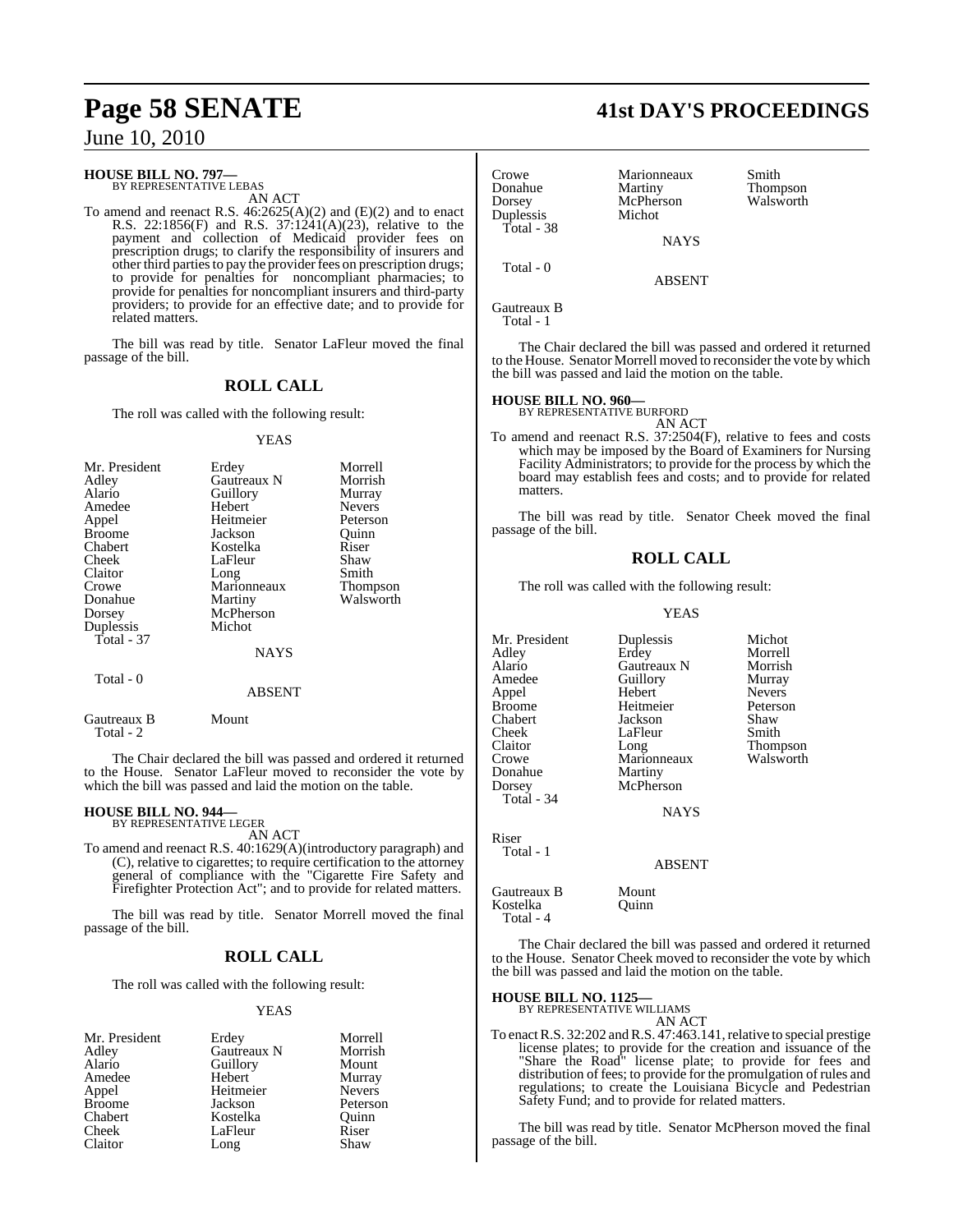**HOUSE BILL NO. 797—**
BY REPRESENTATIVE LEBAS

AN ACT

To amend and reenact R.S. 46:2625(A)(2) and (E)(2) and to enact R.S. 22:1856(F) and R.S. 37:1241(A)(23), relative to the payment and collection of Medicaid provider fees on prescription drugs; to clarify the responsibility of insurers and other third parties to pay the provider fees on prescription drugs; to provide for penalties for noncompliant pharmacies; to provide for penalties for noncompliant insurers and third-party providers; to provide for an effective date; and to provide for related matters.

The bill was read by title. Senator LaFleur moved the final passage of the bill.

## ROLL CALL

The roll was called with the following result:

YEAS

| | | |
|---|---|---|
| Mr. President | Erdey | Morrell |
| Adley | Gautreaux N | Morrish |
| Alario | Guillory | Murray |
| Amedee | Hebert | Nevers |
| Appel | Heitmeier | Peterson |
| Broome | Jackson | Quinn |
| Chabert | Kostelka | Riser |
| Cheek | LaFleur | Shaw |
| Claitor | Long | Smith |
| Crowe | Marionneaux | Thompson |
| Donahue | Martiny | Walsworth |
| Dorsey | McPherson | |
| Duplessis | Michot | |

Total - 37

NAYS

Total - 0

ABSENT

| | |
|---|---|
| Gautreaux B | Mount |

Total - 2

The Chair declared the bill was passed and ordered it returned to the House. Senator LaFleur moved to reconsider the vote by which the bill was passed and laid the motion on the table.

**HOUSE BILL NO. 944—**
BY REPRESENTATIVE LEGER

AN ACT

To amend and reenact R.S. 40:1629(A)(introductory paragraph) and (C), relative to cigarettes; to require certification to the attorney general of compliance with the "Cigarette Fire Safety and Firefighter Protection Act"; and to provide for related matters.

The bill was read by title. Senator Morrell moved the final passage of the bill.

## ROLL CALL

The roll was called with the following result:

YEAS

| | | |
|---|---|---|
| Mr. President | Erdey | Morrell |
| Adley | Gautreaux N | Morrish |
| Alario | Guillory | Mount |
| Amedee | Hebert | Murray |
| Appel | Heitmeier | Nevers |
| Broome | Jackson | Peterson |
| Chabert | Kostelka | Quinn |
| Cheek | LaFleur | Riser |
| Claitor | Long | Shaw |
| Crowe | Marionneaux | Smith |
| Donahue | Martiny | Thompson |
| Dorsey | McPherson | Walsworth |
| Duplessis | Michot | |

Total - 38

NAYS

Total - 0

ABSENT

Gautreaux B

Total - 1

The Chair declared the bill was passed and ordered it returned to the House. Senator Morrell moved to reconsider the vote by which the bill was passed and laid the motion on the table.

**HOUSE BILL NO. 960—**
BY REPRESENTATIVE BURFORD

AN ACT

To amend and reenact R.S. 37:2504(F), relative to fees and costs which may be imposed by the Board of Examiners for Nursing Facility Administrators; to provide for the process by which the board may establish fees and costs; and to provide for related matters.

The bill was read by title. Senator Cheek moved the final passage of the bill.

## ROLL CALL

The roll was called with the following result:

YEAS

| | | |
|---|---|---|
| Mr. President | Duplessis | Michot |
| Adley | Erdey | Morrell |
| Alario | Gautreaux N | Morrish |
| Amedee | Guillory | Murray |
| Appel | Hebert | Nevers |
| Broome | Heitmeier | Peterson |
| Chabert | Jackson | Shaw |
| Cheek | LaFleur | Smith |
| Claitor | Long | Thompson |
| Crowe | Marionneaux | Walsworth |
| Donahue | Martiny | |
| Dorsey | McPherson | |

Total - 34

NAYS

Riser

Total - 1

ABSENT

| | |
|---|---|
| Gautreaux B | Mount |
| Kostelka | Quinn |

Total - 4

The Chair declared the bill was passed and ordered it returned to the House. Senator Cheek moved to reconsider the vote by which the bill was passed and laid the motion on the table.

**HOUSE BILL NO. 1125—**
BY REPRESENTATIVE WILLIAMS

AN ACT

To enact R.S. 32:202 and R.S. 47:463.141, relative to special prestige license plates; to provide for the creation and issuance of the "Share the Road" license plate; to provide for fees and distribution of fees; to provide for the promulgation of rules and regulations; to create the Louisiana Bicycle and Pedestrian Safety Fund; and to provide for related matters.

The bill was read by title. Senator McPherson moved the final passage of the bill.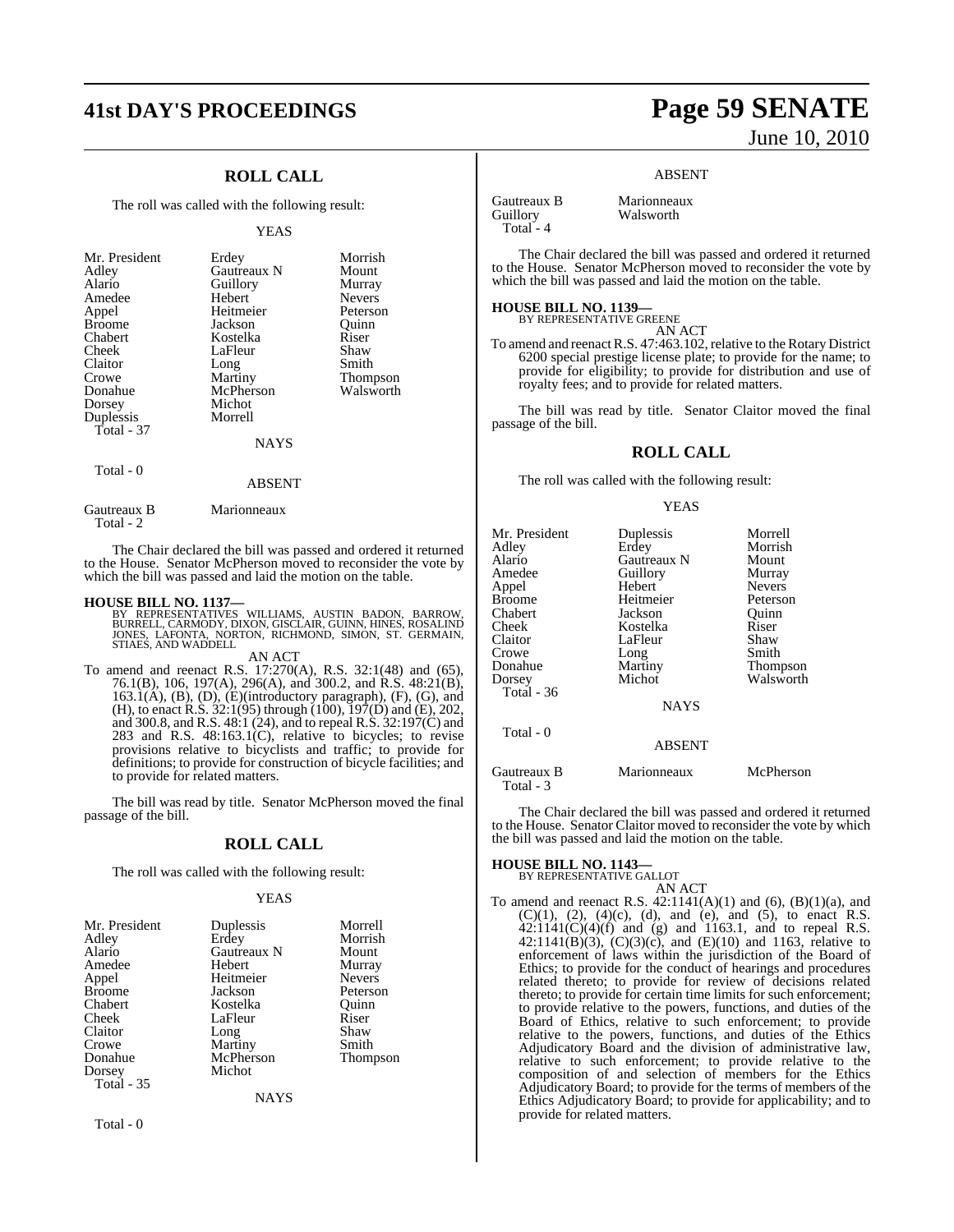## ROLL CALL

The roll was called with the following result:

YEAS

| | | |
|---|---|---|
| Mr. President | Erdey | Morrish |
| Adley | Gautreaux N | Mount |
| Alario | Guillory | Murray |
| Amedee | Hebert | Nevers |
| Appel | Heitmeier | Peterson |
| Broome | Jackson | Quinn |
| Chabert | Kostelka | Riser |
| Cheek | LaFleur | Shaw |
| Claitor | Long | Smith |
| Crowe | Martiny | Thompson |
| Donahue | McPherson | Walsworth |
| Dorsey | Michot | |
| Duplessis | Morrell | |

Total - 37

NAYS

Total - 0

ABSENT

| | |
|---|---|
| Gautreaux B | Marionneaux |

Total - 2

The Chair declared the bill was passed and ordered it returned to the House. Senator McPherson moved to reconsider the vote by which the bill was passed and laid the motion on the table.

**HOUSE BILL NO. 1137—**
BY REPRESENTATIVES WILLIAMS, AUSTIN BADON, BARROW, BURRELL, CARMODY, DIXON, GISCLAIR, GUINN, HINES, ROSALIND JONES, LAFONTA, NORTON, RICHMOND, SIMON, ST. GERMAIN, STIAES, AND WADDELL

AN ACT

To amend and reenact R.S. 17:270(A), R.S. 32:1(48) and (65), 76.1(B), 106, 197(A), 296(A), and 300.2, and R.S. 48:21(B), 163.1(A), (B), (D), (E)(introductory paragraph), (F), (G), and (H), to enact R.S. 32:1(95) through (100), 197(D) and (E), 202, and 300.8, and R.S. 48:1 (24), and to repeal R.S. 32:197(C) and 283 and R.S. 48:163.1(C), relative to bicycles; to revise provisions relative to bicyclists and traffic; to provide for definitions; to provide for construction of bicycle facilities; and to provide for related matters.

The bill was read by title. Senator McPherson moved the final passage of the bill.

## ROLL CALL

The roll was called with the following result:

YEAS

| | | |
|---|---|---|
| Mr. President | Duplessis | Morrell |
| Adley | Erdey | Morrish |
| Alario | Gautreaux N | Mount |
| Amedee | Hebert | Murray |
| Appel | Heitmeier | Nevers |
| Broome | Jackson | Peterson |
| Chabert | Kostelka | Quinn |
| Cheek | LaFleur | Riser |
| Claitor | Long | Shaw |
| Crowe | Martiny | Smith |
| Donahue | McPherson | Thompson |
| Dorsey | Michot | |

Total - 35

NAYS

Total - 0

ABSENT

| | |
|---|---|
| Gautreaux B | Marionneaux |
| Guillory | Walsworth |

Total - 4

The Chair declared the bill was passed and ordered it returned to the House. Senator McPherson moved to reconsider the vote by which the bill was passed and laid the motion on the table.

**HOUSE BILL NO. 1139—**
BY REPRESENTATIVE GREENE

AN ACT

To amend and reenact R.S. 47:463.102, relative to the Rotary District 6200 special prestige license plate; to provide for the name; to provide for eligibility; to provide for distribution and use of royalty fees; and to provide for related matters.

The bill was read by title. Senator Claitor moved the final passage of the bill.

## ROLL CALL

The roll was called with the following result:

YEAS

| | | |
|---|---|---|
| Mr. President | Duplessis | Morrell |
| Adley | Erdey | Morrish |
| Alario | Gautreaux N | Mount |
| Amedee | Guillory | Murray |
| Appel | Hebert | Nevers |
| Broome | Heitmeier | Peterson |
| Chabert | Jackson | Quinn |
| Cheek | Kostelka | Riser |
| Claitor | LaFleur | Shaw |
| Crowe | Long | Smith |
| Donahue | Martiny | Thompson |
| Dorsey | Michot | Walsworth |

Total - 36

NAYS

Total - 0

ABSENT

| | | |
|---|---|---|
| Gautreaux B | Marionneaux | McPherson |

Total - 3

The Chair declared the bill was passed and ordered it returned to the House. Senator Claitor moved to reconsider the vote by which the bill was passed and laid the motion on the table.

**HOUSE BILL NO. 1143—**
BY REPRESENTATIVE GALLOT

AN ACT

To amend and reenact R.S. 42:1141(A)(1) and (6), (B)(1)(a), and (C)(1), (2), (4)(c), (d), and (e), and (5), to enact R.S. 42:1141(C)(4)(f) and (g) and 1163.1, and to repeal R.S. 42:1141(B)(3), (C)(3)(c), and (E)(10) and 1163, relative to enforcement of laws within the jurisdiction of the Board of Ethics; to provide for the conduct of hearings and procedures related thereto; to provide for review of decisions related thereto; to provide for certain time limits for such enforcement; to provide relative to the powers, functions, and duties of the Board of Ethics, relative to such enforcement; to provide relative to the powers, functions, and duties of the Ethics Adjudicatory Board and the division of administrative law, relative to such enforcement; to provide relative to the composition of and selection of members for the Ethics Adjudicatory Board; to provide for the terms of members of the Ethics Adjudicatory Board; to provide for applicability; and to provide for related matters.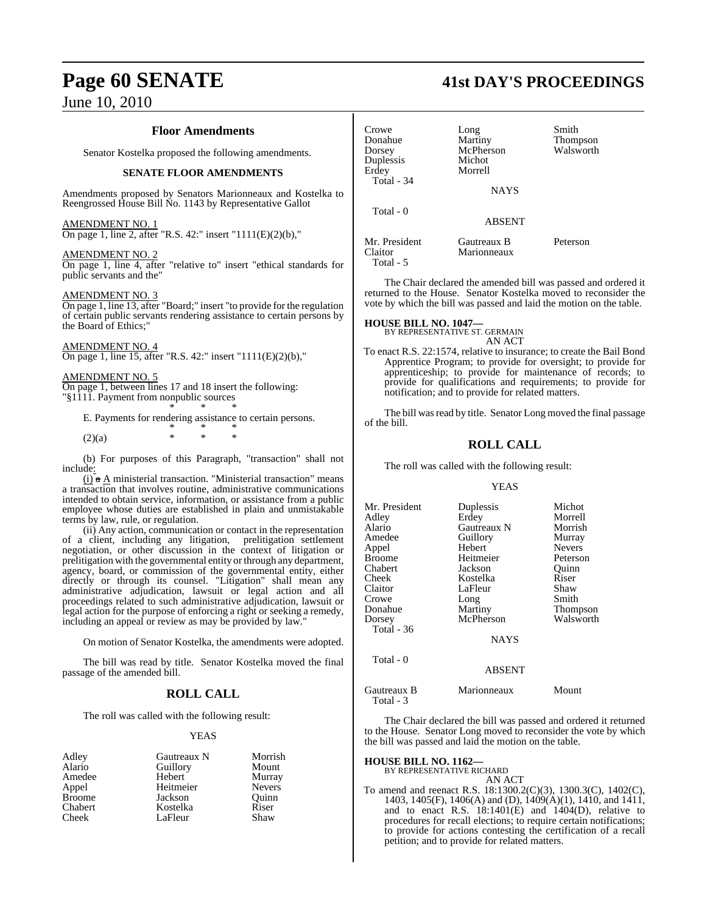## Floor Amendments

Senator Kostelka proposed the following amendments.

### SENATE FLOOR AMENDMENTS

Amendments proposed by Senators Marionneaux and Kostelka to Reengrossed House Bill No. 1143 by Representative Gallot

AMENDMENT NO. 1
On page 1, line 2, after "R.S. 42:" insert "1111(E)(2)(b),"

AMENDMENT NO. 2
On page 1, line 4, after "relative to" insert "ethical standards for public servants and the"

AMENDMENT NO. 3
On page 1, line 13, after "Board;" insert "to provide for the regulation of certain public servants rendering assistance to certain persons by the Board of Ethics;"

AMENDMENT NO. 4
On page 1, line 15, after "R.S. 42:" insert "1111(E)(2)(b),"

AMENDMENT NO. 5
On page 1, between lines 17 and 18 insert the following:
"§1111. Payment from nonpublic sources

\* \* \*

E. Payments for rendering assistance to certain persons.

\* \* \*

(2)(a) \* \* \*

(b) For purposes of this Paragraph, "transaction" shall not include:

(i) ~~a~~ A ministerial transaction. "Ministerial transaction" means a transaction that involves routine, administrative communications intended to obtain service, information, or assistance from a public employee whose duties are established in plain and unmistakable terms by law, rule, or regulation.

(ii) Any action, communication or contact in the representation of a client, including any litigation, prelitigation settlement negotiation, or other discussion in the context of litigation or prelitigation with the governmental entity or through any department, agency, board, or commission of the governmental entity, either directly or through its counsel. "Litigation" shall mean any administrative adjudication, lawsuit or legal action and all proceedings related to such administrative adjudication, lawsuit or legal action for the purpose of enforcing a right or seeking a remedy, including an appeal or review as may be provided by law."

On motion of Senator Kostelka, the amendments were adopted.

The bill was read by title. Senator Kostelka moved the final passage of the amended bill.

## ROLL CALL

The roll was called with the following result:

YEAS

| | | |
|---|---|---|
| Adley | Gautreaux N | Morrish |
| Alario | Guillory | Mount |
| Amedee | Hebert | Murray |
| Appel | Heitmeier | Nevers |
| Broome | Jackson | Quinn |
| Chabert | Kostelka | Riser |
| Cheek | LaFleur | Shaw |
| Crowe | Long | Smith |
| Donahue | Martiny | Thompson |
| Dorsey | McPherson | Walsworth |
| Duplessis | Michot | |
| Erdey | Morrell | |

Total - 34

NAYS

Total - 0

ABSENT

| | | |
|---|---|---|
| Mr. President | Gautreaux B | Peterson |
| Claitor | Marionneaux | |

Total - 5

The Chair declared the amended bill was passed and ordered it returned to the House. Senator Kostelka moved to reconsider the vote by which the bill was passed and laid the motion on the table.

**HOUSE BILL NO. 1047—**
BY REPRESENTATIVE ST. GERMAIN
AN ACT

To enact R.S. 22:1574, relative to insurance; to create the Bail Bond Apprentice Program; to provide for oversight; to provide for apprenticeship; to provide for maintenance of records; to provide for qualifications and requirements; to provide for notification; and to provide for related matters.

The bill was read by title. Senator Long moved the final passage of the bill.

## ROLL CALL

The roll was called with the following result:

YEAS

| | | |
|---|---|---|
| Mr. President | Duplessis | Michot |
| Adley | Erdey | Morrell |
| Alario | Gautreaux N | Morrish |
| Amedee | Guillory | Murray |
| Appel | Hebert | Nevers |
| Broome | Heitmeier | Peterson |
| Chabert | Jackson | Quinn |
| Cheek | Kostelka | Riser |
| Claitor | LaFleur | Shaw |
| Crowe | Long | Smith |
| Donahue | Martiny | Thompson |
| Dorsey | McPherson | Walsworth |

Total - 36

NAYS

Total - 0

ABSENT

| | | |
|---|---|---|
| Gautreaux B | Marionneaux | Mount |

Total - 3

The Chair declared the bill was passed and ordered it returned to the House. Senator Long moved to reconsider the vote by which the bill was passed and laid the motion on the table.

**HOUSE BILL NO. 1162—**
BY REPRESENTATIVE RICHARD
AN ACT

To amend and reenact R.S. 18:1300.2(C)(3), 1300.3(C), 1402(C), 1403, 1405(F), 1406(A) and (D), 1409(A)(1), 1410, and 1411, and to enact R.S. 18:1401(E) and 1404(D), relative to procedures for recall elections; to require certain notifications; to provide for actions contesting the certification of a recall petition; and to provide for related matters.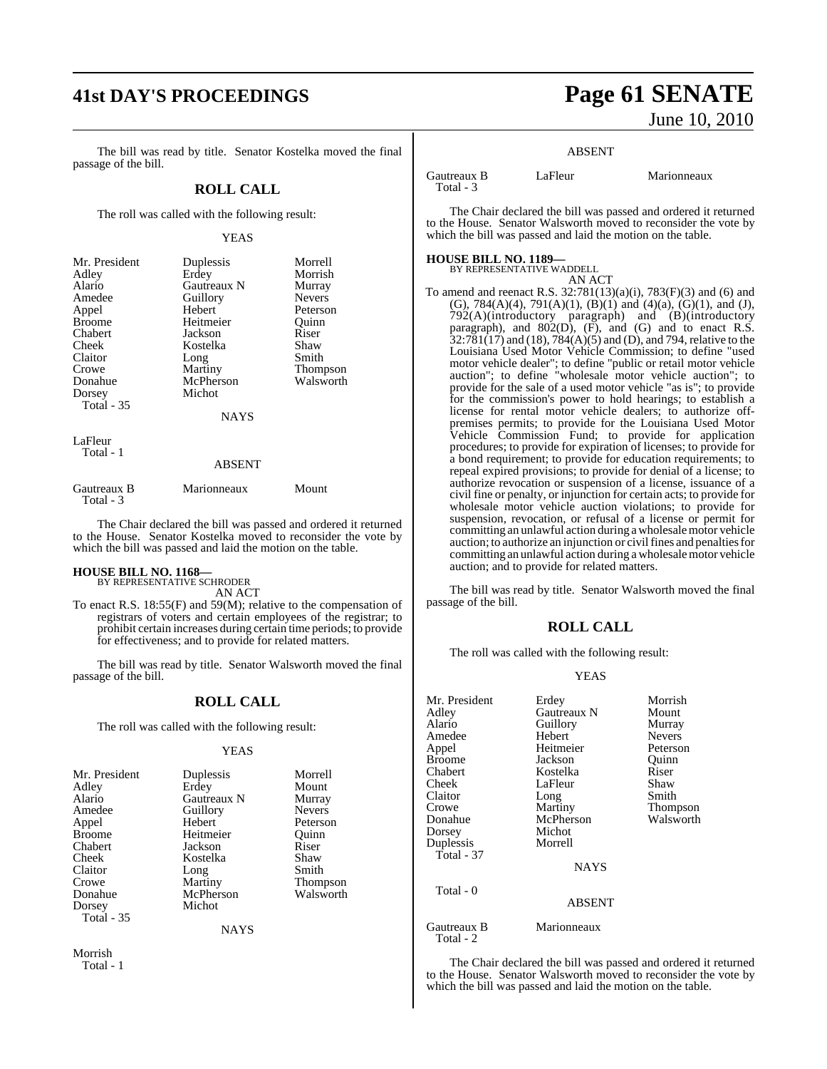The bill was read by title. Senator Kostelka moved the final passage of the bill.

## ROLL CALL

The roll was called with the following result:

YEAS

| | | |
|---|---|---|
| Mr. President | Duplessis | Morrell |
| Adley | Erdey | Morrish |
| Alario | Gautreaux N | Murray |
| Amedee | Guillory | Nevers |
| Appel | Hebert | Peterson |
| Broome | Heitmeier | Quinn |
| Chabert | Jackson | Riser |
| Cheek | Kostelka | Shaw |
| Claitor | Long | Smith |
| Crowe | Martiny | Thompson |
| Donahue | McPherson | Walsworth |
| Dorsey | Michot | |
| Total - 35 | | |

NAYS

LaFleur
Total - 1

ABSENT

| | | |
|---|---|---|
| Gautreaux B | Marionneaux | Mount |
| Total - 3 | | |

The Chair declared the bill was passed and ordered it returned to the House. Senator Kostelka moved to reconsider the vote by which the bill was passed and laid the motion on the table.

**HOUSE BILL NO. 1168—**
BY REPRESENTATIVE SCHRODER
AN ACT

To enact R.S. 18:55(F) and 59(M); relative to the compensation of registrars of voters and certain employees of the registrar; to prohibit certain increases during certain time periods; to provide for effectiveness; and to provide for related matters.

The bill was read by title. Senator Walsworth moved the final passage of the bill.

## ROLL CALL

The roll was called with the following result:

YEAS

| | | |
|---|---|---|
| Mr. President | Duplessis | Morrell |
| Adley | Erdey | Mount |
| Alario | Gautreaux N | Murray |
| Amedee | Guillory | Nevers |
| Appel | Hebert | Peterson |
| Broome | Heitmeier | Quinn |
| Chabert | Jackson | Riser |
| Cheek | Kostelka | Shaw |
| Claitor | Long | Smith |
| Crowe | Martiny | Thompson |
| Donahue | McPherson | Walsworth |
| Dorsey | Michot | |
| Total - 35 | | |

NAYS

Morrish
Total - 1

ABSENT

| | | |
|---|---|---|
| Gautreaux B | LaFleur | Marionneaux |
| Total - 3 | | |

The Chair declared the bill was passed and ordered it returned to the House. Senator Walsworth moved to reconsider the vote by which the bill was passed and laid the motion on the table.

**HOUSE BILL NO. 1189—**
BY REPRESENTATIVE WADDELL
AN ACT

To amend and reenact R.S. 32:781(13)(a)(i), 783(F)(3) and (6) and (G), 784(A)(4), 791(A)(1), (B)(1) and (4)(a), (G)(1), and (J), 792(A)(introductory paragraph) and (B)(introductory paragraph), and 802(D), (F), and (G) and to enact R.S. 32:781(17) and (18), 784(A)(5) and (D), and 794, relative to the Louisiana Used Motor Vehicle Commission; to define "used motor vehicle dealer"; to define "public or retail motor vehicle auction"; to define "wholesale motor vehicle auction"; to provide for the sale of a used motor vehicle "as is"; to provide for the commission's power to hold hearings; to establish a license for rental motor vehicle dealers; to authorize off-premises permits; to provide for the Louisiana Used Motor Vehicle Commission Fund; to provide for application procedures; to provide for expiration of licenses; to provide for a bond requirement; to provide for education requirements; to repeal expired provisions; to provide for denial of a license; to authorize revocation or suspension of a license, issuance of a civil fine or penalty, or injunction for certain acts; to provide for wholesale motor vehicle auction violations; to provide for suspension, revocation, or refusal of a license or permit for committing an unlawful action during a wholesale motor vehicle auction; to authorize an injunction or civil fines and penalties for committing an unlawful action during a wholesale motor vehicle auction; and to provide for related matters.

The bill was read by title. Senator Walsworth moved the final passage of the bill.

## ROLL CALL

The roll was called with the following result:

YEAS

| | | |
|---|---|---|
| Mr. President | Erdey | Morrish |
| Adley | Gautreaux N | Mount |
| Alario | Guillory | Murray |
| Amedee | Hebert | Nevers |
| Appel | Heitmeier | Peterson |
| Broome | Jackson | Quinn |
| Chabert | Kostelka | Riser |
| Cheek | LaFleur | Shaw |
| Claitor | Long | Smith |
| Crowe | Martiny | Thompson |
| Donahue | McPherson | Walsworth |
| Dorsey | Michot | |
| Duplessis | Morrell | |
| Total - 37 | | |

NAYS

Total - 0

ABSENT

| | |
|---|---|
| Gautreaux B | Marionneaux |
| Total - 2 | |

The Chair declared the bill was passed and ordered it returned to the House. Senator Walsworth moved to reconsider the vote by which the bill was passed and laid the motion on the table.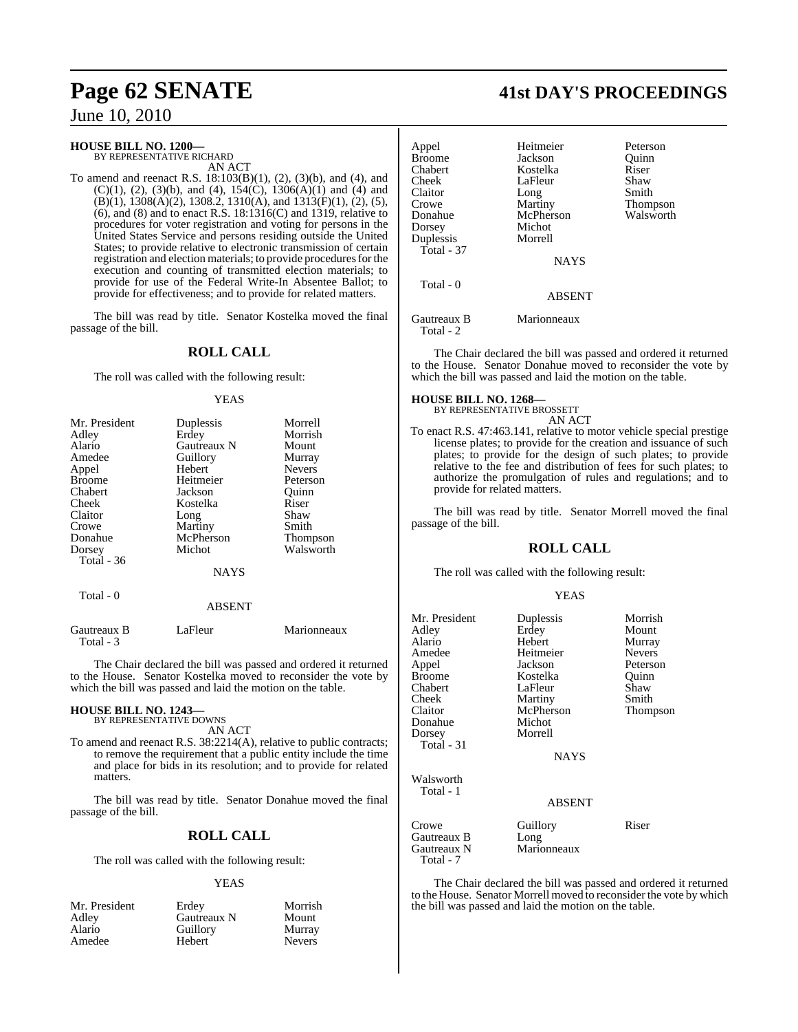**HOUSE BILL NO. 1200—**
BY REPRESENTATIVE RICHARD

AN ACT

To amend and reenact R.S. 18:103(B)(1), (2), (3)(b), and (4), and (C)(1), (2), (3)(b), and (4), 154(C), 1306(A)(1) and (4) and (B)(1), 1308(A)(2), 1308.2, 1310(A), and 1313(F)(1), (2), (5), (6), and (8) and to enact R.S. 18:1316(C) and 1319, relative to procedures for voter registration and voting for persons in the United States Service and persons residing outside the United States; to provide relative to electronic transmission of certain registration and election materials; to provide procedures for the execution and counting of transmitted election materials; to provide for use of the Federal Write-In Absentee Ballot; to provide for effectiveness; and to provide for related matters.

The bill was read by title. Senator Kostelka moved the final passage of the bill.

## ROLL CALL

The roll was called with the following result:

YEAS

| | | |
|---|---|---|
| Mr. President | Duplessis | Morrell |
| Adley | Erdey | Morrish |
| Alario | Gautreaux N | Mount |
| Amedee | Guillory | Murray |
| Appel | Hebert | Nevers |
| Broome | Heitmeier | Peterson |
| Chabert | Jackson | Quinn |
| Cheek | Kostelka | Riser |
| Claitor | Long | Shaw |
| Crowe | Martiny | Smith |
| Donahue | McPherson | Thompson |
| Dorsey | Michot | Walsworth |
| Total - 36 | | |

NAYS

Total - 0

ABSENT

| | | |
|---|---|---|
| Gautreaux B | LaFleur | Marionneaux |
| Total - 3 | | |

The Chair declared the bill was passed and ordered it returned to the House. Senator Kostelka moved to reconsider the vote by which the bill was passed and laid the motion on the table.

**HOUSE BILL NO. 1243—**
BY REPRESENTATIVE DOWNS

AN ACT

To amend and reenact R.S. 38:2214(A), relative to public contracts; to remove the requirement that a public entity include the time and place for bids in its resolution; and to provide for related matters.

The bill was read by title. Senator Donahue moved the final passage of the bill.

## ROLL CALL

The roll was called with the following result:

YEAS

| | | |
|---|---|---|
| Mr. President | Erdey | Morrish |
| Adley | Gautreaux N | Mount |
| Alario | Guillory | Murray |
| Amedee | Hebert | Nevers |
| Appel | Heitmeier | Peterson |
| Broome | Jackson | Quinn |
| Chabert | Kostelka | Riser |
| Cheek | LaFleur | Shaw |
| Claitor | Long | Smith |
| Crowe | Martiny | Thompson |
| Donahue | McPherson | Walsworth |
| Dorsey | Michot | |
| Duplessis | Morrell | |
| Total - 37 | | |

NAYS

Total - 0

ABSENT

| | |
|---|---|
| Gautreaux B | Marionneaux |
| Total - 2 | |

The Chair declared the bill was passed and ordered it returned to the House. Senator Donahue moved to reconsider the vote by which the bill was passed and laid the motion on the table.

**HOUSE BILL NO. 1268—**
BY REPRESENTATIVE BROSSETT

AN ACT

To enact R.S. 47:463.141, relative to motor vehicle special prestige license plates; to provide for the creation and issuance of such plates; to provide for the design of such plates; to provide relative to the fee and distribution of fees for such plates; to authorize the promulgation of rules and regulations; and to provide for related matters.

The bill was read by title. Senator Morrell moved the final passage of the bill.

## ROLL CALL

The roll was called with the following result:

YEAS

| | | |
|---|---|---|
| Mr. President | Duplessis | Morrish |
| Adley | Erdey | Mount |
| Alario | Hebert | Murray |
| Amedee | Heitmeier | Nevers |
| Appel | Jackson | Peterson |
| Broome | Kostelka | Quinn |
| Chabert | LaFleur | Shaw |
| Cheek | Martiny | Smith |
| Claitor | McPherson | Thompson |
| Donahue | Michot | |
| Dorsey | Morrell | |
| Total - 31 | | |

NAYS

Walsworth
Total - 1

ABSENT

| | | |
|---|---|---|
| Crowe | Guillory | Riser |
| Gautreaux B | Long | |
| Gautreaux N | Marionneaux | |
| Total - 7 | | |

The Chair declared the bill was passed and ordered it returned to the House. Senator Morrell moved to reconsider the vote by which the bill was passed and laid the motion on the table.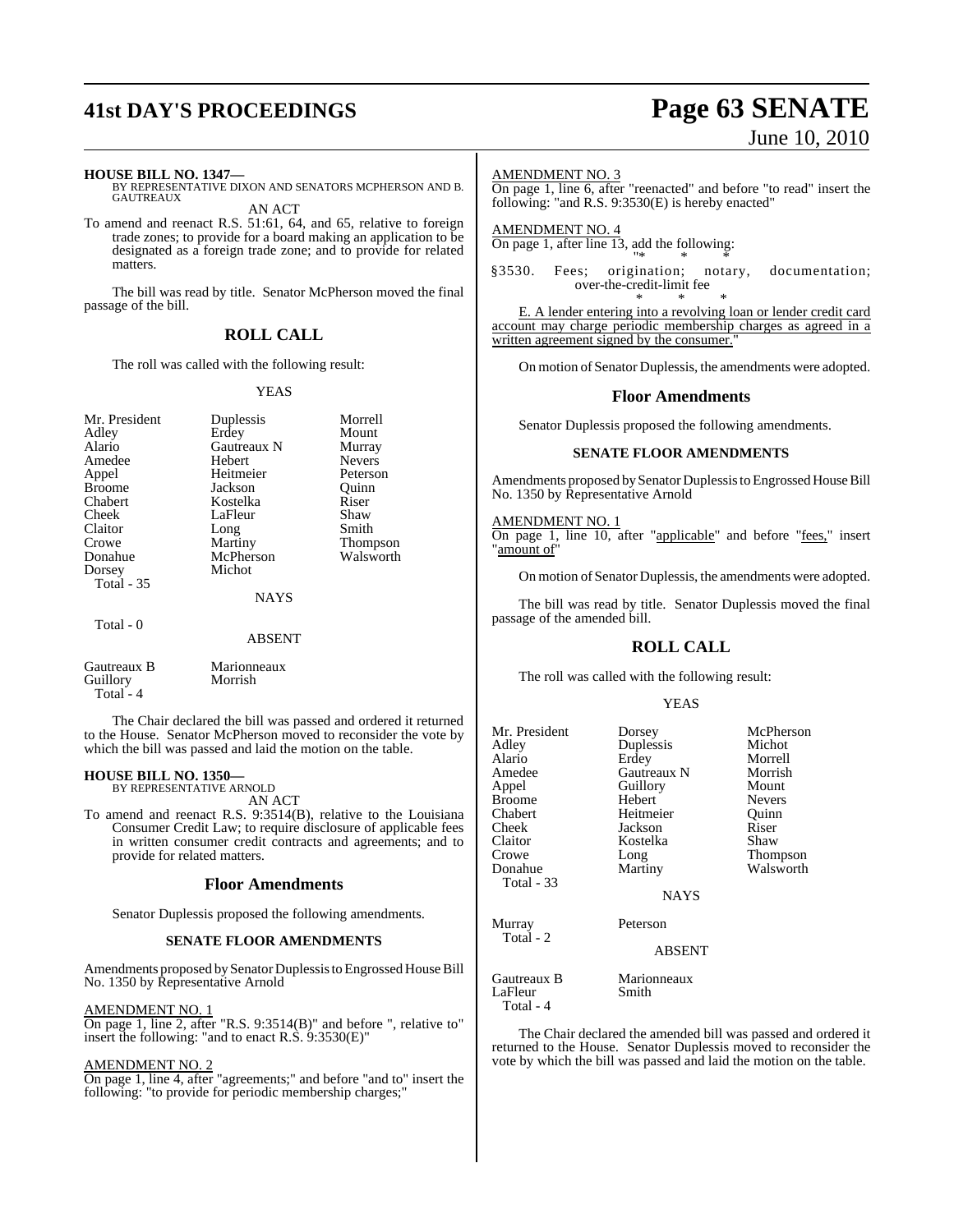**HOUSE BILL NO. 1347—**
BY REPRESENTATIVE DIXON AND SENATORS MCPHERSON AND B. GAUTREAUX

AN ACT

To amend and reenact R.S. 51:61, 64, and 65, relative to foreign trade zones; to provide for a board making an application to be designated as a foreign trade zone; and to provide for related matters.

The bill was read by title. Senator McPherson moved the final passage of the bill.

## ROLL CALL

The roll was called with the following result:

YEAS

| | | |
|---|---|---|
| Mr. President | Duplessis | Morrell |
| Adley | Erdey | Mount |
| Alario | Gautreaux N | Murray |
| Amedee | Hebert | Nevers |
| Appel | Heitmeier | Peterson |
| Broome | Jackson | Quinn |
| Chabert | Kostelka | Riser |
| Cheek | LaFleur | Shaw |
| Claitor | Long | Smith |
| Crowe | Martiny | Thompson |
| Donahue | McPherson | Walsworth |
| Dorsey | Michot | |

Total - 35

NAYS

Total - 0

ABSENT

| | |
|---|---|
| Gautreaux B | Marionneaux |
| Guillory | Morrish |

Total - 4

The Chair declared the bill was passed and ordered it returned to the House. Senator McPherson moved to reconsider the vote by which the bill was passed and laid the motion on the table.

**HOUSE BILL NO. 1350—**
BY REPRESENTATIVE ARNOLD

AN ACT

To amend and reenact R.S. 9:3514(B), relative to the Louisiana Consumer Credit Law; to require disclosure of applicable fees in written consumer credit contracts and agreements; and to provide for related matters.

## Floor Amendments

Senator Duplessis proposed the following amendments.

### SENATE FLOOR AMENDMENTS

Amendments proposed by Senator Duplessis to Engrossed House Bill No. 1350 by Representative Arnold

AMENDMENT NO. 1
On page 1, line 2, after "R.S. 9:3514(B)" and before ", relative to" insert the following: "and to enact R.S. 9:3530(E)"

AMENDMENT NO. 2
On page 1, line 4, after "agreements;" and before "and to" insert the following: "to provide for periodic membership charges;"

AMENDMENT NO. 3
On page 1, line 6, after "reenacted" and before "to read" insert the following: "and R.S. 9:3530(E) is hereby enacted"

AMENDMENT NO. 4
On page 1, after line 13, add the following:

"* * *

§3530. Fees; origination; notary, documentation; over-the-credit-limit fee

* * *

E. A lender entering into a revolving loan or lender credit card account may charge periodic membership charges as agreed in a written agreement signed by the consumer."

On motion of Senator Duplessis, the amendments were adopted.

## Floor Amendments

Senator Duplessis proposed the following amendments.

### SENATE FLOOR AMENDMENTS

Amendments proposed by Senator Duplessis to Engrossed House Bill No. 1350 by Representative Arnold

AMENDMENT NO. 1
On page 1, line 10, after "applicable" and before "fees," insert "amount of"

On motion of Senator Duplessis, the amendments were adopted.

The bill was read by title. Senator Duplessis moved the final passage of the amended bill.

## ROLL CALL

The roll was called with the following result:

YEAS

| | | |
|---|---|---|
| Mr. President | Dorsey | McPherson |
| Adley | Duplessis | Michot |
| Alario | Erdey | Morrell |
| Amedee | Gautreaux N | Morrish |
| Appel | Guillory | Mount |
| Broome | Hebert | Nevers |
| Chabert | Heitmeier | Quinn |
| Cheek | Jackson | Riser |
| Claitor | Kostelka | Shaw |
| Crowe | Long | Thompson |
| Donahue | Martiny | Walsworth |

Total - 33

NAYS

| | |
|---|---|
| Murray | Peterson |

Total - 2

ABSENT

| | |
|---|---|
| Gautreaux B | Marionneaux |
| LaFleur | Smith |

Total - 4

The Chair declared the amended bill was passed and ordered it returned to the House. Senator Duplessis moved to reconsider the vote by which the bill was passed and laid the motion on the table.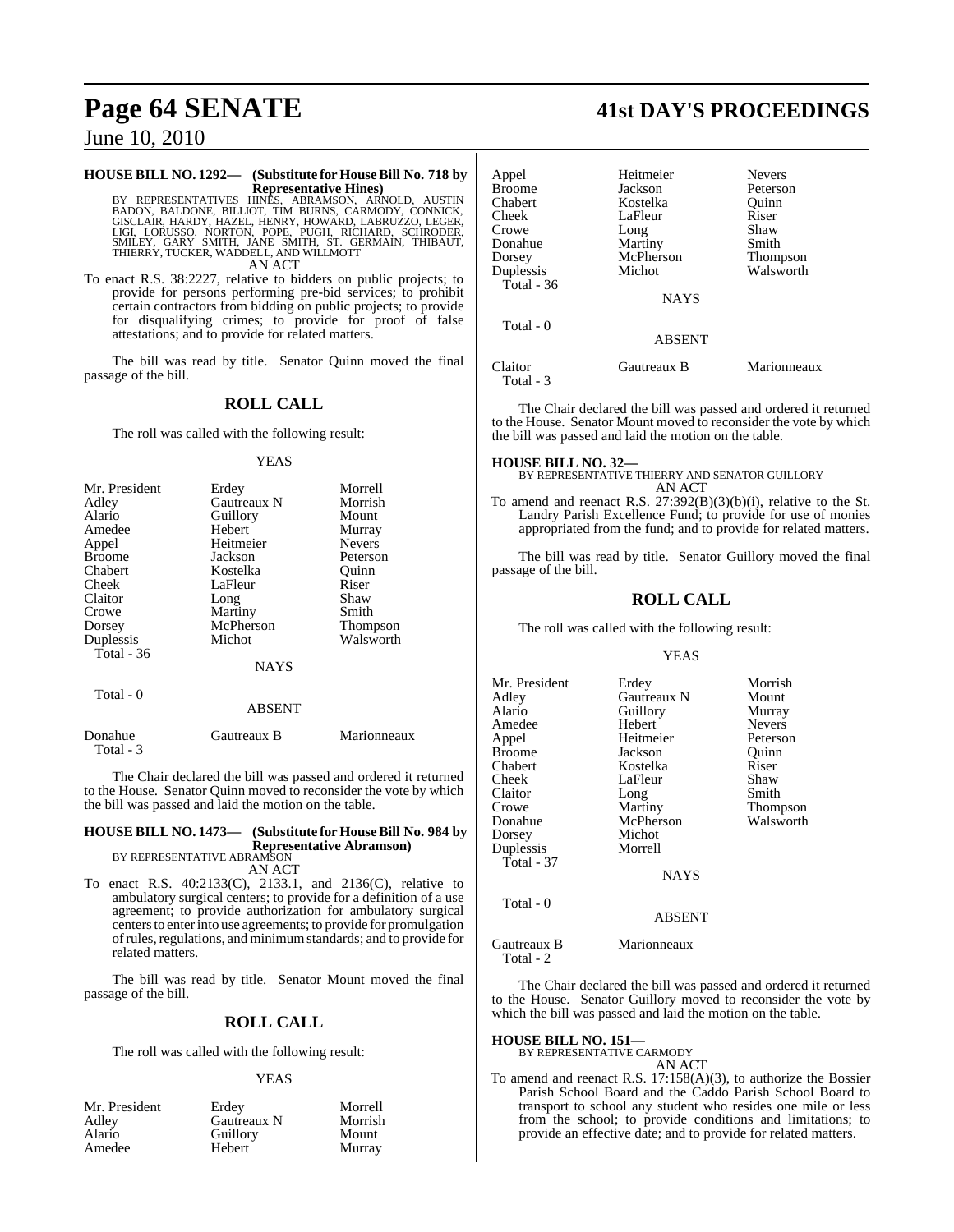**HOUSE BILL NO. 1292— (Substitute for House Bill No. 718 by Representative Hines)**

BY REPRESENTATIVES HINES, ABRAMSON, ARNOLD, AUSTIN BADON, BALDONE, BILLIOT, TIM BURNS, CARMODY, CONNICK, GISCLAIR, HARDY, HAZEL, HENRY, HOWARD, LABRUZZO, LEGER, LIGI, LORUSSO, NORTON, POPE, PUGH, RICHARD, SCHRODER, SMILEY, GARY SMITH, JANE SMITH, ST. GERMAIN, THIBAUT, THIERRY, TUCKER, WADDELL, AND WILLMOTT

AN ACT

To enact R.S. 38:2227, relative to bidders on public projects; to provide for persons performing pre-bid services; to prohibit certain contractors from bidding on public projects; to provide for disqualifying crimes; to provide for proof of false attestations; and to provide for related matters.

The bill was read by title. Senator Quinn moved the final passage of the bill.

## ROLL CALL

The roll was called with the following result:

YEAS

| | | |
|---|---|---|
| Mr. President | Erdey | Morrell |
| Adley | Gautreaux N | Morrish |
| Alario | Guillory | Mount |
| Amedee | Hebert | Murray |
| Appel | Heitmeier | Nevers |
| Broome | Jackson | Peterson |
| Chabert | Kostelka | Quinn |
| Cheek | LaFleur | Riser |
| Claitor | Long | Shaw |
| Crowe | Martiny | Smith |
| Dorsey | McPherson | Thompson |
| Duplessis | Michot | Walsworth |
| Total - 36 | | |

NAYS

Total - 0

ABSENT

| | | |
|---|---|---|
| Donahue | Gautreaux B | Marionneaux |
| Total - 3 | | |

The Chair declared the bill was passed and ordered it returned to the House. Senator Quinn moved to reconsider the vote by which the bill was passed and laid the motion on the table.

**HOUSE BILL NO. 1473— (Substitute for House Bill No. 984 by Representative Abramson)**

BY REPRESENTATIVE ABRAMSON

AN ACT

To enact R.S. 40:2133(C), 2133.1, and 2136(C), relative to ambulatory surgical centers; to provide for a definition of a use agreement; to provide authorization for ambulatory surgical centers to enter into use agreements; to provide for promulgation of rules, regulations, and minimum standards; and to provide for related matters.

The bill was read by title. Senator Mount moved the final passage of the bill.

## ROLL CALL

The roll was called with the following result:

YEAS

| | | |
|---|---|---|
| Mr. President | Erdey | Morrell |
| Adley | Gautreaux N | Morrish |
| Alario | Guillory | Mount |
| Amedee | Hebert | Murray |
| Appel | Heitmeier | Nevers |
| Broome | Jackson | Peterson |
| Chabert | Kostelka | Quinn |
| Cheek | LaFleur | Riser |
| Crowe | Long | Shaw |
| Donahue | Martiny | Smith |
| Dorsey | McPherson | Thompson |
| Duplessis | Michot | Walsworth |
| Total - 36 | | |

NAYS

Total - 0

ABSENT

| | | |
|---|---|---|
| Claitor | Gautreaux B | Marionneaux |
| Total - 3 | | |

The Chair declared the bill was passed and ordered it returned to the House. Senator Mount moved to reconsider the vote by which the bill was passed and laid the motion on the table.

**HOUSE BILL NO. 32—**

BY REPRESENTATIVE THIERRY AND SENATOR GUILLORY

AN ACT

To amend and reenact R.S. 27:392(B)(3)(b)(i), relative to the St. Landry Parish Excellence Fund; to provide for use of monies appropriated from the fund; and to provide for related matters.

The bill was read by title. Senator Guillory moved the final passage of the bill.

## ROLL CALL

The roll was called with the following result:

YEAS

| | | |
|---|---|---|
| Mr. President | Erdey | Morrish |
| Adley | Gautreaux N | Mount |
| Alario | Guillory | Murray |
| Amedee | Hebert | Nevers |
| Appel | Heitmeier | Peterson |
| Broome | Jackson | Quinn |
| Chabert | Kostelka | Riser |
| Cheek | LaFleur | Shaw |
| Claitor | Long | Smith |
| Crowe | Martiny | Thompson |
| Donahue | McPherson | Walsworth |
| Dorsey | Michot | |
| Duplessis | Morrell | |
| Total - 37 | | |

NAYS

Total - 0

ABSENT

| | |
|---|---|
| Gautreaux B | Marionneaux |
| Total - 2 | |

The Chair declared the bill was passed and ordered it returned to the House. Senator Guillory moved to reconsider the vote by which the bill was passed and laid the motion on the table.

**HOUSE BILL NO. 151—**

BY REPRESENTATIVE CARMODY

AN ACT

To amend and reenact R.S. 17:158(A)(3), to authorize the Bossier Parish School Board and the Caddo Parish School Board to transport to school any student who resides one mile or less from the school; to provide conditions and limitations; to provide an effective date; and to provide for related matters.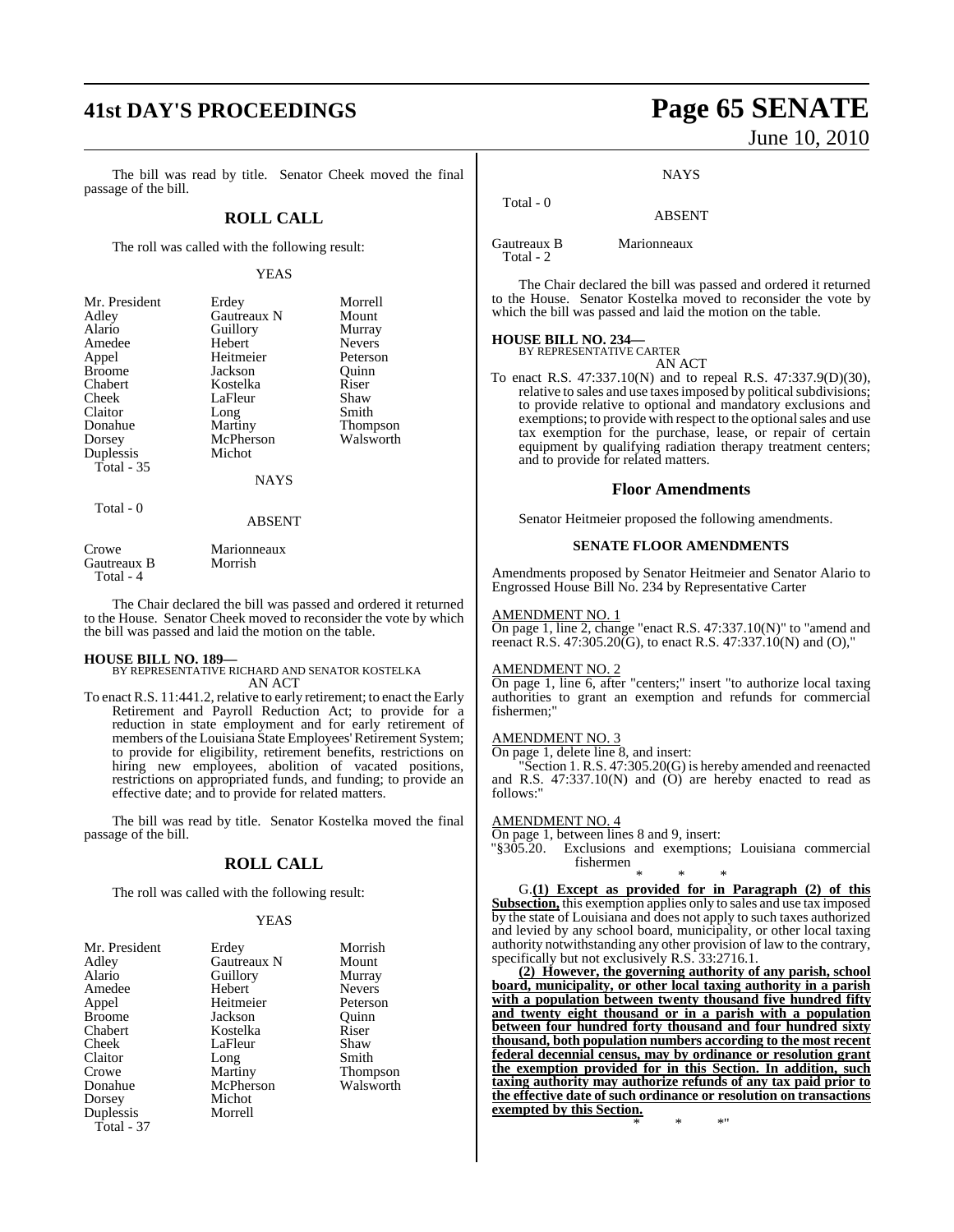The bill was read by title. Senator Cheek moved the final passage of the bill.

## ROLL CALL

The roll was called with the following result:

YEAS

| | | |
|---|---|---|
| Mr. President | Erdey | Morrell |
| Adley | Gautreaux N | Mount |
| Alario | Guillory | Murray |
| Amedee | Hebert | Nevers |
| Appel | Heitmeier | Peterson |
| Broome | Jackson | Quinn |
| Chabert | Kostelka | Riser |
| Cheek | LaFleur | Shaw |
| Claitor | Long | Smith |
| Donahue | Martiny | Thompson |
| Dorsey | McPherson | Walsworth |
| Duplessis | Michot | |
| Total - 35 | | |

NAYS

Total - 0

ABSENT

| | |
|---|---|
| Crowe | Marionneaux |
| Gautreaux B | Morrish |
| Total - 4 | |

The Chair declared the bill was passed and ordered it returned to the House. Senator Cheek moved to reconsider the vote by which the bill was passed and laid the motion on the table.

**HOUSE BILL NO. 189—**
BY REPRESENTATIVE RICHARD AND SENATOR KOSTELKA
AN ACT

To enact R.S. 11:441.2, relative to early retirement; to enact the Early Retirement and Payroll Reduction Act; to provide for a reduction in state employment and for early retirement of members of the Louisiana State Employees' Retirement System; to provide for eligibility, retirement benefits, restrictions on hiring new employees, abolition of vacated positions, restrictions on appropriated funds, and funding; to provide an effective date; and to provide for related matters.

The bill was read by title. Senator Kostelka moved the final passage of the bill.

## ROLL CALL

The roll was called with the following result:

YEAS

| | | |
|---|---|---|
| Mr. President | Erdey | Morrish |
| Adley | Gautreaux N | Mount |
| Alario | Guillory | Murray |
| Amedee | Hebert | Nevers |
| Appel | Heitmeier | Peterson |
| Broome | Jackson | Quinn |
| Chabert | Kostelka | Riser |
| Cheek | LaFleur | Shaw |
| Claitor | Long | Smith |
| Crowe | Martiny | Thompson |
| Donahue | McPherson | Walsworth |
| Dorsey | Michot | |
| Duplessis | Morrell | |
| Total - 37 | | |

NAYS

Total - 0

ABSENT

| | |
|---|---|
| Gautreaux B | Marionneaux |
| Total - 2 | |

The Chair declared the bill was passed and ordered it returned to the House. Senator Kostelka moved to reconsider the vote by which the bill was passed and laid the motion on the table.

**HOUSE BILL NO. 234—**
BY REPRESENTATIVE CARTER
AN ACT

To enact R.S. 47:337.10(N) and to repeal R.S. 47:337.9(D)(30), relative to sales and use taxes imposed by political subdivisions; to provide relative to optional and mandatory exclusions and exemptions; to provide with respect to the optional sales and use tax exemption for the purchase, lease, or repair of certain equipment by qualifying radiation therapy treatment centers; and to provide for related matters.

### Floor Amendments

Senator Heitmeier proposed the following amendments.

#### SENATE FLOOR AMENDMENTS

Amendments proposed by Senator Heitmeier and Senator Alario to Engrossed House Bill No. 234 by Representative Carter

AMENDMENT NO. 1
On page 1, line 2, change "enact R.S. 47:337.10(N)" to "amend and reenact R.S. 47:305.20(G), to enact R.S. 47:337.10(N) and (O),"

AMENDMENT NO. 2
On page 1, line 6, after "centers;" insert "to authorize local taxing authorities to grant an exemption and refunds for commercial fishermen;"

AMENDMENT NO. 3
On page 1, delete line 8, and insert:
"Section 1. R.S. 47:305.20(G) is hereby amended and reenacted and R.S. 47:337.10(N) and (O) are hereby enacted to read as follows:"

AMENDMENT NO. 4
On page 1, between lines 8 and 9, insert:
"§305.20. Exclusions and exemptions; Louisiana commercial fishermen

\* \* \*

G.**(1) Except as provided for in Paragraph (2) of this Subsection,** this exemption applies only to sales and use tax imposed by the state of Louisiana and does not apply to such taxes authorized and levied by any school board, municipality, or other local taxing authority notwithstanding any other provision of law to the contrary, specifically but not exclusively R.S. 33:2716.1.

**(2) However, the governing authority of any parish, school board, municipality, or other local taxing authority in a parish with a population between twenty thousand five hundred fifty and twenty eight thousand or in a parish with a population between four hundred forty thousand and four hundred sixty thousand, both population numbers according to the most recent federal decennial census, may by ordinance or resolution grant the exemption provided for in this Section. In addition, such taxing authority may authorize refunds of any tax paid prior to the effective date of such ordinance or resolution on transactions exempted by this Section.**

\* \* \*"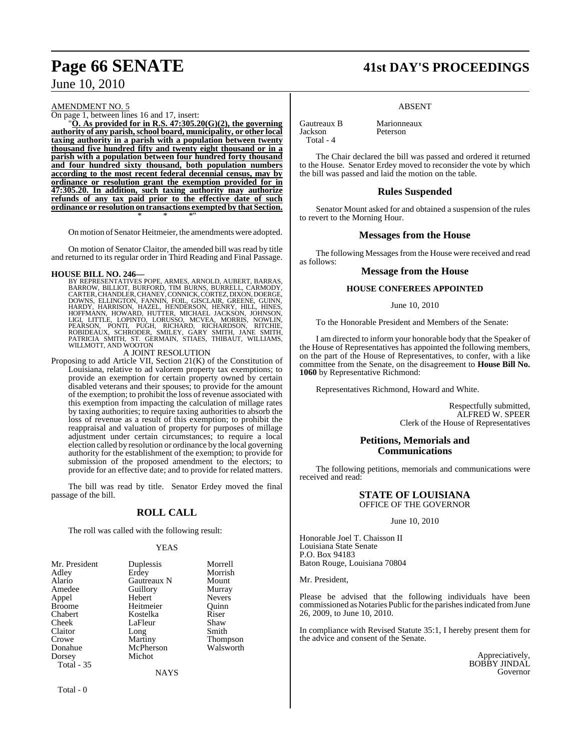AMENDMENT NO. 5

On page 1, between lines 16 and 17, insert:

"**O. As provided for in R.S. 47:305.20(G)(2), the governing authority of any parish, school board, municipality, or other local taxing authority in a parish with a population between twenty thousand five hundred fifty and twenty eight thousand or in a parish with a population between four hundred forty thousand and four hundred sixty thousand, both population numbers according to the most recent federal decennial census, may by ordinance or resolution grant the exemption provided for in 47:305.20. In addition, such taxing authority may authorize refunds of any tax paid prior to the effective date of such ordinance or resolution on transactions exempted by that Section.**

\* \* \*"

On motion of Senator Heitmeier, the amendments were adopted.

On motion of Senator Claitor, the amended bill was read by title and returned to its regular order in Third Reading and Final Passage.

**HOUSE BILL NO. 246—**

BY REPRESENTATIVES POPE, ARMES, ARNOLD, AUBERT, BARRAS, BARROW, BILLIOT, BURFORD, TIM BURNS, BURRELL, CARMODY, CARTER, CHANDLER, CHANEY, CONNICK, CORTEZ, DIXON, DOERGE, DOWNS, ELLINGTON, FANNIN, FOIL, GISCLAIR, GREENE, GUINN, HARDY, HARRISON, HAZEL, HENDERSON, HENRY, HILL, HINES, HOFFMANN, HOWARD, HUTTER, MICHAEL JACKSON, JOHNSON, LIGI, LITTLE, LOPINTO, LORUSSO, MCVEA, MORRIS, NOWLIN, PEARSON, PONTI, PUGH, RICHARD, RICHARDSON, RITCHIE, ROBIDEAUX, SCHRODER, SMILEY, GARY SMITH, JANE SMITH, PATRICIA SMITH, ST. GERMAIN, STIAES, THIBAUT, WILLIAMS, WILLMOTT, AND WOOTON

A JOINT RESOLUTION

Proposing to add Article VII, Section 21(K) of the Constitution of Louisiana, relative to ad valorem property tax exemptions; to provide an exemption for certain property owned by certain disabled veterans and their spouses; to provide for the amount of the exemption; to prohibit the loss of revenue associated with this exemption from impacting the calculation of millage rates by taxing authorities; to require taxing authorities to absorb the loss of revenue as a result of this exemption; to prohibit the reappraisal and valuation of property for purposes of millage adjustment under certain circumstances; to require a local election called by resolution or ordinance by the local governing authority for the establishment of the exemption; to provide for submission of the proposed amendment to the electors; to provide for an effective date; and to provide for related matters.

The bill was read by title. Senator Erdey moved the final passage of the bill.

## ROLL CALL

The roll was called with the following result:

YEAS

| | | |
|---|---|---|
| Mr. President | Duplessis | Morrell |
| Adley | Erdey | Morrish |
| Alario | Gautreaux N | Mount |
| Amedee | Guillory | Murray |
| Appel | Hebert | Nevers |
| Broome | Heitmeier | Quinn |
| Chabert | Kostelka | Riser |
| Cheek | LaFleur | Shaw |
| Claitor | Long | Smith |
| Crowe | Martiny | Thompson |
| Donahue | McPherson | Walsworth |
| Dorsey | Michot | |

Total - 35

NAYS

Total - 0

ABSENT

| | |
|---|---|
| Gautreaux B | Marionneaux |
| Jackson | Peterson |

Total - 4

The Chair declared the bill was passed and ordered it returned to the House. Senator Erdey moved to reconsider the vote by which the bill was passed and laid the motion on the table.

## Rules Suspended

Senator Mount asked for and obtained a suspension of the rules to revert to the Morning Hour.

## Messages from the House

The following Messages from the House were received and read as follows:

### Message from the House

**HOUSE CONFEREES APPOINTED**

June 10, 2010

To the Honorable President and Members of the Senate:

I am directed to inform your honorable body that the Speaker of the House of Representatives has appointed the following members, on the part of the House of Representatives, to confer, with a like committee from the Senate, on the disagreement to **House Bill No. 1060** by Representative Richmond:

Representatives Richmond, Howard and White.

Respectfully submitted,
ALFRED W. SPEER
Clerk of the House of Representatives

## Petitions, Memorials and Communications

The following petitions, memorials and communications were received and read:

**STATE OF LOUISIANA**
OFFICE OF THE GOVERNOR

June 10, 2010

Honorable Joel T. Chaisson II
Louisiana State Senate
P.O. Box 94183
Baton Rouge, Louisiana 70804

Mr. President,

Please be advised that the following individuals have been commissioned as Notaries Public for the parishes indicated from June 26, 2009, to June 10, 2010.

In compliance with Revised Statute 35:1, I hereby present them for the advice and consent of the Senate.

Appreciatively,
BOBBY JINDAL
Governor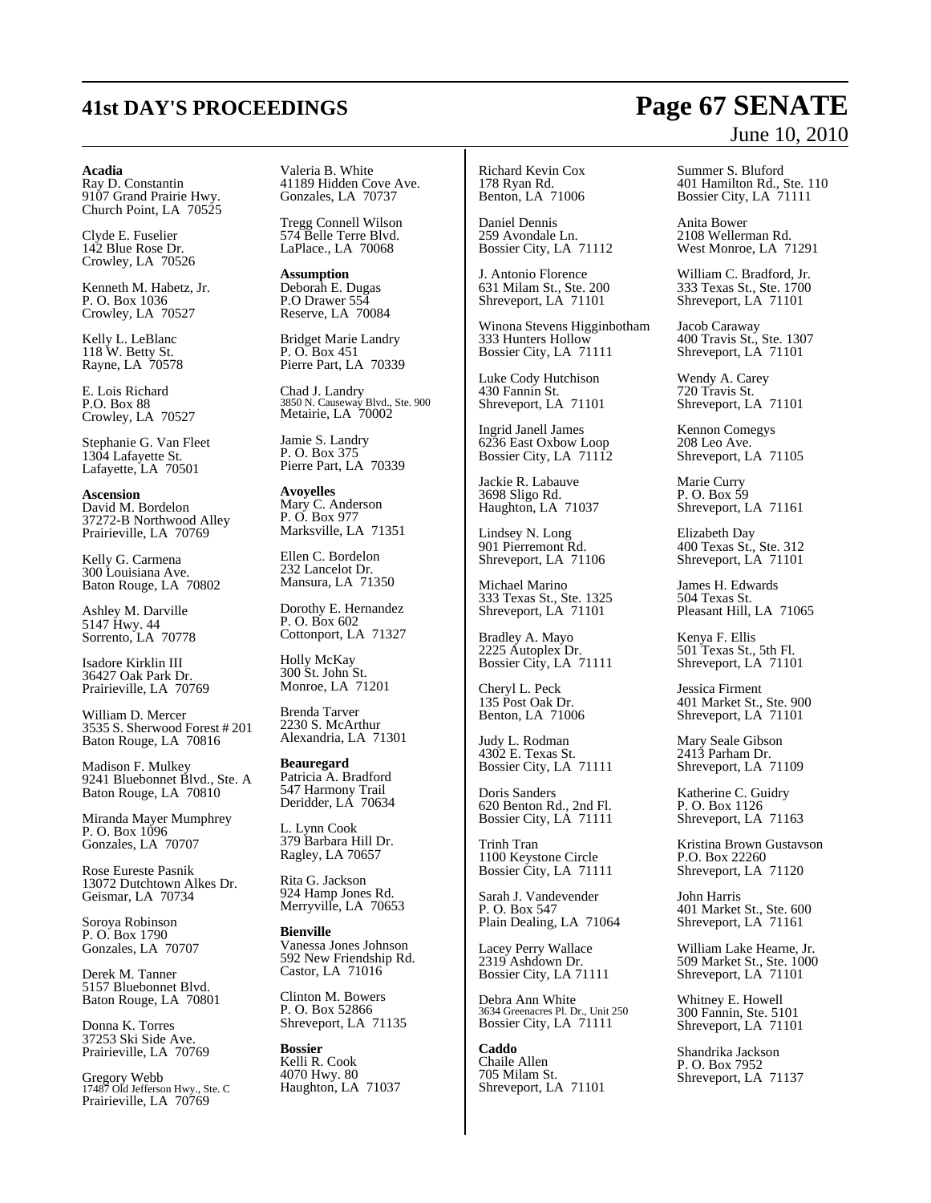**Acadia**

Ray D. Constantin
9107 Grand Prairie Hwy.
Church Point, LA 70525

Clyde E. Fuselier
142 Blue Rose Dr.
Crowley, LA 70526

Kenneth M. Habetz, Jr.
P. O. Box 1036
Crowley, LA 70527

Kelly L. LeBlanc
118 W. Betty St.
Rayne, LA 70578

E. Lois Richard
P.O. Box 88
Crowley, LA 70527

Stephanie G. Van Fleet
1304 Lafayette St.
Lafayette, LA 70501

**Ascension**

David M. Bordelon
37272-B Northwood Alley
Prairieville, LA 70769

Kelly G. Carmena
300 Louisiana Ave.
Baton Rouge, LA 70802

Ashley M. Darville
5147 Hwy. 44
Sorrento, LA 70778

Isadore Kirklin III
36427 Oak Park Dr.
Prairieville, LA 70769

William D. Mercer
3535 S. Sherwood Forest # 201
Baton Rouge, LA 70816

Madison F. Mulkey
9241 Bluebonnet Blvd., Ste. A
Baton Rouge, LA 70810

Miranda Mayer Mumphrey
P. O. Box 1096
Gonzales, LA 70707

Rose Eureste Pasnik
13072 Dutchtown Alkes Dr.
Geismar, LA 70734

Soroya Robinson
P. O. Box 1790
Gonzales, LA 70707

Derek M. Tanner
5157 Bluebonnet Blvd.
Baton Rouge, LA 70801

Donna K. Torres
37253 Ski Side Ave.
Prairieville, LA 70769

Gregory Webb
17487 Old Jefferson Hwy., Ste. C
Prairieville, LA 70769

Valeria B. White
41189 Hidden Cove Ave.
Gonzales, LA 70737

Tregg Connell Wilson
574 Belle Terre Blvd.
LaPlace., LA 70068

**Assumption**

Deborah E. Dugas
P.O Drawer 554
Reserve, LA 70084

Bridget Marie Landry
P. O. Box 451
Pierre Part, LA 70339

Chad J. Landry
3850 N. Causeway Blvd., Ste. 900
Metairie, LA 70002

Jamie S. Landry
P. O. Box 375
Pierre Part, LA 70339

**Avoyelles**

Mary C. Anderson
P. O. Box 977
Marksville, LA 71351

Ellen C. Bordelon
232 Lancelot Dr.
Mansura, LA 71350

Dorothy E. Hernandez
P. O. Box 602
Cottonport, LA 71327

Holly McKay
300 St. John St.
Monroe, LA 71201

Brenda Tarver
2230 S. McArthur
Alexandria, LA 71301

**Beauregard**

Patricia A. Bradford
547 Harmony Trail
Deridder, LA 70634

L. Lynn Cook
379 Barbara Hill Dr.
Ragley, LA 70657

Rita G. Jackson
924 Hamp Jones Rd.
Merryville, LA 70653

**Bienville**

Vanessa Jones Johnson
592 New Friendship Rd.
Castor, LA 71016

Clinton M. Bowers
P. O. Box 52866
Shreveport, LA 71135

**Bossier**

Kelli R. Cook
4070 Hwy. 80
Haughton, LA 71037

Richard Kevin Cox
178 Ryan Rd.
Benton, LA 71006

Daniel Dennis
259 Avondale Ln.
Bossier City, LA 71112

J. Antonio Florence
631 Milam St., Ste. 200
Shreveport, LA 71101

Winona Stevens Higginbotham
333 Hunters Hollow
Bossier City, LA 71111

Luke Cody Hutchison
430 Fannin St.
Shreveport, LA 71101

Ingrid Janell James
6236 East Oxbow Loop
Bossier City, LA 71112

Jackie R. Labauve
3698 Sligo Rd.
Haughton, LA 71037

Lindsey N. Long
901 Pierremont Rd.
Shreveport, LA 71106

Michael Marino
333 Texas St., Ste. 1325
Shreveport, LA 71101

Bradley A. Mayo
2225 Autoplex Dr.
Bossier City, LA 71111

Cheryl L. Peck
135 Post Oak Dr.
Benton, LA 71006

Judy L. Rodman
4302 E. Texas St.
Bossier City, LA 71111

Doris Sanders
620 Benton Rd., 2nd Fl.
Bossier City, LA 71111

Trinh Tran
1100 Keystone Circle
Bossier City, LA 71111

Sarah J. Vandevender
P. O. Box 547
Plain Dealing, LA 71064

Lacey Perry Wallace
2319 Ashdown Dr.
Bossier City, LA 71111

Debra Ann White
3634 Greenacres Pl. Dr., Unit 250
Bossier City, LA 71111

**Caddo**

Chaile Allen
705 Milam St.
Shreveport, LA 71101

Summer S. Bluford
401 Hamilton Rd., Ste. 110
Bossier City, LA 71111

Anita Bower
2108 Wellerman Rd.
West Monroe, LA 71291

William C. Bradford, Jr.
333 Texas St., Ste. 1700
Shreveport, LA 71101

Jacob Caraway
400 Travis St., Ste. 1307
Shreveport, LA 71101

Wendy A. Carey
720 Travis St.
Shreveport, LA 71101

Kennon Comegys
208 Leo Ave.
Shreveport, LA 71105

Marie Curry
P. O. Box 59
Shreveport, LA 71161

Elizabeth Day
400 Texas St., Ste. 312
Shreveport, LA 71101

James H. Edwards
504 Texas St.
Pleasant Hill, LA 71065

Kenya F. Ellis
501 Texas St., 5th Fl.
Shreveport, LA 71101

Jessica Firment
401 Market St., Ste. 900
Shreveport, LA 71101

Mary Seale Gibson
2413 Parham Dr.
Shreveport, LA 71109

Katherine C. Guidry
P. O. Box 1126
Shreveport, LA 71163

Kristina Brown Gustavson
P.O. Box 22260
Shreveport, LA 71120

John Harris
401 Market St., Ste. 600
Shreveport, LA 71161

William Lake Hearne, Jr.
509 Market St., Ste. 1000
Shreveport, LA 71101

Whitney E. Howell
300 Fannin, Ste. 5101
Shreveport, LA 71101

Shandrika Jackson
P. O. Box 7952
Shreveport, LA 71137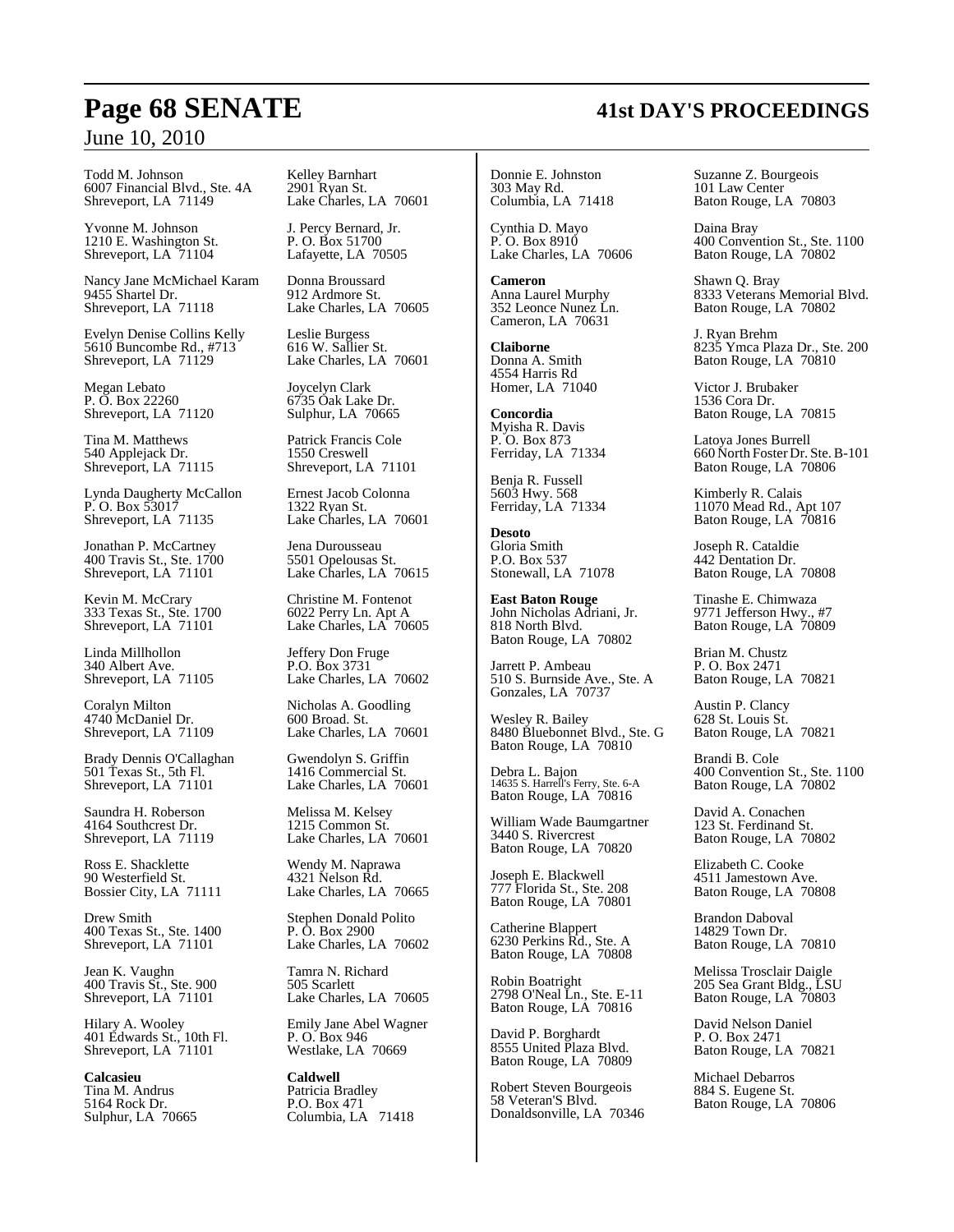Todd M. Johnson
6007 Financial Blvd., Ste. 4A
Shreveport, LA 71149

Yvonne M. Johnson
1210 E. Washington St.
Shreveport, LA 71104

Nancy Jane McMichael Karam
9455 Shartel Dr.
Shreveport, LA 71118

Evelyn Denise Collins Kelly
5610 Buncombe Rd., #713
Shreveport, LA 71129

Megan Lebato
P. O. Box 22260
Shreveport, LA 71120

Tina M. Matthews
540 Applejack Dr.
Shreveport, LA 71115

Lynda Daugherty McCallon
P. O. Box 53017
Shreveport, LA 71135

Jonathan P. McCartney
400 Travis St., Ste. 1700
Shreveport, LA 71101

Kevin M. McCrary
333 Texas St., Ste. 1700
Shreveport, LA 71101

Linda Millhollon
340 Albert Ave.
Shreveport, LA 71105

Coralyn Milton
4740 McDaniel Dr.
Shreveport, LA 71109

Brady Dennis O'Callaghan
501 Texas St., 5th Fl.
Shreveport, LA 71101

Saundra H. Roberson
4164 Southcrest Dr.
Shreveport, LA 71119

Ross E. Shacklette
90 Westerfield St.
Bossier City, LA 71111

Drew Smith
400 Texas St., Ste. 1400
Shreveport, LA 71101

Jean K. Vaughn
400 Travis St., Ste. 900
Shreveport, LA 71101

Hilary A. Wooley
401 Edwards St., 10th Fl.
Shreveport, LA 71101

**Calcasieu**
Tina M. Andrus
5164 Rock Dr.
Sulphur, LA 70665

Kelley Barnhart
2901 Ryan St.
Lake Charles, LA 70601

J. Percy Bernard, Jr.
P. O. Box 51700
Lafayette, LA 70505

Donna Broussard
912 Ardmore St.
Lake Charles, LA 70605

Leslie Burgess
616 W. Sallier St.
Lake Charles, LA 70601

Joycelyn Clark
6735 Oak Lake Dr.
Sulphur, LA 70665

Patrick Francis Cole
1550 Creswell
Shreveport, LA 71101

Ernest Jacob Colonna
1322 Ryan St.
Lake Charles, LA 70601

Jena Durousseau
5501 Opelousas St.
Lake Charles, LA 70615

Christine M. Fontenot
6022 Perry Ln. Apt A
Lake Charles, LA 70605

Jeffery Don Fruge
P.O. Box 3731
Lake Charles, LA 70602

Nicholas A. Goodling
600 Broad. St.
Lake Charles, LA 70601

Gwendolyn S. Griffin
1416 Commercial St.
Lake Charles, LA 70601

Melissa M. Kelsey
1215 Common St.
Lake Charles, LA 70601

Wendy M. Naprawa
4321 Nelson Rd.
Lake Charles, LA 70665

Stephen Donald Polito
P. O. Box 2900
Lake Charles, LA 70602

Tamra N. Richard
505 Scarlett
Lake Charles, LA 70605

Emily Jane Abel Wagner
P. O. Box 946
Westlake, LA 70669

**Caldwell**
Patricia Bradley
P.O. Box 471
Columbia, LA 71418

Donnie E. Johnston
303 May Rd.
Columbia, LA 71418

Cynthia D. Mayo
P. O. Box 8910
Lake Charles, LA 70606

**Cameron**
Anna Laurel Murphy
352 Leonce Nunez Ln.
Cameron, LA 70631

**Claiborne**
Donna A. Smith
4554 Harris Rd
Homer, LA 71040

**Concordia**
Myisha R. Davis
P. O. Box 873
Ferriday, LA 71334

Benja R. Fussell
5603 Hwy. 568
Ferriday, LA 71334

**Desoto**
Gloria Smith
P.O. Box 537
Stonewall, LA 71078

**East Baton Rouge**
John Nicholas Adriani, Jr.
818 North Blvd.
Baton Rouge, LA 70802

Jarrett P. Ambeau
510 S. Burnside Ave., Ste. A
Gonzales, LA 70737

Wesley R. Bailey
8480 Bluebonnet Blvd., Ste. G
Baton Rouge, LA 70810

Debra L. Bajon
14635 S. Harrell's Ferry, Ste. 6-A
Baton Rouge, LA 70816

William Wade Baumgartner
3440 S. Rivercrest
Baton Rouge, LA 70820

Joseph E. Blackwell
777 Florida St., Ste. 208
Baton Rouge, LA 70801

Catherine Blappert
6230 Perkins Rd., Ste. A
Baton Rouge, LA 70808

Robin Boatright
2798 O'Neal Ln., Ste. E-11
Baton Rouge, LA 70816

David P. Borghardt
8555 United Plaza Blvd.
Baton Rouge, LA 70809

Robert Steven Bourgeois
58 Veteran'S Blvd.
Donaldsonville, LA 70346

Suzanne Z. Bourgeois
101 Law Center
Baton Rouge, LA 70803

Daina Bray
400 Convention St., Ste. 1100
Baton Rouge, LA 70802

Shawn Q. Bray
8333 Veterans Memorial Blvd.
Baton Rouge, LA 70802

J. Ryan Brehm
8235 Ymca Plaza Dr., Ste. 200
Baton Rouge, LA 70810

Victor J. Brubaker
1536 Cora Dr.
Baton Rouge, LA 70815

Latoya Jones Burrell
660 North Foster Dr. Ste. B-101
Baton Rouge, LA 70806

Kimberly R. Calais
11070 Mead Rd., Apt 107
Baton Rouge, LA 70816

Joseph R. Cataldie
442 Dentation Dr.
Baton Rouge, LA 70808

Tinashe E. Chimwaza
9771 Jefferson Hwy., #7
Baton Rouge, LA 70809

Brian M. Chustz
P. O. Box 2471
Baton Rouge, LA 70821

Austin P. Clancy
628 St. Louis St.
Baton Rouge, LA 70821

Brandi B. Cole
400 Convention St., Ste. 1100
Baton Rouge, LA 70802

David A. Conachen
123 St. Ferdinand St.
Baton Rouge, LA 70802

Elizabeth C. Cooke
4511 Jamestown Ave.
Baton Rouge, LA 70808

Brandon Daboval
14829 Town Dr.
Baton Rouge, LA 70810

Melissa Trosclair Daigle
205 Sea Grant Bldg., LSU
Baton Rouge, LA 70803

David Nelson Daniel
P. O. Box 2471
Baton Rouge, LA 70821

Michael Debarros
884 S. Eugene St.
Baton Rouge, LA 70806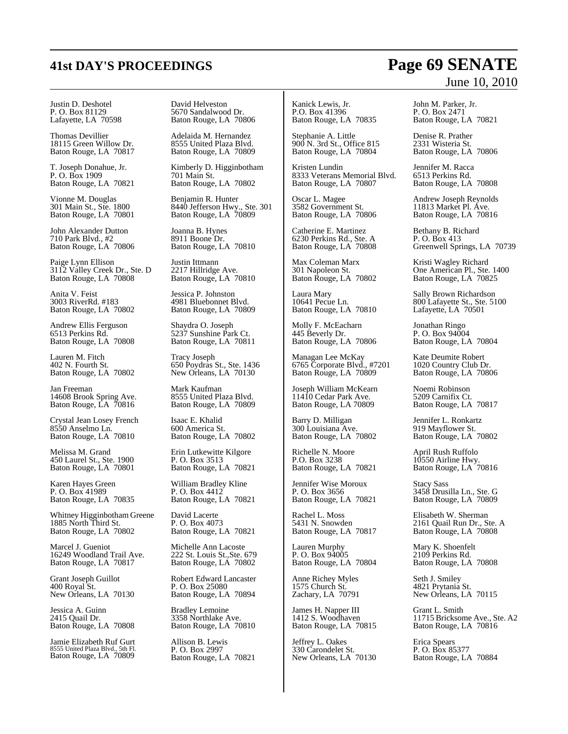Justin D. Deshotel
P. O. Box 81129
Lafayette, LA 70598

Thomas Devillier
18115 Green Willow Dr.
Baton Rouge, LA 70817

T. Joseph Donahue, Jr.
P. O. Box 1909
Baton Rouge, LA 70821

Vionne M. Douglas
301 Main St., Ste. 1800
Baton Rouge, LA 70801

John Alexander Dutton
710 Park Blvd., #2
Baton Rouge, LA 70806

Paige Lynn Ellison
3112 Valley Creek Dr., Ste. D
Baton Rouge, LA 70808

Anita V. Feist
3003 RiverRd. #183
Baton Rouge, LA 70802

Andrew Ellis Ferguson
6513 Perkins Rd.
Baton Rouge, LA 70808

Lauren M. Fitch
402 N. Fourth St.
Baton Rouge, LA 70802

Jan Freeman
14608 Brook Spring Ave.
Baton Rouge, LA 70816

Crystal Jean Losey French
8550 Anselmo Ln.
Baton Rouge, LA 70810

Melissa M. Grand
450 Laurel St., Ste. 1900
Baton Rouge, LA 70801

Karen Hayes Green
P. O. Box 41989
Baton Rouge, LA 70835

Whitney Higginbotham Greene
1885 North Third St.
Baton Rouge, LA 70802

Marcel J. Gueniot
16249 Woodland Trail Ave.
Baton Rouge, LA 70817

Grant Joseph Guillot
400 Royal St.
New Orleans, LA 70130

Jessica A. Guinn
2415 Quail Dr.
Baton Rouge, LA 70808

Jamie Elizabeth Ruf Gurt
8555 United Plaza Blvd., 5th Fl.
Baton Rouge, LA 70809

David Helveston
5670 Sandalwood Dr.
Baton Rouge, LA 70806

Adelaida M. Hernandez
8555 United Plaza Blvd.
Baton Rouge, LA 70809

Kimberly D. Higginbotham
701 Main St.
Baton Rouge, LA 70802

Benjamin R. Hunter
8440 Jefferson Hwy., Ste. 301
Baton Rouge, LA 70809

Joanna B. Hynes
8911 Boone Dr.
Baton Rouge, LA 70810

Justin Ittmann
2217 Hillridge Ave.
Baton Rouge, LA 70810

Jessica P. Johnston
4981 Bluebonnet Blvd.
Baton Rouge, LA 70809

Shaydra O. Joseph
5237 Sunshine Park Ct.
Baton Rouge, LA 70811

Tracy Joseph
650 Poydras St., Ste. 1436
New Orleans, LA 70130

Mark Kaufman
8555 United Plaza Blvd.
Baton Rouge, LA 70809

Isaac E. Khalid
600 America St.
Baton Rouge, LA 70802

Erin Lutkewitte Kilgore
P. O. Box 3513
Baton Rouge, LA 70821

William Bradley Kline
P. O. Box 4412
Baton Rouge, LA 70821

David Lacerte
P. O. Box 4073
Baton Rouge, LA 70821

Michelle Ann Lacoste
222 St. Louis St.,Ste. 679
Baton Rouge, LA 70802

Robert Edward Lancaster
P. O. Box 25080
Baton Rouge, LA 70894

Bradley Lemoine
3358 Northlake Ave.
Baton Rouge, LA 70810

Allison B. Lewis
P. O. Box 2997
Baton Rouge, LA 70821

Kanick Lewis, Jr.
P.O. Box 41396
Baton Rouge, LA 70835

Stephanie A. Little
900 N. 3rd St., Office 815
Baton Rouge, LA 70804

Kristen Lundin
8333 Veterans Memorial Blvd.
Baton Rouge, LA 70807

Oscar L. Magee
3582 Government St.
Baton Rouge, LA 70806

Catherine E. Martinez
6230 Perkins Rd., Ste. A
Baton Rouge, LA 70808

Max Coleman Marx
301 Napoleon St.
Baton Rouge, LA 70802

Laura Mary
10641 Pecue Ln.
Baton Rouge, LA 70810

Molly F. McEacharn
445 Beverly Dr.
Baton Rouge, LA 70806

Managan Lee McKay
6765 Corporate Blvd., #7201
Baton Rouge, LA 70809

Joseph William McKearn
11410 Cedar Park Ave.
Baton Rouge, LA 70809

Barry D. Milligan
300 Louisiana Ave.
Baton Rouge, LA 70802

Richelle N. Moore
P.O. Box 3238
Baton Rouge, LA 70821

Jennifer Wise Moroux
P. O. Box 3656
Baton Rouge, LA 70821

Rachel L. Moss
5431 N. Snowden
Baton Rouge, LA 70817

Lauren Murphy
P. O. Box 94005
Baton Rouge, LA 70804

Anne Richey Myles
1575 Church St.
Zachary, LA 70791

James H. Napper III
1412 S. Woodhaven
Baton Rouge, LA 70815

Jeffrey L. Oakes
330 Carondelet St.
New Orleans, LA 70130

John M. Parker, Jr.
P. O. Box 2471
Baton Rouge, LA 70821

Denise R. Prather
2331 Wisteria St.
Baton Rouge, LA 70806

Jennifer M. Racca
6513 Perkins Rd.
Baton Rouge, LA 70808

Andrew Joseph Reynolds
11813 Market Pl. Ave.
Baton Rouge, LA 70816

Bethany B. Richard
P. O. Box 413
Greenwell Springs, LA 70739

Kristi Wagley Richard
One American Pl., Ste. 1400
Baton Rouge, LA 70825

Sally Brown Richardson
800 Lafayette St., Ste. 5100
Lafayette, LA 70501

Jonathan Ringo
P. O. Box 94004
Baton Rouge, LA 70804

Kate Deumite Robert
1020 Country Club Dr.
Baton Rouge, LA 70806

Noemi Robinson
5209 Carnifix Ct.
Baton Rouge, LA 70817

Jennifer L. Ronkartz
919 Mayflower St.
Baton Rouge, LA 70802

April Rush Ruffolo
10550 Airline Hwy.
Baton Rouge, LA 70816

Stacy Sass
3458 Drusilla Ln., Ste. G
Baton Rouge, LA 70809

Elisabeth W. Sherman
2161 Quail Run Dr., Ste. A
Baton Rouge, LA 70808

Mary K. Shoenfelt
2109 Perkins Rd.
Baton Rouge, LA 70808

Seth J. Smiley
4821 Prytania St.
New Orleans, LA 70115

Grant L. Smith
11715 Bricksome Ave., Ste. A2
Baton Rouge, LA 70816

Erica Spears
P. O. Box 85377
Baton Rouge, LA 70884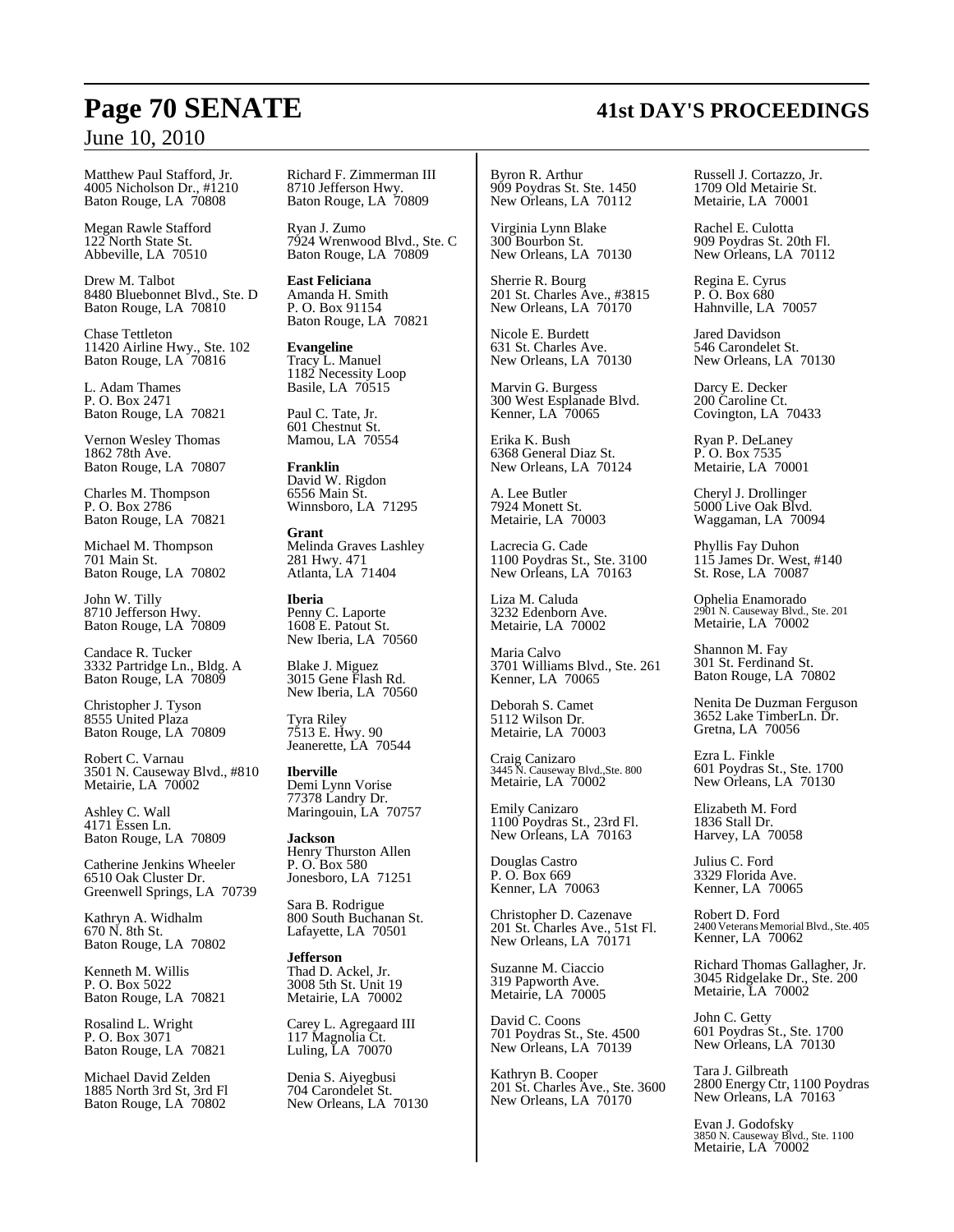Matthew Paul Stafford, Jr.
4005 Nicholson Dr., #1210
Baton Rouge, LA 70808

Megan Rawle Stafford
122 North State St.
Abbeville, LA 70510

Drew M. Talbot
8480 Bluebonnet Blvd., Ste. D
Baton Rouge, LA 70810

Chase Tettleton
11420 Airline Hwy., Ste. 102
Baton Rouge, LA 70816

L. Adam Thames
P. O. Box 2471
Baton Rouge, LA 70821

Vernon Wesley Thomas
1862 78th Ave.
Baton Rouge, LA 70807

Charles M. Thompson
P. O. Box 2786
Baton Rouge, LA 70821

Michael M. Thompson
701 Main St.
Baton Rouge, LA 70802

John W. Tilly
8710 Jefferson Hwy.
Baton Rouge, LA 70809

Candace R. Tucker
3332 Partridge Ln., Bldg. A
Baton Rouge, LA 70809

Christopher J. Tyson
8555 United Plaza
Baton Rouge, LA 70809

Robert C. Varnau
3501 N. Causeway Blvd., #810
Metairie, LA 70002

Ashley C. Wall
4171 Essen Ln.
Baton Rouge, LA 70809

Catherine Jenkins Wheeler
6510 Oak Cluster Dr.
Greenwell Springs, LA 70739

Kathryn A. Widhalm
670 N. 8th St.
Baton Rouge, LA 70802

Kenneth M. Willis
P. O. Box 5022
Baton Rouge, LA 70821

Rosalind L. Wright
P. O. Box 3071
Baton Rouge, LA 70821

Michael David Zelden
1885 North 3rd St, 3rd Fl
Baton Rouge, LA 70802

Richard F. Zimmerman III
8710 Jefferson Hwy.
Baton Rouge, LA 70809

Ryan J. Zumo
7924 Wrenwood Blvd., Ste. C
Baton Rouge, LA 70809

**East Feliciana**
Amanda H. Smith
P. O. Box 91154
Baton Rouge, LA 70821

**Evangeline**
Tracy L. Manuel
1182 Necessity Loop
Basile, LA 70515

Paul C. Tate, Jr.
601 Chestnut St.
Mamou, LA 70554

**Franklin**
David W. Rigdon
6556 Main St.
Winnsboro, LA 71295

**Grant**
Melinda Graves Lashley
281 Hwy. 471
Atlanta, LA 71404

**Iberia**
Penny C. Laporte
1608 E. Patout St.
New Iberia, LA 70560

Blake J. Miguez
3015 Gene Flash Rd.
New Iberia, LA 70560

Tyra Riley
7513 E. Hwy. 90
Jeanerette, LA 70544

**Iberville**
Demi Lynn Vorise
77378 Landry Dr.
Maringouin, LA 70757

**Jackson**
Henry Thurston Allen
P. O. Box 580
Jonesboro, LA 71251

Sara B. Rodrigue
800 South Buchanan St.
Lafayette, LA 70501

**Jefferson**
Thad D. Ackel, Jr.
3008 5th St. Unit 19
Metairie, LA 70002

Carey L. Agregaard III
117 Magnolia Ct.
Luling, LA 70070

Denia S. Aiyegbusi
704 Carondelet St.
New Orleans, LA 70130

Byron R. Arthur
909 Poydras St. Ste. 1450
New Orleans, LA 70112

Virginia Lynn Blake
300 Bourbon St.
New Orleans, LA 70130

Sherrie R. Bourg
201 St. Charles Ave., #3815
New Orleans, LA 70170

Nicole E. Burdett
631 St. Charles Ave.
New Orleans, LA 70130

Marvin G. Burgess
300 West Esplanade Blvd.
Kenner, LA 70065

Erika K. Bush
6368 General Diaz St.
New Orleans, LA 70124

A. Lee Butler
7924 Monett St.
Metairie, LA 70003

Lacrecia G. Cade
1100 Poydras St., Ste. 3100
New Orleans, LA 70163

Liza M. Caluda
3232 Edenborn Ave.
Metairie, LA 70002

Maria Calvo
3701 Williams Blvd., Ste. 261
Kenner, LA 70065

Deborah S. Camet
5112 Wilson Dr.
Metairie, LA 70003

Craig Canizaro
3445 N. Causeway Blvd.,Ste. 800
Metairie, LA 70002

Emily Canizaro
1100 Poydras St., 23rd Fl.
New Orleans, LA 70163

Douglas Castro
P. O. Box 669
Kenner, LA 70063

Christopher D. Cazenave
201 St. Charles Ave., 51st Fl.
New Orleans, LA 70171

Suzanne M. Ciaccio
319 Papworth Ave.
Metairie, LA 70005

David C. Coons
701 Poydras St., Ste. 4500
New Orleans, LA 70139

Kathryn B. Cooper
201 St. Charles Ave., Ste. 3600
New Orleans, LA 70170

Russell J. Cortazzo, Jr.
1709 Old Metairie St.
Metairie, LA 70001

Rachel E. Culotta
909 Poydras St. 20th Fl.
New Orleans, LA 70112

Regina E. Cyrus
P. O. Box 680
Hahnville, LA 70057

Jared Davidson
546 Carondelet St.
New Orleans, LA 70130

Darcy E. Decker
200 Caroline Ct.
Covington, LA 70433

Ryan P. DeLaney
P. O. Box 7535
Metairie, LA 70001

Cheryl J. Drollinger
5000 Live Oak Blvd.
Waggaman, LA 70094

Phyllis Fay Duhon
115 James Dr. West, #140
St. Rose, LA 70087

Ophelia Enamorado
2901 N. Causeway Blvd., Ste. 201
Metairie, LA 70002

Shannon M. Fay
301 St. Ferdinand St.
Baton Rouge, LA 70802

Nenita De Duzman Ferguson
3652 Lake TimberLn. Dr.
Gretna, LA 70056

Ezra L. Finkle
601 Poydras St., Ste. 1700
New Orleans, LA 70130

Elizabeth M. Ford
1836 Stall Dr.
Harvey, LA 70058

Julius C. Ford
3329 Florida Ave.
Kenner, LA 70065

Robert D. Ford
2400 Veterans Memorial Blvd., Ste. 405
Kenner, LA 70062

Richard Thomas Gallagher, Jr.
3045 Ridgelake Dr., Ste. 200
Metairie, LA 70002

John C. Getty
601 Poydras St., Ste. 1700
New Orleans, LA 70130

Tara J. Gilbreath
2800 Energy Ctr, 1100 Poydras
New Orleans, LA 70163

Evan J. Godofsky
3850 N. Causeway Blvd., Ste. 1100
Metairie, LA 70002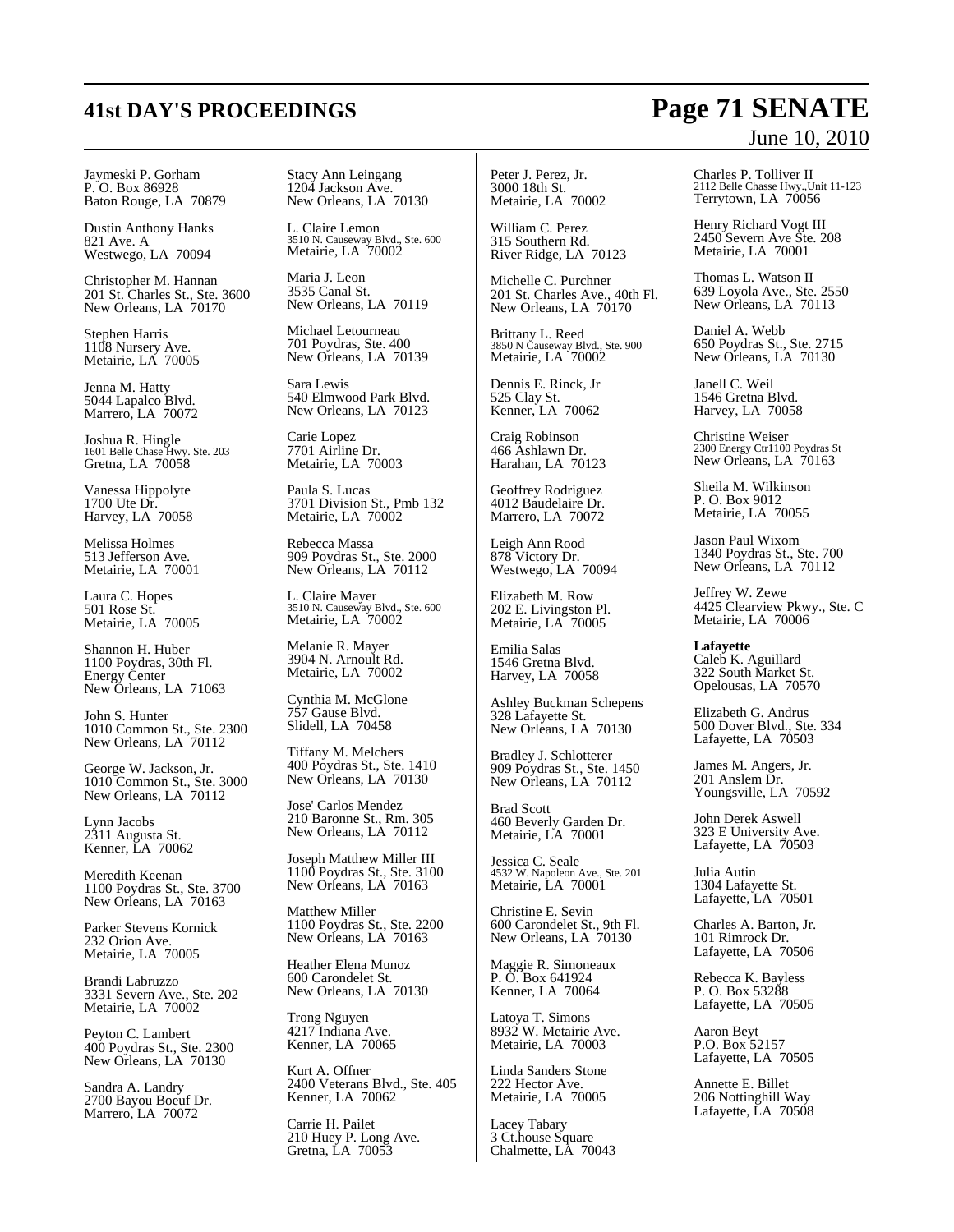Jaymeski P. Gorham
P. O. Box 86928
Baton Rouge, LA 70879

Dustin Anthony Hanks
821 Ave. A
Westwego, LA 70094

Christopher M. Hannan
201 St. Charles St., Ste. 3600
New Orleans, LA 70170

Stephen Harris
1108 Nursery Ave.
Metairie, LA 70005

Jenna M. Hatty
5044 Lapalco Blvd.
Marrero, LA 70072

Joshua R. Hingle
1601 Belle Chase Hwy. Ste. 203
Gretna, LA 70058

Vanessa Hippolyte
1700 Ute Dr.
Harvey, LA 70058

Melissa Holmes
513 Jefferson Ave.
Metairie, LA 70001

Laura C. Hopes
501 Rose St.
Metairie, LA 70005

Shannon H. Huber
1100 Poydras, 30th Fl.
Energy Center
New Orleans, LA 71063

John S. Hunter
1010 Common St., Ste. 2300
New Orleans, LA 70112

George W. Jackson, Jr.
1010 Common St., Ste. 3000
New Orleans, LA 70112

Lynn Jacobs
2311 Augusta St.
Kenner, LA 70062

Meredith Keenan
1100 Poydras St., Ste. 3700
New Orleans, LA 70163

Parker Stevens Kornick
232 Orion Ave.
Metairie, LA 70005

Brandi Labruzzo
3331 Severn Ave., Ste. 202
Metairie, LA 70002

Peyton C. Lambert
400 Poydras St., Ste. 2300
New Orleans, LA 70130

Sandra A. Landry
2700 Bayou Boeuf Dr.
Marrero, LA 70072

Stacy Ann Leingang
1204 Jackson Ave.
New Orleans, LA 70130

L. Claire Lemon
3510 N. Causeway Blvd., Ste. 600
Metairie, LA 70002

Maria J. Leon
3535 Canal St.
New Orleans, LA 70119

Michael Letourneau
701 Poydras, Ste. 400
New Orleans, LA 70139

Sara Lewis
540 Elmwood Park Blvd.
New Orleans, LA 70123

Carie Lopez
7701 Airline Dr.
Metairie, LA 70003

Paula S. Lucas
3701 Division St., Pmb 132
Metairie, LA 70002

Rebecca Massa
909 Poydras St., Ste. 2000
New Orleans, LA 70112

L. Claire Mayer
3510 N. Causeway Blvd., Ste. 600
Metairie, LA 70002

Melanie R. Mayer
3904 N. Arnoult Rd.
Metairie, LA 70002

Cynthia M. McGlone
757 Gause Blvd.
Slidell, LA 70458

Tiffany M. Melchers
400 Poydras St., Ste. 1410
New Orleans, LA 70130

Jose' Carlos Mendez
210 Baronne St., Rm. 305
New Orleans, LA 70112

Joseph Matthew Miller III
1100 Poydras St., Ste. 3100
New Orleans, LA 70163

Matthew Miller
1100 Poydras St., Ste. 2200
New Orleans, LA 70163

Heather Elena Munoz
600 Carondelet St.
New Orleans, LA 70130

Trong Nguyen
4217 Indiana Ave.
Kenner, LA 70065

Kurt A. Offner
2400 Veterans Blvd., Ste. 405
Kenner, LA 70062

Carrie H. Pailet
210 Huey P. Long Ave.
Gretna, LA 70053

Peter J. Perez, Jr.
3000 18th St.
Metairie, LA 70002

William C. Perez
315 Southern Rd.
River Ridge, LA 70123

Michelle C. Purchner
201 St. Charles Ave., 40th Fl.
New Orleans, LA 70170

Brittany L. Reed
3850 N Causeway Blvd., Ste. 900
Metairie, LA 70002

Dennis E. Rinck, Jr
525 Clay St.
Kenner, LA 70062

Craig Robinson
466 Ashlawn Dr.
Harahan, LA 70123

Geoffrey Rodriguez
4012 Baudelaire Dr.
Marrero, LA 70072

Leigh Ann Rood
878 Victory Dr.
Westwego, LA 70094

Elizabeth M. Row
202 E. Livingston Pl.
Metairie, LA 70005

Emilia Salas
1546 Gretna Blvd.
Harvey, LA 70058

Ashley Buckman Schepens
328 Lafayette St.
New Orleans, LA 70130

Bradley J. Schlotterer
909 Poydras St., Ste. 1450
New Orleans, LA 70112

Brad Scott
460 Beverly Garden Dr.
Metairie, LA 70001

Jessica C. Seale
4532 W. Napoleon Ave., Ste. 201
Metairie, LA 70001

Christine E. Sevin
600 Carondelet St., 9th Fl.
New Orleans, LA 70130

Maggie R. Simoneaux
P. O. Box 641924
Kenner, LA 70064

Latoya T. Simons
8932 W. Metairie Ave.
Metairie, LA 70003

Linda Sanders Stone
222 Hector Ave.
Metairie, LA 70005

Lacey Tabary
3 Ct.house Square
Chalmette, LA 70043

Charles P. Tolliver II
2112 Belle Chasse Hwy.,Unit 11-123
Terrytown, LA 70056

Henry Richard Vogt III
2450 Severn Ave Ste. 208
Metairie, LA 70001

Thomas L. Watson II
639 Loyola Ave., Ste. 2550
New Orleans, LA 70113

Daniel A. Webb
650 Poydras St., Ste. 2715
New Orleans, LA 70130

Janell C. Weil
1546 Gretna Blvd.
Harvey, LA 70058

Christine Weiser
2300 Energy Ctr1100 Poydras St
New Orleans, LA 70163

Sheila M. Wilkinson
P. O. Box 9012
Metairie, LA 70055

Jason Paul Wixom
1340 Poydras St., Ste. 700
New Orleans, LA 70112

Jeffrey W. Zewe
4425 Clearview Pkwy., Ste. C
Metairie, LA 70006

**Lafayette**

Caleb K. Aguillard
322 South Market St.
Opelousas, LA 70570

Elizabeth G. Andrus
500 Dover Blvd., Ste. 334
Lafayette, LA 70503

James M. Angers, Jr.
201 Anslem Dr.
Youngsville, LA 70592

John Derek Aswell
323 E University Ave.
Lafayette, LA 70503

Julia Autin
1304 Lafayette St.
Lafayette, LA 70501

Charles A. Barton, Jr.
101 Rimrock Dr.
Lafayette, LA 70506

Rebecca K. Bayless
P. O. Box 53288
Lafayette, LA 70505

Aaron Beyt
P.O. Box 52157
Lafayette, LA 70505

Annette E. Billet
206 Nottinghill Way
Lafayette, LA 70508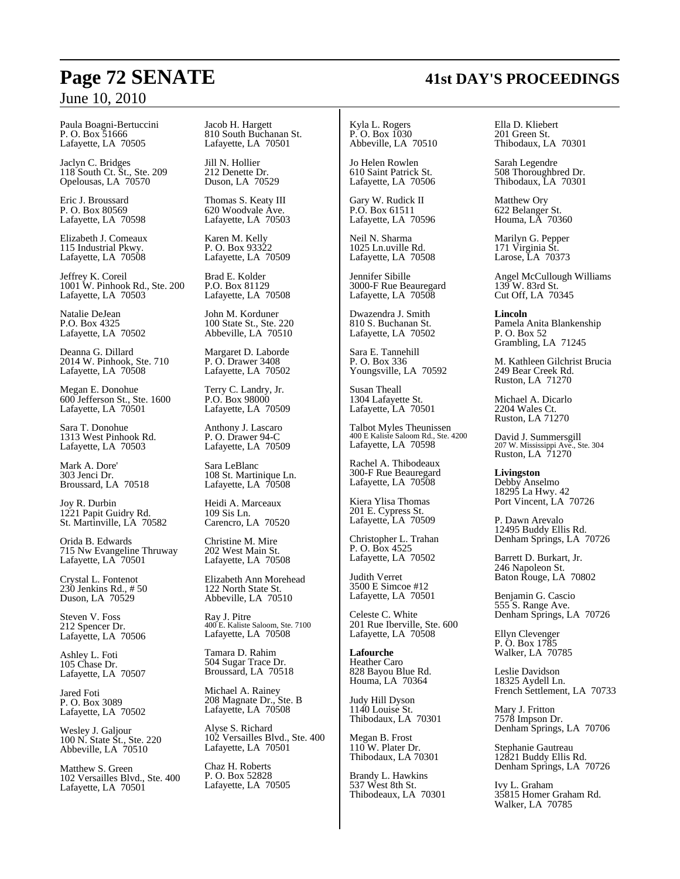Paula Boagni-Bertuccini
P. O. Box 51666
Lafayette, LA 70505

Jaclyn C. Bridges
118 South Ct. St., Ste. 209
Opelousas, LA 70570

Eric J. Broussard
P. O. Box 80569
Lafayette, LA 70598

Elizabeth J. Comeaux
115 Industrial Pkwy.
Lafayette, LA 70508

Jeffrey K. Coreil
1001 W. Pinhook Rd., Ste. 200
Lafayette, LA 70503

Natalie DeJean
P.O. Box 4325
Lafayette, LA 70502

Deanna G. Dillard
2014 W. Pinhook, Ste. 710
Lafayette, LA 70508

Megan E. Donohue
600 Jefferson St., Ste. 1600
Lafayette, LA 70501

Sara T. Donohue
1313 West Pinhook Rd.
Lafayette, LA 70503

Mark A. Dore'
303 Jenci Dr.
Broussard, LA 70518

Joy R. Durbin
1221 Papit Guidry Rd.
St. Martinville, LA 70582

Orida B. Edwards
715 Nw Evangeline Thruway
Lafayette, LA 70501

Crystal L. Fontenot
230 Jenkins Rd., # 50
Duson, LA 70529

Steven V. Foss
212 Spencer Dr.
Lafayette, LA 70506

Ashley L. Foti
105 Chase Dr.
Lafayette, LA 70507

Jared Foti
P. O. Box 3089
Lafayette, LA 70502

Wesley J. Galjour
100 N. State St., Ste. 220
Abbeville, LA 70510

Matthew S. Green
102 Versailles Blvd., Ste. 400
Lafayette, LA 70501

Jacob H. Hargett
810 South Buchanan St.
Lafayette, LA 70501

Jill N. Hollier
212 Denette Dr.
Duson, LA 70529

Thomas S. Keaty III
620 Woodvale Ave.
Lafayette, LA 70503

Karen M. Kelly
P. O. Box 93322
Lafayette, LA 70509

Brad E. Kolder
P.O. Box 81129
Lafayette, LA 70508

John M. Korduner
100 State St., Ste. 220
Abbeville, LA 70510

Margaret D. Laborde
P. O. Drawer 3408
Lafayette, LA 70502

Terry C. Landry, Jr.
P.O. Box 98000
Lafayette, LA 70509

Anthony J. Lascaro
P. O. Drawer 94-C
Lafayette, LA 70509

Sara LeBlanc
108 St. Martinique Ln.
Lafayette, LA 70508

Heidi A. Marceaux
109 Sis Ln.
Carencro, LA 70520

Christine M. Mire
202 West Main St.
Lafayette, LA 70508

Elizabeth Ann Morehead
122 North State St.
Abbeville, LA 70510

Ray J. Pitre
400 E. Kaliste Saloom, Ste. 7100
Lafayette, LA 70508

Tamara D. Rahim
504 Sugar Trace Dr.
Broussard, LA 70518

Michael A. Rainey
208 Magnate Dr., Ste. B
Lafayette, LA 70508

Alyse S. Richard
102 Versailles Blvd., Ste. 400
Lafayette, LA 70501

Chaz H. Roberts
P. O. Box 52828
Lafayette, LA 70505

Kyla L. Rogers
P. O. Box 1030
Abbeville, LA 70510

Jo Helen Rowlen
610 Saint Patrick St.
Lafayette, LA 70506

Gary W. Rudick II
P.O. Box 61511
Lafayette, LA 70596

Neil N. Sharma
1025 Ln.uville Rd.
Lafayette, LA 70508

Jennifer Sibille
3000-F Rue Beauregard
Lafayette, LA 70508

Dwazendra J. Smith
810 S. Buchanan St.
Lafayette, LA 70502

Sara E. Tannehill
P. O. Box 336
Youngsville, LA 70592

Susan Theall
1304 Lafayette St.
Lafayette, LA 70501

Talbot Myles Theunissen
400 E Kaliste Saloom Rd., Ste. 4200
Lafayette, LA 70598

Rachel A. Thibodeaux
300-F Rue Beauregard
Lafayette, LA 70508

Kiera Ylisa Thomas
201 E. Cypress St.
Lafayette, LA 70509

Christopher L. Trahan
P. O. Box 4525
Lafayette, LA 70502

Judith Verret
3500 E Simcoe #12
Lafayette, LA 70501

Celeste C. White
201 Rue Iberville, Ste. 600
Lafayette, LA 70508

**Lafourche**
Heather Caro
828 Bayou Blue Rd.
Houma, LA 70364

Judy Hill Dyson
1140 Louise St.
Thibodaux, LA 70301

Megan B. Frost
110 W. Plater Dr.
Thibodaux, LA 70301

Brandy L. Hawkins
537 West 8th St.
Thibodeaux, LA 70301

Ella D. Kliebert
201 Green St.
Thibodaux, LA 70301

Sarah Legendre
508 Thoroughbred Dr.
Thibodaux, LA 70301

Matthew Ory
622 Belanger St.
Houma, LA 70360

Marilyn G. Pepper
171 Virginia St.
Larose, LA 70373

Angel McCullough Williams
139 W. 83rd St.
Cut Off, LA 70345

**Lincoln**
Pamela Anita Blankenship
P. O. Box 52
Grambling, LA 71245

M. Kathleen Gilchrist Brucia
249 Bear Creek Rd.
Ruston, LA 71270

Michael A. Dicarlo
2204 Wales Ct.
Ruston, LA 71270

David J. Summersgill
207 W. Mississippi Ave., Ste. 304
Ruston, LA 71270

**Livingston**
Debby Anselmo
18295 La Hwy. 42
Port Vincent, LA 70726

P. Dawn Arevalo
12495 Buddy Ellis Rd.
Denham Springs, LA 70726

Barrett D. Burkart, Jr.
246 Napoleon St.
Baton Rouge, LA 70802

Benjamin G. Cascio
555 S. Range Ave.
Denham Springs, LA 70726

Ellyn Clevenger
P. O. Box 1785
Walker, LA 70785

Leslie Davidson
18325 Aydell Ln.
French Settlement, LA 70733

Mary J. Fritton
7578 Impson Dr.
Denham Springs, LA 70706

Stephanie Gautreau
12821 Buddy Ellis Rd.
Denham Springs, LA 70726

Ivy L. Graham
35815 Homer Graham Rd.
Walker, LA 70785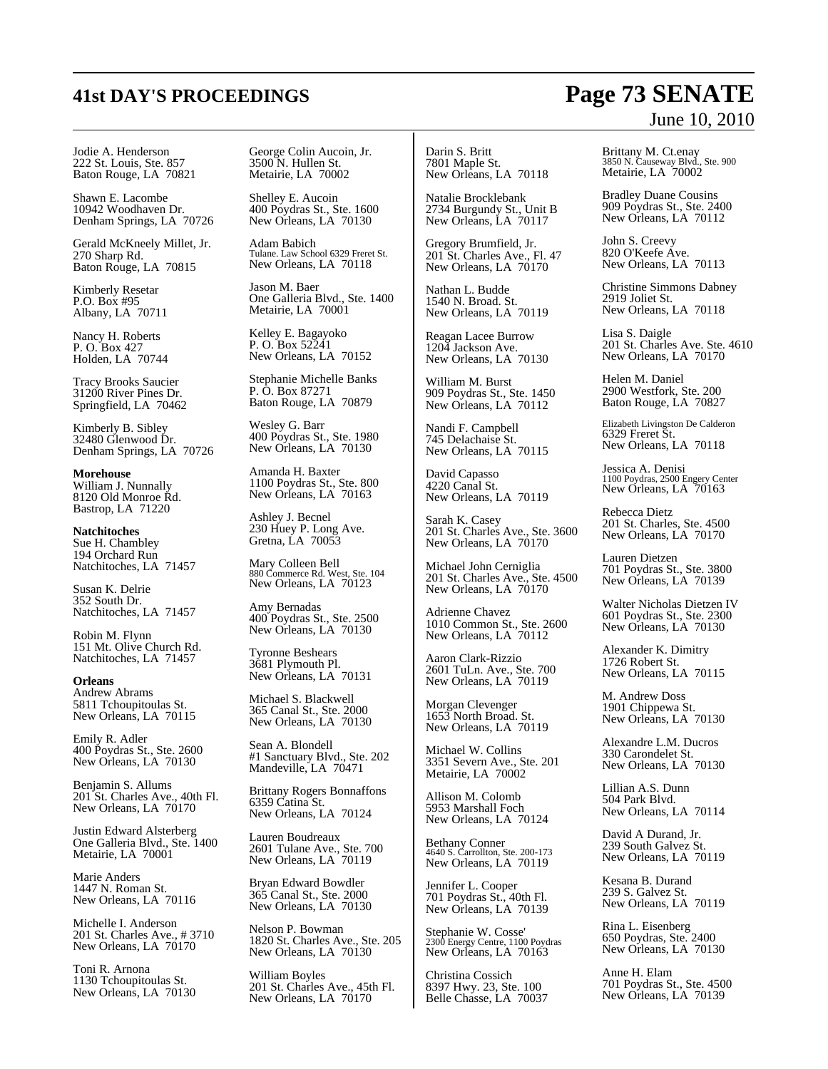Jodie A. Henderson
222 St. Louis, Ste. 857
Baton Rouge, LA 70821

Shawn E. Lacombe
10942 Woodhaven Dr.
Denham Springs, LA 70726

Gerald McKneely Millet, Jr.
270 Sharp Rd.
Baton Rouge, LA 70815

Kimberly Resetar
P.O. Box #95
Albany, LA 70711

Nancy H. Roberts
P. O. Box 427
Holden, LA 70744

Tracy Brooks Saucier
31200 River Pines Dr.
Springfield, LA 70462

Kimberly B. Sibley
32480 Glenwood Dr.
Denham Springs, LA 70726

**Morehouse**
William J. Nunnally
8120 Old Monroe Rd.
Bastrop, LA 71220

**Natchitoches**
Sue H. Chambley
194 Orchard Run
Natchitoches, LA 71457

Susan K. Delrie
352 South Dr.
Natchitoches, LA 71457

Robin M. Flynn
151 Mt. Olive Church Rd.
Natchitoches, LA 71457

**Orleans**
Andrew Abrams
5811 Tchoupitoulas St.
New Orleans, LA 70115

Emily R. Adler
400 Poydras St., Ste. 2600
New Orleans, LA 70130

Benjamin S. Allums
201 St. Charles Ave., 40th Fl.
New Orleans, LA 70170

Justin Edward Alsterberg
One Galleria Blvd., Ste. 1400
Metairie, LA 70001

Marie Anders
1447 N. Roman St.
New Orleans, LA 70116

Michelle I. Anderson
201 St. Charles Ave., # 3710
New Orleans, LA 70170

Toni R. Arnona
1130 Tchoupitoulas St.
New Orleans, LA 70130

George Colin Aucoin, Jr.
3500 N. Hullen St.
Metairie, LA 70002

Shelley E. Aucoin
400 Poydras St., Ste. 1600
New Orleans, LA 70130

Adam Babich
Tulane. Law School 6329 Freret St.
New Orleans, LA 70118

Jason M. Baer
One Galleria Blvd., Ste. 1400
Metairie, LA 70001

Kelley E. Bagayoko
P. O. Box 52241
New Orleans, LA 70152

Stephanie Michelle Banks
P. O. Box 87271
Baton Rouge, LA 70879

Wesley G. Barr
400 Poydras St., Ste. 1980
New Orleans, LA 70130

Amanda H. Baxter
1100 Poydras St., Ste. 800
New Orleans, LA 70163

Ashley J. Becnel
230 Huey P. Long Ave.
Gretna, LA 70053

Mary Colleen Bell
880 Commerce Rd. West, Ste. 104
New Orleans, LA 70123

Amy Bernadas
400 Poydras St., Ste. 2500
New Orleans, LA 70130

Tyronne Beshears
3681 Plymouth Pl.
New Orleans, LA 70131

Michael S. Blackwell
365 Canal St., Ste. 2000
New Orleans, LA 70130

Sean A. Blondell
#1 Sanctuary Blvd., Ste. 202
Mandeville, LA 70471

Brittany Rogers Bonnaffons
6359 Catina St.
New Orleans, LA 70124

Lauren Boudreaux
2601 Tulane Ave., Ste. 700
New Orleans, LA 70119

Bryan Edward Bowdler
365 Canal St., Ste. 2000
New Orleans, LA 70130

Nelson P. Bowman
1820 St. Charles Ave., Ste. 205
New Orleans, LA 70130

William Boyles
201 St. Charles Ave., 45th Fl.
New Orleans, LA 70170

Darin S. Britt
7801 Maple St.
New Orleans, LA 70118

Natalie Brocklebank
2734 Burgundy St., Unit B
New Orleans, LA 70117

Gregory Brumfield, Jr.
201 St. Charles Ave., Fl. 47
New Orleans, LA 70170

Nathan L. Budde
1540 N. Broad. St.
New Orleans, LA 70119

Reagan Lacee Burrow
1204 Jackson Ave.
New Orleans, LA 70130

William M. Burst
909 Poydras St., Ste. 1450
New Orleans, LA 70112

Nandi F. Campbell
745 Delachaise St.
New Orleans, LA 70115

David Capasso
4220 Canal St.
New Orleans, LA 70119

Sarah K. Casey
201 St. Charles Ave., Ste. 3600
New Orleans, LA 70170

Michael John Cerniglia
201 St. Charles Ave., Ste. 4500
New Orleans, LA 70170

Adrienne Chavez
1010 Common St., Ste. 2600
New Orleans, LA 70112

Aaron Clark-Rizzio
2601 TuLn. Ave., Ste. 700
New Orleans, LA 70119

Morgan Clevenger
1653 North Broad. St.
New Orleans, LA 70119

Michael W. Collins
3351 Severn Ave., Ste. 201
Metairie, LA 70002

Allison M. Colomb
5953 Marshall Foch
New Orleans, LA 70124

Bethany Conner
4640 S. Carrollton, Ste. 200-173
New Orleans, LA 70119

Jennifer L. Cooper
701 Poydras St., 40th Fl.
New Orleans, LA 70139

Stephanie W. Cosse'
2300 Energy Centre, 1100 Poydras
New Orleans, LA 70163

Christina Cossich
8397 Hwy. 23, Ste. 100
Belle Chasse, LA 70037

Brittany M. Ct.enay
3850 N. Causeway Blvd., Ste. 900
Metairie, LA 70002

Bradley Duane Cousins
909 Poydras St., Ste. 2400
New Orleans, LA 70112

John S. Creevy
820 O'Keefe Ave.
New Orleans, LA 70113

Christine Simmons Dabney
2919 Joliet St.
New Orleans, LA 70118

Lisa S. Daigle
201 St. Charles Ave. Ste. 4610
New Orleans, LA 70170

Helen M. Daniel
2900 Westfork, Ste. 200
Baton Rouge, LA 70827

Elizabeth Livingston De Calderon
6329 Freret St.
New Orleans, LA 70118

Jessica A. Denisi
1100 Poydras, 2500 Engery Center
New Orleans, LA 70163

Rebecca Dietz
201 St. Charles, Ste. 4500
New Orleans, LA 70170

Lauren Dietzen
701 Poydras St., Ste. 3800
New Orleans, LA 70139

Walter Nicholas Dietzen IV
601 Poydras St., Ste. 2300
New Orleans, LA 70130

Alexander K. Dimitry
1726 Robert St.
New Orleans, LA 70115

M. Andrew Doss
1901 Chippewa St.
New Orleans, LA 70130

Alexandre L.M. Ducros
330 Carondelet St.
New Orleans, LA 70130

Lillian A.S. Dunn
504 Park Blvd.
New Orleans, LA 70114

David A Durand, Jr.
239 South Galvez St.
New Orleans, LA 70119

Kesana B. Durand
239 S. Galvez St.
New Orleans, LA 70119

Rina L. Eisenberg
650 Poydras, Ste. 2400
New Orleans, LA 70130

Anne H. Elam
701 Poydras St., Ste. 4500
New Orleans, LA 70139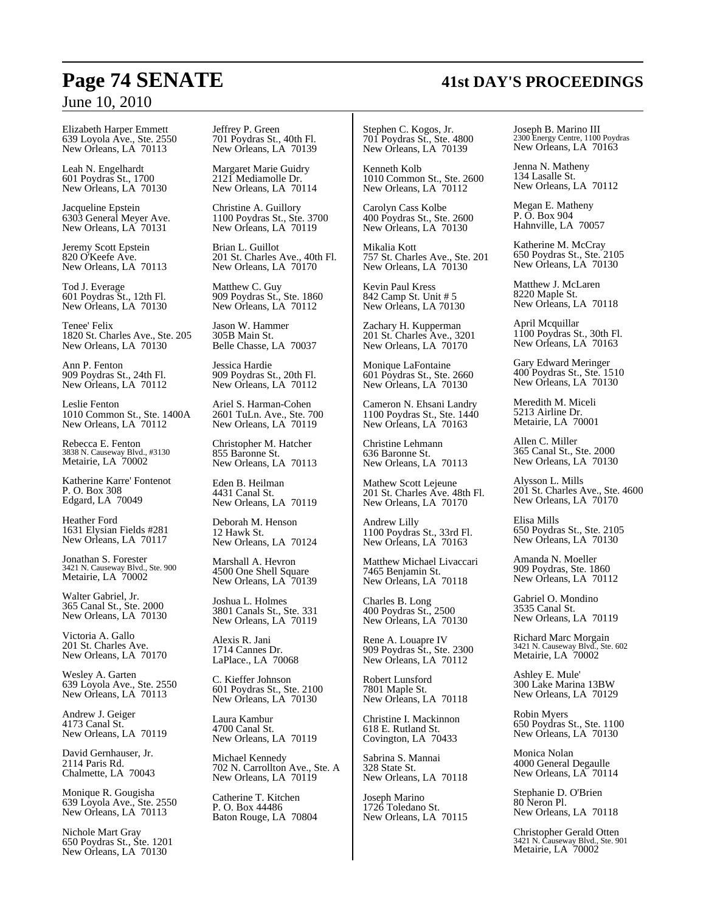Elizabeth Harper Emmett
639 Loyola Ave., Ste. 2550
New Orleans, LA 70113

Leah N. Engelhardt
601 Poydras St., 1700
New Orleans, LA 70130

Jacqueline Epstein
6303 General Meyer Ave.
New Orleans, LA 70131

Jeremy Scott Epstein
820 O'Keefe Ave.
New Orleans, LA 70113

Tod J. Everage
601 Poydras St., 12th Fl.
New Orleans, LA 70130

Tenee' Felix
1820 St. Charles Ave., Ste. 205
New Orleans, LA 70130

Ann P. Fenton
909 Poydras St., 24th Fl.
New Orleans, LA 70112

Leslie Fenton
1010 Common St., Ste. 1400A
New Orleans, LA 70112

Rebecca E. Fenton
3838 N. Causeway Blvd., #3130
Metairie, LA 70002

Katherine Karre' Fontenot
P. O. Box 308
Edgard, LA 70049

Heather Ford
1631 Elysian Fields #281
New Orleans, LA 70117

Jonathan S. Forester
3421 N. Causeway Blvd., Ste. 900
Metairie, LA 70002

Walter Gabriel, Jr.
365 Canal St., Ste. 2000
New Orleans, LA 70130

Victoria A. Gallo
201 St. Charles Ave.
New Orleans, LA 70170

Wesley A. Garten
639 Loyola Ave., Ste. 2550
New Orleans, LA 70113

Andrew J. Geiger
4173 Canal St.
New Orleans, LA 70119

David Gernhauser, Jr.
2114 Paris Rd.
Chalmette, LA 70043

Monique R. Gougisha
639 Loyola Ave., Ste. 2550
New Orleans, LA 70113

Nichole Mart Gray
650 Poydras St., Ste. 1201
New Orleans, LA 70130

Jeffrey P. Green
701 Poydras St., 40th Fl.
New Orleans, LA 70139

Margaret Marie Guidry
2121 Mediamolle Dr.
New Orleans, LA 70114

Christine A. Guillory
1100 Poydras St., Ste. 3700
New Orleans, LA 70119

Brian L. Guillot
201 St. Charles Ave., 40th Fl.
New Orleans, LA 70170

Matthew C. Guy
909 Poydras St., Ste. 1860
New Orleans, LA 70112

Jason W. Hammer
305B Main St.
Belle Chasse, LA 70037

Jessica Hardie
909 Poydras St., 20th Fl.
New Orleans, LA 70112

Ariel S. Harman-Cohen
2601 TuLn. Ave., Ste. 700
New Orleans, LA 70119

Christopher M. Hatcher
855 Baronne St.
New Orleans, LA 70113

Eden B. Heilman
4431 Canal St.
New Orleans, LA 70119

Deborah M. Henson
12 Hawk St.
New Orleans, LA 70124

Marshall A. Hevron
4500 One Shell Square
New Orleans, LA 70139

Joshua L. Holmes
3801 Canals St., Ste. 331
New Orleans, LA 70119

Alexis R. Jani
1714 Cannes Dr.
LaPlace., LA 70068

C. Kieffer Johnson
601 Poydras St., Ste. 2100
New Orleans, LA 70130

Laura Kambur
4700 Canal St.
New Orleans, LA 70119

Michael Kennedy
702 N. Carrollton Ave., Ste. A
New Orleans, LA 70119

Catherine T. Kitchen
P. O. Box 44486
Baton Rouge, LA 70804

Stephen C. Kogos, Jr.
701 Poydras St., Ste. 4800
New Orleans, LA 70139

Kenneth Kolb
1010 Common St., Ste. 2600
New Orleans, LA 70112

Carolyn Cass Kolbe
400 Poydras St., Ste. 2600
New Orleans, LA 70130

Mikalia Kott
757 St. Charles Ave., Ste. 201
New Orleans, LA 70130

Kevin Paul Kress
842 Camp St. Unit # 5
New Orleans, LA 70130

Zachary H. Kupperman
201 St. Charles Ave., 3201
New Orleans, LA 70170

Monique LaFontaine
601 Poydras St., Ste. 2660
New Orleans, LA 70130

Cameron N. Ehsani Landry
1100 Poydras St., Ste. 1440
New Orleans, LA 70163

Christine Lehmann
636 Baronne St.
New Orleans, LA 70113

Mathew Scott Lejeune
201 St. Charles Ave. 48th Fl.
New Orleans, LA 70170

Andrew Lilly
1100 Poydras St., 33rd Fl.
New Orleans, LA 70163

Matthew Michael Livaccari
7465 Benjamin St.
New Orleans, LA 70118

Charles B. Long
400 Poydras St., 2500
New Orleans, LA 70130

Rene A. Louapre IV
909 Poydras St., Ste. 2300
New Orleans, LA 70112

Robert Lunsford
7801 Maple St.
New Orleans, LA 70118

Christine I. Mackinnon
618 E. Rutland St.
Covington, LA 70433

Sabrina S. Mannai
328 State St.
New Orleans, LA 70118

Joseph Marino
1726 Toledano St.
New Orleans, LA 70115

Joseph B. Marino III
2300 Energy Centre, 1100 Poydras
New Orleans, LA 70163

Jenna N. Matheny
134 Lasalle St.
New Orleans, LA 70112

Megan E. Matheny
P. O. Box 904
Hahnville, LA 70057

Katherine M. McCray
650 Poydras St., Ste. 2105
New Orleans, LA 70130

Matthew J. McLaren
8220 Maple St.
New Orleans, LA 70118

April Mcquillar
1100 Poydras St., 30th Fl.
New Orleans, LA 70163

Gary Edward Meringer
400 Poydras St., Ste. 1510
New Orleans, LA 70130

Meredith M. Miceli
5213 Airline Dr.
Metairie, LA 70001

Allen C. Miller
365 Canal St., Ste. 2000
New Orleans, LA 70130

Alysson L. Mills
201 St. Charles Ave., Ste. 4600
New Orleans, LA 70170

Elisa Mills
650 Poydras St., Ste. 2105
New Orleans, LA 70130

Amanda N. Moeller
909 Poydras, Ste. 1860
New Orleans, LA 70112

Gabriel O. Mondino
3535 Canal St.
New Orleans, LA 70119

Richard Marc Morgain
3421 N. Causeway Blvd., Ste. 602
Metairie, LA 70002

Ashley E. Mule'
300 Lake Marina 13BW
New Orleans, LA 70129

Robin Myers
650 Poydras St., Ste. 1100
New Orleans, LA 70130

Monica Nolan
4000 General Degaulle
New Orleans, LA 70114

Stephanie D. O'Brien
80 Neron Pl.
New Orleans, LA 70118

Christopher Gerald Otten
3421 N. Causeway Blvd., Ste. 901
Metairie, LA 70002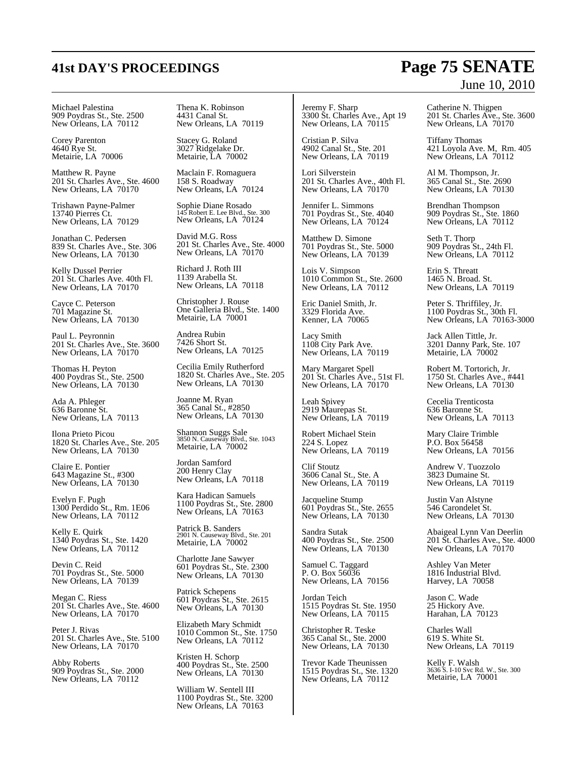Michael Palestina
909 Poydras St., Ste. 2500
New Orleans, LA 70112

Corey Parenton
4640 Rye St.
Metairie, LA 70006

Matthew R. Payne
201 St. Charles Ave., Ste. 4600
New Orleans, LA 70170

Trishawn Payne-Palmer
13740 Pierres Ct.
New Orleans, LA 70129

Jonathan C. Pedersen
839 St. Charles Ave., Ste. 306
New Orleans, LA 70130

Kelly Dussel Perrier
201 St. Charles Ave. 40th Fl.
New Orleans, LA 70170

Cayce C. Peterson
701 Magazine St.
New Orleans, LA 70130

Paul L. Peyronnin
201 St. Charles Ave., Ste. 3600
New Orleans, LA 70170

Thomas H. Peyton
400 Poydras St., Ste. 2500
New Orleans, LA 70130

Ada A. Phleger
636 Baronne St.
New Orleans, LA 70113

Ilona Prieto Picou
1820 St. Charles Ave., Ste. 205
New Orleans, LA 70130

Claire E. Pontier
643 Magazine St., #300
New Orleans, LA 70130

Evelyn F. Pugh
1300 Perdido St., Rm. 1E06
New Orleans, LA 70112

Kelly E. Quirk
1340 Poydras St., Ste. 1420
New Orleans, LA 70112

Devin C. Reid
701 Poydras St., Ste. 5000
New Orleans, LA 70139

Megan C. Riess
201 St. Charles Ave., Ste. 4600
New Orleans, LA 70170

Peter J. Rivas
201 St. Charles Ave., Ste. 5100
New Orleans, LA 70170

Abby Roberts
909 Poydras St., Ste. 2000
New Orleans, LA 70112

Thena K. Robinson
4431 Canal St.
New Orleans, LA 70119

Stacey G. Roland
3027 Ridgelake Dr.
Metairie, LA 70002

Maclain F. Romaguera
158 S. Roadway
New Orleans, LA 70124

Sophie Diane Rosado
145 Robert E. Lee Blvd., Ste. 300
New Orleans, LA 70124

David M.G. Ross
201 St. Charles Ave., Ste. 4000
New Orleans, LA 70170

Richard J. Roth III
1139 Arabella St.
New Orleans, LA 70118

Christopher J. Rouse
One Galleria Blvd., Ste. 1400
Metairie, LA 70001

Andrea Rubin
7426 Short St.
New Orleans, LA 70125

Cecilia Emily Rutherford
1820 St. Charles Ave., Ste. 205
New Orleans, LA 70130

Joanne M. Ryan
365 Canal St., #2850
New Orleans, LA 70130

Shannon Suggs Sale
3850 N. Causeway Blvd., Ste. 1043
Metairie, LA 70002

Jordan Samford
200 Henry Clay
New Orleans, LA 70118

Kara Hadican Samuels
1100 Poydras St., Ste. 2800
New Orleans, LA 70163

Patrick B. Sanders
2901 N. Causeway Blvd., Ste. 201
Metairie, LA 70002

Charlotte Jane Sawyer
601 Poydras St., Ste. 2300
New Orleans, LA 70130

Patrick Schepens
601 Poydras St., Ste. 2615
New Orleans, LA 70130

Elizabeth Mary Schmidt
1010 Common St., Ste. 1750
New Orleans, LA 70112

Kristen H. Schorp
400 Poydras St., Ste. 2500
New Orleans, LA 70130

William W. Sentell III
1100 Poydras St., Ste. 3200
New Orleans, LA 70163

Jeremy F. Sharp
3300 St. Charles Ave., Apt 19
New Orleans, LA 70115

Cristian P. Silva
4902 Canal St., Ste. 201
New Orleans, LA 70119

Lori Silverstein
201 St. Charles Ave., 40th Fl.
New Orleans, LA 70170

Jennifer L. Simmons
701 Poydras St., Ste. 4040
New Orleans, LA 70124

Matthew D. Simone
701 Poydras St., Ste. 5000
New Orleans, LA 70139

Lois V. Simpson
1010 Common St., Ste. 2600
New Orleans, LA 70112

Eric Daniel Smith, Jr.
3329 Florida Ave.
Kenner, LA 70065

Lacy Smith
1108 City Park Ave.
New Orleans, LA 70119

Mary Margaret Spell
201 St. Charles Ave., 51st Fl.
New Orleans, LA 70170

Leah Spivey
2919 Maurepas St.
New Orleans, LA 70119

Robert Michael Stein
224 S. Lopez
New Orleans, LA 70119

Clif Stoutz
3606 Canal St., Ste. A
New Orleans, LA 70119

Jacqueline Stump
601 Poydras St., Ste. 2655
New Orleans, LA 70130

Sandra Sutak
400 Poydras St., Ste. 2500
New Orleans, LA 70130

Samuel C. Taggard
P. O. Box 56036
New Orleans, LA 70156

Jordan Teich
1515 Poydras St. Ste. 1950
New Orleans, LA 70115

Christopher R. Teske
365 Canal St., Ste. 2000
New Orleans, LA 70130

Trevor Kade Theunissen
1515 Poydras St., Ste. 1320
New Orleans, LA 70112

Catherine N. Thigpen
201 St. Charles Ave., Ste. 3600
New Orleans, LA 70170

Tiffany Thomas
421 Loyola Ave. M, Rm. 405
New Orleans, LA 70112

Al M. Thompson, Jr.
365 Canal St., Ste. 2690
New Orleans, LA 70130

Brendhan Thompson
909 Poydras St., Ste. 1860
New Orleans, LA 70112

Seth T. Thorp
909 Poydras St., 24th Fl.
New Orleans, LA 70112

Erin S. Threatt
1465 N. Broad. St.
New Orleans, LA 70119

Peter S. Thriffiley, Jr.
1100 Poydras St., 30th Fl.
New Orleans, LA 70163-3000

Jack Allen Tittle, Jr.
3201 Danny Park, Ste. 107
Metairie, LA 70002

Robert M. Tortorich, Jr.
1750 St. Charles Ave., #441
New Orleans, LA 70130

Cecelia Trenticosta
636 Baronne St.
New Orleans, LA 70113

Mary Claire Trimble
P.O. Box 56458
New Orleans, LA 70156

Andrew V. Tuozzolo
3823 Dumaine St.
New Orleans, LA 70119

Justin Van Alstyne
546 Carondelet St.
New Orleans, LA 70130

Abaigeal Lynn Van Deerlin
201 St. Charles Ave., Ste. 4000
New Orleans, LA 70170

Ashley Van Meter
1816 Industrial Blvd.
Harvey, LA 70058

Jason C. Wade
25 Hickory Ave.
Harahan, LA 70123

Charles Wall
619 S. White St.
New Orleans, LA 70119

Kelly F. Walsh
3636 S. I-10 Svc Rd. W., Ste. 300
Metairie, LA 70001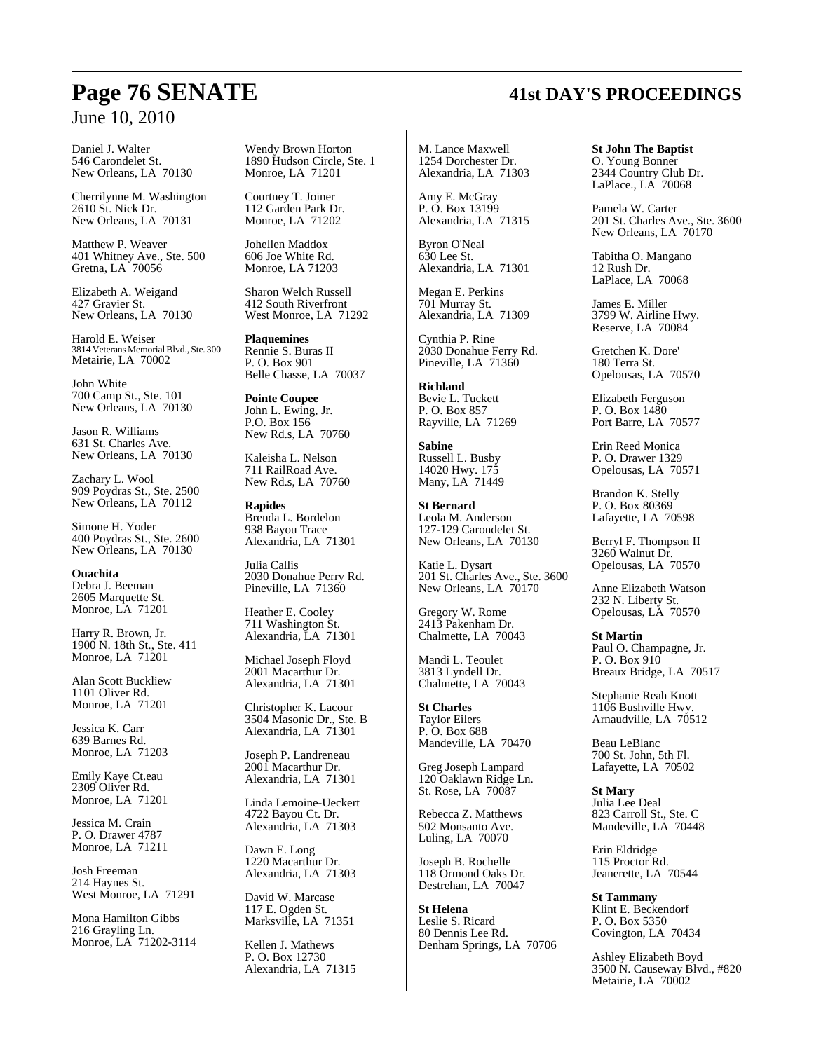Daniel J. Walter
546 Carondelet St.
New Orleans, LA 70130

Cherrilynne M. Washington
2610 St. Nick Dr.
New Orleans, LA 70131

Matthew P. Weaver
401 Whitney Ave., Ste. 500
Gretna, LA 70056

Elizabeth A. Weigand
427 Gravier St.
New Orleans, LA 70130

Harold E. Weiser
3814 Veterans Memorial Blvd., Ste. 300
Metairie, LA 70002

John White
700 Camp St., Ste. 101
New Orleans, LA 70130

Jason R. Williams
631 St. Charles Ave.
New Orleans, LA 70130

Zachary L. Wool
909 Poydras St., Ste. 2500
New Orleans, LA 70112

Simone H. Yoder
400 Poydras St., Ste. 2600
New Orleans, LA 70130

**Ouachita**
Debra J. Beeman
2605 Marquette St.
Monroe, LA 71201

Harry R. Brown, Jr.
1900 N. 18th St., Ste. 411
Monroe, LA 71201

Alan Scott Buckliew
1101 Oliver Rd.
Monroe, LA 71201

Jessica K. Carr
639 Barnes Rd.
Monroe, LA 71203

Emily Kaye Ct.eau
2309 Oliver Rd.
Monroe, LA 71201

Jessica M. Crain
P. O. Drawer 4787
Monroe, LA 71211

Josh Freeman
214 Haynes St.
West Monroe, LA 71291

Mona Hamilton Gibbs
216 Grayling Ln.
Monroe, LA 71202-3114

Wendy Brown Horton
1890 Hudson Circle, Ste. 1
Monroe, LA 71201

Courtney T. Joiner
112 Garden Park Dr.
Monroe, LA 71202

Johellen Maddox
606 Joe White Rd.
Monroe, LA 71203

Sharon Welch Russell
412 South Riverfront
West Monroe, LA 71292

**Plaquemines**
Rennie S. Buras II
P. O. Box 901
Belle Chasse, LA 70037

**Pointe Coupee**
John L. Ewing, Jr.
P.O. Box 156
New Rd.s, LA 70760

Kaleisha L. Nelson
711 RailRoad Ave.
New Rd.s, LA 70760

**Rapides**
Brenda L. Bordelon
938 Bayou Trace
Alexandria, LA 71301

Julia Callis
2030 Donahue Perry Rd.
Pineville, LA 71360

Heather E. Cooley
711 Washington St.
Alexandria, LA 71301

Michael Joseph Floyd
2001 Macarthur Dr.
Alexandria, LA 71301

Christopher K. Lacour
3504 Masonic Dr., Ste. B
Alexandria, LA 71301

Joseph P. Landreneau
2001 Macarthur Dr.
Alexandria, LA 71301

Linda Lemoine-Ueckert
4722 Bayou Ct. Dr.
Alexandria, LA 71303

Dawn E. Long
1220 Macarthur Dr.
Alexandria, LA 71303

David W. Marcase
117 E. Ogden St.
Marksville, LA 71351

Kellen J. Mathews
P. O. Box 12730
Alexandria, LA 71315

M. Lance Maxwell
1254 Dorchester Dr.
Alexandria, LA 71303

Amy E. McGray
P. O. Box 13199
Alexandria, LA 71315

Byron O'Neal
630 Lee St.
Alexandria, LA 71301

Megan E. Perkins
701 Murray St.
Alexandria, LA 71309

Cynthia P. Rine
2030 Donahue Ferry Rd.
Pineville, LA 71360

**Richland**
Bevie L. Tuckett
P. O. Box 857
Rayville, LA 71269

**Sabine**
Russell L. Busby
14020 Hwy. 175
Many, LA 71449

**St Bernard**
Leola M. Anderson
127-129 Carondelet St.
New Orleans, LA 70130

Katie L. Dysart
201 St. Charles Ave., Ste. 3600
New Orleans, LA 70170

Gregory W. Rome
2413 Pakenham Dr.
Chalmette, LA 70043

Mandi L. Teoulet
3813 Lyndell Dr.
Chalmette, LA 70043

**St Charles**
Taylor Eilers
P. O. Box 688
Mandeville, LA 70470

Greg Joseph Lampard
120 Oaklawn Ridge Ln.
St. Rose, LA 70087

Rebecca Z. Matthews
502 Monsanto Ave.
Luling, LA 70070

Joseph B. Rochelle
118 Ormond Oaks Dr.
Destrehan, LA 70047

**St Helena**
Leslie S. Ricard
80 Dennis Lee Rd.
Denham Springs, LA 70706

**St John The Baptist**
O. Young Bonner
2344 Country Club Dr.
LaPlace., LA 70068

Pamela W. Carter
201 St. Charles Ave., Ste. 3600
New Orleans, LA 70170

Tabitha O. Mangano
12 Rush Dr.
LaPlace, LA 70068

James E. Miller
3799 W. Airline Hwy.
Reserve, LA 70084

Gretchen K. Dore'
180 Terra St.
Opelousas, LA 70570

Elizabeth Ferguson
P. O. Box 1480
Port Barre, LA 70577

Erin Reed Monica
P. O. Drawer 1329
Opelousas, LA 70571

Brandon K. Stelly
P. O. Box 80369
Lafayette, LA 70598

Berryl F. Thompson II
3260 Walnut Dr.
Opelousas, LA 70570

Anne Elizabeth Watson
232 N. Liberty St.
Opelousas, LA 70570

**St Martin**
Paul O. Champagne, Jr.
P. O. Box 910
Breaux Bridge, LA 70517

Stephanie Reah Knott
1106 Bushville Hwy.
Arnaudville, LA 70512

Beau LeBlanc
700 St. John, 5th Fl.
Lafayette, LA 70502

**St Mary**
Julia Lee Deal
823 Carroll St., Ste. C
Mandeville, LA 70448

Erin Eldridge
115 Proctor Rd.
Jeanerette, LA 70544

**St Tammany**
Klint E. Beckendorf
P. O. Box 5350
Covington, LA 70434

Ashley Elizabeth Boyd
3500 N. Causeway Blvd., #820
Metairie, LA 70002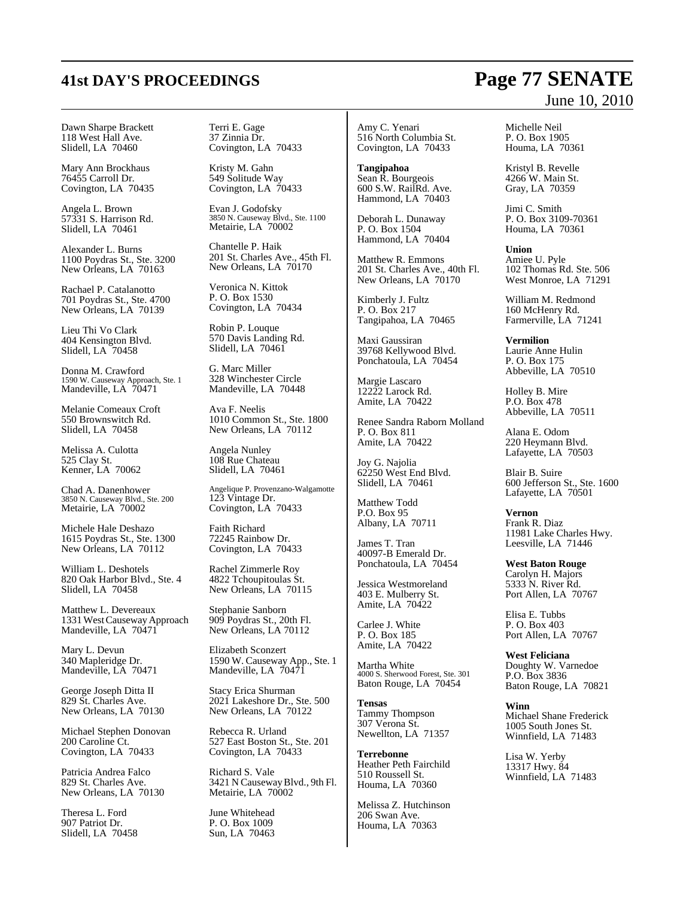Dawn Sharpe Brackett
118 West Hall Ave.
Slidell, LA 70460

Mary Ann Brockhaus
76455 Carroll Dr.
Covington, LA 70435

Angela L. Brown
57331 S. Harrison Rd.
Slidell, LA 70461

Alexander L. Burns
1100 Poydras St., Ste. 3200
New Orleans, LA 70163

Rachael P. Catalanotto
701 Poydras St., Ste. 4700
New Orleans, LA 70139

Lieu Thi Vo Clark
404 Kensington Blvd.
Slidell, LA 70458

Donna M. Crawford
1590 W. Causeway Approach, Ste. 1
Mandeville, LA 70471

Melanie Comeaux Croft
550 Brownswitch Rd.
Slidell, LA 70458

Melissa A. Culotta
525 Clay St.
Kenner, LA 70062

Chad A. Danenhower
3850 N. Causeway Blvd., Ste. 200
Metairie, LA 70002

Michele Hale Deshazo
1615 Poydras St., Ste. 1300
New Orleans, LA 70112

William L. Deshotels
820 Oak Harbor Blvd., Ste. 4
Slidell, LA 70458

Matthew L. Devereaux
1331 West Causeway Approach
Mandeville, LA 70471

Mary L. Devun
340 Mapleridge Dr.
Mandeville, LA 70471

George Joseph Ditta II
829 St. Charles Ave.
New Orleans, LA 70130

Michael Stephen Donovan
200 Caroline Ct.
Covington, LA 70433

Patricia Andrea Falco
829 St. Charles Ave.
New Orleans, LA 70130

Theresa L. Ford
907 Patriot Dr.
Slidell, LA 70458

Terri E. Gage
37 Zinnia Dr.
Covington, LA 70433

Kristy M. Gahn
549 Solitude Way
Covington, LA 70433

Evan J. Godofsky
3850 N. Causeway Blvd., Ste. 1100
Metairie, LA 70002

Chantelle P. Haik
201 St. Charles Ave., 45th Fl.
New Orleans, LA 70170

Veronica N. Kittok
P. O. Box 1530
Covington, LA 70434

Robin P. Louque
570 Davis Landing Rd.
Slidell, LA 70461

G. Marc Miller
328 Winchester Circle
Mandeville, LA 70448

Ava F. Neelis
1010 Common St., Ste. 1800
New Orleans, LA 70112

Angela Nunley
108 Rue Chateau
Slidell, LA 70461

Angelique P. Provenzano-Walgamotte
123 Vintage Dr.
Covington, LA 70433

Faith Richard
72245 Rainbow Dr.
Covington, LA 70433

Rachel Zimmerle Roy
4822 Tchoupitoulas St.
New Orleans, LA 70115

Stephanie Sanborn
909 Poydras St., 20th Fl.
New Orleans, LA 70112

Elizabeth Sconzert
1590 W. Causeway App., Ste. 1
Mandeville, LA 70471

Stacy Erica Shurman
2021 Lakeshore Dr., Ste. 500
New Orleans, LA 70122

Rebecca R. Urland
527 East Boston St., Ste. 201
Covington, LA 70433

Richard S. Vale
3421 N Causeway Blvd., 9th Fl.
Metairie, LA 70002

June Whitehead
P. O. Box 1009
Sun, LA 70463

Amy C. Yenari
516 North Columbia St.
Covington, LA 70433

**Tangipahoa**
Sean R. Bourgeois
600 S.W. RailRd. Ave.
Hammond, LA 70403

Deborah L. Dunaway
P. O. Box 1504
Hammond, LA 70404

Matthew R. Emmons
201 St. Charles Ave., 40th Fl.
New Orleans, LA 70170

Kimberly J. Fultz
P. O. Box 217
Tangipahoa, LA 70465

Maxi Gaussiran
39768 Kellywood Blvd.
Ponchatoula, LA 70454

Margie Lascaro
12222 Larock Rd.
Amite, LA 70422

Renee Sandra Raborn Molland
P. O. Box 811
Amite, LA 70422

Joy G. Najolia
62250 West End Blvd.
Slidell, LA 70461

Matthew Todd
P.O. Box 95
Albany, LA 70711

James T. Tran
40097-B Emerald Dr.
Ponchatoula, LA 70454

Jessica Westmoreland
403 E. Mulberry St.
Amite, LA 70422

Carlee J. White
P. O. Box 185
Amite, LA 70422

Martha White
4000 S. Sherwood Forest, Ste. 301
Baton Rouge, LA 70454

**Tensas**
Tammy Thompson
307 Verona St.
Newellton, LA 71357

**Terrebonne**
Heather Peth Fairchild
510 Roussell St.
Houma, LA 70360

Melissa Z. Hutchinson
206 Swan Ave.
Houma, LA 70363

Michelle Neil
P. O. Box 1905
Houma, LA 70361

Kristyl B. Revelle
4266 W. Main St.
Gray, LA 70359

Jimi C. Smith
P. O. Box 3109-70361
Houma, LA 70361

**Union**
Amiee U. Pyle
102 Thomas Rd. Ste. 506
West Monroe, LA 71291

William M. Redmond
160 McHenry Rd.
Farmerville, LA 71241

**Vermilion**
Laurie Anne Hulin
P. O. Box 175
Abbeville, LA 70510

Holley B. Mire
P.O. Box 478
Abbeville, LA 70511

Alana E. Odom
220 Heymann Blvd.
Lafayette, LA 70503

Blair B. Suire
600 Jefferson St., Ste. 1600
Lafayette, LA 70501

**Vernon**
Frank R. Diaz
11981 Lake Charles Hwy.
Leesville, LA 71446

**West Baton Rouge**
Carolyn H. Majors
5333 N. River Rd.
Port Allen, LA 70767

Elisa E. Tubbs
P. O. Box 403
Port Allen, LA 70767

**West Feliciana**
Doughty W. Varnedoe
P.O. Box 3836
Baton Rouge, LA 70821

**Winn**
Michael Shane Frederick
1005 South Jones St.
Winnfield, LA 71483

Lisa W. Yerby
13317 Hwy. 84
Winnfield, LA 71483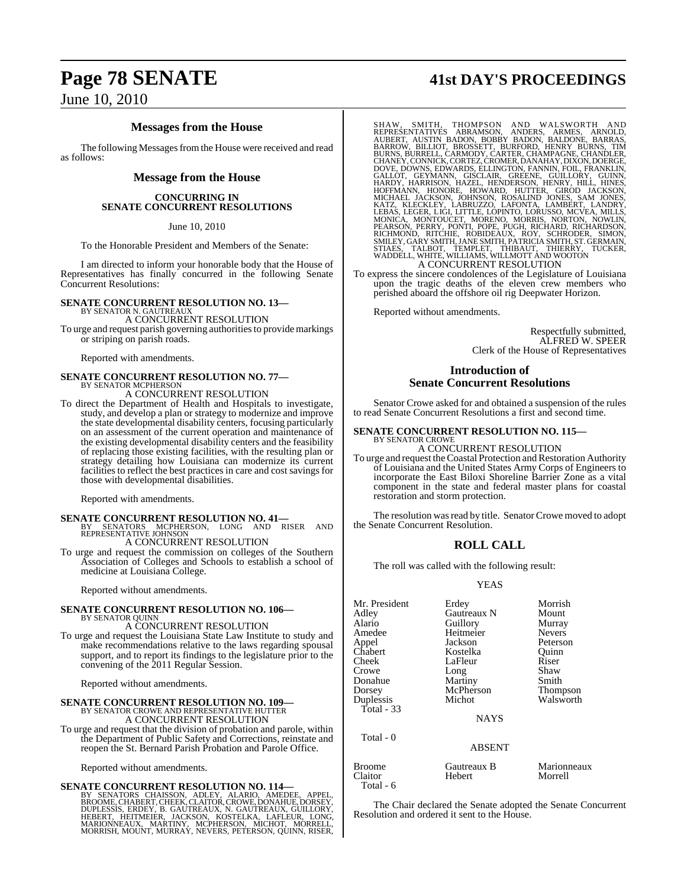## Messages from the House

The following Messages from the House were received and read as follows:

### Message from the House

**CONCURRING IN SENATE CONCURRENT RESOLUTIONS**

June 10, 2010

To the Honorable President and Members of the Senate:

I am directed to inform your honorable body that the House of Representatives has finally concurred in the following Senate Concurrent Resolutions:

**SENATE CONCURRENT RESOLUTION NO. 13—**
BY SENATOR N. GAUTREAUX

A CONCURRENT RESOLUTION

To urge and request parish governing authorities to provide markings or striping on parish roads.

Reported with amendments.

**SENATE CONCURRENT RESOLUTION NO. 77—**
BY SENATOR MCPHERSON

A CONCURRENT RESOLUTION

To direct the Department of Health and Hospitals to investigate, study, and develop a plan or strategy to modernize and improve the state developmental disability centers, focusing particularly on an assessment of the current operation and maintenance of the existing developmental disability centers and the feasibility of replacing those existing facilities, with the resulting plan or strategy detailing how Louisiana can modernize its current facilities to reflect the best practices in care and cost savings for those with developmental disabilities.

Reported with amendments.

**SENATE CONCURRENT RESOLUTION NO. 41—**
BY SENATORS MCPHERSON, LONG AND RISER AND REPRESENTATIVE JOHNSON

A CONCURRENT RESOLUTION

To urge and request the commission on colleges of the Southern Association of Colleges and Schools to establish a school of medicine at Louisiana College.

Reported without amendments.

**SENATE CONCURRENT RESOLUTION NO. 106—**
BY SENATOR QUINN

A CONCURRENT RESOLUTION

To urge and request the Louisiana State Law Institute to study and make recommendations relative to the laws regarding spousal support, and to report its findings to the legislature prior to the convening of the 2011 Regular Session.

Reported without amendments.

**SENATE CONCURRENT RESOLUTION NO. 109—**
BY SENATOR CROWE AND REPRESENTATIVE HUTTER

A CONCURRENT RESOLUTION

To urge and request that the division of probation and parole, within the Department of Public Safety and Corrections, reinstate and reopen the St. Bernard Parish Probation and Parole Office.

Reported without amendments.

**SENATE CONCURRENT RESOLUTION NO. 114—**
BY SENATORS CHAISSON, ADLEY, ALARIO, AMEDEE, APPEL, BROOME, CHABERT, CHEEK, CLAITOR, CROWE, DONAHUE, DORSEY, DUPLESSIS, ERDEY, B. GAUTREAUX, N. GAUTREAUX, GUILLORY, HEBERT, HEITMEIER, JACKSON, KOSTELKA, LAFLEUR, LONG, MARIONNEAUX, MARTINY, MCPHERSON, MICHOT, MORRELL, MORRISH, MOUNT, MURRAY, NEVERS, PETERSON, QUINN, RISER, SHAW, SMITH, THOMPSON AND WALSWORTH AND REPRESENTATIVES ABRAMSON, ANDERS, ARMES, ARNOLD, AUBERT, AUSTIN BADON, BOBBY BADON, BALDONE, BARRAS, BARROW, BILLIOT, BROSSETT, BURFORD, HENRY BURNS, TIM BURNS, BURRELL, CARMODY, CARTER, CHAMPAGNE, CHANDLER, CHANEY, CONNICK, CORTEZ, CROMER, DANAHAY, DIXON, DOERGE, DOVE, DOWNS, EDWARDS, ELLINGTON, FANNIN, FOIL, FRANKLIN, GALLOT, GEYMANN, GISCLAIR, GREENE, GUILLORY, GUINN, HARDY, HARRISON, HAZEL, HENDERSON, HENRY, HILL, HINES, HOFFMANN, HONORE, HOWARD, HUTTER, GIROD JACKSON, MICHAEL JACKSON, JOHNSON, ROSALIND JONES, SAM JONES, KATZ, KLECKLEY, LABRUZZO, LAFONTA, LAMBERT, LANDRY, LEBAS, LEGER, LIGI, LITTLE, LOPINTO, LORUSSO, MCVEA, MILLS, MONICA, MONTOUCET, MORENO, MORRIS, NORTON, NOWLIN, PEARSON, PERRY, PONTI, POPE, PUGH, RICHARD, RICHARDSON, RICHMOND, RITCHIE, ROBIDEAUX, ROY, SCHRODER, SIMON, SMILEY, GARY SMITH, JANE SMITH, PATRICIA SMITH, ST. GERMAIN, STIAES, TALBOT, TEMPLET, THIBAUT, THIERRY, TUCKER, WADDELL, WHITE, WILLIAMS, WILLMOTT AND WOOTON

A CONCURRENT RESOLUTION

To express the sincere condolences of the Legislature of Louisiana upon the tragic deaths of the eleven crew members who perished aboard the offshore oil rig Deepwater Horizon.

Reported without amendments.

Respectfully submitted,
ALFRED W. SPEER
Clerk of the House of Representatives

## Introduction of Senate Concurrent Resolutions

Senator Crowe asked for and obtained a suspension of the rules to read Senate Concurrent Resolutions a first and second time.

**SENATE CONCURRENT RESOLUTION NO. 115—**
BY SENATOR CROWE

A CONCURRENT RESOLUTION

To urge and request the Coastal Protection and Restoration Authority of Louisiana and the United States Army Corps of Engineers to incorporate the East Biloxi Shoreline Barrier Zone as a vital component in the state and federal master plans for coastal restoration and storm protection.

The resolution was read by title. Senator Crowe moved to adopt the Senate Concurrent Resolution.

## ROLL CALL

The roll was called with the following result:

YEAS

| | | |
|---|---|---|
| Mr. President | Erdey | Morrish |
| Adley | Gautreaux N | Mount |
| Alario | Guillory | Murray |
| Amedee | Heitmeier | Nevers |
| Appel | Jackson | Peterson |
| Chabert | Kostelka | Quinn |
| Cheek | LaFleur | Riser |
| Crowe | Long | Shaw |
| Donahue | Martiny | Smith |
| Dorsey | McPherson | Thompson |
| Duplessis | Michot | Walsworth |

Total - 33

NAYS

Total - 0

ABSENT

| | | |
|---|---|---|
| Broome | Gautreaux B | Marionneaux |
| Claitor | Hebert | Morrell |

Total - 6

The Chair declared the Senate adopted the Senate Concurrent Resolution and ordered it sent to the House.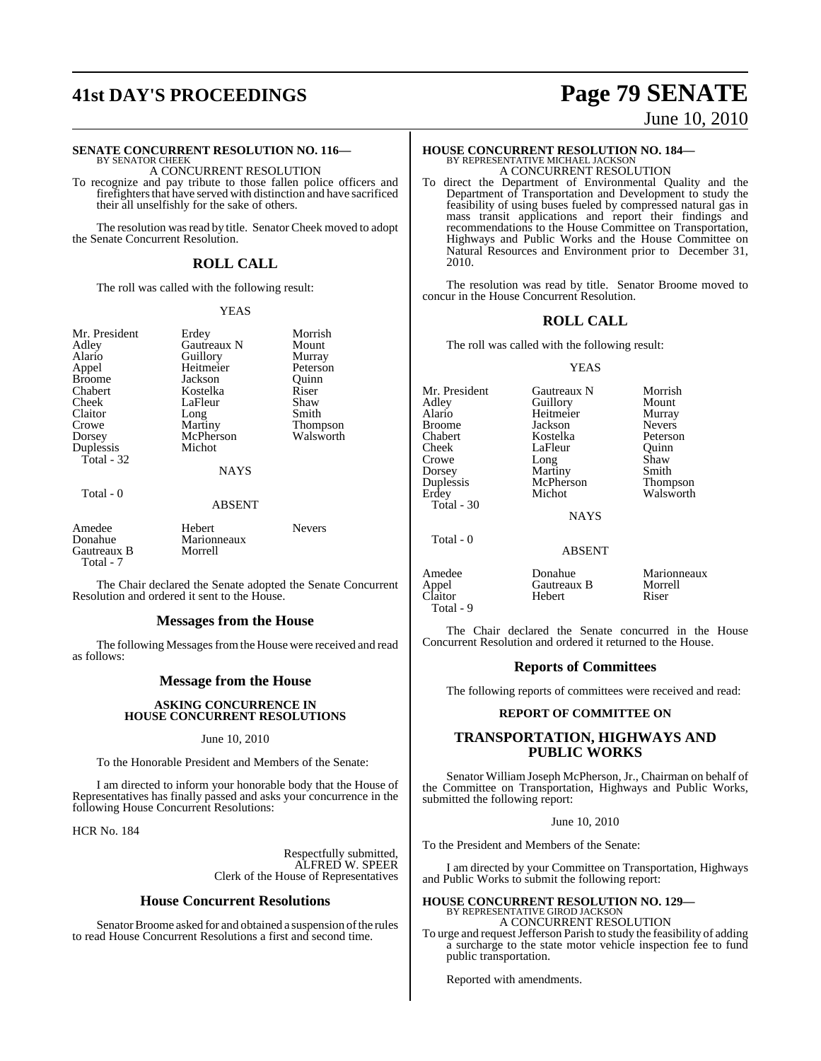**SENATE CONCURRENT RESOLUTION NO. 116—**
BY SENATOR CHEEK

A CONCURRENT RESOLUTION

To recognize and pay tribute to those fallen police officers and firefighters that have served with distinction and have sacrificed their all unselfishly for the sake of others.

The resolution was read by title. Senator Cheek moved to adopt the Senate Concurrent Resolution.

## ROLL CALL

The roll was called with the following result:

YEAS

| | | |
|---|---|---|
| Mr. President | Erdey | Morrish |
| Adley | Gautreaux N | Mount |
| Alario | Guillory | Murray |
| Appel | Heitmeier | Peterson |
| Broome | Jackson | Quinn |
| Chabert | Kostelka | Riser |
| Cheek | LaFleur | Shaw |
| Claitor | Long | Smith |
| Crowe | Martiny | Thompson |
| Dorsey | McPherson | Walsworth |
| Duplessis | Michot | |
| Total - 32 | | |

NAYS

Total - 0

ABSENT

| | | |
|---|---|---|
| Amedee | Hebert | Nevers |
| Donahue | Marionneaux | |
| Gautreaux B | Morrell | |
| Total - 7 | | |

The Chair declared the Senate adopted the Senate Concurrent Resolution and ordered it sent to the House.

## Messages from the House

The following Messages from the House were received and read as follows:

## Message from the House

**ASKING CONCURRENCE IN HOUSE CONCURRENT RESOLUTIONS**

June 10, 2010

To the Honorable President and Members of the Senate:

I am directed to inform your honorable body that the House of Representatives has finally passed and asks your concurrence in the following House Concurrent Resolutions:

HCR No. 184

Respectfully submitted,
ALFRED W. SPEER
Clerk of the House of Representatives

## House Concurrent Resolutions

Senator Broome asked for and obtained a suspension of the rules to read House Concurrent Resolutions a first and second time.

**HOUSE CONCURRENT RESOLUTION NO. 184—**
BY REPRESENTATIVE MICHAEL JACKSON

A CONCURRENT RESOLUTION

To direct the Department of Environmental Quality and the Department of Transportation and Development to study the feasibility of using buses fueled by compressed natural gas in mass transit applications and report their findings and recommendations to the House Committee on Transportation, Highways and Public Works and the House Committee on Natural Resources and Environment prior to December 31, 2010.

The resolution was read by title. Senator Broome moved to concur in the House Concurrent Resolution.

## ROLL CALL

The roll was called with the following result:

YEAS

| | | |
|---|---|---|
| Mr. President | Gautreaux N | Morrish |
| Adley | Guillory | Mount |
| Alario | Heitmeier | Murray |
| Broome | Jackson | Nevers |
| Chabert | Kostelka | Peterson |
| Cheek | LaFleur | Quinn |
| Crowe | Long | Shaw |
| Dorsey | Martiny | Smith |
| Duplessis | McPherson | Thompson |
| Erdey | Michot | Walsworth |
| Total - 30 | | |

NAYS

Total - 0

ABSENT

| | | |
|---|---|---|
| Amedee | Donahue | Marionneaux |
| Appel | Gautreaux B | Morrell |
| Claitor | Hebert | Riser |
| Total - 9 | | |

The Chair declared the Senate concurred in the House Concurrent Resolution and ordered it returned to the House.

## Reports of Committees

The following reports of committees were received and read:

**REPORT OF COMMITTEE ON**

## TRANSPORTATION, HIGHWAYS AND PUBLIC WORKS

Senator William Joseph McPherson, Jr., Chairman on behalf of the Committee on Transportation, Highways and Public Works, submitted the following report:

June 10, 2010

To the President and Members of the Senate:

I am directed by your Committee on Transportation, Highways and Public Works to submit the following report:

**HOUSE CONCURRENT RESOLUTION NO. 129—**
BY REPRESENTATIVE GIROD JACKSON

A CONCURRENT RESOLUTION

To urge and request Jefferson Parish to study the feasibility of adding a surcharge to the state motor vehicle inspection fee to fund public transportation.

Reported with amendments.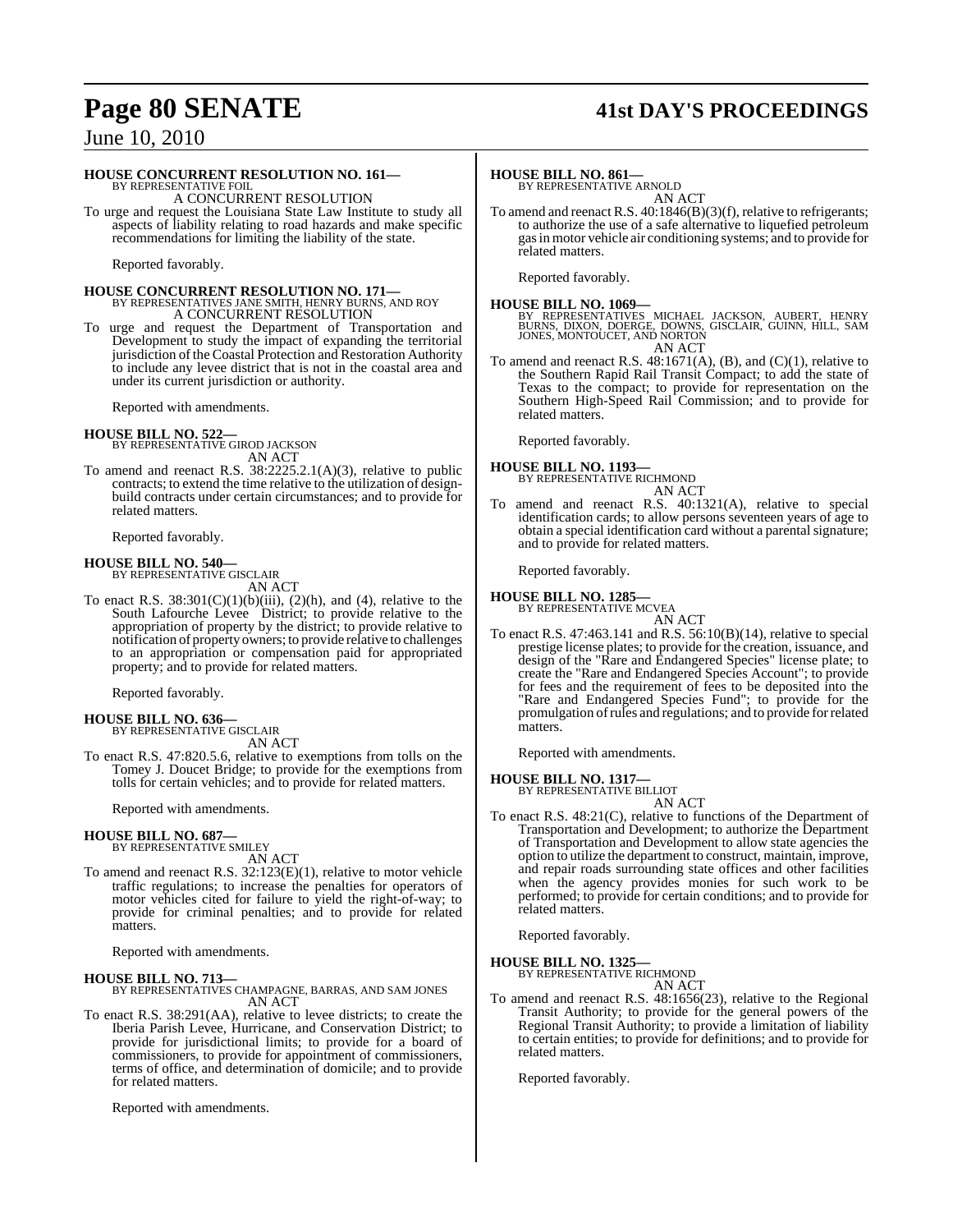**HOUSE CONCURRENT RESOLUTION NO. 161—**
BY REPRESENTATIVE FOIL
A CONCURRENT RESOLUTION

To urge and request the Louisiana State Law Institute to study all aspects of liability relating to road hazards and make specific recommendations for limiting the liability of the state.

Reported favorably.

**HOUSE CONCURRENT RESOLUTION NO. 171—**
BY REPRESENTATIVES JANE SMITH, HENRY BURNS, AND ROY
A CONCURRENT RESOLUTION

To urge and request the Department of Transportation and Development to study the impact of expanding the territorial jurisdiction of the Coastal Protection and Restoration Authority to include any levee district that is not in the coastal area and under its current jurisdiction or authority.

Reported with amendments.

**HOUSE BILL NO. 522—**
BY REPRESENTATIVE GIROD JACKSON
AN ACT

To amend and reenact R.S. 38:2225.2.1(A)(3), relative to public contracts; to extend the time relative to the utilization of design-build contracts under certain circumstances; and to provide for related matters.

Reported favorably.

**HOUSE BILL NO. 540—**
BY REPRESENTATIVE GISCLAIR
AN ACT

To enact R.S. 38:301(C)(1)(b)(iii), (2)(h), and (4), relative to the South Lafourche Levee District; to provide relative to the appropriation of property by the district; to provide relative to notification of property owners; to provide relative to challenges to an appropriation or compensation paid for appropriated property; and to provide for related matters.

Reported favorably.

**HOUSE BILL NO. 636—**
BY REPRESENTATIVE GISCLAIR
AN ACT

To enact R.S. 47:820.5.6, relative to exemptions from tolls on the Tomey J. Doucet Bridge; to provide for the exemptions from tolls for certain vehicles; and to provide for related matters.

Reported with amendments.

**HOUSE BILL NO. 687—**
BY REPRESENTATIVE SMILEY
AN ACT

To amend and reenact R.S. 32:123(E)(1), relative to motor vehicle traffic regulations; to increase the penalties for operators of motor vehicles cited for failure to yield the right-of-way; to provide for criminal penalties; and to provide for related matters.

Reported with amendments.

**HOUSE BILL NO. 713—**
BY REPRESENTATIVES CHAMPAGNE, BARRAS, AND SAM JONES
AN ACT

To enact R.S. 38:291(AA), relative to levee districts; to create the Iberia Parish Levee, Hurricane, and Conservation District; to provide for jurisdictional limits; to provide for a board of commissioners, to provide for appointment of commissioners, terms of office, and determination of domicile; and to provide for related matters.

Reported with amendments.

**HOUSE BILL NO. 861—**
BY REPRESENTATIVE ARNOLD
AN ACT

To amend and reenact R.S. 40:1846(B)(3)(f), relative to refrigerants; to authorize the use of a safe alternative to liquefied petroleum gas in motor vehicle air conditioning systems; and to provide for related matters.

Reported favorably.

**HOUSE BILL NO. 1069—**
BY REPRESENTATIVES MICHAEL JACKSON, AUBERT, HENRY BURNS, DIXON, DOERGE, DOWNS, GISCLAIR, GUINN, HILL, SAM JONES, MONTOUCET, AND NORTON
AN ACT

To amend and reenact R.S. 48:1671(A), (B), and (C)(1), relative to the Southern Rapid Rail Transit Compact; to add the state of Texas to the compact; to provide for representation on the Southern High-Speed Rail Commission; and to provide for related matters.

Reported favorably.

**HOUSE BILL NO. 1193—**
BY REPRESENTATIVE RICHMOND
AN ACT

To amend and reenact R.S. 40:1321(A), relative to special identification cards; to allow persons seventeen years of age to obtain a special identification card without a parental signature; and to provide for related matters.

Reported favorably.

**HOUSE BILL NO. 1285—**
BY REPRESENTATIVE MCVEA
AN ACT

To enact R.S. 47:463.141 and R.S. 56:10(B)(14), relative to special prestige license plates; to provide for the creation, issuance, and design of the "Rare and Endangered Species" license plate; to create the "Rare and Endangered Species Account"; to provide for fees and the requirement of fees to be deposited into the "Rare and Endangered Species Fund"; to provide for the promulgation of rules and regulations; and to provide for related matters.

Reported with amendments.

**HOUSE BILL NO. 1317—**
BY REPRESENTATIVE BILLIOT
AN ACT

To enact R.S. 48:21(C), relative to functions of the Department of Transportation and Development; to authorize the Department of Transportation and Development to allow state agencies the option to utilize the department to construct, maintain, improve, and repair roads surrounding state offices and other facilities when the agency provides monies for such work to be performed; to provide for certain conditions; and to provide for related matters.

Reported favorably.

**HOUSE BILL NO. 1325—**
BY REPRESENTATIVE RICHMOND
AN ACT

To amend and reenact R.S. 48:1656(23), relative to the Regional Transit Authority; to provide for the general powers of the Regional Transit Authority; to provide a limitation of liability to certain entities; to provide for definitions; and to provide for related matters.

Reported favorably.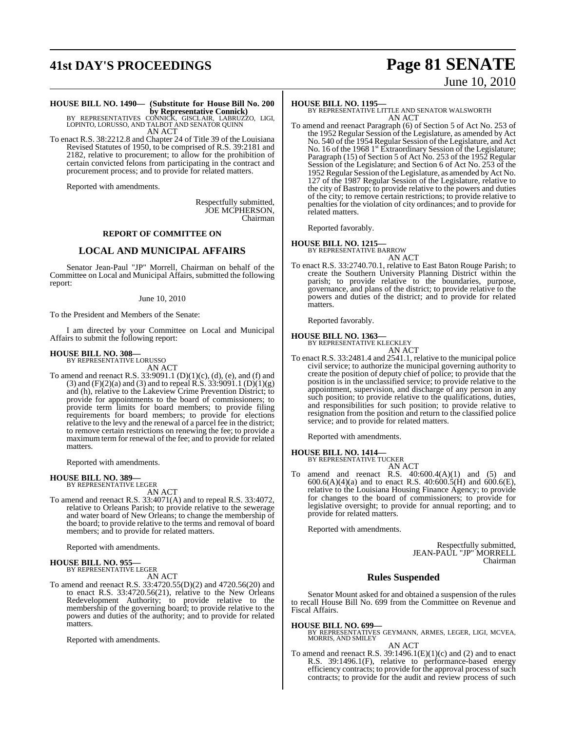**HOUSE BILL NO. 1490— (Substitute for House Bill No. 200 by Representative Connick)**
BY REPRESENTATIVES CONNICK, GISCLAIR, LABRUZZO, LIGI, LOPINTO, LORUSSO, AND TALBOT AND SENATOR QUINN
AN ACT

To enact R.S. 38:2212.8 and Chapter 24 of Title 39 of the Louisiana Revised Statutes of 1950, to be comprised of R.S. 39:2181 and 2182, relative to procurement; to allow for the prohibition of certain convicted felons from participating in the contract and procurement process; and to provide for related matters.

Reported with amendments.

Respectfully submitted,
JOE MCPHERSON,
Chairman

**REPORT OF COMMITTEE ON**

## LOCAL AND MUNICIPAL AFFAIRS

Senator Jean-Paul "JP" Morrell, Chairman on behalf of the Committee on Local and Municipal Affairs, submitted the following report:

June 10, 2010

To the President and Members of the Senate:

I am directed by your Committee on Local and Municipal Affairs to submit the following report:

**HOUSE BILL NO. 308—**
BY REPRESENTATIVE LORUSSO
AN ACT

To amend and reenact R.S. 33:9091.1 (D)(1)(c), (d), (e), and (f) and (3) and (F)(2)(a) and (3) and to repeal R.S. 33:9091.1 (D)(1)(g) and (h), relative to the Lakeview Crime Prevention District; to provide for appointments to the board of commissioners; to provide term limits for board members; to provide filing requirements for board members; to provide for elections relative to the levy and the renewal of a parcel fee in the district; to remove certain restrictions on renewing the fee; to provide a maximum term for renewal of the fee; and to provide for related matters.

Reported with amendments.

**HOUSE BILL NO. 389—**
BY REPRESENTATIVE LEGER
AN ACT

To amend and reenact R.S. 33:4071(A) and to repeal R.S. 33:4072, relative to Orleans Parish; to provide relative to the sewerage and water board of New Orleans; to change the membership of the board; to provide relative to the terms and removal of board members; and to provide for related matters.

Reported with amendments.

**HOUSE BILL NO. 955—**
BY REPRESENTATIVE LEGER
AN ACT

To amend and reenact R.S. 33:4720.55(D)(2) and 4720.56(20) and to enact R.S. 33:4720.56(21), relative to the New Orleans Redevelopment Authority; to provide relative to the membership of the governing board; to provide relative to the powers and duties of the authority; and to provide for related matters.

Reported with amendments.

**HOUSE BILL NO. 1195—**
BY REPRESENTATIVE LITTLE AND SENATOR WALSWORTH
AN ACT

To amend and reenact Paragraph (6) of Section 5 of Act No. 253 of the 1952 Regular Session of the Legislature, as amended by Act No. 540 of the 1954 Regular Session of the Legislature, and Act No. 16 of the 1968 1st Extraordinary Session of the Legislature; Paragraph (15) of Section 5 of Act No. 253 of the 1952 Regular Session of the Legislature; and Section 6 of Act No. 253 of the 1952 Regular Session of the Legislature, as amended by Act No. 127 of the 1987 Regular Session of the Legislature, relative to the city of Bastrop; to provide relative to the powers and duties of the city; to remove certain restrictions; to provide relative to penalties for the violation of city ordinances; and to provide for related matters.

Reported favorably.

**HOUSE BILL NO. 1215—**
BY REPRESENTATIVE BARROW
AN ACT

To enact R.S. 33:2740.70.1, relative to East Baton Rouge Parish; to create the Southern University Planning District within the parish; to provide relative to the boundaries, purpose, governance, and plans of the district; to provide relative to the powers and duties of the district; and to provide for related matters.

Reported favorably.

**HOUSE BILL NO. 1363—**
BY REPRESENTATIVE KLECKLEY
AN ACT

To enact R.S. 33:2481.4 and 2541.1, relative to the municipal police civil service; to authorize the municipal governing authority to create the position of deputy chief of police; to provide that the position is in the unclassified service; to provide relative to the appointment, supervision, and discharge of any person in any such position; to provide relative to the qualifications, duties, and responsibilities for such position; to provide relative to resignation from the position and return to the classified police service; and to provide for related matters.

Reported with amendments.

**HOUSE BILL NO. 1414—**
BY REPRESENTATIVE TUCKER
AN ACT

To amend and reenact R.S. 40:600.4(A)(1) and (5) and 600.6(A)(4)(a) and to enact R.S. 40:600.5(H) and 600.6(E), relative to the Louisiana Housing Finance Agency; to provide for changes to the board of commissioners; to provide for legislative oversight; to provide for annual reporting; and to provide for related matters.

Reported with amendments.

Respectfully submitted,
JEAN-PAUL "JP" MORRELL
Chairman

## Rules Suspended

Senator Mount asked for and obtained a suspension of the rules to recall House Bill No. 699 from the Committee on Revenue and Fiscal Affairs.

**HOUSE BILL NO. 699—**
BY REPRESENTATIVES GEYMANN, ARMES, LEGER, LIGI, MCVEA, MORRIS, AND SMILEY
AN ACT

To amend and reenact R.S. 39:1496.1(E)(1)(c) and (2) and to enact R.S. 39:1496.1(F), relative to performance-based energy efficiency contracts; to provide for the approval process of such contracts; to provide for the audit and review process of such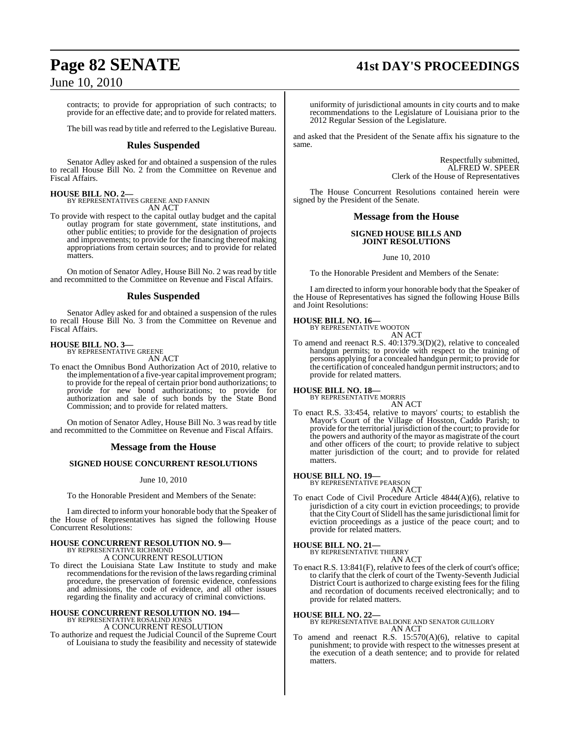contracts; to provide for appropriation of such contracts; to provide for an effective date; and to provide for related matters.

The bill was read by title and referred to the Legislative Bureau.

## Rules Suspended

Senator Adley asked for and obtained a suspension of the rules to recall House Bill No. 2 from the Committee on Revenue and Fiscal Affairs.

**HOUSE BILL NO. 2—**
BY REPRESENTATIVES GREENE AND FANNIN
AN ACT

To provide with respect to the capital outlay budget and the capital outlay program for state government, state institutions, and other public entities; to provide for the designation of projects and improvements; to provide for the financing thereof making appropriations from certain sources; and to provide for related matters.

On motion of Senator Adley, House Bill No. 2 was read by title and recommitted to the Committee on Revenue and Fiscal Affairs.

## Rules Suspended

Senator Adley asked for and obtained a suspension of the rules to recall House Bill No. 3 from the Committee on Revenue and Fiscal Affairs.

**HOUSE BILL NO. 3—**
BY REPRESENTATIVE GREENE
AN ACT

To enact the Omnibus Bond Authorization Act of 2010, relative to the implementation of a five-year capital improvement program; to provide for the repeal of certain prior bond authorizations; to provide for new bond authorizations; to provide for authorization and sale of such bonds by the State Bond Commission; and to provide for related matters.

On motion of Senator Adley, House Bill No. 3 was read by title and recommitted to the Committee on Revenue and Fiscal Affairs.

## Message from the House

**SIGNED HOUSE CONCURRENT RESOLUTIONS**

June 10, 2010

To the Honorable President and Members of the Senate:

I am directed to inform your honorable body that the Speaker of the House of Representatives has signed the following House Concurrent Resolutions:

**HOUSE CONCURRENT RESOLUTION NO. 9—**
BY REPRESENTATIVE RICHMOND
A CONCURRENT RESOLUTION

To direct the Louisiana State Law Institute to study and make recommendations for the revision of the laws regarding criminal procedure, the preservation of forensic evidence, confessions and admissions, the code of evidence, and all other issues regarding the finality and accuracy of criminal convictions.

**HOUSE CONCURRENT RESOLUTION NO. 194—**
BY REPRESENTATIVE ROSALIND JONES
A CONCURRENT RESOLUTION

To authorize and request the Judicial Council of the Supreme Court of Louisiana to study the feasibility and necessity of statewide uniformity of jurisdictional amounts in city courts and to make recommendations to the Legislature of Louisiana prior to the 2012 Regular Session of the Legislature.

and asked that the President of the Senate affix his signature to the same.

Respectfully submitted,
ALFRED W. SPEER
Clerk of the House of Representatives

The House Concurrent Resolutions contained herein were signed by the President of the Senate.

## Message from the House

**SIGNED HOUSE BILLS AND JOINT RESOLUTIONS**

June 10, 2010

To the Honorable President and Members of the Senate:

I am directed to inform your honorable body that the Speaker of the House of Representatives has signed the following House Bills and Joint Resolutions:

**HOUSE BILL NO. 16—**
BY REPRESENTATIVE WOOTON
AN ACT

To amend and reenact R.S. 40:1379.3(D)(2), relative to concealed handgun permits; to provide with respect to the training of persons applying for a concealed handgun permit; to provide for the certification of concealed handgun permit instructors; and to provide for related matters.

**HOUSE BILL NO. 18—**
BY REPRESENTATIVE MORRIS
AN ACT

To enact R.S. 33:454, relative to mayors' courts; to establish the Mayor's Court of the Village of Hosston, Caddo Parish; to provide for the territorial jurisdiction of the court; to provide for the powers and authority of the mayor as magistrate of the court and other officers of the court; to provide relative to subject matter jurisdiction of the court; and to provide for related matters.

**HOUSE BILL NO. 19—**
BY REPRESENTATIVE PEARSON
AN ACT

To enact Code of Civil Procedure Article 4844(A)(6), relative to jurisdiction of a city court in eviction proceedings; to provide that the City Court of Slidell has the same jurisdictional limit for eviction proceedings as a justice of the peace court; and to provide for related matters.

**HOUSE BILL NO. 21—**
BY REPRESENTATIVE THIERRY
AN ACT

To enact R.S. 13:841(F), relative to fees of the clerk of court's office; to clarify that the clerk of court of the Twenty-Seventh Judicial District Court is authorized to charge existing fees for the filing and recordation of documents received electronically; and to provide for related matters.

**HOUSE BILL NO. 22—**
BY REPRESENTATIVE BALDONE AND SENATOR GUILLORY
AN ACT

To amend and reenact R.S. 15:570(A)(6), relative to capital punishment; to provide with respect to the witnesses present at the execution of a death sentence; and to provide for related matters.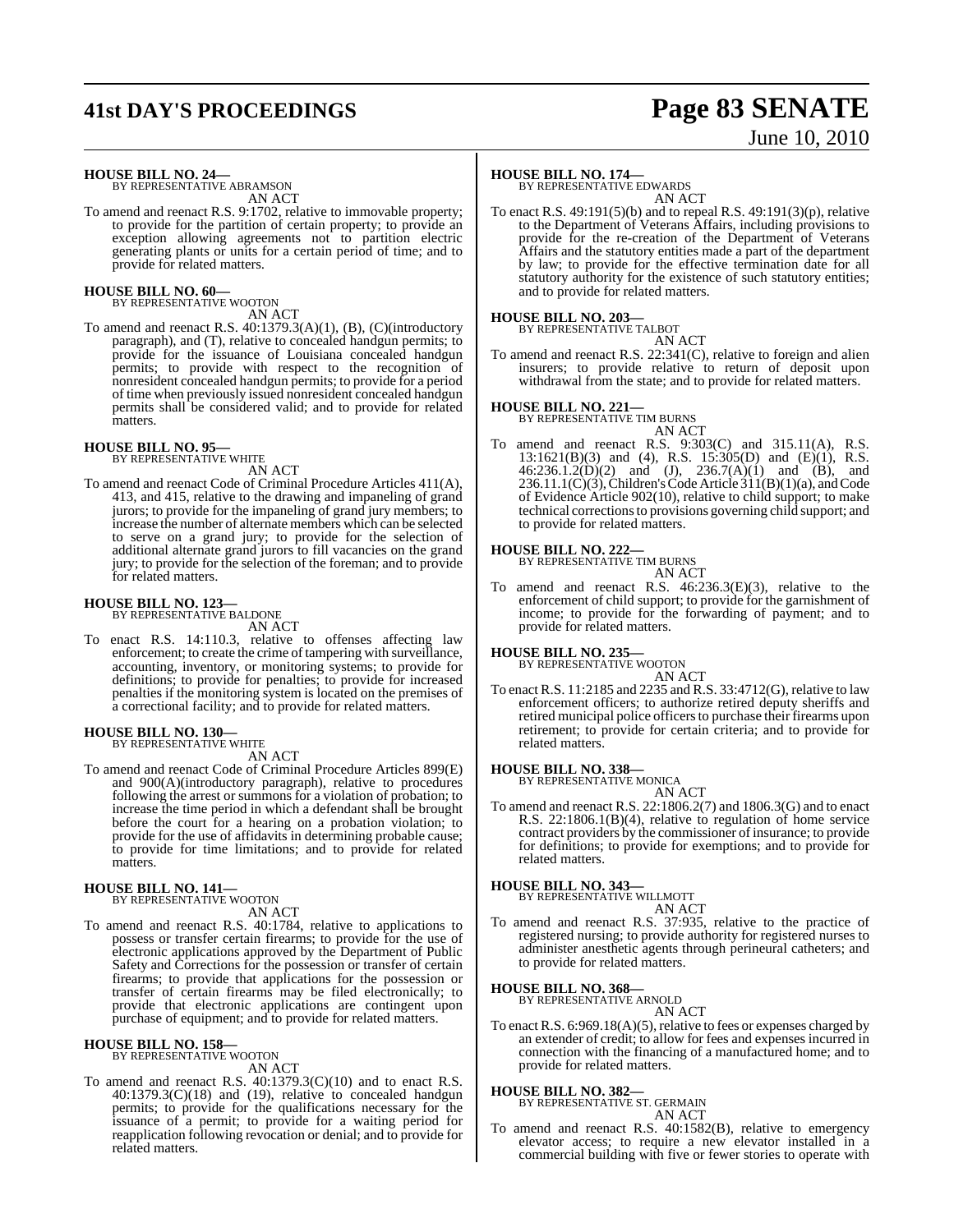**HOUSE BILL NO. 24—**
BY REPRESENTATIVE ABRAMSON

AN ACT

To amend and reenact R.S. 9:1702, relative to immovable property; to provide for the partition of certain property; to provide an exception allowing agreements not to partition electric generating plants or units for a certain period of time; and to provide for related matters.

**HOUSE BILL NO. 60—**
BY REPRESENTATIVE WOOTON

AN ACT

To amend and reenact R.S. 40:1379.3(A)(1), (B), (C)(introductory paragraph), and (T), relative to concealed handgun permits; to provide for the issuance of Louisiana concealed handgun permits; to provide with respect to the recognition of nonresident concealed handgun permits; to provide for a period of time when previously issued nonresident concealed handgun permits shall be considered valid; and to provide for related matters.

**HOUSE BILL NO. 95—**
BY REPRESENTATIVE WHITE

AN ACT

To amend and reenact Code of Criminal Procedure Articles 411(A), 413, and 415, relative to the drawing and impaneling of grand jurors; to provide for the impaneling of grand jury members; to increase the number of alternate members which can be selected to serve on a grand jury; to provide for the selection of additional alternate grand jurors to fill vacancies on the grand jury; to provide for the selection of the foreman; and to provide for related matters.

**HOUSE BILL NO. 123—**
BY REPRESENTATIVE BALDONE

AN ACT

To enact R.S. 14:110.3, relative to offenses affecting law enforcement; to create the crime of tampering with surveillance, accounting, inventory, or monitoring systems; to provide for definitions; to provide for penalties; to provide for increased penalties if the monitoring system is located on the premises of a correctional facility; and to provide for related matters.

**HOUSE BILL NO. 130—**
BY REPRESENTATIVE WHITE

AN ACT

To amend and reenact Code of Criminal Procedure Articles 899(E) and 900(A)(introductory paragraph), relative to procedures following the arrest or summons for a violation of probation; to increase the time period in which a defendant shall be brought before the court for a hearing on a probation violation; to provide for the use of affidavits in determining probable cause; to provide for time limitations; and to provide for related matters.

**HOUSE BILL NO. 141—**
BY REPRESENTATIVE WOOTON

AN ACT

To amend and reenact R.S. 40:1784, relative to applications to possess or transfer certain firearms; to provide for the use of electronic applications approved by the Department of Public Safety and Corrections for the possession or transfer of certain firearms; to provide that applications for the possession or transfer of certain firearms may be filed electronically; to provide that electronic applications are contingent upon purchase of equipment; and to provide for related matters.

**HOUSE BILL NO. 158—**
BY REPRESENTATIVE WOOTON

AN ACT

To amend and reenact R.S. 40:1379.3(C)(10) and to enact R.S. 40:1379.3(C)(18) and (19), relative to concealed handgun permits; to provide for the qualifications necessary for the issuance of a permit; to provide for a waiting period for reapplication following revocation or denial; and to provide for related matters.

**HOUSE BILL NO. 174—**
BY REPRESENTATIVE EDWARDS

AN ACT

To enact R.S. 49:191(5)(b) and to repeal R.S. 49:191(3)(p), relative to the Department of Veterans Affairs, including provisions to provide for the re-creation of the Department of Veterans Affairs and the statutory entities made a part of the department by law; to provide for the effective termination date for all statutory authority for the existence of such statutory entities; and to provide for related matters.

**HOUSE BILL NO. 203—**
BY REPRESENTATIVE TALBOT

AN ACT

To amend and reenact R.S. 22:341(C), relative to foreign and alien insurers; to provide relative to return of deposit upon withdrawal from the state; and to provide for related matters.

**HOUSE BILL NO. 221—**
BY REPRESENTATIVE TIM BURNS

AN ACT

To amend and reenact R.S. 9:303(C) and 315.11(A), R.S. 13:1621(B)(3) and (4), R.S. 15:305(D) and (E)(1), R.S. 46:236.1.2(D)(2) and (J), 236.7(A)(1) and (B), and 236.11.1(C)(3), Children's Code Article 311(B)(1)(a), and Code of Evidence Article 902(10), relative to child support; to make technical corrections to provisions governing child support; and to provide for related matters.

**HOUSE BILL NO. 222—**
BY REPRESENTATIVE TIM BURNS

AN ACT

To amend and reenact R.S. 46:236.3(E)(3), relative to the enforcement of child support; to provide for the garnishment of income; to provide for the forwarding of payment; and to provide for related matters.

**HOUSE BILL NO. 235—**
BY REPRESENTATIVE WOOTON

AN ACT

To enact R.S. 11:2185 and 2235 and R.S. 33:4712(G), relative to law enforcement officers; to authorize retired deputy sheriffs and retired municipal police officers to purchase their firearms upon retirement; to provide for certain criteria; and to provide for related matters.

**HOUSE BILL NO. 338—**
BY REPRESENTATIVE MONICA

AN ACT

To amend and reenact R.S. 22:1806.2(7) and 1806.3(G) and to enact R.S. 22:1806.1(B)(4), relative to regulation of home service contract providers by the commissioner of insurance; to provide for definitions; to provide for exemptions; and to provide for related matters.

**HOUSE BILL NO. 343—**
BY REPRESENTATIVE WILLMOTT

AN ACT

To amend and reenact R.S. 37:935, relative to the practice of registered nursing; to provide authority for registered nurses to administer anesthetic agents through perineural catheters; and to provide for related matters.

**HOUSE BILL NO. 368—**
BY REPRESENTATIVE ARNOLD

AN ACT

To enact R.S. 6:969.18(A)(5), relative to fees or expenses charged by an extender of credit; to allow for fees and expenses incurred in connection with the financing of a manufactured home; and to provide for related matters.

**HOUSE BILL NO. 382—**
BY REPRESENTATIVE ST. GERMAIN

AN ACT

To amend and reenact R.S. 40:1582(B), relative to emergency elevator access; to require a new elevator installed in a commercial building with five or fewer stories to operate with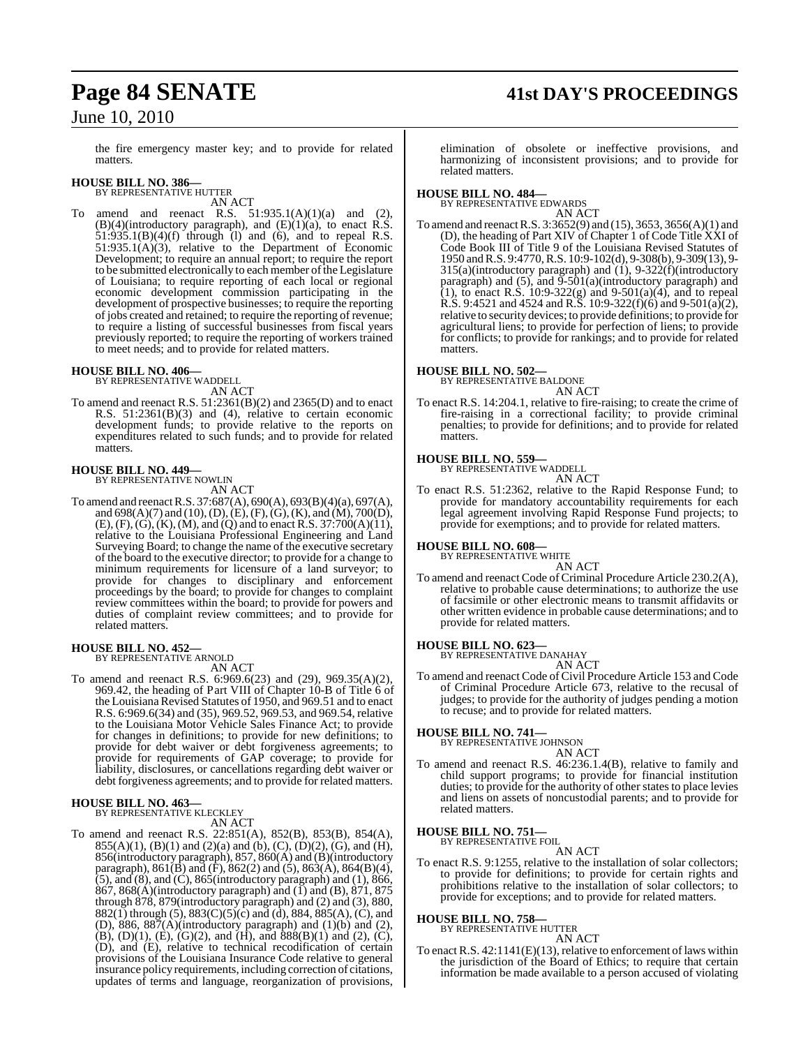the fire emergency master key; and to provide for related matters.

**HOUSE BILL NO. 386—**
BY REPRESENTATIVE HUTTER
AN ACT

To amend and reenact R.S. 51:935.1(A)(1)(a) and (2), (B)(4)(introductory paragraph), and (E)(1)(a), to enact R.S. 51:935.1(B)(4)(f) through (l) and (6), and to repeal R.S. 51:935.1(A)(3), relative to the Department of Economic Development; to require an annual report; to require the report to be submitted electronically to each member of the Legislature of Louisiana; to require reporting of each local or regional economic development commission participating in the development of prospective businesses; to require the reporting of jobs created and retained; to require the reporting of revenue; to require a listing of successful businesses from fiscal years previously reported; to require the reporting of workers trained to meet needs; and to provide for related matters.

**HOUSE BILL NO. 406—**
BY REPRESENTATIVE WADDELL
AN ACT

To amend and reenact R.S. 51:2361(B)(2) and 2365(D) and to enact R.S. 51:2361(B)(3) and (4), relative to certain economic development funds; to provide relative to the reports on expenditures related to such funds; and to provide for related matters.

**HOUSE BILL NO. 449—**
BY REPRESENTATIVE NOWLIN
AN ACT

To amend and reenact R.S. 37:687(A), 690(A), 693(B)(4)(a), 697(A), and 698(A)(7) and (10), (D), (E), (F), (G), (K), and (M), 700(D), (E), (F), (G), (K), (M), and (Q) and to enact R.S. 37:700(A)(11), relative to the Louisiana Professional Engineering and Land Surveying Board; to change the name of the executive secretary of the board to the executive director; to provide for a change to minimum requirements for licensure of a land surveyor; to provide for changes to disciplinary and enforcement proceedings by the board; to provide for changes to complaint review committees within the board; to provide for powers and duties of complaint review committees; and to provide for related matters.

**HOUSE BILL NO. 452—**
BY REPRESENTATIVE ARNOLD
AN ACT

To amend and reenact R.S. 6:969.6(23) and (29), 969.35(A)(2), 969.42, the heading of Part VIII of Chapter 10-B of Title 6 of the Louisiana Revised Statutes of 1950, and 969.51 and to enact R.S. 6:969.6(34) and (35), 969.52, 969.53, and 969.54, relative to the Louisiana Motor Vehicle Sales Finance Act; to provide for changes in definitions; to provide for new definitions; to provide for debt waiver or debt forgiveness agreements; to provide for requirements of GAP coverage; to provide for liability, disclosures, or cancellations regarding debt waiver or debt forgiveness agreements; and to provide for related matters.

**HOUSE BILL NO. 463—**
BY REPRESENTATIVE KLECKLEY
AN ACT

To amend and reenact R.S. 22:851(A), 852(B), 853(B), 854(A), 855(A)(1), (B)(1) and (2)(a) and (b), (C), (D)(2), (G), and (H), 856(introductory paragraph), 857, 860(A) and (B)(introductory paragraph), 861(B) and (F), 862(2) and (5), 863(A), 864(B)(4), (5), and (8), and (C), 865(introductory paragraph) and (1), 866, 867, 868(A)(introductory paragraph) and (1) and (B), 871, 875 through 878, 879(introductory paragraph) and (2) and (3), 880, 882(1) through (5), 883(C)(5)(c) and (d), 884, 885(A), (C), and (D), 886, 887(A)(introductory paragraph) and (1)(b) and (2), (B), (D)(1), (E), (G)(2), and (H), and 888(B)(1) and (2), (C), (D), and (E), relative to technical recodification of certain provisions of the Louisiana Insurance Code relative to general insurance policy requirements, including correction of citations, updates of terms and language, reorganization of provisions, elimination of obsolete or ineffective provisions, and harmonizing of inconsistent provisions; and to provide for related matters.

**HOUSE BILL NO. 484—**
BY REPRESENTATIVE EDWARDS
AN ACT

To amend and reenact R.S. 3:3652(9) and (15), 3653, 3656(A)(1) and (D), the heading of Part XIV of Chapter 1 of Code Title XXI of Code Book III of Title 9 of the Louisiana Revised Statutes of 1950 and R.S. 9:4770, R.S. 10:9-102(d), 9-308(b), 9-309(13), 9-315(a)(introductory paragraph) and (1), 9-322(f)(introductory paragraph) and (5), and 9-501(a)(introductory paragraph) and (1), to enact R.S. 10:9-322(g) and 9-501(a)(4), and to repeal R.S. 9:4521 and 4524 and R.S. 10:9-322(f)(6) and 9-501(a)(2), relative to security devices; to provide definitions; to provide for agricultural liens; to provide for perfection of liens; to provide for conflicts; to provide for rankings; and to provide for related matters.

**HOUSE BILL NO. 502—**
BY REPRESENTATIVE BALDONE
AN ACT

To enact R.S. 14:204.1, relative to fire-raising; to create the crime of fire-raising in a correctional facility; to provide criminal penalties; to provide for definitions; and to provide for related matters.

**HOUSE BILL NO. 559—**
BY REPRESENTATIVE WADDELL
AN ACT

To enact R.S. 51:2362, relative to the Rapid Response Fund; to provide for mandatory accountability requirements for each legal agreement involving Rapid Response Fund projects; to provide for exemptions; and to provide for related matters.

**HOUSE BILL NO. 608—**
BY REPRESENTATIVE WHITE
AN ACT

To amend and reenact Code of Criminal Procedure Article 230.2(A), relative to probable cause determinations; to authorize the use of facsimile or other electronic means to transmit affidavits or other written evidence in probable cause determinations; and to provide for related matters.

**HOUSE BILL NO. 623—**
BY REPRESENTATIVE DANAHAY
AN ACT

To amend and reenact Code of Civil Procedure Article 153 and Code of Criminal Procedure Article 673, relative to the recusal of judges; to provide for the authority of judges pending a motion to recuse; and to provide for related matters.

**HOUSE BILL NO. 741—**
BY REPRESENTATIVE JOHNSON
AN ACT

To amend and reenact R.S. 46:236.1.4(B), relative to family and child support programs; to provide for financial institution duties; to provide for the authority of other states to place levies and liens on assets of noncustodial parents; and to provide for related matters.

**HOUSE BILL NO. 751—**
BY REPRESENTATIVE FOIL
AN ACT

To enact R.S. 9:1255, relative to the installation of solar collectors; to provide for definitions; to provide for certain rights and prohibitions relative to the installation of solar collectors; to provide for exceptions; and to provide for related matters.

**HOUSE BILL NO. 758—**
BY REPRESENTATIVE HUTTER
AN ACT

To enact R.S. 42:1141(E)(13), relative to enforcement of laws within the jurisdiction of the Board of Ethics; to require that certain information be made available to a person accused of violating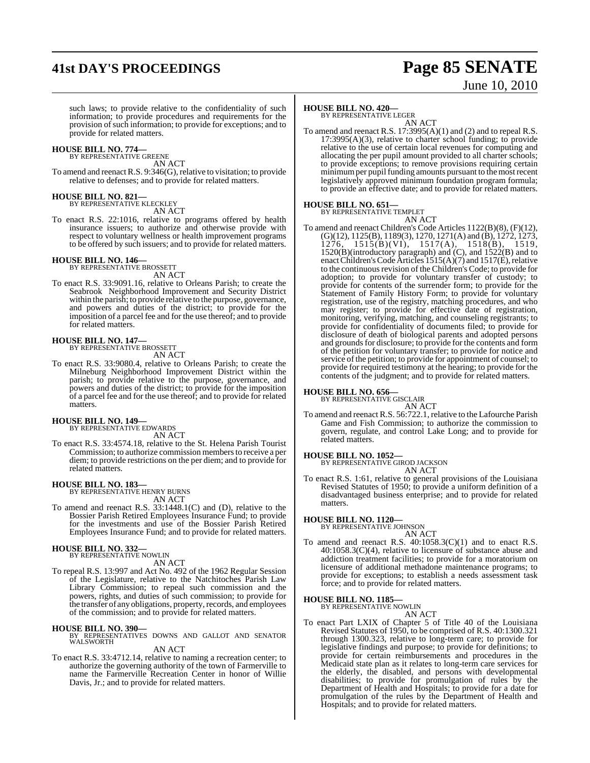such laws; to provide relative to the confidentiality of such information; to provide procedures and requirements for the provision of such information; to provide for exceptions; and to provide for related matters.

**HOUSE BILL NO. 774—**
BY REPRESENTATIVE GREENE
AN ACT

To amend and reenact R.S. 9:346(G), relative to visitation; to provide relative to defenses; and to provide for related matters.

**HOUSE BILL NO. 821—**
BY REPRESENTATIVE KLECKLEY
AN ACT

To enact R.S. 22:1016, relative to programs offered by health insurance issuers; to authorize and otherwise provide with respect to voluntary wellness or health improvement programs to be offered by such issuers; and to provide for related matters.

**HOUSE BILL NO. 146—**
BY REPRESENTATIVE BROSSETT
AN ACT

To enact R.S. 33:9091.16, relative to Orleans Parish; to create the Seabrook Neighborhood Improvement and Security District within the parish; to provide relative to the purpose, governance, and powers and duties of the district; to provide for the imposition of a parcel fee and for the use thereof; and to provide for related matters.

**HOUSE BILL NO. 147—**
BY REPRESENTATIVE BROSSETT
AN ACT

To enact R.S. 33:9080.4, relative to Orleans Parish; to create the Milneburg Neighborhood Improvement District within the parish; to provide relative to the purpose, governance, and powers and duties of the district; to provide for the imposition of a parcel fee and for the use thereof; and to provide for related matters.

**HOUSE BILL NO. 149—**
BY REPRESENTATIVE EDWARDS
AN ACT

To enact R.S. 33:4574.18, relative to the St. Helena Parish Tourist Commission; to authorize commission members to receive a per diem; to provide restrictions on the per diem; and to provide for related matters.

**HOUSE BILL NO. 183—**
BY REPRESENTATIVE HENRY BURNS
AN ACT

To amend and reenact R.S. 33:1448.1(C) and (D), relative to the Bossier Parish Retired Employees Insurance Fund; to provide for the investments and use of the Bossier Parish Retired Employees Insurance Fund; and to provide for related matters.

**HOUSE BILL NO. 332—**
BY REPRESENTATIVE NOWLIN
AN ACT

To repeal R.S. 13:997 and Act No. 492 of the 1962 Regular Session of the Legislature, relative to the Natchitoches Parish Law Library Commission; to repeal such commission and the powers, rights, and duties of such commission; to provide for the transfer of any obligations, property, records, and employees of the commission; and to provide for related matters.

**HOUSE BILL NO. 390—**
BY REPRESENTATIVES DOWNS AND GALLOT AND SENATOR WALSWORTH
AN ACT

To enact R.S. 33:4712.14, relative to naming a recreation center; to authorize the governing authority of the town of Farmerville to name the Farmerville Recreation Center in honor of Willie Davis, Jr.; and to provide for related matters.

**HOUSE BILL NO. 420—**
BY REPRESENTATIVE LEGER
AN ACT

To amend and reenact R.S. 17:3995(A)(1) and (2) and to repeal R.S. 17:3995(A)(3), relative to charter school funding; to provide relative to the use of certain local revenues for computing and allocating the per pupil amount provided to all charter schools; to provide exceptions; to remove provisions requiring certain minimum per pupil funding amounts pursuant to the most recent legislatively approved minimum foundation program formula; to provide an effective date; and to provide for related matters.

**HOUSE BILL NO. 651—**
BY REPRESENTATIVE TEMPLET
AN ACT

To amend and reenact Children's Code Articles 1122(B)(8), (F)(12), (G)(12), 1125(B), 1189(3), 1270, 1271(A) and (B), 1272, 1273, 1276, 1515(B)(VI), 1517(A), 1518(B), 1519, 1520(B)(introductory paragraph) and (C), and 1522(B) and to enact Children's Code Articles 1515(A)(7) and 1517(E), relative to the continuous revision of the Children's Code; to provide for adoption; to provide for voluntary transfer of custody; to provide for contents of the surrender form; to provide for the Statement of Family History Form; to provide for voluntary registration, use of the registry, matching procedures, and who may register; to provide for effective date of registration, monitoring, verifying, matching, and counseling registrants; to provide for confidentiality of documents filed; to provide for disclosure of death of biological parents and adopted persons and grounds for disclosure; to provide for the contents and form of the petition for voluntary transfer; to provide for notice and service of the petition; to provide for appointment of counsel; to provide for required testimony at the hearing; to provide for the contents of the judgment; and to provide for related matters.

**HOUSE BILL NO. 656—**
BY REPRESENTATIVE GISCLAIR
AN ACT

To amend and reenact R.S. 56:722.1, relative to the Lafourche Parish Game and Fish Commission; to authorize the commission to govern, regulate, and control Lake Long; and to provide for related matters.

**HOUSE BILL NO. 1052—**
BY REPRESENTATIVE GIROD JACKSON
AN ACT

To enact R.S. 1:61, relative to general provisions of the Louisiana Revised Statutes of 1950; to provide a uniform definition of a disadvantaged business enterprise; and to provide for related matters.

**HOUSE BILL NO. 1120—**
BY REPRESENTATIVE JOHNSON
AN ACT

To amend and reenact R.S. 40:1058.3(C)(1) and to enact R.S. 40:1058.3(C)(4), relative to licensure of substance abuse and addiction treatment facilities; to provide for a moratorium on licensure of additional methadone maintenance programs; to provide for exceptions; to establish a needs assessment task force; and to provide for related matters.

**HOUSE BILL NO. 1185—**
BY REPRESENTATIVE NOWLIN
AN ACT

To enact Part LXIX of Chapter 5 of Title 40 of the Louisiana Revised Statutes of 1950, to be comprised of R.S. 40:1300.321 through 1300.323, relative to long-term care; to provide for legislative findings and purpose; to provide for definitions; to provide for certain reimbursements and procedures in the Medicaid state plan as it relates to long-term care services for the elderly, the disabled, and persons with developmental disabilities; to provide for promulgation of rules by the Department of Health and Hospitals; to provide for a date for promulgation of the rules by the Department of Health and Hospitals; and to provide for related matters.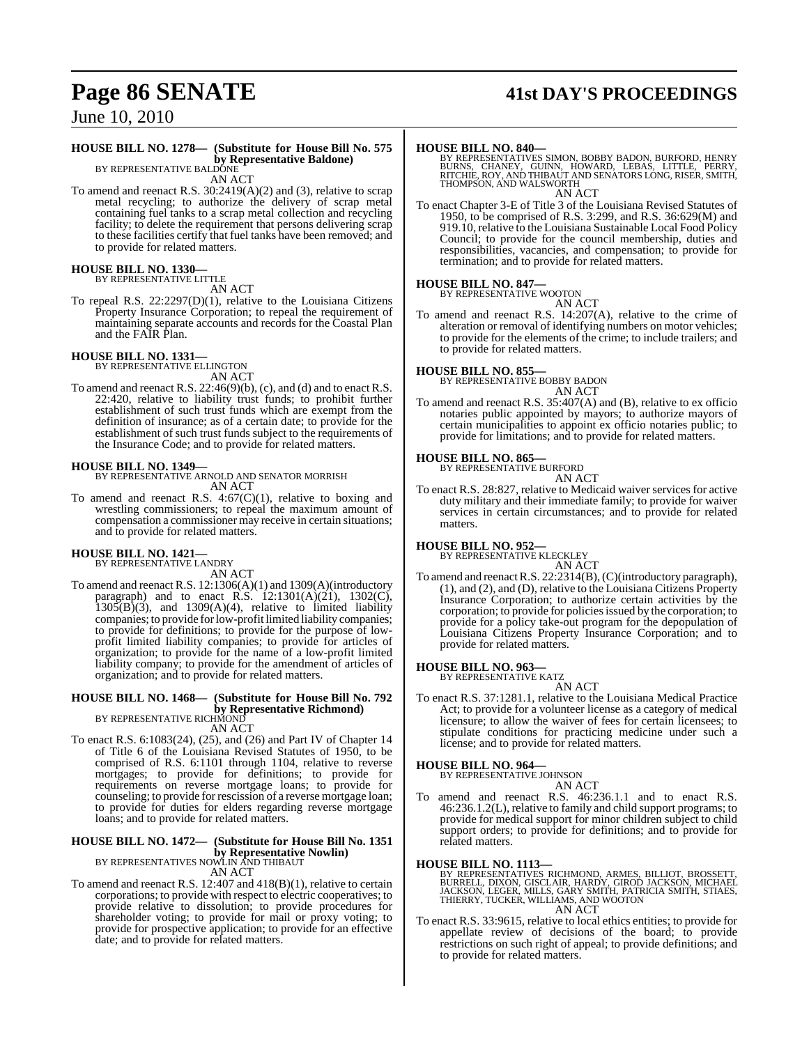**HOUSE BILL NO. 1278— (Substitute for House Bill No. 575 by Representative Baldone)**
BY REPRESENTATIVE BALDONE
AN ACT

To amend and reenact R.S. 30:2419(A)(2) and (3), relative to scrap metal recycling; to authorize the delivery of scrap metal containing fuel tanks to a scrap metal collection and recycling facility; to delete the requirement that persons delivering scrap to these facilities certify that fuel tanks have been removed; and to provide for related matters.

**HOUSE BILL NO. 1330—**
BY REPRESENTATIVE LITTLE
AN ACT

To repeal R.S. 22:2297(D)(1), relative to the Louisiana Citizens Property Insurance Corporation; to repeal the requirement of maintaining separate accounts and records for the Coastal Plan and the FAIR Plan.

**HOUSE BILL NO. 1331—**
BY REPRESENTATIVE ELLINGTON
AN ACT

To amend and reenact R.S. 22:46(9)(b), (c), and (d) and to enact R.S. 22:420, relative to liability trust funds; to prohibit further establishment of such trust funds which are exempt from the definition of insurance; as of a certain date; to provide for the establishment of such trust funds subject to the requirements of the Insurance Code; and to provide for related matters.

**HOUSE BILL NO. 1349—**
BY REPRESENTATIVE ARNOLD AND SENATOR MORRISH
AN ACT

To amend and reenact R.S. 4:67(C)(1), relative to boxing and wrestling commissioners; to repeal the maximum amount of compensation a commissioner may receive in certain situations; and to provide for related matters.

**HOUSE BILL NO. 1421—**
BY REPRESENTATIVE LANDRY
AN ACT

To amend and reenact R.S. 12:1306(A)(1) and 1309(A)(introductory paragraph) and to enact R.S. 12:1301(A)(21), 1302(C), 1305(B)(3), and 1309(A)(4), relative to limited liability companies; to provide for low-profit limited liability companies; to provide for definitions; to provide for the purpose of low-profit limited liability companies; to provide for articles of organization; to provide for the name of a low-profit limited liability company; to provide for the amendment of articles of organization; and to provide for related matters.

**HOUSE BILL NO. 1468— (Substitute for House Bill No. 792 by Representative Richmond)**
BY REPRESENTATIVE RICHMOND
AN ACT

To enact R.S. 6:1083(24), (25), and (26) and Part IV of Chapter 14 of Title 6 of the Louisiana Revised Statutes of 1950, to be comprised of R.S. 6:1101 through 1104, relative to reverse mortgages; to provide for definitions; to provide for requirements on reverse mortgage loans; to provide for counseling; to provide for rescission of a reverse mortgage loan; to provide for duties for elders regarding reverse mortgage loans; and to provide for related matters.

**HOUSE BILL NO. 1472— (Substitute for House Bill No. 1351 by Representative Nowlin)**
BY REPRESENTATIVES NOWLIN AND THIBAUT
AN ACT

To amend and reenact R.S. 12:407 and 418(B)(1), relative to certain corporations; to provide with respect to electric cooperatives; to provide relative to dissolution; to provide procedures for shareholder voting; to provide for mail or proxy voting; to provide for prospective application; to provide for an effective date; and to provide for related matters.

**HOUSE BILL NO. 840—**
BY REPRESENTATIVES SIMON, BOBBY BADON, BURFORD, HENRY BURNS, CHANEY, GUINN, HOWARD, LEBAS, LITTLE, PERRY, RITCHIE, ROY, AND THIBAUT AND SENATORS LONG, RISER, SMITH, THOMPSON, AND WALSWORTH
AN ACT

To enact Chapter 3-E of Title 3 of the Louisiana Revised Statutes of 1950, to be comprised of R.S. 3:299, and R.S. 36:629(M) and 919.10, relative to the Louisiana Sustainable Local Food Policy Council; to provide for the council membership, duties and responsibilities, vacancies, and compensation; to provide for termination; and to provide for related matters.

**HOUSE BILL NO. 847—**
BY REPRESENTATIVE WOOTON
AN ACT

To amend and reenact R.S. 14:207(A), relative to the crime of alteration or removal of identifying numbers on motor vehicles; to provide for the elements of the crime; to include trailers; and to provide for related matters.

**HOUSE BILL NO. 855—**
BY REPRESENTATIVE BOBBY BADON
AN ACT

To amend and reenact R.S. 35:407(A) and (B), relative to ex officio notaries public appointed by mayors; to authorize mayors of certain municipalities to appoint ex officio notaries public; to provide for limitations; and to provide for related matters.

**HOUSE BILL NO. 865—**
BY REPRESENTATIVE BURFORD
AN ACT

To enact R.S. 28:827, relative to Medicaid waiver services for active duty military and their immediate family; to provide for waiver services in certain circumstances; and to provide for related matters.

**HOUSE BILL NO. 952—**
BY REPRESENTATIVE KLECKLEY
AN ACT

To amend and reenact R.S. 22:2314(B), (C)(introductory paragraph), (1), and (2), and (D), relative to the Louisiana Citizens Property Insurance Corporation; to authorize certain activities by the corporation; to provide for policies issued by the corporation; to provide for a policy take-out program for the depopulation of Louisiana Citizens Property Insurance Corporation; and to provide for related matters.

**HOUSE BILL NO. 963—**
BY REPRESENTATIVE KATZ
AN ACT

To enact R.S. 37:1281.1, relative to the Louisiana Medical Practice Act; to provide for a volunteer license as a category of medical licensure; to allow the waiver of fees for certain licensees; to stipulate conditions for practicing medicine under such a license; and to provide for related matters.

**HOUSE BILL NO. 964—**
BY REPRESENTATIVE JOHNSON
AN ACT

To amend and reenact R.S. 46:236.1.1 and to enact R.S. 46:236.1.2(L), relative to family and child support programs; to provide for medical support for minor children subject to child support orders; to provide for definitions; and to provide for related matters.

**HOUSE BILL NO. 1113—**
BY REPRESENTATIVES RICHMOND, ARMES, BILLIOT, BROSSETT, BURRELL, DIXON, GISCLAIR, HARDY, GIROD JACKSON, MICHAEL JACKSON, LEGER, MILLS, GARY SMITH, PATRICIA SMITH, STIAES, THIERRY, TUCKER, WILLIAMS, AND WOOTON
AN ACT

To enact R.S. 33:9615, relative to local ethics entities; to provide for appellate review of decisions of the board; to provide restrictions on such right of appeal; to provide definitions; and to provide for related matters.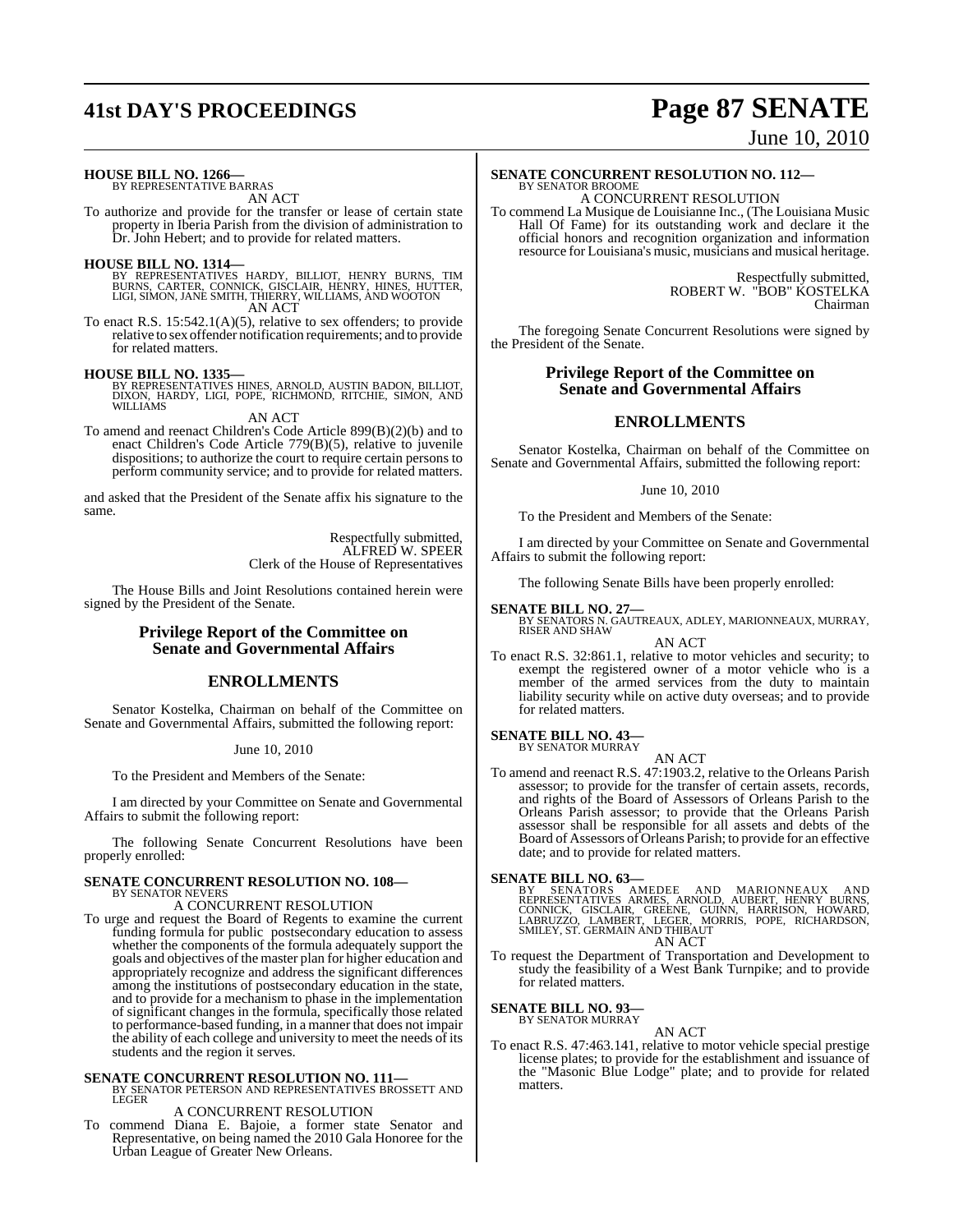**HOUSE BILL NO. 1266—**
BY REPRESENTATIVE BARRAS

AN ACT

To authorize and provide for the transfer or lease of certain state property in Iberia Parish from the division of administration to Dr. John Hebert; and to provide for related matters.

**HOUSE BILL NO. 1314—**
BY REPRESENTATIVES HARDY, BILLIOT, HENRY BURNS, TIM BURNS, CARTER, CONNICK, GISCLAIR, HENRY, HINES, HUTTER, LIGI, SIMON, JANE SMITH, THIERRY, WILLIAMS, AND WOOTON

AN ACT

To enact R.S. 15:542.1(A)(5), relative to sex offenders; to provide relative to sex offender notification requirements; and to provide for related matters.

**HOUSE BILL NO. 1335—**
BY REPRESENTATIVES HINES, ARNOLD, AUSTIN BADON, BILLIOT, DIXON, HARDY, LIGI, POPE, RICHMOND, RITCHIE, SIMON, AND WILLIAMS

AN ACT

To amend and reenact Children's Code Article 899(B)(2)(b) and to enact Children's Code Article 779(B)(5), relative to juvenile dispositions; to authorize the court to require certain persons to perform community service; and to provide for related matters.

and asked that the President of the Senate affix his signature to the same.

Respectfully submitted,
ALFRED W. SPEER
Clerk of the House of Representatives

The House Bills and Joint Resolutions contained herein were signed by the President of the Senate.

## Privilege Report of the Committee on Senate and Governmental Affairs

## ENROLLMENTS

Senator Kostelka, Chairman on behalf of the Committee on Senate and Governmental Affairs, submitted the following report:

June 10, 2010

To the President and Members of the Senate:

I am directed by your Committee on Senate and Governmental Affairs to submit the following report:

The following Senate Concurrent Resolutions have been properly enrolled:

**SENATE CONCURRENT RESOLUTION NO. 108—**
BY SENATOR NEVERS

A CONCURRENT RESOLUTION

To urge and request the Board of Regents to examine the current funding formula for public postsecondary education to assess whether the components of the formula adequately support the goals and objectives of the master plan for higher education and appropriately recognize and address the significant differences among the institutions of postsecondary education in the state, and to provide for a mechanism to phase in the implementation of significant changes in the formula, specifically those related to performance-based funding, in a manner that does not impair the ability of each college and university to meet the needs of its students and the region it serves.

**SENATE CONCURRENT RESOLUTION NO. 111—**
BY SENATOR PETERSON AND REPRESENTATIVES BROSSETT AND LEGER

A CONCURRENT RESOLUTION

To commend Diana E. Bajoie, a former state Senator and Representative, on being named the 2010 Gala Honoree for the Urban League of Greater New Orleans.

**SENATE CONCURRENT RESOLUTION NO. 112—**
BY SENATOR BROOME

A CONCURRENT RESOLUTION

To commend La Musique de Louisianne Inc., (The Louisiana Music Hall Of Fame) for its outstanding work and declare it the official honors and recognition organization and information resource for Louisiana's music, musicians and musical heritage.

Respectfully submitted,
ROBERT W. "BOB" KOSTELKA
Chairman

The foregoing Senate Concurrent Resolutions were signed by the President of the Senate.

## Privilege Report of the Committee on Senate and Governmental Affairs

## ENROLLMENTS

Senator Kostelka, Chairman on behalf of the Committee on Senate and Governmental Affairs, submitted the following report:

June 10, 2010

To the President and Members of the Senate:

I am directed by your Committee on Senate and Governmental Affairs to submit the following report:

The following Senate Bills have been properly enrolled:

**SENATE BILL NO. 27—**
BY SENATORS N. GAUTREAUX, ADLEY, MARIONNEAUX, MURRAY, RISER AND SHAW

AN ACT

To enact R.S. 32:861.1, relative to motor vehicles and security; to exempt the registered owner of a motor vehicle who is a member of the armed services from the duty to maintain liability security while on active duty overseas; and to provide for related matters.

**SENATE BILL NO. 43—**
BY SENATOR MURRAY

AN ACT

To amend and reenact R.S. 47:1903.2, relative to the Orleans Parish assessor; to provide for the transfer of certain assets, records, and rights of the Board of Assessors of Orleans Parish to the Orleans Parish assessor; to provide that the Orleans Parish assessor shall be responsible for all assets and debts of the Board of Assessors of Orleans Parish; to provide for an effective date; and to provide for related matters.

**SENATE BILL NO. 63—**
BY SENATORS AMEDEE AND MARIONNEAUX AND REPRESENTATIVES ARMES, ARNOLD, AUBERT, HENRY BURNS, CONNICK, GISCLAIR, GREENE, GUINN, HARRISON, HOWARD, LABRUZZO, LAMBERT, LEGER, MORRIS, POPE, RICHARDSON, SMILEY, ST. GERMAIN AND THIBAUT

AN ACT

To request the Department of Transportation and Development to study the feasibility of a West Bank Turnpike; and to provide for related matters.

**SENATE BILL NO. 93—**
BY SENATOR MURRAY

AN ACT

To enact R.S. 47:463.141, relative to motor vehicle special prestige license plates; to provide for the establishment and issuance of the "Masonic Blue Lodge" plate; and to provide for related matters.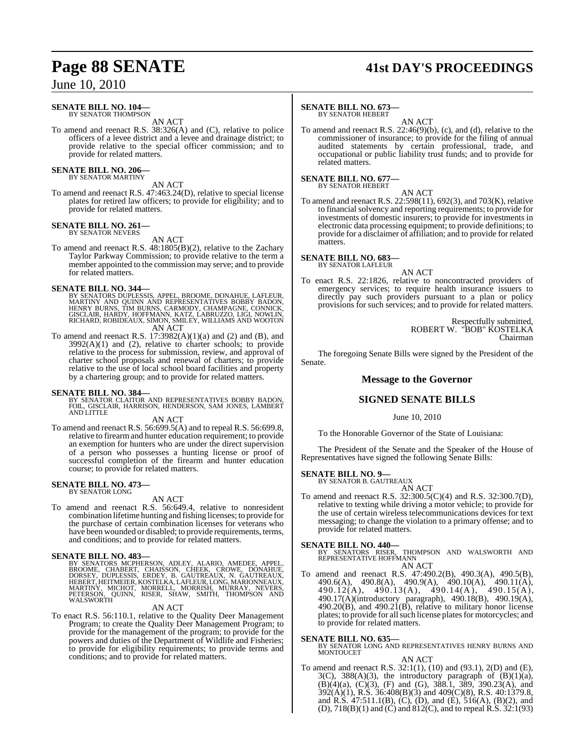**SENATE BILL NO. 104—**
BY SENATOR THOMPSON

AN ACT

To amend and reenact R.S. 38:326(A) and (C), relative to police officers of a levee district and a levee and drainage district; to provide relative to the special officer commission; and to provide for related matters.

**SENATE BILL NO. 206—**
BY SENATOR MARTINY

AN ACT

To amend and reenact R.S. 47:463.24(D), relative to special license plates for retired law officers; to provide for eligibility; and to provide for related matters.

**SENATE BILL NO. 261—**
BY SENATOR NEVERS

AN ACT

To amend and reenact R.S. 48:1805(B)(2), relative to the Zachary Taylor Parkway Commission; to provide relative to the term a member appointed to the commission may serve; and to provide for related matters.

**SENATE BILL NO. 344—**
BY SENATORS DUPLESSIS, APPEL, BROOME, DONAHUE, LAFLEUR, MARTINY AND QUINN AND REPRESENTATIVES BOBBY BADON, HENRY BURNS, TIM BURNS, CARMODY, CHAMPAGNE, CONNICK, GISCLAIR, HARDY, HOFFMANN, KATZ, LABRUZZO, LIGI, NOWLIN, RICHARD, ROBIDEAUX, SIMON, SMILEY, WILLIAMS AND WOOTON

AN ACT

To amend and reenact R.S. 17:3982(A)(1)(a) and (2) and (B), and 3992(A)(1) and (2), relative to charter schools; to provide relative to the process for submission, review, and approval of charter school proposals and renewal of charters; to provide relative to the use of local school board facilities and property by a chartering group; and to provide for related matters.

**SENATE BILL NO. 384—**
BY SENATOR CLAITOR AND REPRESENTATIVES BOBBY BADON, FOIL, GISCLAIR, HARRISON, HENDERSON, SAM JONES, LAMBERT AND LITTLE

AN ACT

To amend and reenact R.S. 56:699.5(A) and to repeal R.S. 56:699.8, relative to firearm and hunter education requirement; to provide an exemption for hunters who are under the direct supervision of a person who possesses a hunting license or proof of successful completion of the firearm and hunter education course; to provide for related matters.

**SENATE BILL NO. 473—**
BY SENATOR LONG

AN ACT

To amend and reenact R.S. 56:649.4, relative to nonresident combination lifetime hunting and fishing licenses; to provide for the purchase of certain combination licenses for veterans who have been wounded or disabled; to provide requirements, terms, and conditions; and to provide for related matters.

**SENATE BILL NO. 483—**
BY SENATORS MCPHERSON, ADLEY, ALARIO, AMEDEE, APPEL, BROOME, CHABERT, CHAISSON, CHEEK, CROWE, DONAHUE, DORSEY, DUPLESSIS, ERDEY, B. GAUTREAUX, N. GAUTREAUX, HEBERT, HEITMEIER, KOSTELKA, LAFLEUR, LONG, MARIONNEAUX, MARTINY, MICHOT, MORRELL, MORRISH, MURRAY, NEVERS, PETERSON, QUINN, RISER, SHAW, SMITH, THOMPSON AND WALSWORTH

AN ACT

To enact R.S. 56:110.1, relative to the Quality Deer Management Program; to create the Quality Deer Management Program; to provide for the management of the program; to provide for the powers and duties of the Department of Wildlife and Fisheries; to provide for eligibility requirements; to provide terms and conditions; and to provide for related matters.

**SENATE BILL NO. 673—**
BY SENATOR HEBERT

AN ACT

To amend and reenact R.S. 22:46(9)(b), (c), and (d), relative to the commissioner of insurance; to provide for the filing of annual audited statements by certain professional, trade, and occupational or public liability trust funds; and to provide for related matters.

**SENATE BILL NO. 677—**
BY SENATOR HEBERT

AN ACT

To amend and reenact R.S. 22:598(11), 692(3), and 703(K), relative to financial solvency and reporting requirements; to provide for investments of domestic insurers; to provide for investments in electronic data processing equipment; to provide definitions; to provide for a disclaimer of affiliation; and to provide for related matters.

**SENATE BILL NO. 683—**
BY SENATOR LAFLEUR

AN ACT

To enact R.S. 22:1826, relative to noncontracted providers of emergency services; to require health insurance issuers to directly pay such providers pursuant to a plan or policy provisions for such services; and to provide for related matters.

Respectfully submitted,
ROBERT W. "BOB" KOSTELKA
Chairman

The foregoing Senate Bills were signed by the President of the Senate.

## Message to the Governor

## SIGNED SENATE BILLS

June 10, 2010

To the Honorable Governor of the State of Louisiana:

The President of the Senate and the Speaker of the House of Representatives have signed the following Senate Bills:

**SENATE BILL NO. 9—**
BY SENATOR B. GAUTREAUX

AN ACT

To amend and reenact R.S. 32:300.5(C)(4) and R.S. 32:300.7(D), relative to texting while driving a motor vehicle; to provide for the use of certain wireless telecommunications devices for text messaging; to change the violation to a primary offense; and to provide for related matters.

**SENATE BILL NO. 440—**
BY SENATORS RISER, THOMPSON AND WALSWORTH AND REPRESENTATIVE HOFFMANN

AN ACT

To amend and reenact R.S. 47:490.2(B), 490.3(A), 490.5(B), 490.6(A), 490.8(A), 490.9(A), 490.10(A), 490.11(A), 490.12(A), 490.13(A), 490.14(A), 490.15(A), 490.17(A)(introductory paragraph), 490.18(B), 490.19(A), 490.20(B), and 490.21(B), relative to military honor license plates; to provide for all such license plates for motorcycles; and to provide for related matters.

**SENATE BILL NO. 635—**
BY SENATOR LONG AND REPRESENTATIVES HENRY BURNS AND MONTOUCET

AN ACT

To amend and reenact R.S. 32:1(1), (10) and (93.1), 2(D) and (E), 3(C), 388(A)(3), the introductory paragraph of (B)(1)(a), (B)(4)(a), (C)(3), (F) and (G), 388.1, 389, 390.23(A), and 392(A)(1), R.S. 36:408(B)(3) and 409(C)(8), R.S. 40:1379.8, and R.S. 47:511.1(B), (C), (D), and (E), 516(A), (B)(2), and (D), 718(B)(1) and (C) and 812(C), and to repeal R.S. 32:1(93)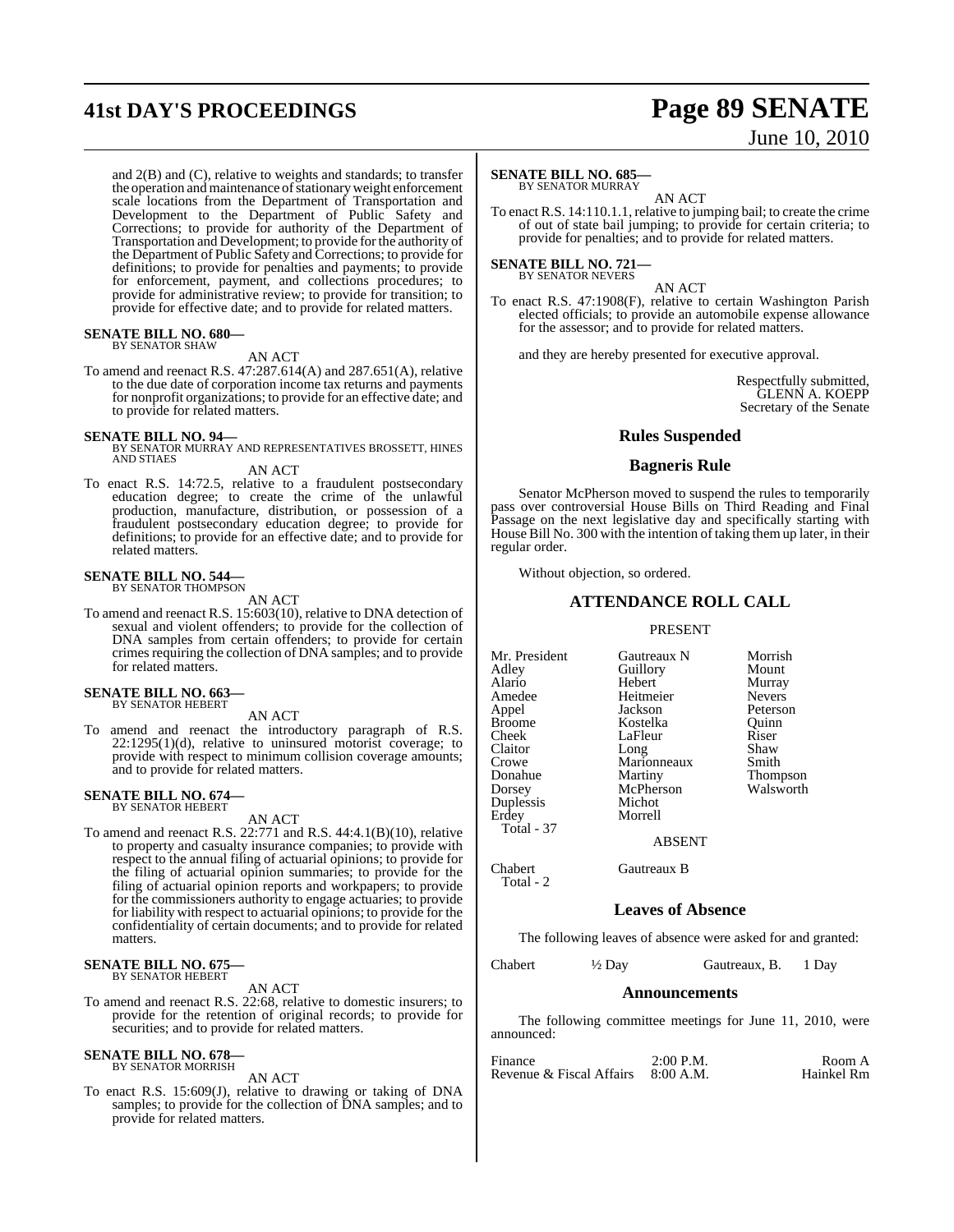and 2(B) and (C), relative to weights and standards; to transfer the operation and maintenance of stationary weight enforcement scale locations from the Department of Transportation and Development to the Department of Public Safety and Corrections; to provide for authority of the Department of Transportation and Development; to provide for the authority of the Department of Public Safety and Corrections; to provide for definitions; to provide for penalties and payments; to provide for enforcement, payment, and collections procedures; to provide for administrative review; to provide for transition; to provide for effective date; and to provide for related matters.

**SENATE BILL NO. 680—**
BY SENATOR SHAW

AN ACT

To amend and reenact R.S. 47:287.614(A) and 287.651(A), relative to the due date of corporation income tax returns and payments for nonprofit organizations; to provide for an effective date; and to provide for related matters.

**SENATE BILL NO. 94—**
BY SENATOR MURRAY AND REPRESENTATIVES BROSSETT, HINES AND STIAES

AN ACT

To enact R.S. 14:72.5, relative to a fraudulent postsecondary education degree; to create the crime of the unlawful production, manufacture, distribution, or possession of a fraudulent postsecondary education degree; to provide for definitions; to provide for an effective date; and to provide for related matters.

**SENATE BILL NO. 544—**
BY SENATOR THOMPSON

AN ACT

To amend and reenact R.S. 15:603(10), relative to DNA detection of sexual and violent offenders; to provide for the collection of DNA samples from certain offenders; to provide for certain crimes requiring the collection of DNA samples; and to provide for related matters.

**SENATE BILL NO. 663—**
BY SENATOR HEBERT

AN ACT

To amend and reenact the introductory paragraph of R.S. 22:1295(1)(d), relative to uninsured motorist coverage; to provide with respect to minimum collision coverage amounts; and to provide for related matters.

**SENATE BILL NO. 674—**
BY SENATOR HEBERT

AN ACT

To amend and reenact R.S. 22:771 and R.S. 44:4.1(B)(10), relative to property and casualty insurance companies; to provide with respect to the annual filing of actuarial opinions; to provide for the filing of actuarial opinion summaries; to provide for the filing of actuarial opinion reports and workpapers; to provide for the commissioners authority to engage actuaries; to provide for liability with respect to actuarial opinions; to provide for the confidentiality of certain documents; and to provide for related matters.

**SENATE BILL NO. 675—**
BY SENATOR HEBERT

AN ACT

To amend and reenact R.S. 22:68, relative to domestic insurers; to provide for the retention of original records; to provide for securities; and to provide for related matters.

**SENATE BILL NO. 678—**
BY SENATOR MORRISH

AN ACT

To enact R.S. 15:609(J), relative to drawing or taking of DNA samples; to provide for the collection of DNA samples; and to provide for related matters.

**SENATE BILL NO. 685—**
BY SENATOR MURRAY

AN ACT

To enact R.S. 14:110.1.1, relative to jumping bail; to create the crime of out of state bail jumping; to provide for certain criteria; to provide for penalties; and to provide for related matters.

**SENATE BILL NO. 721—**
BY SENATOR NEVERS

AN ACT

To enact R.S. 47:1908(F), relative to certain Washington Parish elected officials; to provide an automobile expense allowance for the assessor; and to provide for related matters.

and they are hereby presented for executive approval.

Respectfully submitted,
GLENN A. KOEPP
Secretary of the Senate

## Rules Suspended

### Bagneris Rule

Senator McPherson moved to suspend the rules to temporarily pass over controversial House Bills on Third Reading and Final Passage on the next legislative day and specifically starting with House Bill No. 300 with the intention of taking them up later, in their regular order.

Without objection, so ordered.

## ATTENDANCE ROLL CALL

PRESENT

| | | |
|---|---|---|
| Mr. President | Gautreaux N | Morrish |
| Adley | Guillory | Mount |
| Alario | Hebert | Murray |
| Amedee | Heitmeier | Nevers |
| Appel | Jackson | Peterson |
| Broome | Kostelka | Quinn |
| Cheek | LaFleur | Riser |
| Claitor | Long | Shaw |
| Crowe | Marionneaux | Smith |
| Donahue | Martiny | Thompson |
| Dorsey | McPherson | Walsworth |
| Duplessis | Michot | |
| Erdey | Morrell | |
| Total - 37 | | |

ABSENT

| | |
|---|---|
| Chabert | Gautreaux B |
| Total - 2 | |

## Leaves of Absence

The following leaves of absence were asked for and granted:

| | | | |
|---|---|---|---|
| Chabert | ½ Day | Gautreaux, B. | 1 Day |

## Announcements

The following committee meetings for June 11, 2010, were announced:

| | | |
|---|---|---|
| Finance | 2:00 P.M. | Room A |
| Revenue & Fiscal Affairs | 8:00 A.M. | Hainkel Rm |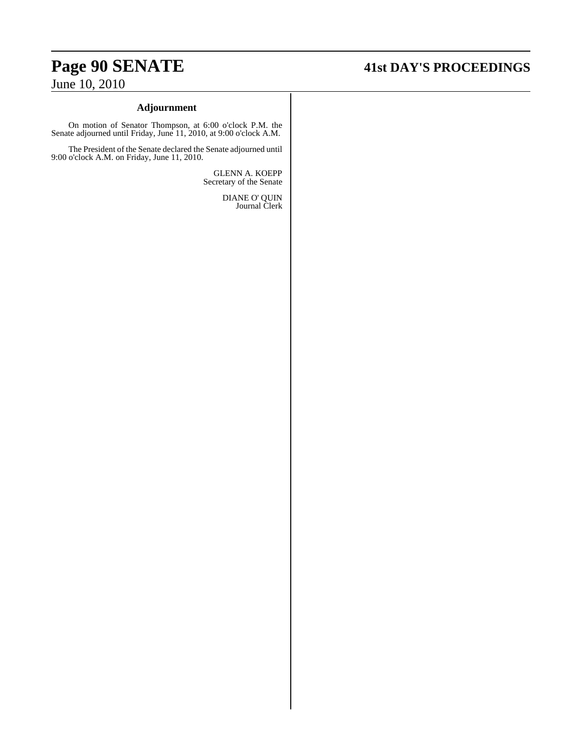### Adjournment

On motion of Senator Thompson, at 6:00 o'clock P.M. the Senate adjourned until Friday, June 11, 2010, at 9:00 o'clock A.M.

The President of the Senate declared the Senate adjourned until 9:00 o'clock A.M. on Friday, June 11, 2010.

GLENN A. KOEPP
Secretary of the Senate

DIANE O' QUIN
Journal Clerk